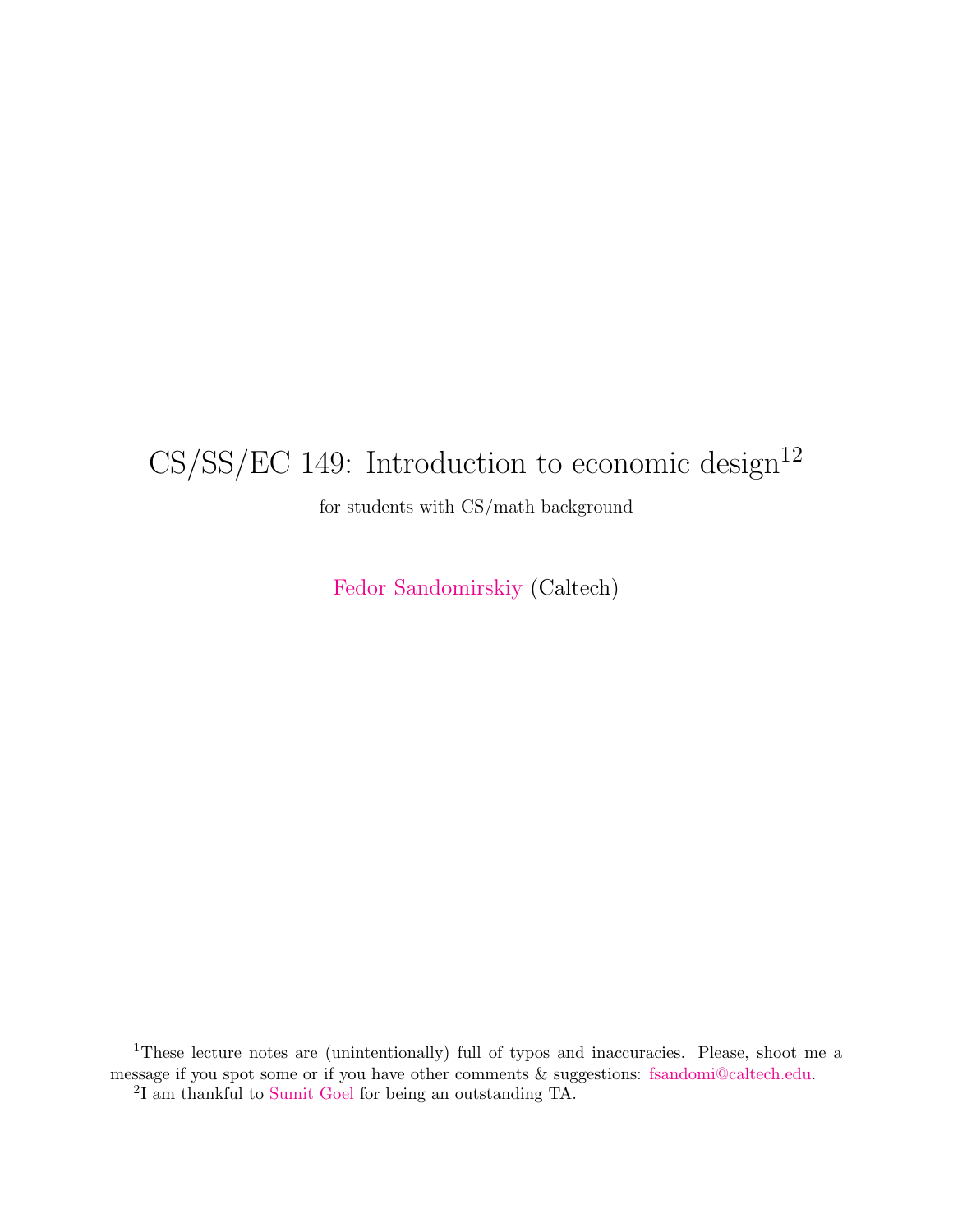# CS/SS/EC 149: Introduction to economic design[1][2]

for students with CS/math background

Fedor Sandomirskiy (Caltech)

[1] These lecture notes are (unintentionally) full of typos and inaccuracies. Please, shoot me a message if you spot some or if you have other comments & suggestions: fsandomi@caltech.edu.

[2] I am thankful to Sumit Goel for being an outstanding TA.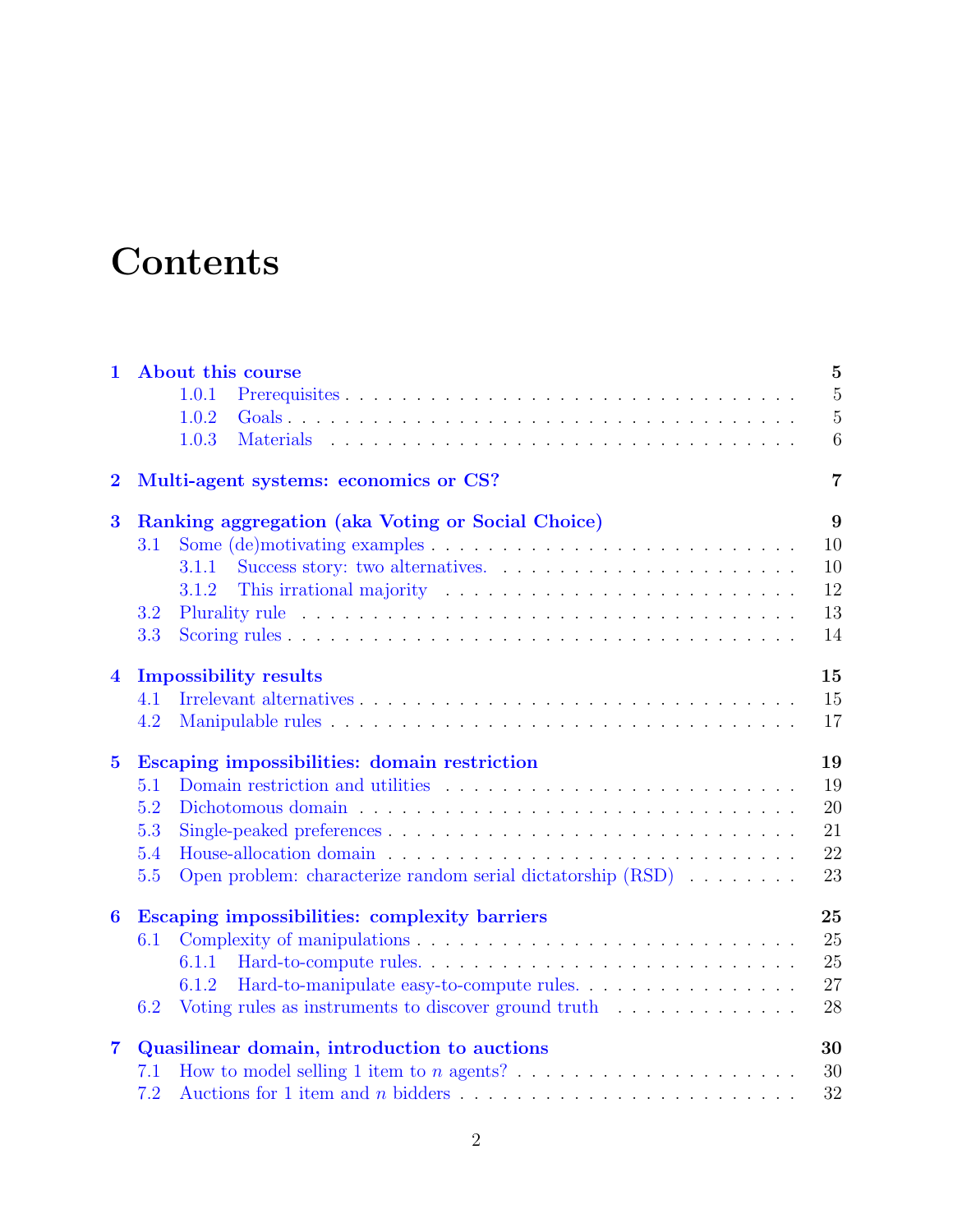# Contents

- **1 About this course** — 5
  - 1.0.1 Prerequisites — 5
  - 1.0.2 Goals — 5
  - 1.0.3 Materials — 6
- **2 Multi-agent systems: economics or CS?** — 7
- **3 Ranking aggregation (aka Voting or Social Choice)** — 9
  - 3.1 Some (de)motivating examples — 10
    - 3.1.1 Success story: two alternatives. — 10
    - 3.1.2 This irrational majority — 12
  - 3.2 Plurality rule — 13
  - 3.3 Scoring rules — 14
- **4 Impossibility results** — 15
  - 4.1 Irrelevant alternatives — 15
  - 4.2 Manipulable rules — 17
- **5 Escaping impossibilities: domain restriction** — 19
  - 5.1 Domain restriction and utilities — 19
  - 5.2 Dichotomous domain — 20
  - 5.3 Single-peaked preferences — 21
  - 5.4 House-allocation domain — 22
  - 5.5 Open problem: characterize random serial dictatorship (RSD) — 23
- **6 Escaping impossibilities: complexity barriers** — 25
  - 6.1 Complexity of manipulations — 25
    - 6.1.1 Hard-to-compute rules. — 25
    - 6.1.2 Hard-to-manipulate easy-to-compute rules. — 27
  - 6.2 Voting rules as instruments to discover ground truth — 28
- **7 Quasilinear domain, introduction to auctions** — 30
  - 7.1 How to model selling 1 item to $n$ agents? — 30
  - 7.2 Auctions for 1 item and $n$ bidders — 32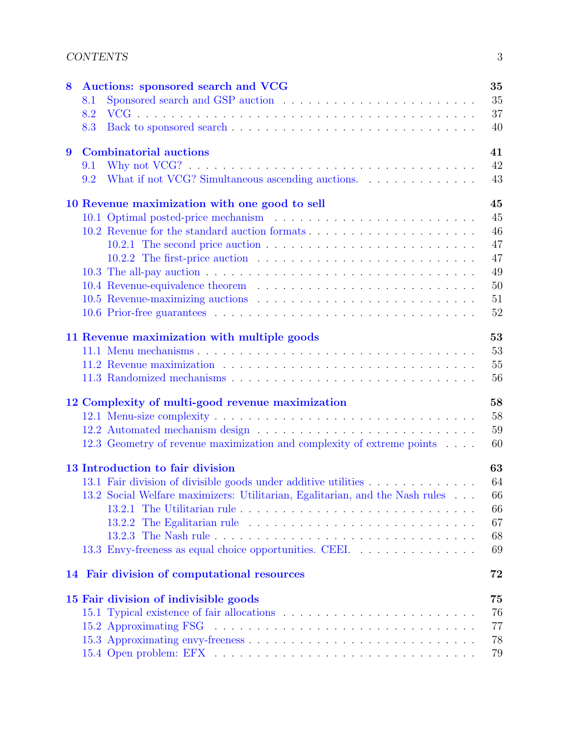**8 Auctions: sponsored search and VCG** **35**

- 8.1 Sponsored search and GSP auction . . . . . . . . . . . . . . . . . . . . . . . 35
- 8.2 VCG . . . . . . . . . . . . . . . . . . . . . . . . . . . . . . . . . . . . . . . 37
- 8.3 Back to sponsored search . . . . . . . . . . . . . . . . . . . . . . . . . . . . 40

**9 Combinatorial auctions** **41**

- 9.1 Why not VCG? . . . . . . . . . . . . . . . . . . . . . . . . . . . . . . . . . 42
- 9.2 What if not VCG? Simultaneous ascending auctions. . . . . . . . . . . . . . 43

**10 Revenue maximization with one good to sell** **45**

- 10.1 Optimal posted-price mechanism . . . . . . . . . . . . . . . . . . . . . . . 45
- 10.2 Revenue for the standard auction formats . . . . . . . . . . . . . . . . . . . 46
  - 10.2.1 The second price auction . . . . . . . . . . . . . . . . . . . . . . . . 47
  - 10.2.2 The first-price auction . . . . . . . . . . . . . . . . . . . . . . . . . 47
- 10.3 The all-pay auction . . . . . . . . . . . . . . . . . . . . . . . . . . . . . . . 49
- 10.4 Revenue-equivalence theorem . . . . . . . . . . . . . . . . . . . . . . . . . 50
- 10.5 Revenue-maximizing auctions . . . . . . . . . . . . . . . . . . . . . . . . . 51
- 10.6 Prior-free guarantees . . . . . . . . . . . . . . . . . . . . . . . . . . . . . . 52

**11 Revenue maximization with multiple goods** **53**

- 11.1 Menu mechanisms . . . . . . . . . . . . . . . . . . . . . . . . . . . . . . . 53
- 11.2 Revenue maximization . . . . . . . . . . . . . . . . . . . . . . . . . . . . . 55
- 11.3 Randomized mechanisms . . . . . . . . . . . . . . . . . . . . . . . . . . . 56

**12 Complexity of multi-good revenue maximization** **58**

- 12.1 Menu-size complexity . . . . . . . . . . . . . . . . . . . . . . . . . . . . . 58
- 12.2 Automated mechanism design . . . . . . . . . . . . . . . . . . . . . . . . . 59
- 12.3 Geometry of revenue maximization and complexity of extreme points . . . . 60

**13 Introduction to fair division** **63**

- 13.1 Fair division of divisible goods under additive utilities . . . . . . . . . . . . 64
- 13.2 Social Welfare maximizers: Utilitarian, Egalitarian, and the Nash rules . . . 66
  - 13.2.1 The Utilitarian rule . . . . . . . . . . . . . . . . . . . . . . . . . . . 66
  - 13.2.2 The Egalitarian rule . . . . . . . . . . . . . . . . . . . . . . . . . . . 67
  - 13.2.3 The Nash rule . . . . . . . . . . . . . . . . . . . . . . . . . . . . . . 68
- 13.3 Envy-freeness as equal choice opportunities. CEEI. . . . . . . . . . . . . . . 69

**14 Fair division of computational resources** **72**

**15 Fair division of indivisible goods** **75**

- 15.1 Typical existence of fair allocations . . . . . . . . . . . . . . . . . . . . . . 76
- 15.2 Approximating FSG . . . . . . . . . . . . . . . . . . . . . . . . . . . . . . 77
- 15.3 Approximating envy-freeness . . . . . . . . . . . . . . . . . . . . . . . . . . 78
- 15.4 Open problem: EFX . . . . . . . . . . . . . . . . . . . . . . . . . . . . . . 79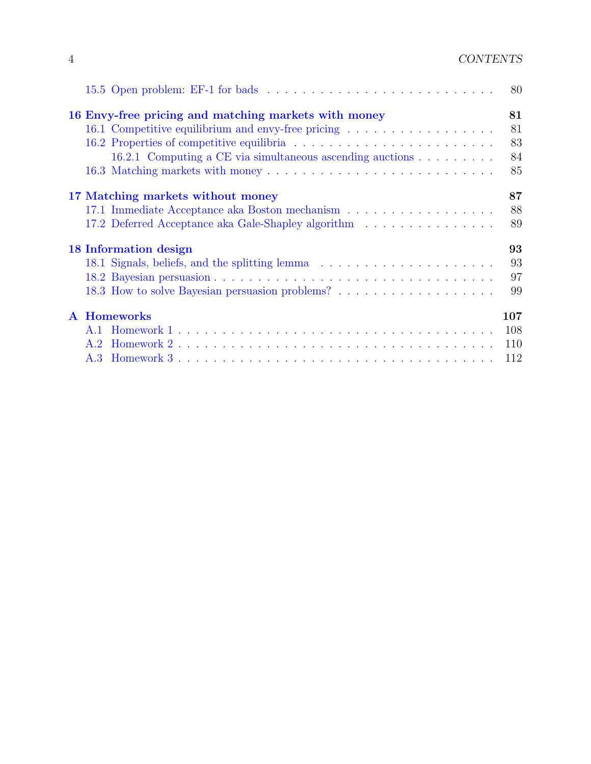- 15.5 Open problem: EF-1 for bads . . . 80

**16 Envy-free pricing and matching markets with money** **81**

- 16.1 Competitive equilibrium and envy-free pricing . . . 81
- 16.2 Properties of competitive equilibria . . . 83
  - 16.2.1 Computing a CE via simultaneous ascending auctions . . . 84
- 16.3 Matching markets with money . . . 85

**17 Matching markets without money** **87**

- 17.1 Immediate Acceptance aka Boston mechanism . . . 88
- 17.2 Deferred Acceptance aka Gale-Shapley algorithm . . . 89

**18 Information design** **93**

- 18.1 Signals, beliefs, and the splitting lemma . . . 93
- 18.2 Bayesian persuasion . . . 97
- 18.3 How to solve Bayesian persuasion problems? . . . 99

**A Homeworks** **107**

- A.1 Homework 1 . . . 108
- A.2 Homework 2 . . . 110
- A.3 Homework 3 . . . 112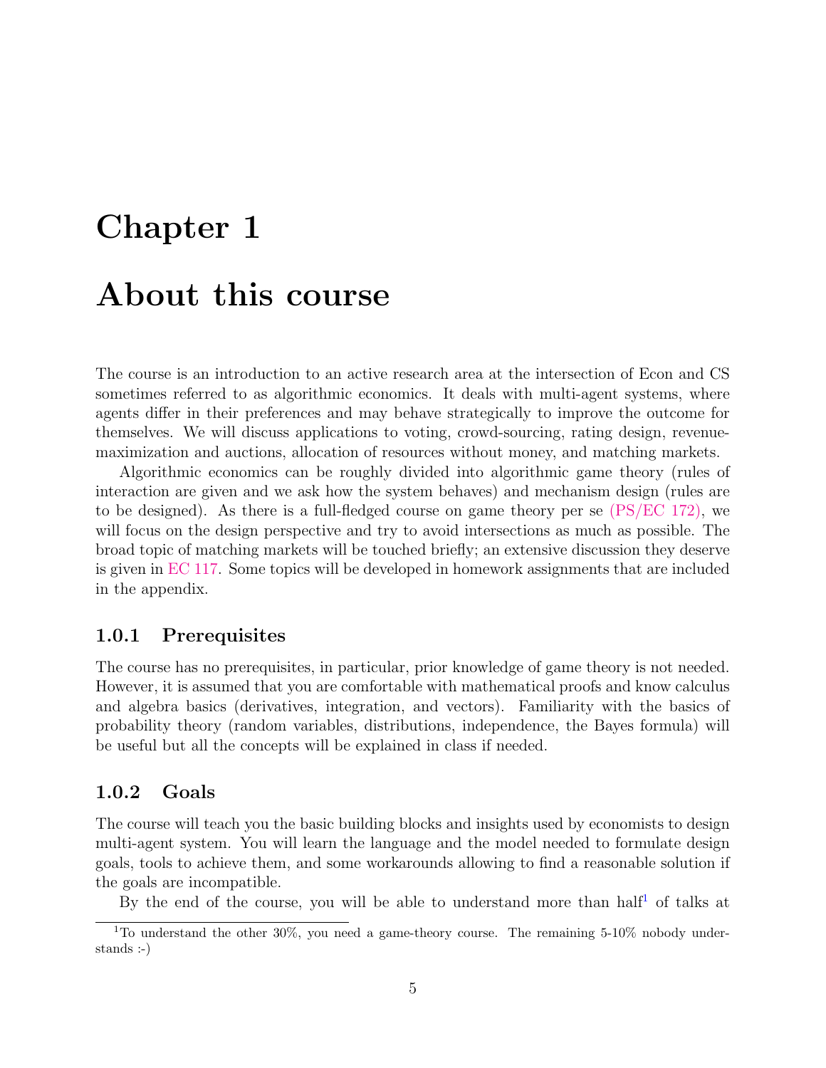# Chapter 1

# About this course

The course is an introduction to an active research area at the intersection of Econ and CS sometimes referred to as algorithmic economics. It deals with multi-agent systems, where agents differ in their preferences and may behave strategically to improve the outcome for themselves. We will discuss applications to voting, crowd-sourcing, rating design, revenue-maximization and auctions, allocation of resources without money, and matching markets.

Algorithmic economics can be roughly divided into algorithmic game theory (rules of interaction are given and we ask how the system behaves) and mechanism design (rules are to be designed). As there is a full-fledged course on game theory per se (PS/EC 172), we will focus on the design perspective and try to avoid intersections as much as possible. The broad topic of matching markets will be touched briefly; an extensive discussion they deserve is given in EC 117. Some topics will be developed in homework assignments that are included in the appendix.

### 1.0.1 Prerequisites

The course has no prerequisites, in particular, prior knowledge of game theory is not needed. However, it is assumed that you are comfortable with mathematical proofs and know calculus and algebra basics (derivatives, integration, and vectors). Familiarity with the basics of probability theory (random variables, distributions, independence, the Bayes formula) will be useful but all the concepts will be explained in class if needed.

### 1.0.2 Goals

The course will teach you the basic building blocks and insights used by economists to design multi-agent system. You will learn the language and the model needed to formulate design goals, tools to achieve them, and some workarounds allowing to find a reasonable solution if the goals are incompatible.

By the end of the course, you will be able to understand more than half[1] of talks at

[1] To understand the other 30%, you need a game-theory course. The remaining 5-10% nobody understands :-)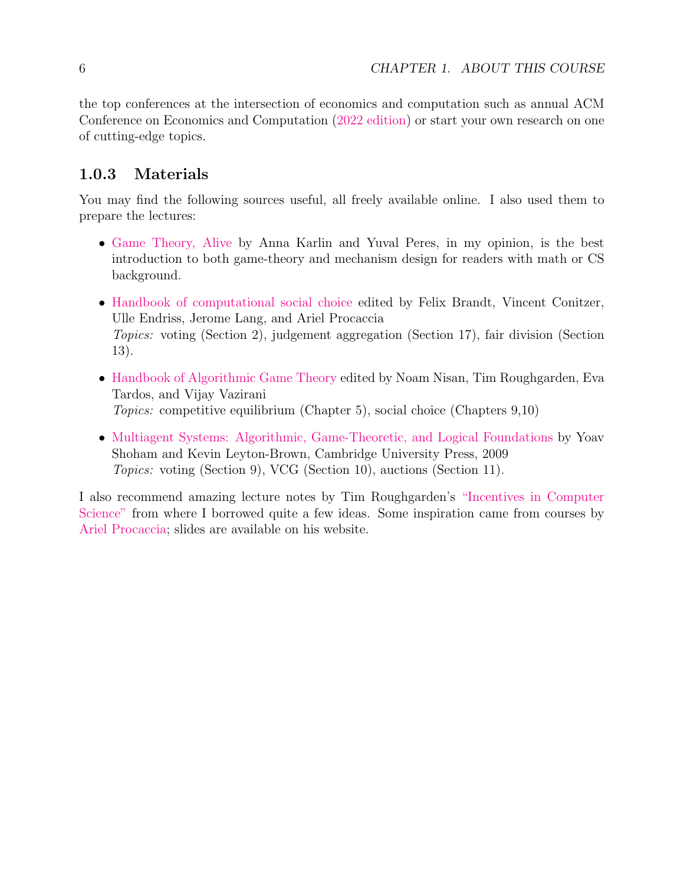the top conferences at the intersection of economics and computation such as annual ACM Conference on Economics and Computation (2022 edition) or start your own research on one of cutting-edge topics.

### 1.0.3 Materials

You may find the following sources useful, all freely available online. I also used them to prepare the lectures:

- Game Theory, Alive by Anna Karlin and Yuval Peres, in my opinion, is the best introduction to both game-theory and mechanism design for readers with math or CS background.
- Handbook of computational social choice edited by Felix Brandt, Vincent Conitzer, Ulle Endriss, Jerome Lang, and Ariel Procaccia
  *Topics:* voting (Section 2), judgement aggregation (Section 17), fair division (Section 13).
- Handbook of Algorithmic Game Theory edited by Noam Nisan, Tim Roughgarden, Eva Tardos, and Vijay Vazirani
  *Topics:* competitive equilibrium (Chapter 5), social choice (Chapters 9,10)
- Multiagent Systems: Algorithmic, Game-Theoretic, and Logical Foundations by Yoav Shoham and Kevin Leyton-Brown, Cambridge University Press, 2009
  *Topics:* voting (Section 9), VCG (Section 10), auctions (Section 11).

I also recommend amazing lecture notes by Tim Roughgarden's "Incentives in Computer Science" from where I borrowed quite a few ideas. Some inspiration came from courses by Ariel Procaccia; slides are available on his website.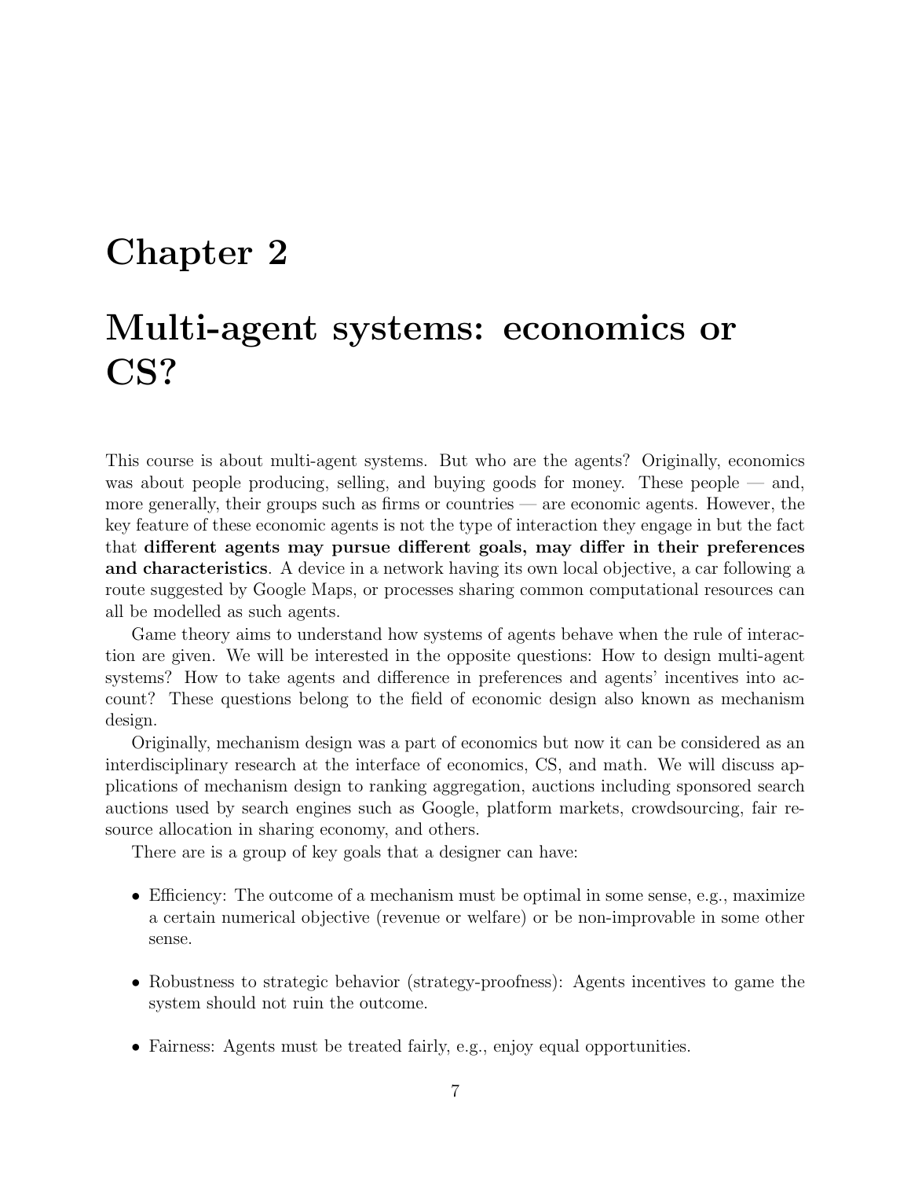# Chapter 2

# Multi-agent systems: economics or CS?

This course is about multi-agent systems. But who are the agents? Originally, economics was about people producing, selling, and buying goods for money. These people — and, more generally, their groups such as firms or countries — are economic agents. However, the key feature of these economic agents is not the type of interaction they engage in but the fact that **different agents may pursue different goals, may differ in their preferences and characteristics**. A device in a network having its own local objective, a car following a route suggested by Google Maps, or processes sharing common computational resources can all be modelled as such agents.

Game theory aims to understand how systems of agents behave when the rule of interaction are given. We will be interested in the opposite questions: How to design multi-agent systems? How to take agents and difference in preferences and agents' incentives into account? These questions belong to the field of economic design also known as mechanism design.

Originally, mechanism design was a part of economics but now it can be considered as an interdisciplinary research at the interface of economics, CS, and math. We will discuss applications of mechanism design to ranking aggregation, auctions including sponsored search auctions used by search engines such as Google, platform markets, crowdsourcing, fair resource allocation in sharing economy, and others.

There are is a group of key goals that a designer can have:

- Efficiency: The outcome of a mechanism must be optimal in some sense, e.g., maximize a certain numerical objective (revenue or welfare) or be non-improvable in some other sense.

- Robustness to strategic behavior (strategy-proofness): Agents incentives to game the system should not ruin the outcome.

- Fairness: Agents must be treated fairly, e.g., enjoy equal opportunities.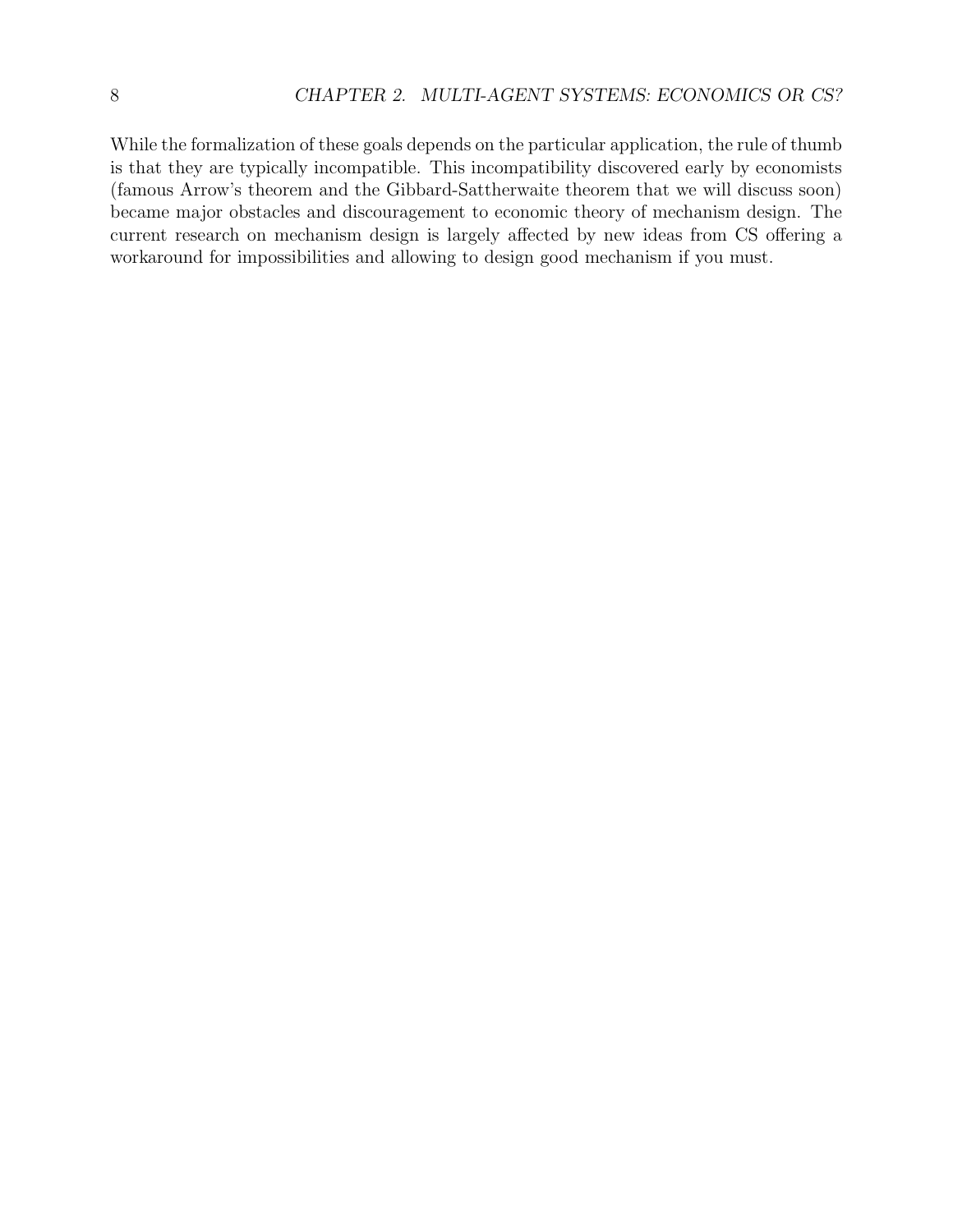While the formalization of these goals depends on the particular application, the rule of thumb is that they are typically incompatible. This incompatibility discovered early by economists (famous Arrow's theorem and the Gibbard-Sattherwaite theorem that we will discuss soon) became major obstacles and discouragement to economic theory of mechanism design. The current research on mechanism design is largely affected by new ideas from CS offering a workaround for impossibilities and allowing to design good mechanism if you must.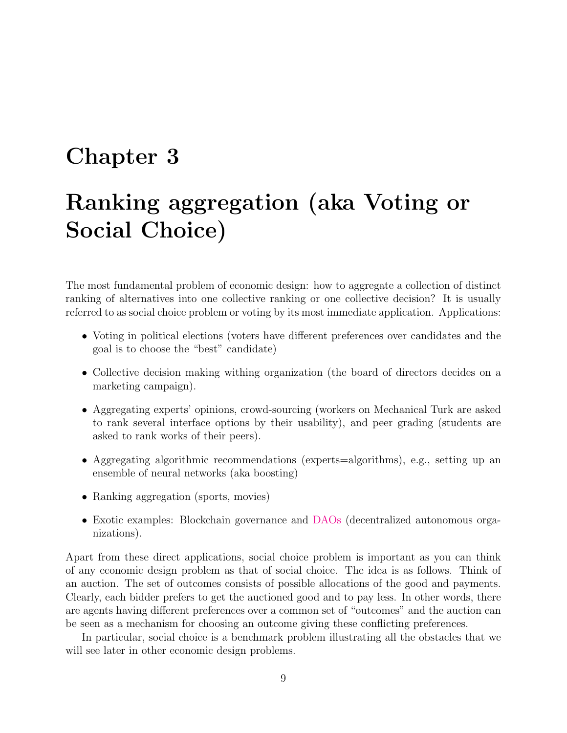# Chapter 3

# Ranking aggregation (aka Voting or Social Choice)

The most fundamental problem of economic design: how to aggregate a collection of distinct ranking of alternatives into one collective ranking or one collective decision? It is usually referred to as social choice problem or voting by its most immediate application. Applications:

- Voting in political elections (voters have different preferences over candidates and the goal is to choose the "best" candidate)
- Collective decision making withing organization (the board of directors decides on a marketing campaign).
- Aggregating experts' opinions, crowd-sourcing (workers on Mechanical Turk are asked to rank several interface options by their usability), and peer grading (students are asked to rank works of their peers).
- Aggregating algorithmic recommendations (experts=algorithms), e.g., setting up an ensemble of neural networks (aka boosting)
- Ranking aggregation (sports, movies)
- Exotic examples: Blockchain governance and DAOs (decentralized autonomous organizations).

Apart from these direct applications, social choice problem is important as you can think of any economic design problem as that of social choice. The idea is as follows. Think of an auction. The set of outcomes consists of possible allocations of the good and payments. Clearly, each bidder prefers to get the auctioned good and to pay less. In other words, there are agents having different preferences over a common set of "outcomes" and the auction can be seen as a mechanism for choosing an outcome giving these conflicting preferences.

In particular, social choice is a benchmark problem illustrating all the obstacles that we will see later in other economic design problems.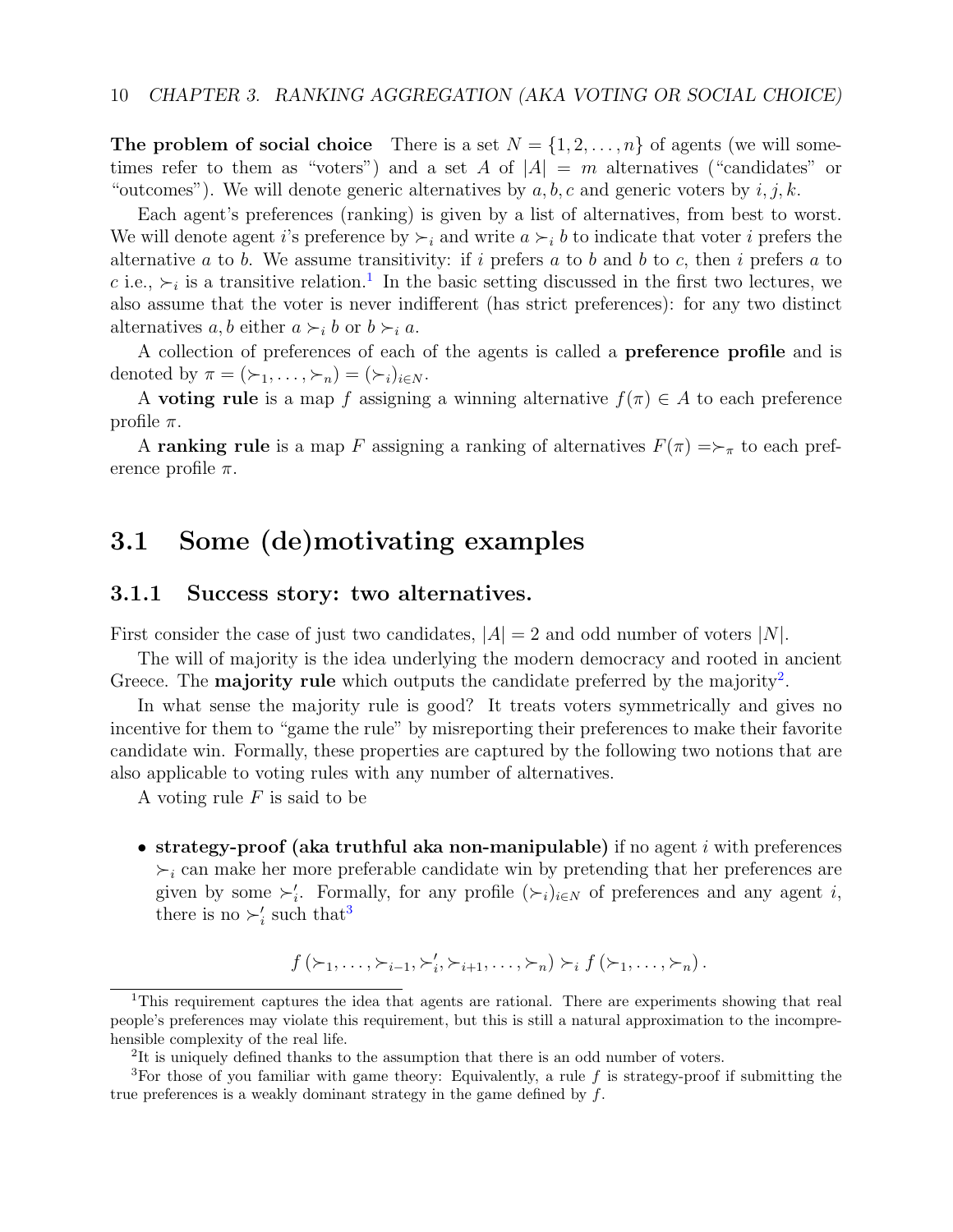**The problem of social choice** There is a set $N = \{1, 2, \ldots, n\}$ of agents (we will sometimes refer to them as "voters") and a set $A$ of $|A| = m$ alternatives ("candidates" or "outcomes"). We will denote generic alternatives by $a, b, c$ and generic voters by $i, j, k$.

Each agent's preferences (ranking) is given by a list of alternatives, from best to worst. We will denote agent $i$'s preference by $\succ_i$ and write $a \succ_i b$ to indicate that voter $i$ prefers the alternative $a$ to $b$. We assume transitivity: if $i$ prefers $a$ to $b$ and $b$ to $c$, then $i$ prefers $a$ to $c$ i.e., $\succ_i$ is a transitive relation.[1] In the basic setting discussed in the first two lectures, we also assume that the voter is never indifferent (has strict preferences): for any two distinct alternatives $a, b$ either $a \succ_i b$ or $b \succ_i a$.

A collection of preferences of each of the agents is called a **preference profile** and is denoted by $\pi = (\succ_1, \ldots, \succ_n) = (\succ_i)_{i \in N}$.

A **voting rule** is a map $f$ assigning a winning alternative $f(\pi) \in A$ to each preference profile $\pi$.

A **ranking rule** is a map $F$ assigning a ranking of alternatives $F(\pi) = \succ_\pi$ to each preference profile $\pi$.

## 3.1 Some (de)motivating examples

### 3.1.1 Success story: two alternatives.

First consider the case of just two candidates, $|A| = 2$ and odd number of voters $|N|$.

The will of majority is the idea underlying the modern democracy and rooted in ancient Greece. The **majority rule** which outputs the candidate preferred by the majority[2].

In what sense the majority rule is good? It treats voters symmetrically and gives no incentive for them to "game the rule" by misreporting their preferences to make their favorite candidate win. Formally, these properties are captured by the following two notions that are also applicable to voting rules with any number of alternatives.

A voting rule $F$ is said to be

- **strategy-proof (aka truthful aka non-manipulable)** if no agent $i$ with preferences $\succ_i$ can make her more preferable candidate win by pretending that her preferences are given by some $\succ_i'$. Formally, for any profile $(\succ_i)_{i \in N}$ of preferences and any agent $i$, there is no $\succ_i'$ such that[3]

$$f\left(\succ_1, \ldots, \succ_{i-1}, \succ_i', \succ_{i+1}, \ldots, \succ_n\right) \succ_i f\left(\succ_1, \ldots, \succ_n\right).$$

---

[1] This requirement captures the idea that agents are rational. There are experiments showing that real people's preferences may violate this requirement, but this is still a natural approximation to the incomprehensible complexity of the real life.

[2] It is uniquely defined thanks to the assumption that there is an odd number of voters.

[3] For those of you familiar with game theory: Equivalently, a rule $f$ is strategy-proof if submitting the true preferences is a weakly dominant strategy in the game defined by $f$.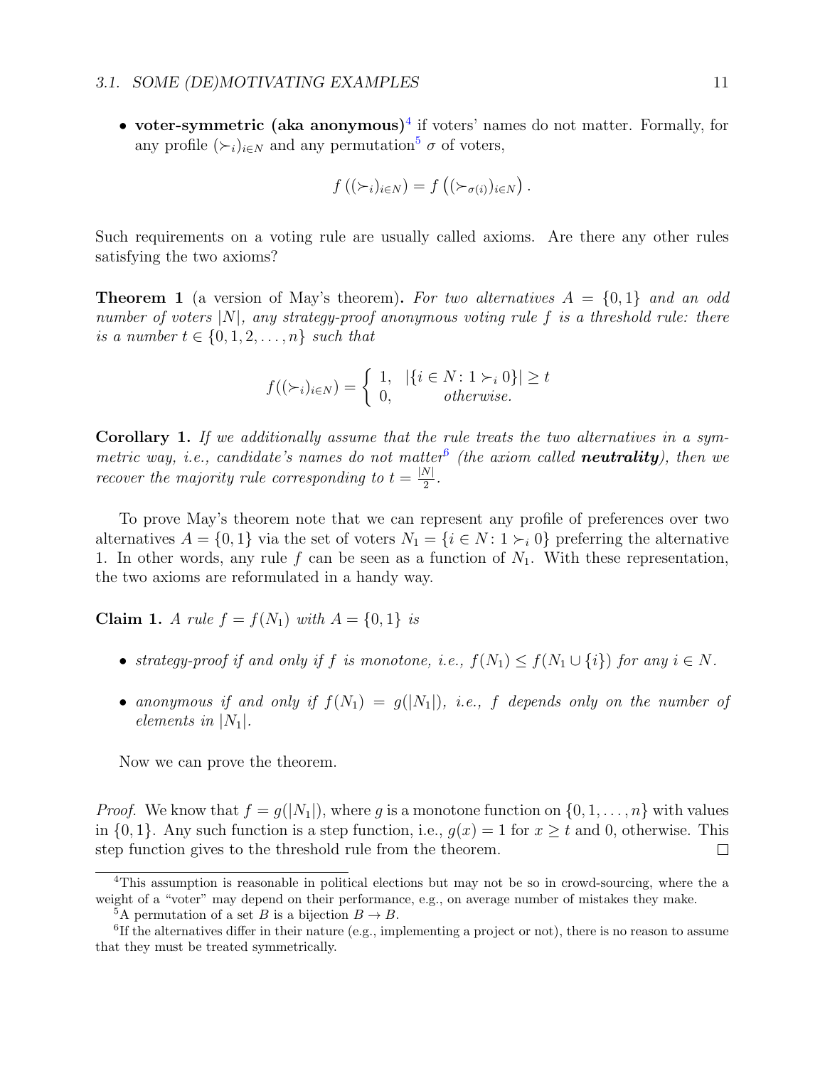- **voter-symmetric (aka anonymous)**[4] if voters' names do not matter. Formally, for any profile $(\succ_i)_{i\in N}$ and any permutation[5] $\sigma$ of voters,

$$f\left((\succ_i)_{i\in N}\right) = f\left((\succ_{\sigma(i)})_{i\in N}\right).$$

Such requirements on a voting rule are usually called axioms. Are there any other rules satisfying the two axioms?

**Theorem 1** (a version of May's theorem)**.** *For two alternatives $A = \{0, 1\}$ and an odd number of voters $|N|$, any strategy-proof anonymous voting rule $f$ is a threshold rule: there is a number $t \in \{0, 1, 2, \ldots, n\}$ such that*

$$f((\succ_i)_{i\in N}) = \begin{cases} 1, & |\{i \in N \colon 1 \succ_i 0\}| \geq t \\ 0, & \textit{otherwise.} \end{cases}$$

**Corollary 1.** *If we additionally assume that the rule treats the two alternatives in a symmetric way, i.e., candidate's names do not matter*[6] *(the axiom called* ***neutrality****), then we recover the majority rule corresponding to $t = \frac{|N|}{2}$.*

To prove May's theorem note that we can represent any profile of preferences over two alternatives $A = \{0, 1\}$ via the set of voters $N_1 = \{i \in N \colon 1 \succ_i 0\}$ preferring the alternative 1. In other words, any rule $f$ can be seen as a function of $N_1$. With these representation, the two axioms are reformulated in a handy way.

**Claim 1.** *A rule $f = f(N_1)$ with $A = \{0, 1\}$ is*

- *strategy-proof if and only if $f$ is monotone, i.e., $f(N_1) \leq f(N_1 \cup \{i\})$ for any $i \in N$.*
- *anonymous if and only if $f(N_1) = g(|N_1|)$, i.e., $f$ depends only on the number of elements in $|N_1|$.*

Now we can prove the theorem.

*Proof.* We know that $f = g(|N_1|)$, where $g$ is a monotone function on $\{0, 1, \ldots, n\}$ with values in $\{0, 1\}$. Any such function is a step function, i.e., $g(x) = 1$ for $x \geq t$ and 0, otherwise. This step function gives to the threshold rule from the theorem. □

---

[4] This assumption is reasonable in political elections but may not be so in crowd-sourcing, where the a weight of a "voter" may depend on their performance, e.g., on average number of mistakes they make.

[5] A permutation of a set $B$ is a bijection $B \to B$.

[6] If the alternatives differ in their nature (e.g., implementing a project or not), there is no reason to assume that they must be treated symmetrically.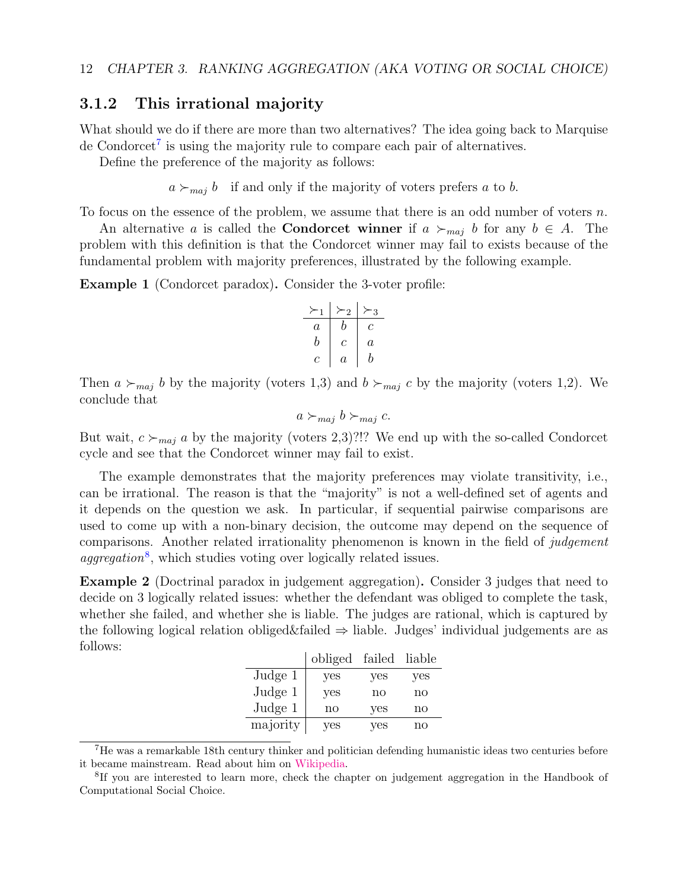### 3.1.2 This irrational majority

What should we do if there are more than two alternatives? The idea going back to Marquise de Condorcet[7] is using the majority rule to compare each pair of alternatives.

Define the preference of the majority as follows:

$$a \succ_{maj} b \quad \text{if and only if the majority of voters prefers } a \text{ to } b.$$

To focus on the essence of the problem, we assume that there is an odd number of voters $n$.

An alternative $a$ is called the **Condorcet winner** if $a \succ_{maj} b$ for any $b \in A$. The problem with this definition is that the Condorcet winner may fail to exists because of the fundamental problem with majority preferences, illustrated by the following example.

**Example 1** (Condorcet paradox)**.** Consider the 3-voter profile:

| $\succ_1$ | $\succ_2$ | $\succ_3$ |
|---|---|---|
| $a$ | $b$ | $c$ |
| $b$ | $c$ | $a$ |
| $c$ | $a$ | $b$ |

Then $a \succ_{maj} b$ by the majority (voters 1,3) and $b \succ_{maj} c$ by the majority (voters 1,2). We conclude that

$$a \succ_{maj} b \succ_{maj} c.$$

But wait, $c \succ_{maj} a$ by the majority (voters 2,3)?!? We end up with the so-called Condorcet cycle and see that the Condorcet winner may fail to exist.

The example demonstrates that the majority preferences may violate transitivity, i.e., can be irrational. The reason is that the "majority" is not a well-defined set of agents and it depends on the question we ask. In particular, if sequential pairwise comparisons are used to come up with a non-binary decision, the outcome may depend on the sequence of comparisons. Another related irrationality phenomenon is known in the field of *judgement aggregation*[8], which studies voting over logically related issues.

**Example 2** (Doctrinal paradox in judgement aggregation)**.** Consider 3 judges that need to decide on 3 logically related issues: whether the defendant was obliged to complete the task, whether she failed, and whether she is liable. The judges are rational, which is captured by the following logical relation obliged&failed $\Rightarrow$ liable. Judges' individual judgements are as follows:

| | obliged | failed | liable |
|---|---|---|---|
| Judge 1 | yes | yes | yes |
| Judge 1 | yes | no | no |
| Judge 1 | no | yes | no |
| majority | yes | yes | no |

[7] He was a remarkable 18th century thinker and politician defending humanistic ideas two centuries before it became mainstream. Read about him on Wikipedia.

[8] If you are interested to learn more, check the chapter on judgement aggregation in the Handbook of Computational Social Choice.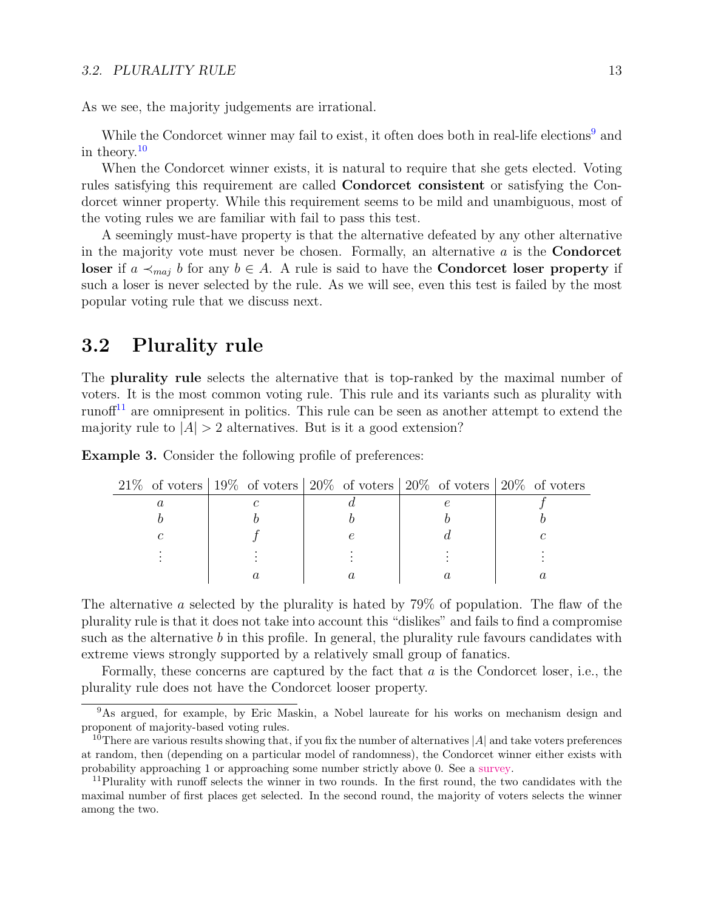As we see, the majority judgements are irrational.

While the Condorcet winner may fail to exist, it often does both in real-life elections[9] and in theory.[10]

When the Condorcet winner exists, it is natural to require that she gets elected. Voting rules satisfying this requirement are called **Condorcet consistent** or satisfying the Condorcet winner property. While this requirement seems to be mild and unambiguous, most of the voting rules we are familiar with fail to pass this test.

A seemingly must-have property is that the alternative defeated by any other alternative in the majority vote must never be chosen. Formally, an alternative $a$ is the **Condorcet loser** if $a \prec_{maj} b$ for any $b \in A$. A rule is said to have the **Condorcet loser property** if such a loser is never selected by the rule. As we will see, even this test is failed by the most popular voting rule that we discuss next.

## 3.2 Plurality rule

The **plurality rule** selects the alternative that is top-ranked by the maximal number of voters. It is the most common voting rule. This rule and its variants such as plurality with runoff[11] are omnipresent in politics. This rule can be seen as another attempt to extend the majority rule to $|A| > 2$ alternatives. But is it a good extension?

**Example 3.** Consider the following profile of preferences:

| 21% of voters | 19% of voters | 20% of voters | 20% of voters | 20% of voters |
|---|---|---|---|---|
| $a$ | $c$ | $d$ | $e$ | $f$ |
| $b$ | $b$ | $b$ | $b$ | $b$ |
| $c$ | $f$ | $e$ | $d$ | $c$ |
| $\vdots$ | $\vdots$ | $\vdots$ | $\vdots$ | $\vdots$ |
| | $a$ | $a$ | $a$ | $a$ |

The alternative $a$ selected by the plurality is hated by 79% of population. The flaw of the plurality rule is that it does not take into account this "dislikes" and fails to find a compromise such as the alternative $b$ in this profile. In general, the plurality rule favours candidates with extreme views strongly supported by a relatively small group of fanatics.

Formally, these concerns are captured by the fact that $a$ is the Condorcet loser, i.e., the plurality rule does not have the Condorcet looser property.

---

[9] As argued, for example, by Eric Maskin, a Nobel laureate for his works on mechanism design and proponent of majority-based voting rules.

[10] There are various results showing that, if you fix the number of alternatives $|A|$ and take voters preferences at random, then (depending on a particular model of randomness), the Condorcet winner either exists with probability approaching 1 or approaching some number strictly above 0. See a survey.

[11] Plurality with runoff selects the winner in two rounds. In the first round, the two candidates with the maximal number of first places get selected. In the second round, the majority of voters selects the winner among the two.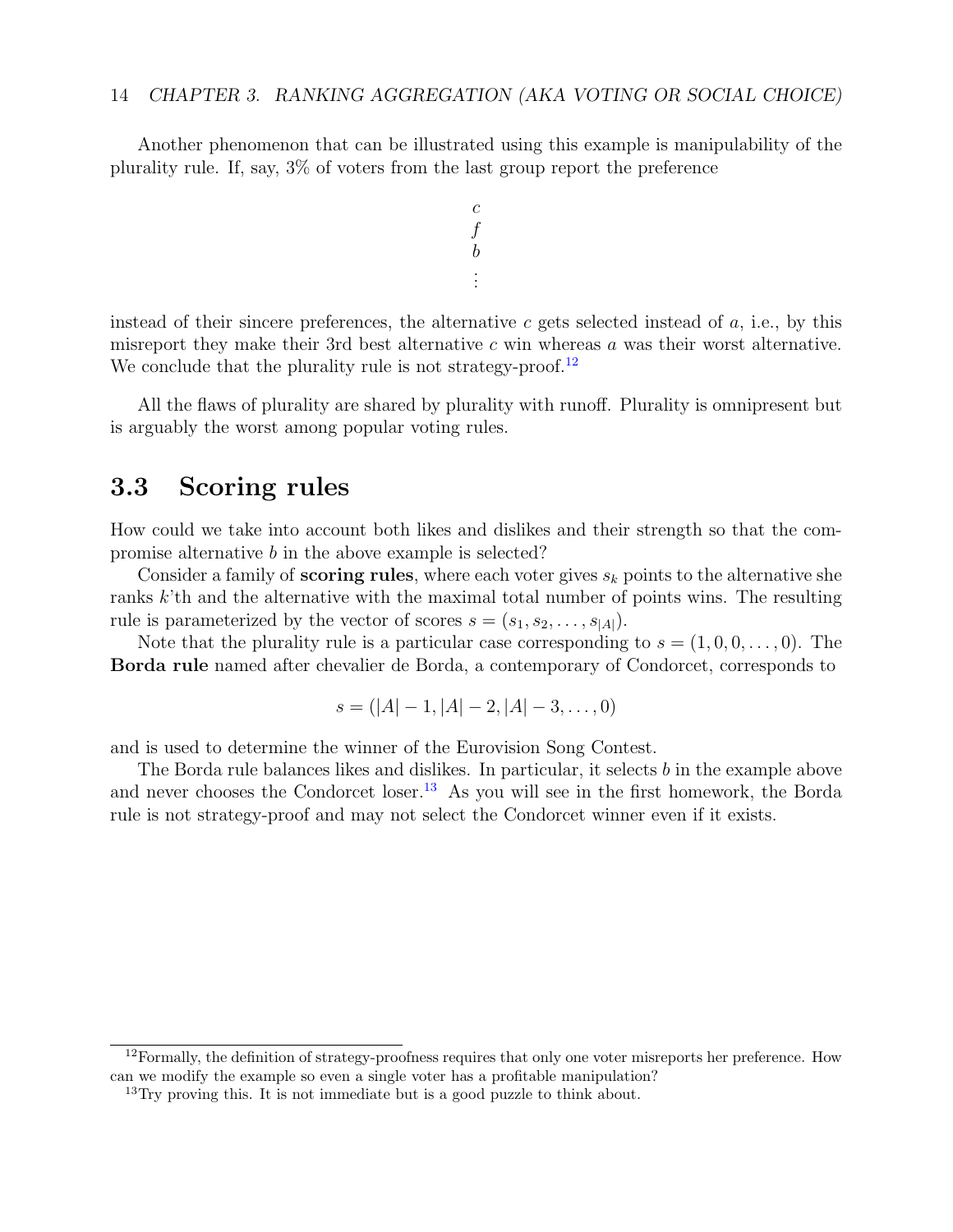Another phenomenon that can be illustrated using this example is manipulability of the plurality rule. If, say, 3% of voters from the last group report the preference

$$\begin{matrix} c \\ f \\ b \\ \vdots \end{matrix}$$

instead of their sincere preferences, the alternative $c$ gets selected instead of $a$, i.e., by this misreport they make their 3rd best alternative $c$ win whereas $a$ was their worst alternative. We conclude that the plurality rule is not strategy-proof.[12]

All the flaws of plurality are shared by plurality with runoff. Plurality is omnipresent but is arguably the worst among popular voting rules.

## 3.3 Scoring rules

How could we take into account both likes and dislikes and their strength so that the compromise alternative $b$ in the above example is selected?

Consider a family of **scoring rules**, where each voter gives $s_k$ points to the alternative she ranks $k$'th and the alternative with the maximal total number of points wins. The resulting rule is parameterized by the vector of scores $s = (s_1, s_2, \ldots, s_{|A|})$.

Note that the plurality rule is a particular case corresponding to $s = (1, 0, 0, \ldots, 0)$. The **Borda rule** named after chevalier de Borda, a contemporary of Condorcet, corresponds to

$$s = (|A| - 1, |A| - 2, |A| - 3, \ldots, 0)$$

and is used to determine the winner of the Eurovision Song Contest.

The Borda rule balances likes and dislikes. In particular, it selects $b$ in the example above and never chooses the Condorcet loser.[13] As you will see in the first homework, the Borda rule is not strategy-proof and may not select the Condorcet winner even if it exists.

---

[12] Formally, the definition of strategy-proofness requires that only one voter misreports her preference. How can we modify the example so even a single voter has a profitable manipulation?

[13] Try proving this. It is not immediate but is a good puzzle to think about.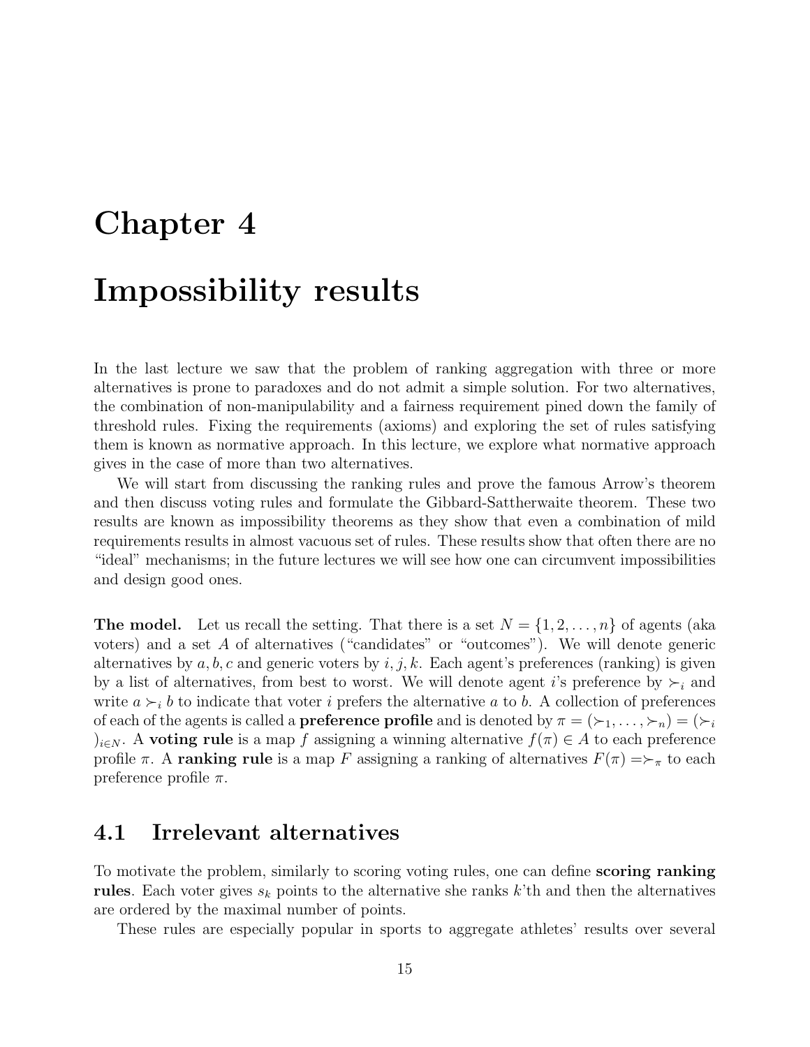# Chapter 4

# Impossibility results

In the last lecture we saw that the problem of ranking aggregation with three or more alternatives is prone to paradoxes and do not admit a simple solution. For two alternatives, the combination of non-manipulability and a fairness requirement pined down the family of threshold rules. Fixing the requirements (axioms) and exploring the set of rules satisfying them is known as normative approach. In this lecture, we explore what normative approach gives in the case of more than two alternatives.

We will start from discussing the ranking rules and prove the famous Arrow's theorem and then discuss voting rules and formulate the Gibbard-Sattherwaite theorem. These two results are known as impossibility theorems as they show that even a combination of mild requirements results in almost vacuous set of rules. These results show that often there are no "ideal" mechanisms; in the future lectures we will see how one can circumvent impossibilities and design good ones.

**The model.** Let us recall the setting. That there is a set $N = \{1, 2, \ldots, n\}$ of agents (aka voters) and a set $A$ of alternatives ("candidates" or "outcomes"). We will denote generic alternatives by $a, b, c$ and generic voters by $i, j, k$. Each agent's preferences (ranking) is given by a list of alternatives, from best to worst. We will denote agent $i$'s preference by $\succ_i$ and write $a \succ_i b$ to indicate that voter $i$ prefers the alternative $a$ to $b$. A collection of preferences of each of the agents is called a **preference profile** and is denoted by $\pi = (\succ_1, \ldots, \succ_n) = (\succ_i)_{i \in N}$. A **voting rule** is a map $f$ assigning a winning alternative $f(\pi) \in A$ to each preference profile $\pi$. A **ranking rule** is a map $F$ assigning a ranking of alternatives $F(\pi) = \succ_\pi$ to each preference profile $\pi$.

## 4.1 Irrelevant alternatives

To motivate the problem, similarly to scoring voting rules, one can define **scoring ranking rules**. Each voter gives $s_k$ points to the alternative she ranks $k$'th and then the alternatives are ordered by the maximal number of points.

These rules are especially popular in sports to aggregate athletes' results over several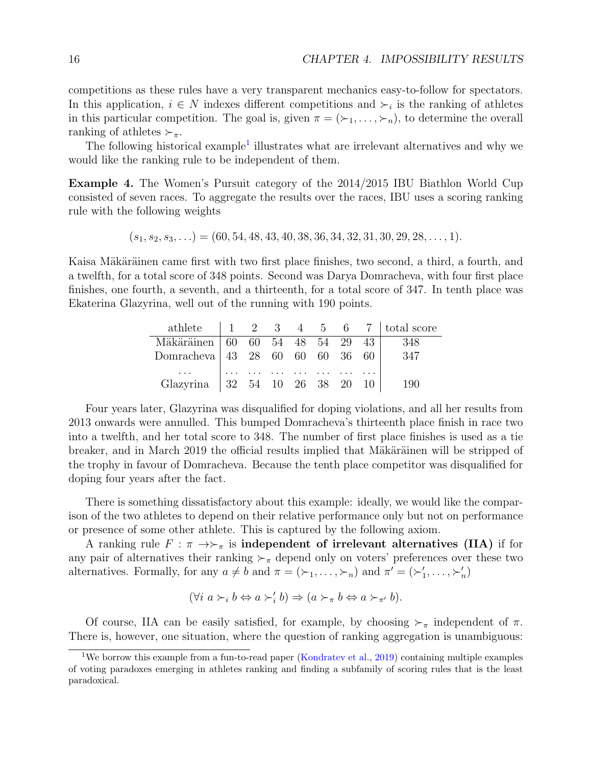competitions as these rules have a very transparent mechanics easy-to-follow for spectators. In this application, $i \in N$ indexes different competitions and $\succ_i$ is the ranking of athletes in this particular competition. The goal is, given $\pi = (\succ_1, \dots, \succ_n)$, to determine the overall ranking of athletes $\succ_\pi$.

The following historical example[1] illustrates what are irrelevant alternatives and why we would like the ranking rule to be independent of them.

**Example 4.** The Women's Pursuit category of the 2014/2015 IBU Biathlon World Cup consisted of seven races. To aggregate the results over the races, IBU uses a scoring ranking rule with the following weights

$$(s_1, s_2, s_3, \dots) = (60, 54, 48, 43, 40, 38, 36, 34, 32, 31, 30, 29, 28, \dots, 1).$$

Kaisa Mäkäräinen came first with two first place finishes, two second, a third, a fourth, and a twelfth, for a total score of 348 points. Second was Darya Domracheva, with four first place finishes, one fourth, a seventh, and a thirteenth, for a total score of 347. In tenth place was Ekaterina Glazyrina, well out of the running with 190 points.

| athlete | 1 | 2 | 3 | 4 | 5 | 6 | 7 | total score |
|---|---|---|---|---|---|---|---|---|
| Mäkäräinen | 60 | 60 | 54 | 48 | 54 | 29 | 43 | 348 |
| Domracheva | 43 | 28 | 60 | 60 | 60 | 36 | 60 | 347 |
| ... | ... | ... | ... | ... | ... | ... | ... | |
| Glazyrina | 32 | 54 | 10 | 26 | 38 | 20 | 10 | 190 |

Four years later, Glazyrina was disqualified for doping violations, and all her results from 2013 onwards were annulled. This bumped Domracheva's thirteenth place finish in race two into a twelfth, and her total score to 348. The number of first place finishes is used as a tie breaker, and in March 2019 the official results implied that Mäkäräinen will be stripped of the trophy in favour of Domracheva. Because the tenth place competitor was disqualified for doping four years after the fact.

There is something dissatisfactory about this example: ideally, we would like the comparison of the two athletes to depend on their relative performance only but not on performance or presence of some other athlete. This is captured by the following axiom.

A ranking rule $F : \pi \to \succ_\pi$ is **independent of irrelevant alternatives (IIA)** if for any pair of alternatives their ranking $\succ_\pi$ depend only on voters' preferences over these two alternatives. Formally, for any $a \neq b$ and $\pi = (\succ_1, \dots, \succ_n)$ and $\pi' = (\succ'_1, \dots, \succ'_n)$

$$(\forall i \; a \succ_i b \Leftrightarrow a \succ'_i b) \Rightarrow (a \succ_\pi b \Leftrightarrow a \succ_{\pi'} b).$$

Of course, IIA can be easily satisfied, for example, by choosing $\succ_\pi$ independent of $\pi$. There is, however, one situation, where the question of ranking aggregation is unambiguous:

[1] We borrow this example from a fun-to-read paper (Kondratev et al., 2019) containing multiple examples of voting paradoxes emerging in athletes ranking and finding a subfamily of scoring rules that is the least paradoxical.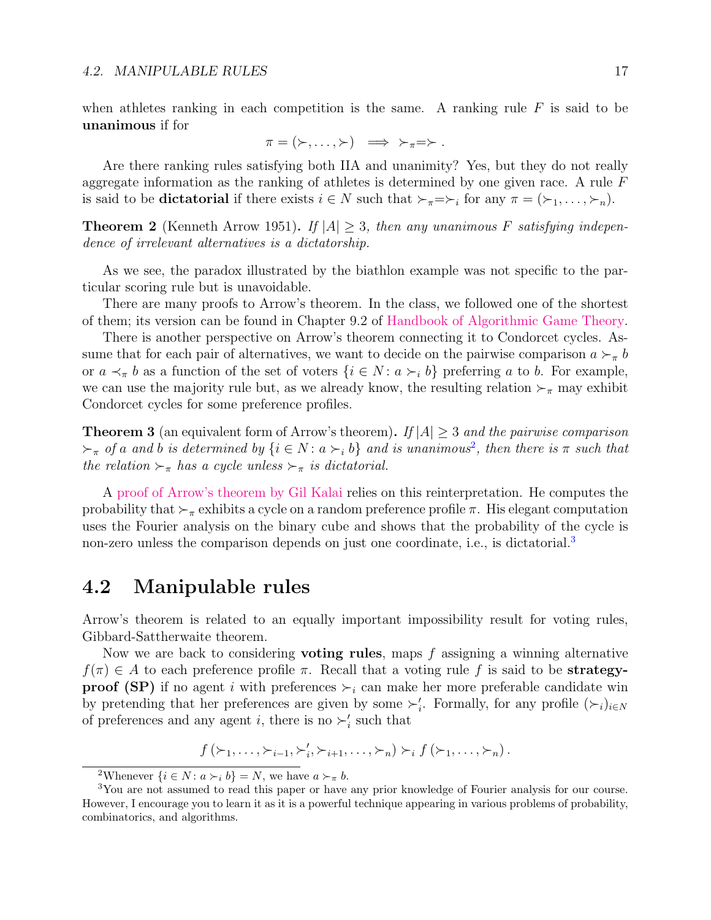when athletes ranking in each competition is the same. A ranking rule $F$ is said to be **unanimous** if for

$$\pi = (\succ, \ldots, \succ) \implies \succ_\pi = \succ .$$

Are there ranking rules satisfying both IIA and unanimity? Yes, but they do not really aggregate information as the ranking of athletes is determined by one given race. A rule $F$ is said to be **dictatorial** if there exists $i \in N$ such that $\succ_\pi = \succ_i$ for any $\pi = (\succ_1, \ldots, \succ_n)$.

**Theorem 2** (Kenneth Arrow 1951)**.** *If $|A| \geq 3$, then any unanimous $F$ satisfying independence of irrelevant alternatives is a dictatorship.*

As we see, the paradox illustrated by the biathlon example was not specific to the particular scoring rule but is unavoidable.

There are many proofs to Arrow's theorem. In the class, we followed one of the shortest of them; its version can be found in Chapter 9.2 of Handbook of Algorithmic Game Theory.

There is another perspective on Arrow's theorem connecting it to Condorcet cycles. Assume that for each pair of alternatives, we want to decide on the pairwise comparison $a \succ_\pi b$ or $a \prec_\pi b$ as a function of the set of voters $\{i \in N : a \succ_i b\}$ preferring $a$ to $b$. For example, we can use the majority rule but, as we already know, the resulting relation $\succ_\pi$ may exhibit Condorcet cycles for some preference profiles.

**Theorem 3** (an equivalent form of Arrow's theorem)**.** *If $|A| \geq 3$ and the pairwise comparison $\succ_\pi$ of $a$ and $b$ is determined by $\{i \in N : a \succ_i b\}$ and is unanimous*[2]*, then there is $\pi$ such that the relation $\succ_\pi$ has a cycle unless $\succ_\pi$ is dictatorial.*

A proof of Arrow's theorem by Gil Kalai relies on this reinterpretation. He computes the probability that $\succ_\pi$ exhibits a cycle on a random preference profile $\pi$. His elegant computation uses the Fourier analysis on the binary cube and shows that the probability of the cycle is non-zero unless the comparison depends on just one coordinate, i.e., is dictatorial.[3]

## 4.2 Manipulable rules

Arrow's theorem is related to an equally important impossibility result for voting rules, Gibbard-Sattherwaite theorem.

Now we are back to considering **voting rules**, maps $f$ assigning a winning alternative $f(\pi) \in A$ to each preference profile $\pi$. Recall that a voting rule $f$ is said to be **strategy-proof (SP)** if no agent $i$ with preferences $\succ_i$ can make her more preferable candidate win by pretending that her preferences are given by some $\succ_i'$. Formally, for any profile $(\succ_i)_{i \in N}$ of preferences and any agent $i$, there is no $\succ_i'$ such that

$$f\left(\succ_1, \ldots, \succ_{i-1}, \succ_i', \succ_{i+1}, \ldots, \succ_n\right) \succ_i f\left(\succ_1, \ldots, \succ_n\right).$$

---

[2] Whenever $\{i \in N : a \succ_i b\} = N$, we have $a \succ_\pi b$.

[3] You are not assumed to read this paper or have any prior knowledge of Fourier analysis for our course. However, I encourage you to learn it as it is a powerful technique appearing in various problems of probability, combinatorics, and algorithms.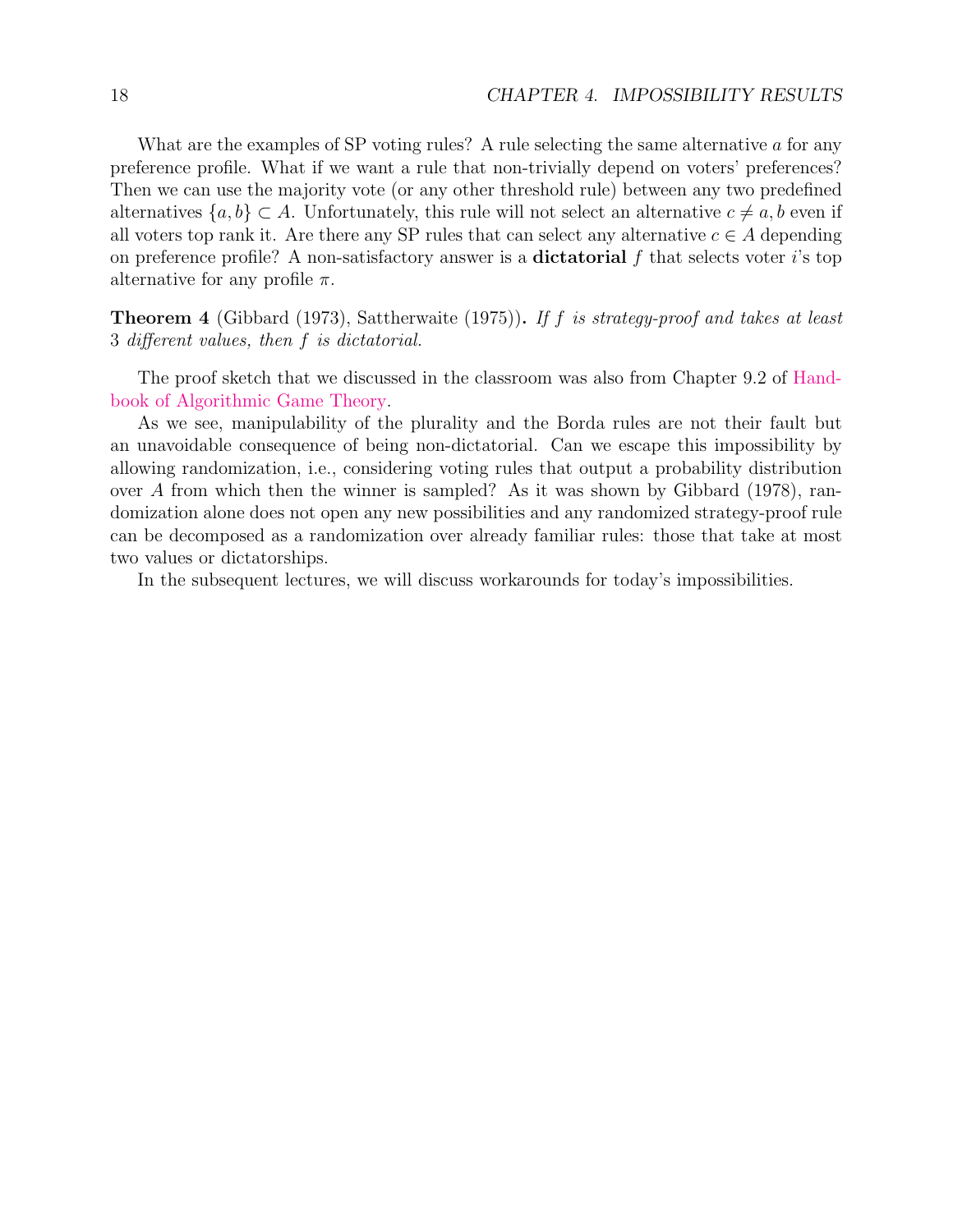What are the examples of SP voting rules? A rule selecting the same alternative $a$ for any preference profile. What if we want a rule that non-trivially depend on voters' preferences? Then we can use the majority vote (or any other threshold rule) between any two predefined alternatives $\{a, b\} \subset A$. Unfortunately, this rule will not select an alternative $c \neq a, b$ even if all voters top rank it. Are there any SP rules that can select any alternative $c \in A$ depending on preference profile? A non-satisfactory answer is a **dictatorial** $f$ that selects voter $i$'s top alternative for any profile $\pi$.

**Theorem 4** (Gibbard (1973), Sattherwaite (1975))**.** *If $f$ is strategy-proof and takes at least 3 different values, then $f$ is dictatorial.*

The proof sketch that we discussed in the classroom was also from Chapter 9.2 of Handbook of Algorithmic Game Theory.

As we see, manipulability of the plurality and the Borda rules are not their fault but an unavoidable consequence of being non-dictatorial. Can we escape this impossibility by allowing randomization, i.e., considering voting rules that output a probability distribution over $A$ from which then the winner is sampled? As it was shown by Gibbard (1978), randomization alone does not open any new possibilities and any randomized strategy-proof rule can be decomposed as a randomization over already familiar rules: those that take at most two values or dictatorships.

In the subsequent lectures, we will discuss workarounds for today's impossibilities.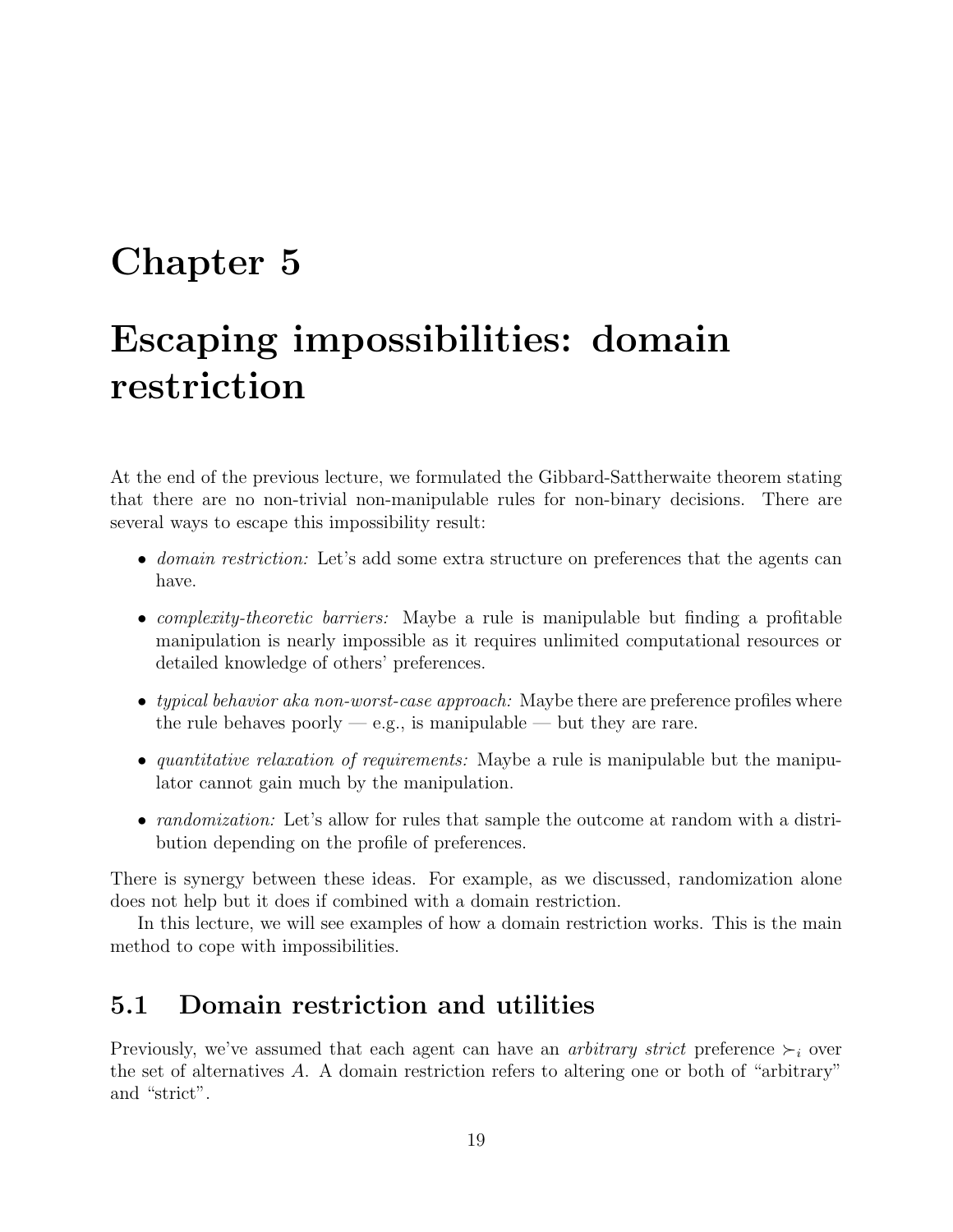# Chapter 5

# Escaping impossibilities: domain restriction

At the end of the previous lecture, we formulated the Gibbard-Sattherwaite theorem stating that there are no non-trivial non-manipulable rules for non-binary decisions. There are several ways to escape this impossibility result:

- *domain restriction:* Let's add some extra structure on preferences that the agents can have.
- *complexity-theoretic barriers:* Maybe a rule is manipulable but finding a profitable manipulation is nearly impossible as it requires unlimited computational resources or detailed knowledge of others' preferences.
- *typical behavior aka non-worst-case approach:* Maybe there are preference profiles where the rule behaves poorly — e.g., is manipulable — but they are rare.
- *quantitative relaxation of requirements:* Maybe a rule is manipulable but the manipulator cannot gain much by the manipulation.
- *randomization:* Let's allow for rules that sample the outcome at random with a distribution depending on the profile of preferences.

There is synergy between these ideas. For example, as we discussed, randomization alone does not help but it does if combined with a domain restriction.

In this lecture, we will see examples of how a domain restriction works. This is the main method to cope with impossibilities.

## 5.1 Domain restriction and utilities

Previously, we've assumed that each agent can have an *arbitrary strict* preference $\succ_i$ over the set of alternatives $A$. A domain restriction refers to altering one or both of "arbitrary" and "strict".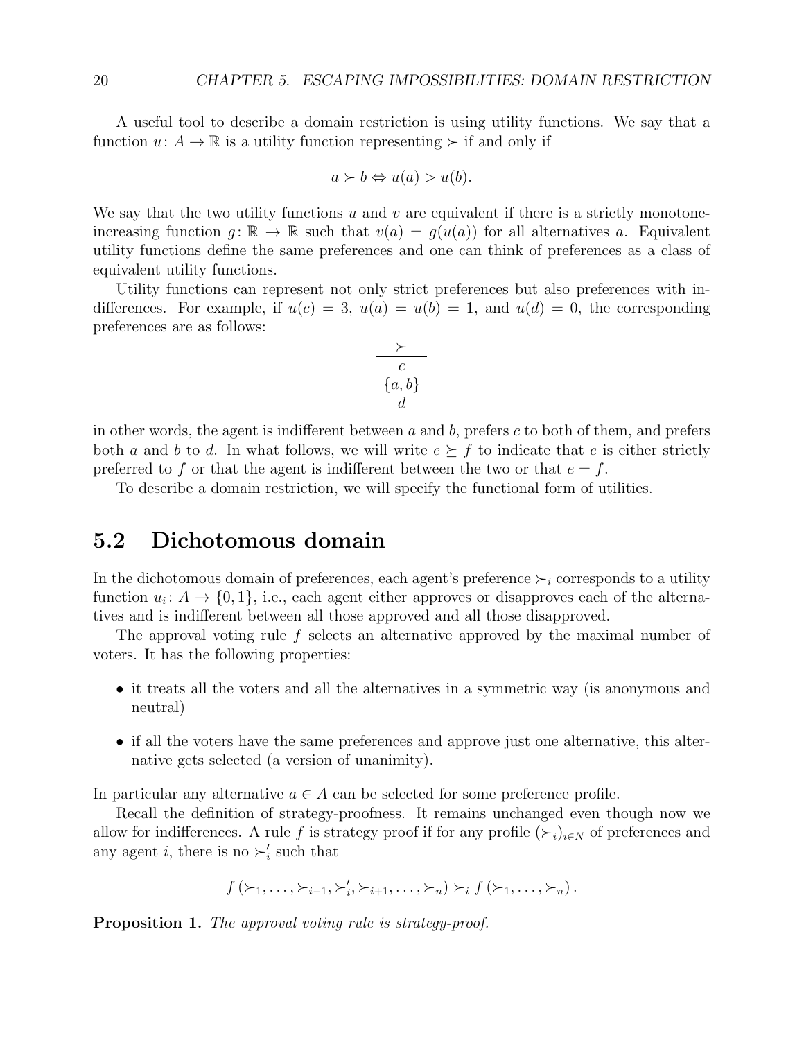A useful tool to describe a domain restriction is using utility functions. We say that a function $u\colon A \to \mathbb{R}$ is a utility function representing $\succ$ if and only if

$$a \succ b \Leftrightarrow u(a) > u(b).$$

We say that the two utility functions $u$ and $v$ are equivalent if there is a strictly monotone-increasing function $g\colon \mathbb{R} \to \mathbb{R}$ such that $v(a) = g(u(a))$ for all alternatives $a$. Equivalent utility functions define the same preferences and one can think of preferences as a class of equivalent utility functions.

Utility functions can represent not only strict preferences but also preferences with indifferences. For example, if $u(c) = 3$, $u(a) = u(b) = 1$, and $u(d) = 0$, the corresponding preferences are as follows:

| $\succ$ |
|---|
| $c$ |
| $\{a, b\}$ |
| $d$ |

in other words, the agent is indifferent between $a$ and $b$, prefers $c$ to both of them, and prefers both $a$ and $b$ to $d$. In what follows, we will write $e \succeq f$ to indicate that $e$ is either strictly preferred to $f$ or that the agent is indifferent between the two or that $e = f$.

To describe a domain restriction, we will specify the functional form of utilities.

## 5.2 Dichotomous domain

In the dichotomous domain of preferences, each agent's preference $\succ_i$ corresponds to a utility function $u_i\colon A \to \{0, 1\}$, i.e., each agent either approves or disapproves each of the alternatives and is indifferent between all those approved and all those disapproved.

The approval voting rule $f$ selects an alternative approved by the maximal number of voters. It has the following properties:

- it treats all the voters and all the alternatives in a symmetric way (is anonymous and neutral)
- if all the voters have the same preferences and approve just one alternative, this alternative gets selected (a version of unanimity).

In particular any alternative $a \in A$ can be selected for some preference profile.

Recall the definition of strategy-proofness. It remains unchanged even though now we allow for indifferences. A rule $f$ is strategy proof if for any profile $(\succ_i)_{i\in N}$ of preferences and any agent $i$, there is no $\succ_i'$ such that

$$f\left(\succ_1, \ldots, \succ_{i-1}, \succ_i', \succ_{i+1}, \ldots, \succ_n\right) \succ_i f\left(\succ_1, \ldots, \succ_n\right).$$

**Proposition 1.** *The approval voting rule is strategy-proof.*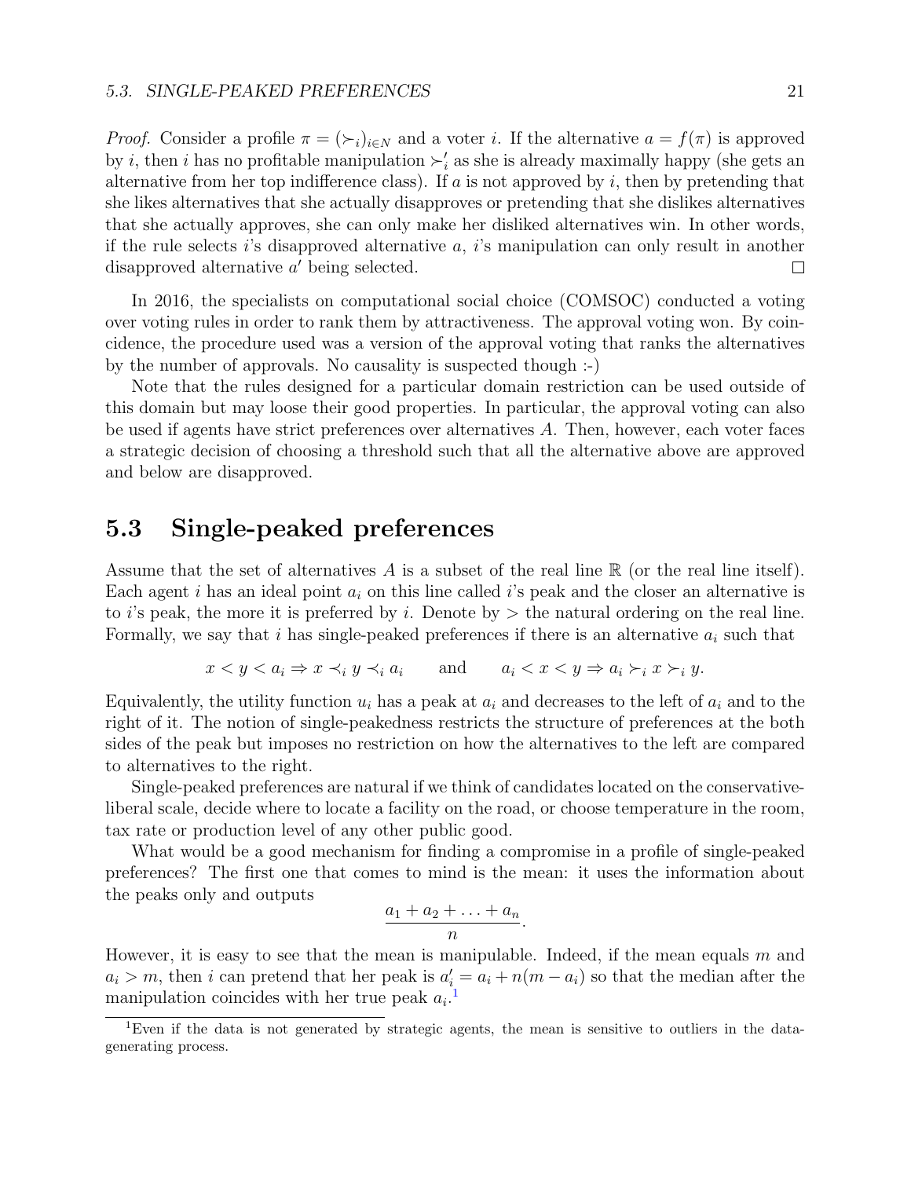*Proof.* Consider a profile $\pi = (\succ_i)_{i \in N}$ and a voter $i$. If the alternative $a = f(\pi)$ is approved by $i$, then $i$ has no profitable manipulation $\succ'_i$ as she is already maximally happy (she gets an alternative from her top indifference class). If $a$ is not approved by $i$, then by pretending that she likes alternatives that she actually disapproves or pretending that she dislikes alternatives that she actually approves, she can only make her disliked alternatives win. In other words, if the rule selects $i$'s disapproved alternative $a$, $i$'s manipulation can only result in another disapproved alternative $a'$ being selected. $\square$

In 2016, the specialists on computational social choice (COMSOC) conducted a voting over voting rules in order to rank them by attractiveness. The approval voting won. By coincidence, the procedure used was a version of the approval voting that ranks the alternatives by the number of approvals. No causality is suspected though :-)

Note that the rules designed for a particular domain restriction can be used outside of this domain but may loose their good properties. In particular, the approval voting can also be used if agents have strict preferences over alternatives $A$. Then, however, each voter faces a strategic decision of choosing a threshold such that all the alternative above are approved and below are disapproved.

## 5.3 Single-peaked preferences

Assume that the set of alternatives $A$ is a subset of the real line $\mathbb{R}$ (or the real line itself). Each agent $i$ has an ideal point $a_i$ on this line called $i$'s peak and the closer an alternative is to $i$'s peak, the more it is preferred by $i$. Denote by $>$ the natural ordering on the real line. Formally, we say that $i$ has single-peaked preferences if there is an alternative $a_i$ such that

$$x < y < a_i \Rightarrow x \prec_i y \prec_i a_i \qquad \text{and} \qquad a_i < x < y \Rightarrow a_i \succ_i x \succ_i y.$$

Equivalently, the utility function $u_i$ has a peak at $a_i$ and decreases to the left of $a_i$ and to the right of it. The notion of single-peakedness restricts the structure of preferences at the both sides of the peak but imposes no restriction on how the alternatives to the left are compared to alternatives to the right.

Single-peaked preferences are natural if we think of candidates located on the conservative-liberal scale, decide where to locate a facility on the road, or choose temperature in the room, tax rate or production level of any other public good.

What would be a good mechanism for finding a compromise in a profile of single-peaked preferences? The first one that comes to mind is the mean: it uses the information about the peaks only and outputs

$$\frac{a_1 + a_2 + \ldots + a_n}{n}.$$

However, it is easy to see that the mean is manipulable. Indeed, if the mean equals $m$ and $a_i > m$, then $i$ can pretend that her peak is $a'_i = a_i + n(m - a_i)$ so that the median after the manipulation coincides with her true peak $a_i$.[1]

[1] Even if the data is not generated by strategic agents, the mean is sensitive to outliers in the data-generating process.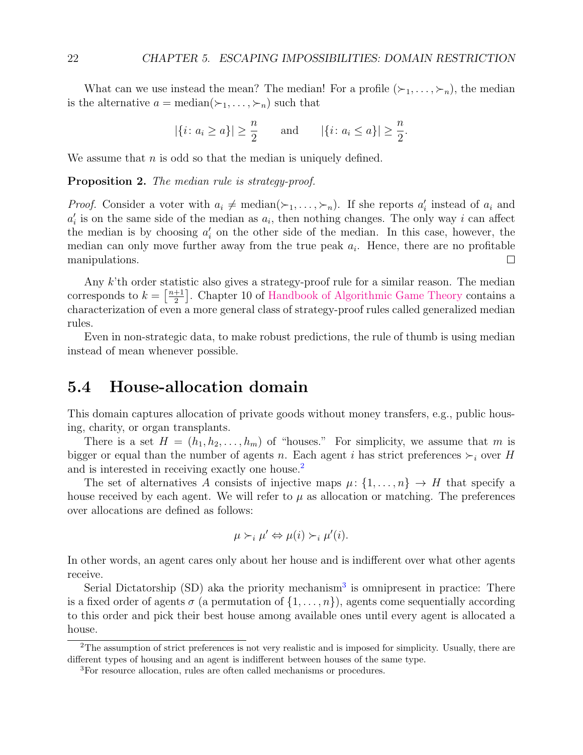What can we use instead the mean? The median! For a profile $(\succ_1, \ldots, \succ_n)$, the median is the alternative $a = \text{median}(\succ_1, \ldots, \succ_n)$ such that

$$|\{i \colon a_i \geq a\}| \geq \frac{n}{2} \qquad \text{and} \qquad |\{i \colon a_i \leq a\}| \geq \frac{n}{2}.$$

We assume that $n$ is odd so that the median is uniquely defined.

**Proposition 2.** *The median rule is strategy-proof.*

*Proof.* Consider a voter with $a_i \neq \text{median}(\succ_1, \ldots, \succ_n)$. If she reports $a_i'$ instead of $a_i$ and $a_i'$ is on the same side of the median as $a_i$, then nothing changes. The only way $i$ can affect the median is by choosing $a_i'$ on the other side of the median. In this case, however, the median can only move further away from the true peak $a_i$. Hence, there are no profitable manipulations. □

Any $k$'th order statistic also gives a strategy-proof rule for a similar reason. The median corresponds to $k = \left[\frac{n+1}{2}\right]$. Chapter 10 of Handbook of Algorithmic Game Theory contains a characterization of even a more general class of strategy-proof rules called generalized median rules.

Even in non-strategic data, to make robust predictions, the rule of thumb is using median instead of mean whenever possible.

## 5.4 House-allocation domain

This domain captures allocation of private goods without money transfers, e.g., public housing, charity, or organ transplants.

There is a set $H = (h_1, h_2, \ldots, h_m)$ of "houses." For simplicity, we assume that $m$ is bigger or equal than the number of agents $n$. Each agent $i$ has strict preferences $\succ_i$ over $H$ and is interested in receiving exactly one house.[2]

The set of alternatives $A$ consists of injective maps $\mu \colon \{1, \ldots, n\} \to H$ that specify a house received by each agent. We will refer to $\mu$ as allocation or matching. The preferences over allocations are defined as follows:

$$\mu \succ_i \mu' \Leftrightarrow \mu(i) \succ_i \mu'(i).$$

In other words, an agent cares only about her house and is indifferent over what other agents receive.

Serial Dictatorship (SD) aka the priority mechanism[3] is omnipresent in practice: There is a fixed order of agents $\sigma$ (a permutation of $\{1, \ldots, n\}$), agents come sequentially according to this order and pick their best house among available ones until every agent is allocated a house.

[2] The assumption of strict preferences is not very realistic and is imposed for simplicity. Usually, there are different types of housing and an agent is indifferent between houses of the same type.

[3] For resource allocation, rules are often called mechanisms or procedures.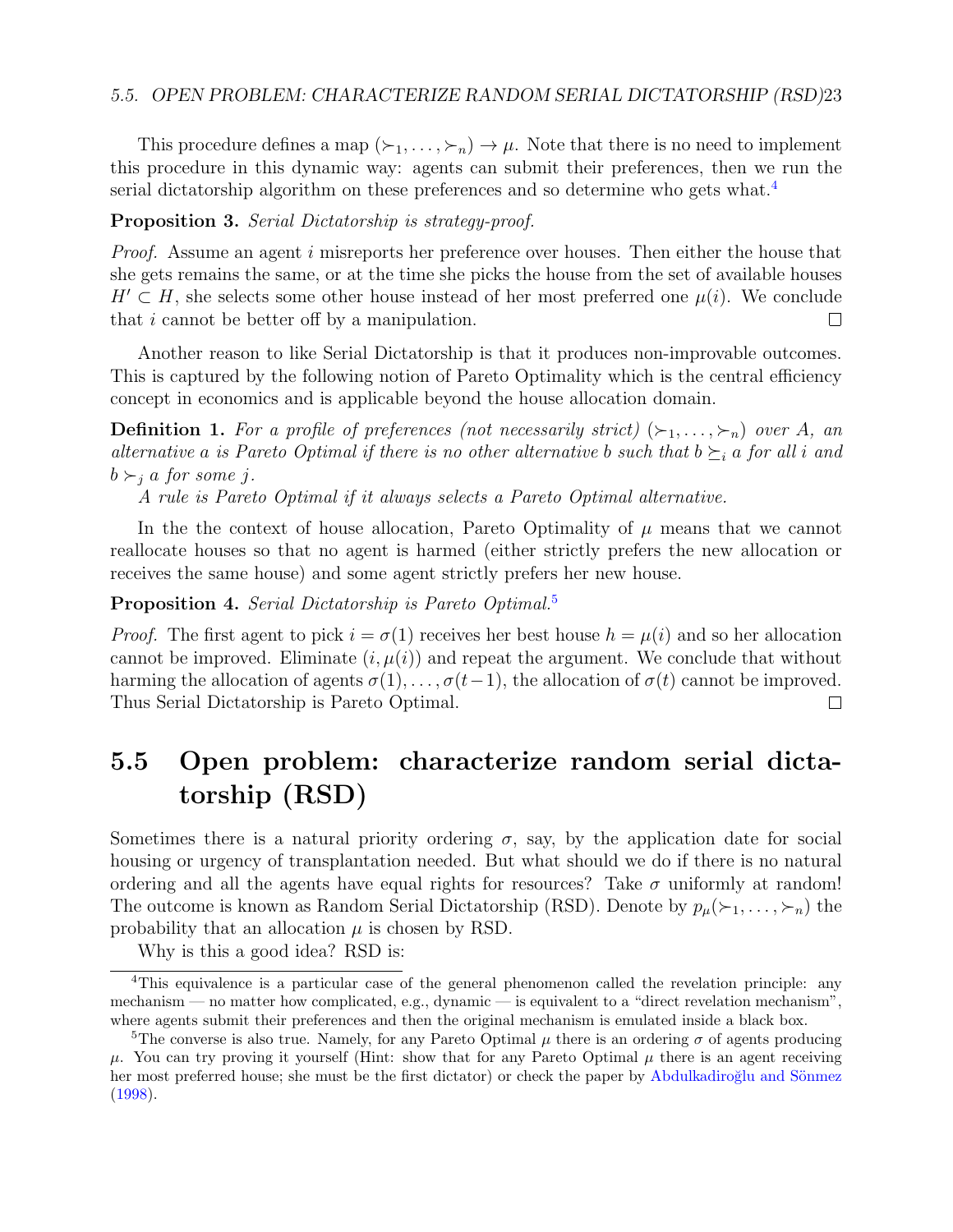This procedure defines a map $(\succ_1, \ldots, \succ_n) \to \mu$. Note that there is no need to implement this procedure in this dynamic way: agents can submit their preferences, then we run the serial dictatorship algorithm on these preferences and so determine who gets what.[4]

**Proposition 3.** *Serial Dictatorship is strategy-proof.*

*Proof.* Assume an agent $i$ misreports her preference over houses. Then either the house that she gets remains the same, or at the time she picks the house from the set of available houses $H' \subset H$, she selects some other house instead of her most preferred one $\mu(i)$. We conclude that $i$ cannot be better off by a manipulation. □

Another reason to like Serial Dictatorship is that it produces non-improvable outcomes. This is captured by the following notion of Pareto Optimality which is the central efficiency concept in economics and is applicable beyond the house allocation domain.

**Definition 1.** *For a profile of preferences (not necessarily strict) $(\succ_1, \ldots, \succ_n)$ over $A$, an alternative $a$ is Pareto Optimal if there is no other alternative $b$ such that $b \succeq_i a$ for all $i$ and $b \succ_j a$ for some $j$.*

*A rule is Pareto Optimal if it always selects a Pareto Optimal alternative.*

In the the context of house allocation, Pareto Optimality of $\mu$ means that we cannot reallocate houses so that no agent is harmed (either strictly prefers the new allocation or receives the same house) and some agent strictly prefers her new house.

**Proposition 4.** *Serial Dictatorship is Pareto Optimal.*[5]

*Proof.* The first agent to pick $i = \sigma(1)$ receives her best house $h = \mu(i)$ and so her allocation cannot be improved. Eliminate $(i, \mu(i))$ and repeat the argument. We conclude that without harming the allocation of agents $\sigma(1), \ldots, \sigma(t-1)$, the allocation of $\sigma(t)$ cannot be improved. Thus Serial Dictatorship is Pareto Optimal. □

## 5.5 Open problem: characterize random serial dictatorship (RSD)

Sometimes there is a natural priority ordering $\sigma$, say, by the application date for social housing or urgency of transplantation needed. But what should we do if there is no natural ordering and all the agents have equal rights for resources? Take $\sigma$ uniformly at random! The outcome is known as Random Serial Dictatorship (RSD). Denote by $p_\mu(\succ_1, \ldots, \succ_n)$ the probability that an allocation $\mu$ is chosen by RSD.

Why is this a good idea? RSD is:

---

[4] This equivalence is a particular case of the general phenomenon called the revelation principle: any mechanism — no matter how complicated, e.g., dynamic — is equivalent to a "direct revelation mechanism", where agents submit their preferences and then the original mechanism is emulated inside a black box.

[5] The converse is also true. Namely, for any Pareto Optimal $\mu$ there is an ordering $\sigma$ of agents producing $\mu$. You can try proving it yourself (Hint: show that for any Pareto Optimal $\mu$ there is an agent receiving her most preferred house; she must be the first dictator) or check the paper by Abdulkadiroğlu and Sönmez (1998).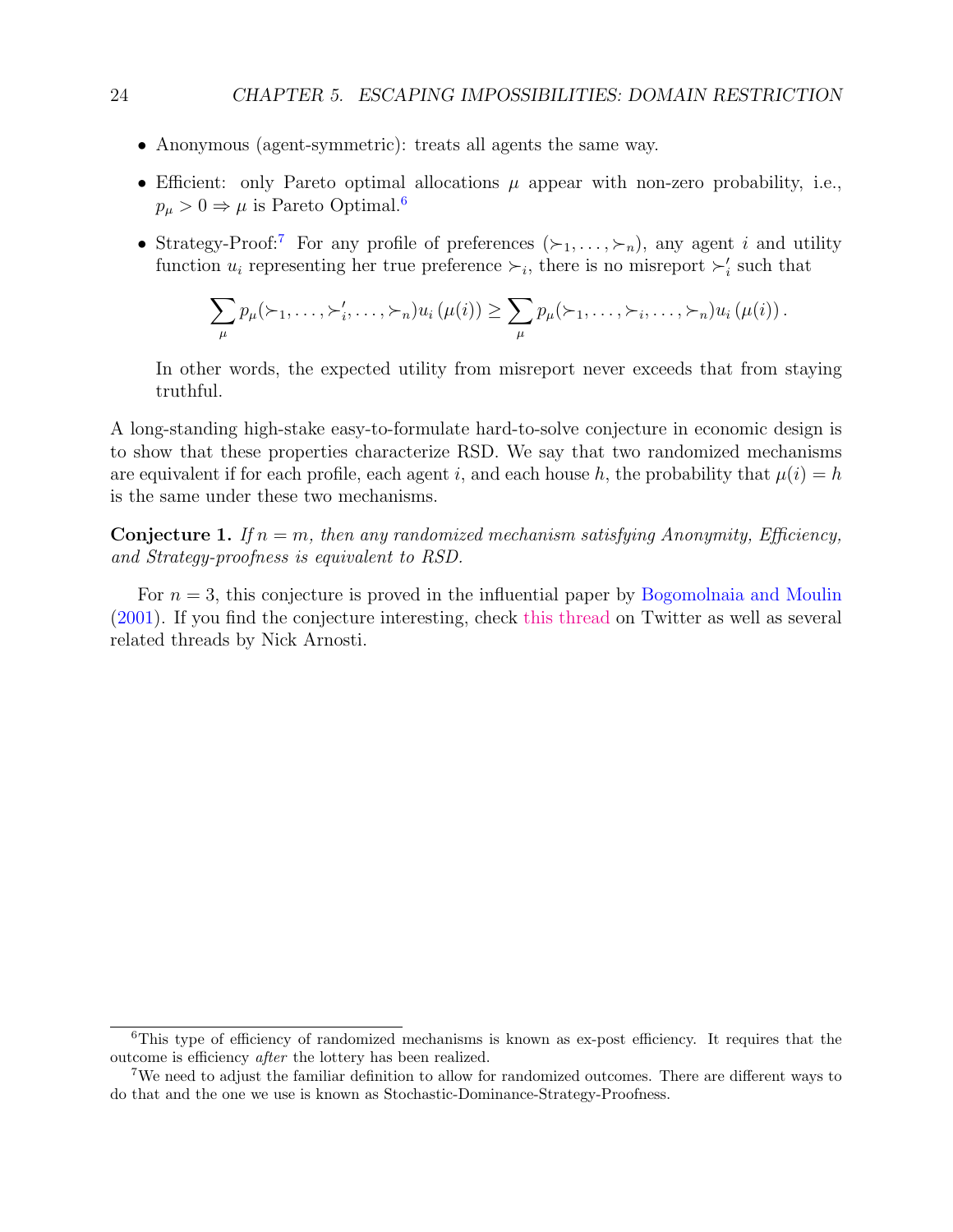- Anonymous (agent-symmetric): treats all agents the same way.
- Efficient: only Pareto optimal allocations $\mu$ appear with non-zero probability, i.e., $p_\mu > 0 \Rightarrow \mu$ is Pareto Optimal.[6]
- Strategy-Proof:[7] For any profile of preferences $(\succ_1, \ldots, \succ_n)$, any agent $i$ and utility function $u_i$ representing her true preference $\succ_i$, there is no misreport $\succ'_i$ such that

  $$\sum_{\mu} p_\mu(\succ_1, \ldots, \succ'_i, \ldots, \succ_n) u_i(\mu(i)) \geq \sum_{\mu} p_\mu(\succ_1, \ldots, \succ_i, \ldots, \succ_n) u_i(\mu(i)).$$

  In other words, the expected utility from misreport never exceeds that from staying truthful.

A long-standing high-stake easy-to-formulate hard-to-solve conjecture in economic design is to show that these properties characterize RSD. We say that two randomized mechanisms are equivalent if for each profile, each agent $i$, and each house $h$, the probability that $\mu(i) = h$ is the same under these two mechanisms.

**Conjecture 1.** *If $n = m$, then any randomized mechanism satisfying Anonymity, Efficiency, and Strategy-proofness is equivalent to RSD.*

For $n = 3$, this conjecture is proved in the influential paper by Bogomolnaia and Moulin (2001). If you find the conjecture interesting, check this thread on Twitter as well as several related threads by Nick Arnosti.

---

[6] This type of efficiency of randomized mechanisms is known as ex-post efficiency. It requires that the outcome is efficiency *after* the lottery has been realized.

[7] We need to adjust the familiar definition to allow for randomized outcomes. There are different ways to do that and the one we use is known as Stochastic-Dominance-Strategy-Proofness.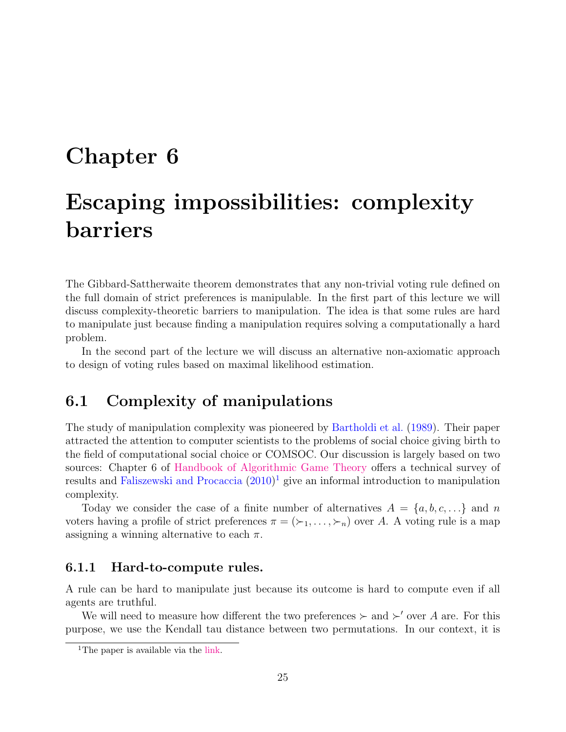# Chapter 6

# Escaping impossibilities: complexity barriers

The Gibbard-Sattherwaite theorem demonstrates that any non-trivial voting rule defined on the full domain of strict preferences is manipulable. In the first part of this lecture we will discuss complexity-theoretic barriers to manipulation. The idea is that some rules are hard to manipulate just because finding a manipulation requires solving a computationally a hard problem.

In the second part of the lecture we will discuss an alternative non-axiomatic approach to design of voting rules based on maximal likelihood estimation.

## 6.1 Complexity of manipulations

The study of manipulation complexity was pioneered by Bartholdi et al. (1989). Their paper attracted the attention to computer scientists to the problems of social choice giving birth to the field of computational social choice or COMSOC. Our discussion is largely based on two sources: Chapter 6 of Handbook of Algorithmic Game Theory offers a technical survey of results and Faliszewski and Procaccia (2010)[1] give an informal introduction to manipulation complexity.

Today we consider the case of a finite number of alternatives $A = \{a, b, c, \ldots\}$ and $n$ voters having a profile of strict preferences $\pi = (\succ_1, \ldots, \succ_n)$ over $A$. A voting rule is a map assigning a winning alternative to each $\pi$.

### 6.1.1 Hard-to-compute rules.

A rule can be hard to manipulate just because its outcome is hard to compute even if all agents are truthful.

We will need to measure how different the two preferences $\succ$ and $\succ'$ over $A$ are. For this purpose, we use the Kendall tau distance between two permutations. In our context, it is

[1] The paper is available via the link.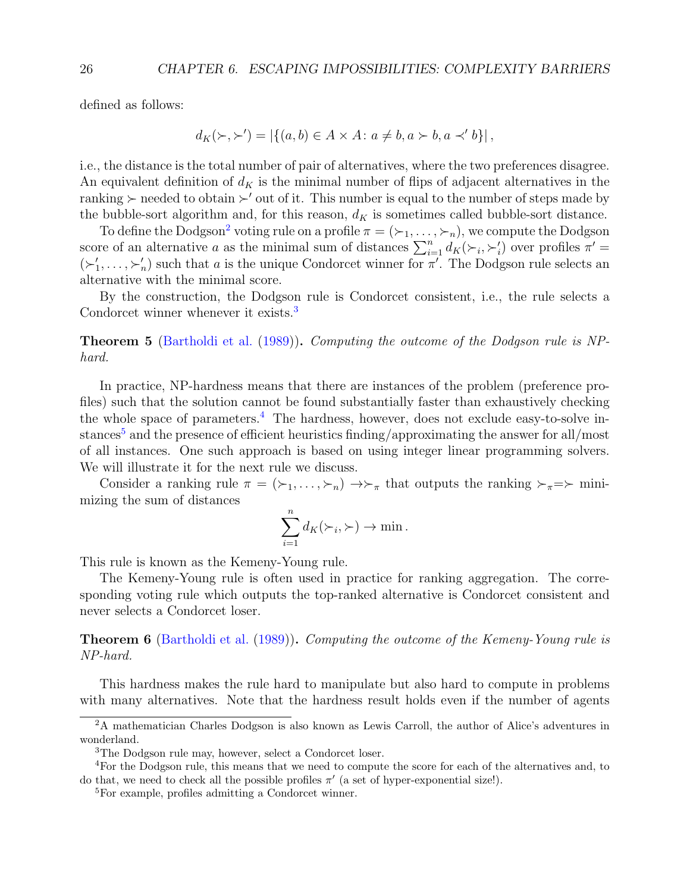defined as follows:

$$d_K(\succ, \succ') = \left|\{(a,b) \in A \times A \colon a \neq b, a \succ b, a \prec' b\}\right|,$$

i.e., the distance is the total number of pair of alternatives, where the two preferences disagree. An equivalent definition of $d_K$ is the minimal number of flips of adjacent alternatives in the ranking $\succ$ needed to obtain $\succ'$ out of it. This number is equal to the number of steps made by the bubble-sort algorithm and, for this reason, $d_K$ is sometimes called bubble-sort distance.

To define the Dodgson[2] voting rule on a profile $\pi = (\succ_1, \ldots, \succ_n)$, we compute the Dodgson score of an alternative $a$ as the minimal sum of distances $\sum_{i=1}^n d_K(\succ_i, \succ_i')$ over profiles $\pi' = (\succ_1', \ldots, \succ_n')$ such that $a$ is the unique Condorcet winner for $\pi'$. The Dodgson rule selects an alternative with the minimal score.

By the construction, the Dodgson rule is Condorcet consistent, i.e., the rule selects a Condorcet winner whenever it exists.[3]

**Theorem 5** (Bartholdi et al. (1989)). *Computing the outcome of the Dodgson rule is NP-hard.*

In practice, NP-hardness means that there are instances of the problem (preference profiles) such that the solution cannot be found substantially faster than exhaustively checking the whole space of parameters.[4] The hardness, however, does not exclude easy-to-solve instances[5] and the presence of efficient heuristics finding/approximating the answer for all/most of all instances. One such approach is based on using integer linear programming solvers. We will illustrate it for the next rule we discuss.

Consider a ranking rule $\pi = (\succ_1, \ldots, \succ_n) \to \succ_\pi$ that outputs the ranking $\succ_\pi = \succ$ minimizing the sum of distances

$$\sum_{i=1}^n d_K(\succ_i, \succ) \to \min.$$

This rule is known as the Kemeny-Young rule.

The Kemeny-Young rule is often used in practice for ranking aggregation. The corresponding voting rule which outputs the top-ranked alternative is Condorcet consistent and never selects a Condorcet loser.

**Theorem 6** (Bartholdi et al. (1989)). *Computing the outcome of the Kemeny-Young rule is NP-hard.*

This hardness makes the rule hard to manipulate but also hard to compute in problems with many alternatives. Note that the hardness result holds even if the number of agents

---

[2] A mathematician Charles Dodgson is also known as Lewis Carroll, the author of Alice's adventures in wonderland.

[3] The Dodgson rule may, however, select a Condorcet loser.

[4] For the Dodgson rule, this means that we need to compute the score for each of the alternatives and, to do that, we need to check all the possible profiles $\pi'$ (a set of hyper-exponential size!).

[5] For example, profiles admitting a Condorcet winner.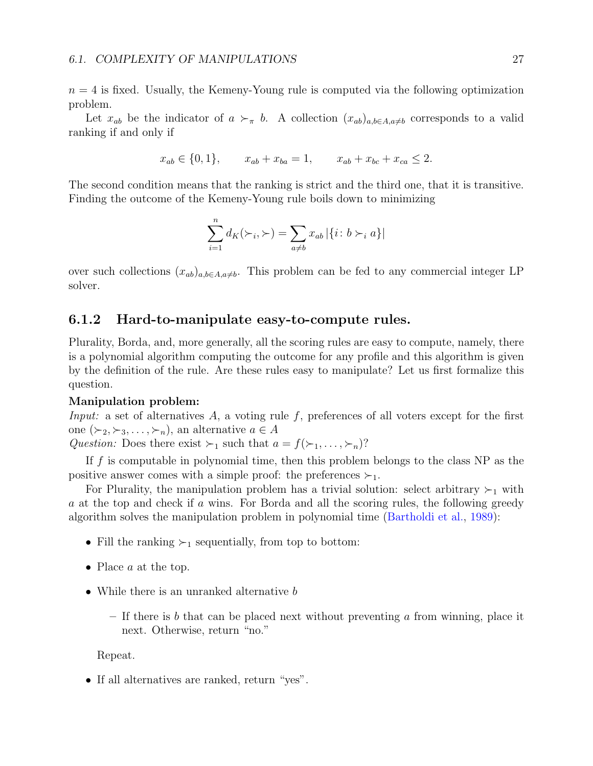$n = 4$ is fixed. Usually, the Kemeny-Young rule is computed via the following optimization problem.

Let $x_{ab}$ be the indicator of $a \succ_\pi b$. A collection $(x_{ab})_{a,b \in A, a \neq b}$ corresponds to a valid ranking if and only if

$$x_{ab} \in \{0,1\}, \qquad x_{ab} + x_{ba} = 1, \qquad x_{ab} + x_{bc} + x_{ca} \leq 2.$$

The second condition means that the ranking is strict and the third one, that it is transitive. Finding the outcome of the Kemeny-Young rule boils down to minimizing

$$\sum_{i=1}^{n} d_K(\succ_i, \succ) = \sum_{a \neq b} x_{ab} \left|\{i \colon b \succ_i a\}\right|$$

over such collections $(x_{ab})_{a,b \in A, a \neq b}$. This problem can be fed to any commercial integer LP solver.

### 6.1.2 Hard-to-manipulate easy-to-compute rules.

Plurality, Borda, and, more generally, all the scoring rules are easy to compute, namely, there is a polynomial algorithm computing the outcome for any profile and this algorithm is given by the definition of the rule. Are these rules easy to manipulate? Let us first formalize this question.

**Manipulation problem:**
*Input:* a set of alternatives $A$, a voting rule $f$, preferences of all voters except for the first one $(\succ_2, \succ_3, \ldots, \succ_n)$, an alternative $a \in A$
*Question:* Does there exist $\succ_1$ such that $a = f(\succ_1, \ldots, \succ_n)$?

If $f$ is computable in polynomial time, then this problem belongs to the class NP as the positive answer comes with a simple proof: the preferences $\succ_1$.

For Plurality, the manipulation problem has a trivial solution: select arbitrary $\succ_1$ with $a$ at the top and check if $a$ wins. For Borda and all the scoring rules, the following greedy algorithm solves the manipulation problem in polynomial time (Bartholdi et al., 1989):

- Fill the ranking $\succ_1$ sequentially, from top to bottom:
- Place $a$ at the top.
- While there is an unranked alternative $b$
  - If there is $b$ that can be placed next without preventing $a$ from winning, place it next. Otherwise, return "no."

  Repeat.
- If all alternatives are ranked, return "yes".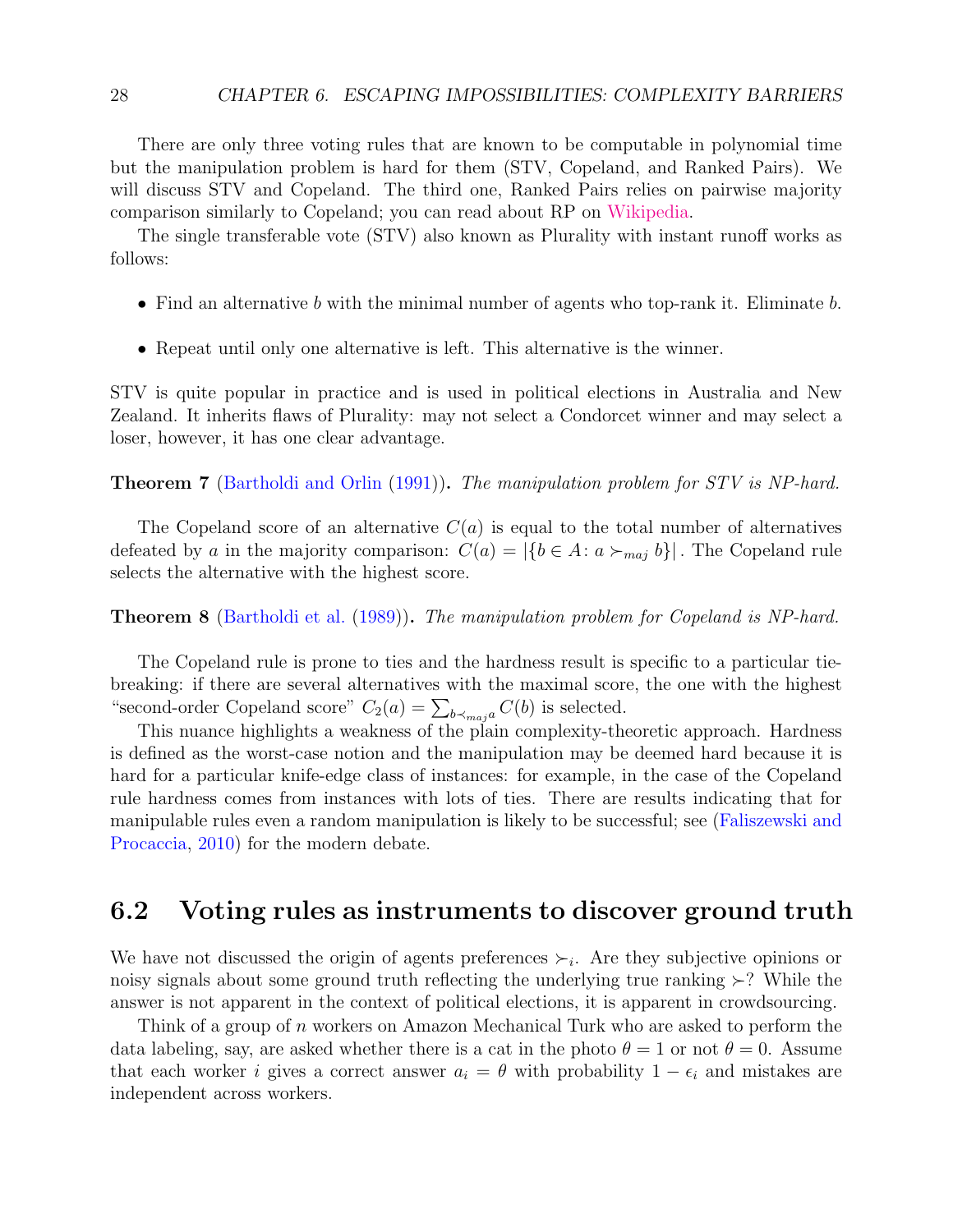There are only three voting rules that are known to be computable in polynomial time but the manipulation problem is hard for them (STV, Copeland, and Ranked Pairs). We will discuss STV and Copeland. The third one, Ranked Pairs relies on pairwise majority comparison similarly to Copeland; you can read about RP on Wikipedia.

The single transferable vote (STV) also known as Plurality with instant runoff works as follows:

- Find an alternative $b$ with the minimal number of agents who top-rank it. Eliminate $b$.
- Repeat until only one alternative is left. This alternative is the winner.

STV is quite popular in practice and is used in political elections in Australia and New Zealand. It inherits flaws of Plurality: may not select a Condorcet winner and may select a loser, however, it has one clear advantage.

**Theorem 7** (Bartholdi and Orlin (1991))**.** *The manipulation problem for STV is NP-hard.*

The Copeland score of an alternative $C(a)$ is equal to the total number of alternatives defeated by $a$ in the majority comparison: $C(a) = |\{b \in A\colon a \succ_{maj} b\}|$ . The Copeland rule selects the alternative with the highest score.

**Theorem 8** (Bartholdi et al. (1989))**.** *The manipulation problem for Copeland is NP-hard.*

The Copeland rule is prone to ties and the hardness result is specific to a particular tie-breaking: if there are several alternatives with the maximal score, the one with the highest "second-order Copeland score" $C_2(a) = \sum_{b \prec_{maj} a} C(b)$ is selected.

This nuance highlights a weakness of the plain complexity-theoretic approach. Hardness is defined as the worst-case notion and the manipulation may be deemed hard because it is hard for a particular knife-edge class of instances: for example, in the case of the Copeland rule hardness comes from instances with lots of ties. There are results indicating that for manipulable rules even a random manipulation is likely to be successful; see (Faliszewski and Procaccia, 2010) for the modern debate.

## 6.2 Voting rules as instruments to discover ground truth

We have not discussed the origin of agents preferences $\succ_i$. Are they subjective opinions or noisy signals about some ground truth reflecting the underlying true ranking $\succ$? While the answer is not apparent in the context of political elections, it is apparent in crowdsourcing.

Think of a group of $n$ workers on Amazon Mechanical Turk who are asked to perform the data labeling, say, are asked whether there is a cat in the photo $\theta = 1$ or not $\theta = 0$. Assume that each worker $i$ gives a correct answer $a_i = \theta$ with probability $1 - \epsilon_i$ and mistakes are independent across workers.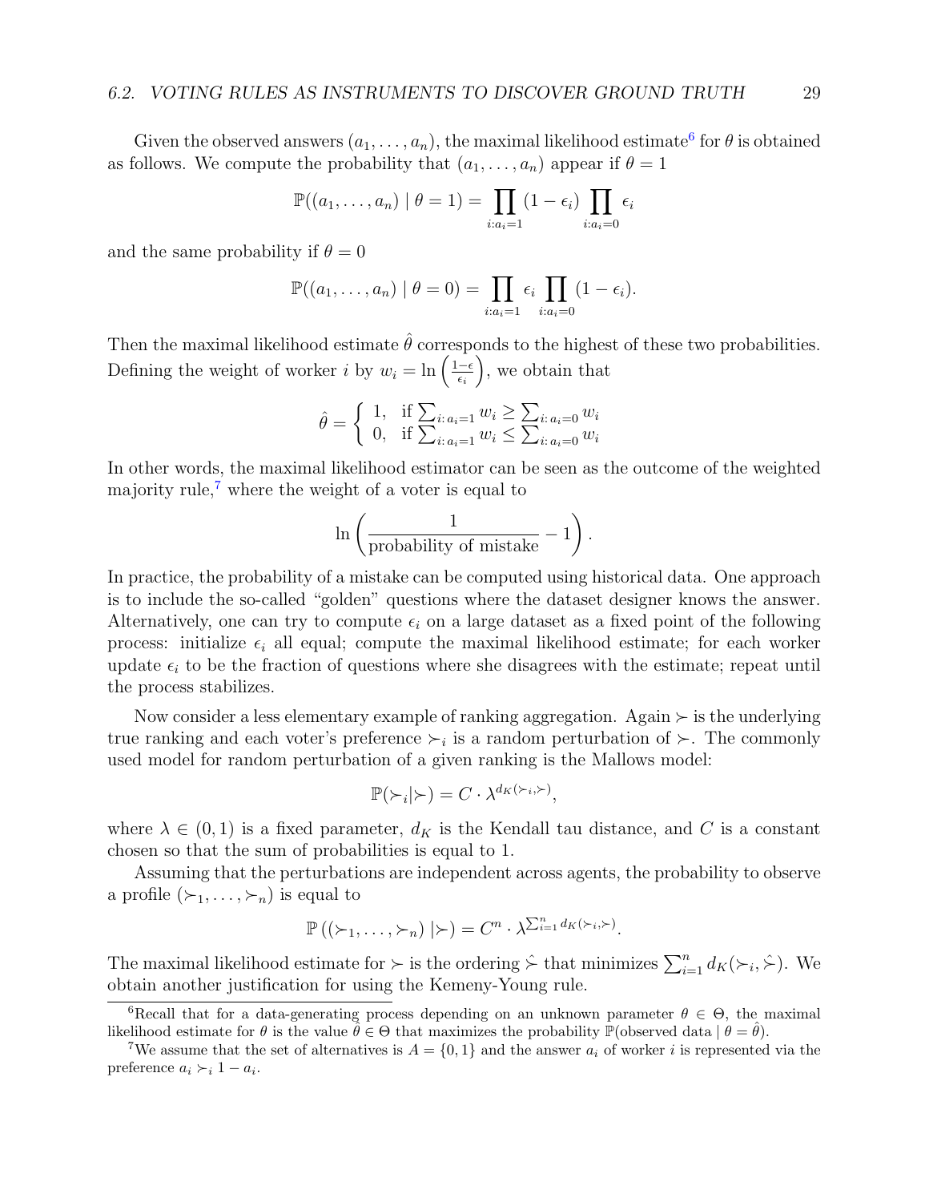Given the observed answers $(a_1, \ldots, a_n)$, the maximal likelihood estimate[6] for $\theta$ is obtained as follows. We compute the probability that $(a_1, \ldots, a_n)$ appear if $\theta = 1$

$$\mathbb{P}((a_1, \ldots, a_n) \mid \theta = 1) = \prod_{i: a_i = 1} (1 - \epsilon_i) \prod_{i: a_i = 0} \epsilon_i$$

and the same probability if $\theta = 0$

$$\mathbb{P}((a_1, \ldots, a_n) \mid \theta = 0) = \prod_{i: a_i = 1} \epsilon_i \prod_{i: a_i = 0} (1 - \epsilon_i).$$

Then the maximal likelihood estimate $\hat{\theta}$ corresponds to the highest of these two probabilities. Defining the weight of worker $i$ by $w_i = \ln\left(\frac{1-\epsilon}{\epsilon_i}\right)$, we obtain that

$$\hat{\theta} = \begin{cases} 1, & \text{if } \sum_{i:\, a_i = 1} w_i \geq \sum_{i:\, a_i = 0} w_i \\ 0, & \text{if } \sum_{i:\, a_i = 1} w_i \leq \sum_{i:\, a_i = 0} w_i \end{cases}$$

In other words, the maximal likelihood estimator can be seen as the outcome of the weighted majority rule,[7] where the weight of a voter is equal to

$$\ln\left(\frac{1}{\text{probability of mistake}} - 1\right).$$

In practice, the probability of a mistake can be computed using historical data. One approach is to include the so-called "golden" questions where the dataset designer knows the answer. Alternatively, one can try to compute $\epsilon_i$ on a large dataset as a fixed point of the following process: initialize $\epsilon_i$ all equal; compute the maximal likelihood estimate; for each worker update $\epsilon_i$ to be the fraction of questions where she disagrees with the estimate; repeat until the process stabilizes.

Now consider a less elementary example of ranking aggregation. Again $\succ$ is the underlying true ranking and each voter's preference $\succ_i$ is a random perturbation of $\succ$. The commonly used model for random perturbation of a given ranking is the Mallows model:

$$\mathbb{P}(\succ_i | \succ) = C \cdot \lambda^{d_K(\succ_i, \succ)},$$

where $\lambda \in (0, 1)$ is a fixed parameter, $d_K$ is the Kendall tau distance, and $C$ is a constant chosen so that the sum of probabilities is equal to 1.

Assuming that the perturbations are independent across agents, the probability to observe a profile $(\succ_1, \ldots, \succ_n)$ is equal to

$$\mathbb{P}\left((\succ_1, \ldots, \succ_n) \,|\succ\right) = C^n \cdot \lambda^{\sum_{i=1}^n d_K(\succ_i, \succ)}.$$

The maximal likelihood estimate for $\succ$ is the ordering $\hat{\succ}$ that minimizes $\sum_{i=1}^n d_K(\succ_i, \hat{\succ})$. We obtain another justification for using the Kemeny-Young rule.

---

[6] Recall that for a data-generating process depending on an unknown parameter $\theta \in \Theta$, the maximal likelihood estimate for $\theta$ is the value $\hat{\theta} \in \Theta$ that maximizes the probability $\mathbb{P}(\text{observed data} \mid \theta = \hat{\theta})$.

[7] We assume that the set of alternatives is $A = \{0, 1\}$ and the answer $a_i$ of worker $i$ is represented via the preference $a_i \succ_i 1 - a_i$.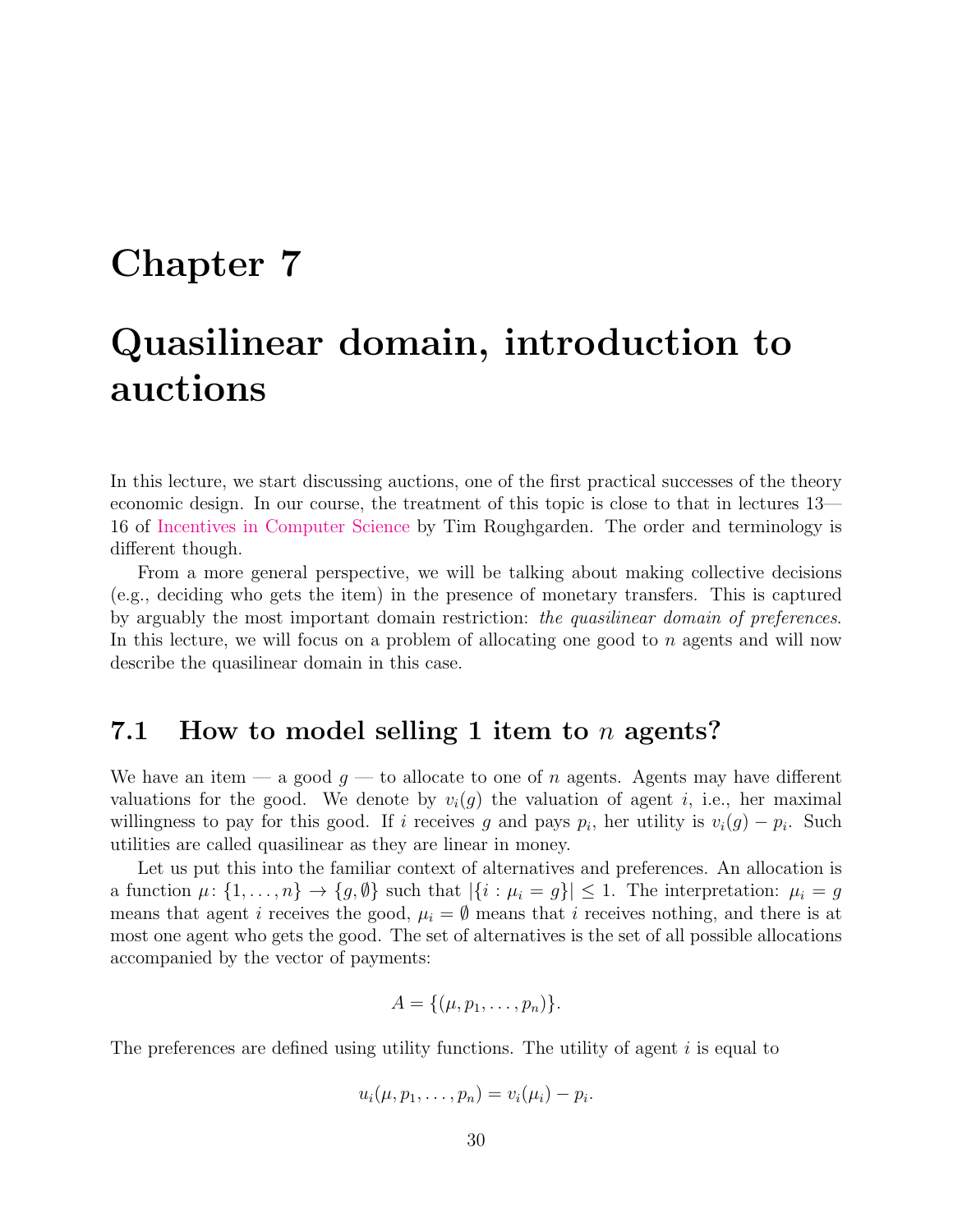# Chapter 7

# Quasilinear domain, introduction to auctions

In this lecture, we start discussing auctions, one of the first practical successes of the theory economic design. In our course, the treatment of this topic is close to that in lectures 13—16 of Incentives in Computer Science by Tim Roughgarden. The order and terminology is different though.

From a more general perspective, we will be talking about making collective decisions (e.g., deciding who gets the item) in the presence of monetary transfers. This is captured by arguably the most important domain restriction: *the quasilinear domain of preferences*. In this lecture, we will focus on a problem of allocating one good to $n$ agents and will now describe the quasilinear domain in this case.

## 7.1 How to model selling 1 item to $n$ agents?

We have an item — a good $g$ — to allocate to one of $n$ agents. Agents may have different valuations for the good. We denote by $v_i(g)$ the valuation of agent $i$, i.e., her maximal willingness to pay for this good. If $i$ receives $g$ and pays $p_i$, her utility is $v_i(g) - p_i$. Such utilities are called quasilinear as they are linear in money.

Let us put this into the familiar context of alternatives and preferences. An allocation is a function $\mu\colon \{1, \ldots, n\} \to \{g, \emptyset\}$ such that $|\{i : \mu_i = g\}| \leq 1$. The interpretation: $\mu_i = g$ means that agent $i$ receives the good, $\mu_i = \emptyset$ means that $i$ receives nothing, and there is at most one agent who gets the good. The set of alternatives is the set of all possible allocations accompanied by the vector of payments:

$$A = \{(\mu, p_1, \ldots, p_n)\}.$$

The preferences are defined using utility functions. The utility of agent $i$ is equal to

$$u_i(\mu, p_1, \ldots, p_n) = v_i(\mu_i) - p_i.$$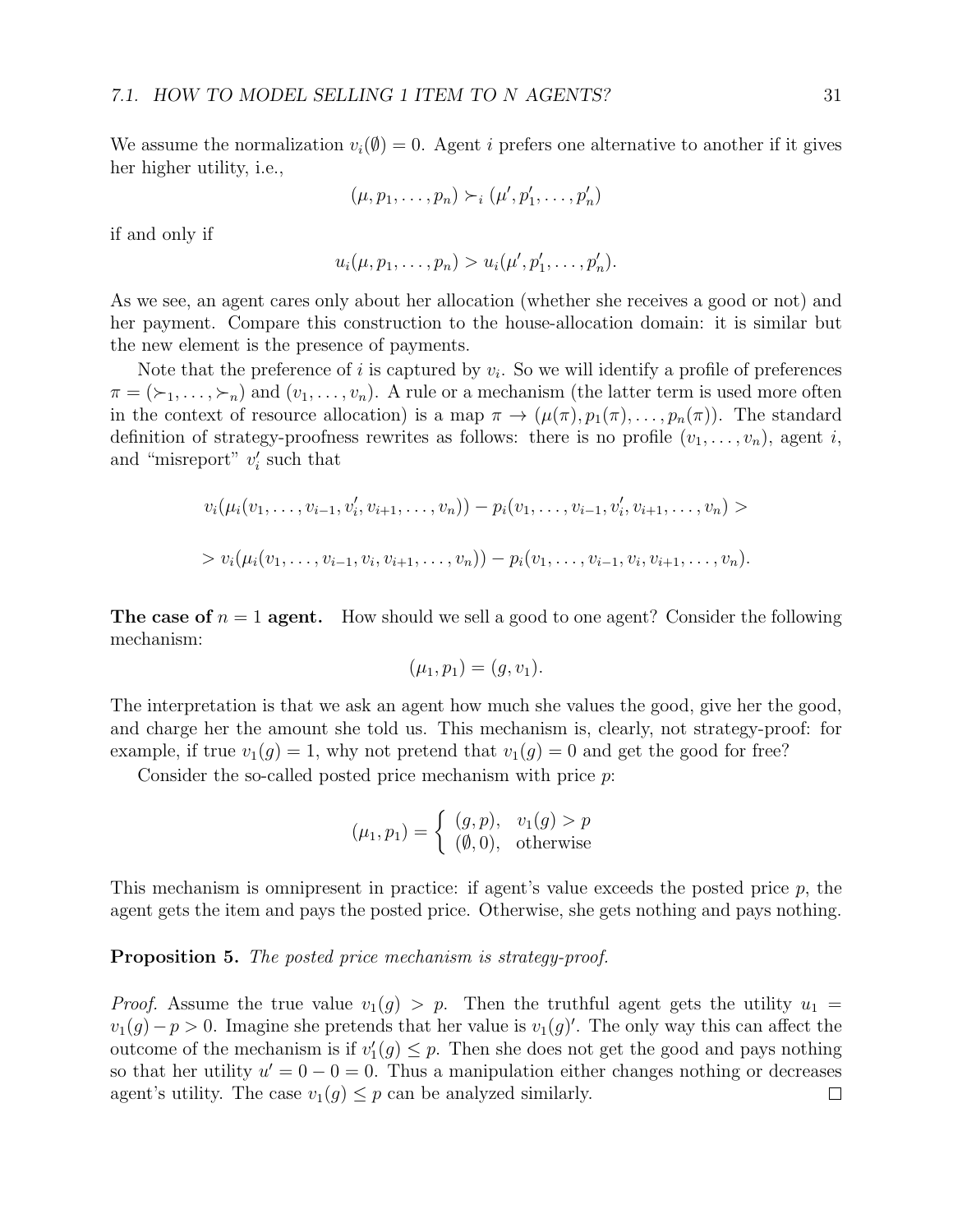We assume the normalization $v_i(\emptyset) = 0$. Agent $i$ prefers one alternative to another if it gives her higher utility, i.e.,

$$(\mu, p_1, \ldots, p_n) \succ_i (\mu', p'_1, \ldots, p'_n)$$

if and only if

$$u_i(\mu, p_1, \ldots, p_n) > u_i(\mu', p'_1, \ldots, p'_n).$$

As we see, an agent cares only about her allocation (whether she receives a good or not) and her payment. Compare this construction to the house-allocation domain: it is similar but the new element is the presence of payments.

Note that the preference of $i$ is captured by $v_i$. So we will identify a profile of preferences $\pi = (\succ_1, \ldots, \succ_n)$ and $(v_1, \ldots, v_n)$. A rule or a mechanism (the latter term is used more often in the context of resource allocation) is a map $\pi \to (\mu(\pi), p_1(\pi), \ldots, p_n(\pi))$. The standard definition of strategy-proofness rewrites as follows: there is no profile $(v_1, \ldots, v_n)$, agent $i$, and "misreport" $v'_i$ such that

$$v_i(\mu_i(v_1, \ldots, v_{i-1}, v'_i, v_{i+1}, \ldots, v_n)) - p_i(v_1, \ldots, v_{i-1}, v'_i, v_{i+1}, \ldots, v_n) >$$

$$> v_i(\mu_i(v_1, \ldots, v_{i-1}, v_i, v_{i+1}, \ldots, v_n)) - p_i(v_1, \ldots, v_{i-1}, v_i, v_{i+1}, \ldots, v_n).$$

**The case of $n = 1$ agent.** How should we sell a good to one agent? Consider the following mechanism:

$$(\mu_1, p_1) = (g, v_1).$$

The interpretation is that we ask an agent how much she values the good, give her the good, and charge her the amount she told us. This mechanism is, clearly, not strategy-proof: for example, if true $v_1(g) = 1$, why not pretend that $v_1(g) = 0$ and get the good for free?

Consider the so-called posted price mechanism with price $p$:

$$(\mu_1, p_1) = \begin{cases} (g, p), & v_1(g) > p \\ (\emptyset, 0), & \text{otherwise} \end{cases}$$

This mechanism is omnipresent in practice: if agent's value exceeds the posted price $p$, the agent gets the item and pays the posted price. Otherwise, she gets nothing and pays nothing.

**Proposition 5.** *The posted price mechanism is strategy-proof.*

*Proof.* Assume the true value $v_1(g) > p$. Then the truthful agent gets the utility $u_1 = v_1(g) - p > 0$. Imagine she pretends that her value is $v_1(g)'$. The only way this can affect the outcome of the mechanism is if $v'_1(g) \leq p$. Then she does not get the good and pays nothing so that her utility $u' = 0 - 0 = 0$. Thus a manipulation either changes nothing or decreases agent's utility. The case $v_1(g) \leq p$ can be analyzed similarly. □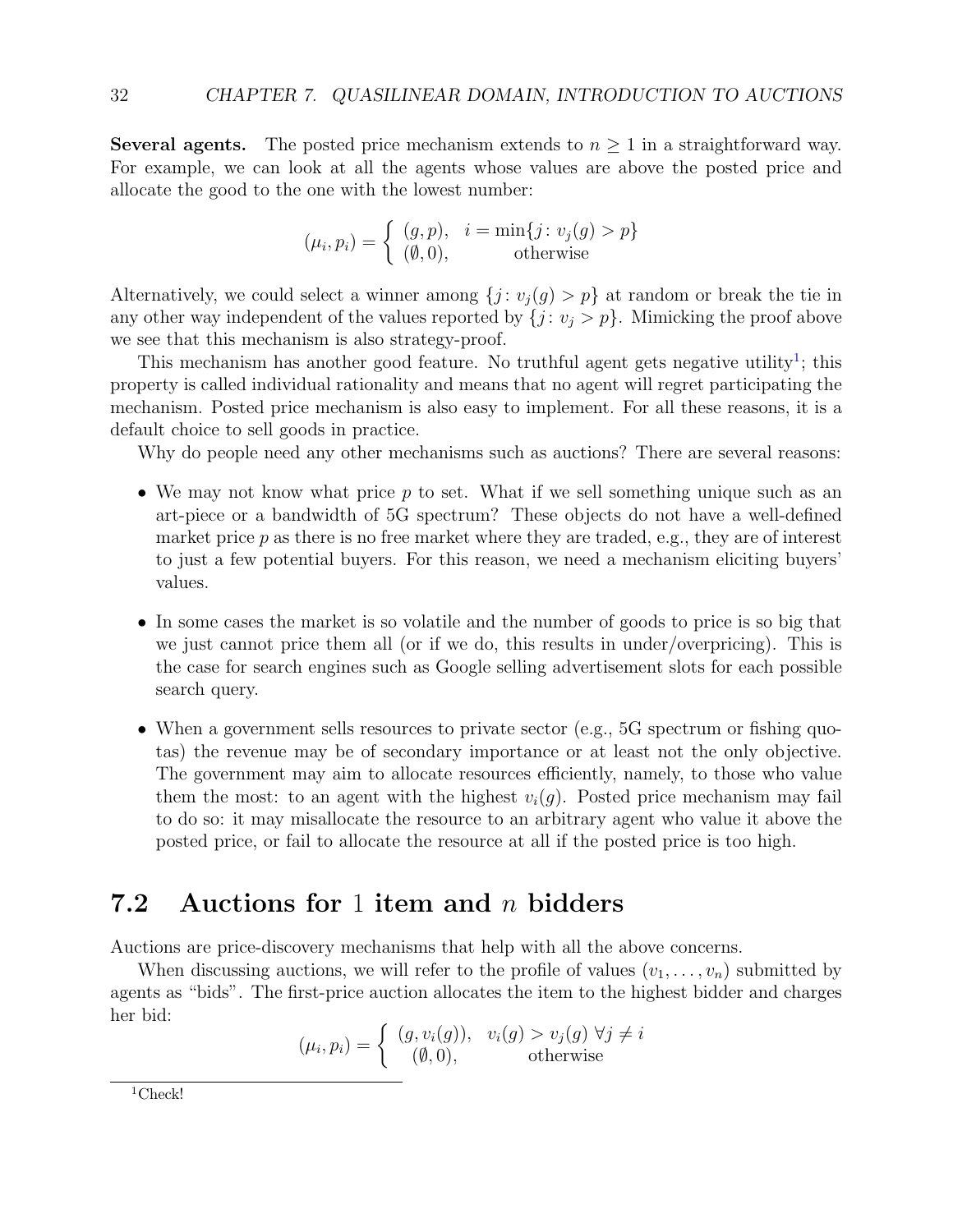**Several agents.** The posted price mechanism extends to $n \geq 1$ in a straightforward way. For example, we can look at all the agents whose values are above the posted price and allocate the good to the one with the lowest number:

$$(\mu_i, p_i) = \begin{cases} (g, p), & i = \min\{j : v_j(g) > p\} \\ (\emptyset, 0), & \text{otherwise} \end{cases}$$

Alternatively, we could select a winner among $\{j : v_j(g) > p\}$ at random or break the tie in any other way independent of the values reported by $\{j : v_j > p\}$. Mimicking the proof above we see that this mechanism is also strategy-proof.

This mechanism has another good feature. No truthful agent gets negative utility[1]; this property is called individual rationality and means that no agent will regret participating the mechanism. Posted price mechanism is also easy to implement. For all these reasons, it is a default choice to sell goods in practice.

Why do people need any other mechanisms such as auctions? There are several reasons:

- We may not know what price $p$ to set. What if we sell something unique such as an art-piece or a bandwidth of 5G spectrum? These objects do not have a well-defined market price $p$ as there is no free market where they are traded, e.g., they are of interest to just a few potential buyers. For this reason, we need a mechanism eliciting buyers' values.

- In some cases the market is so volatile and the number of goods to price is so big that we just cannot price them all (or if we do, this results in under/overpricing). This is the case for search engines such as Google selling advertisement slots for each possible search query.

- When a government sells resources to private sector (e.g., 5G spectrum or fishing quotas) the revenue may be of secondary importance or at least not the only objective. The government may aim to allocate resources efficiently, namely, to those who value them the most: to an agent with the highest $v_i(g)$. Posted price mechanism may fail to do so: it may misallocate the resource to an arbitrary agent who value it above the posted price, or fail to allocate the resource at all if the posted price is too high.

## 7.2 Auctions for 1 item and $n$ bidders

Auctions are price-discovery mechanisms that help with all the above concerns.

When discussing auctions, we will refer to the profile of values $(v_1, \ldots, v_n)$ submitted by agents as "bids". The first-price auction allocates the item to the highest bidder and charges her bid:

$$(\mu_i, p_i) = \begin{cases} (g, v_i(g)), & v_i(g) > v_j(g) \ \forall j \neq i \\ (\emptyset, 0), & \text{otherwise} \end{cases}$$

[1] Check!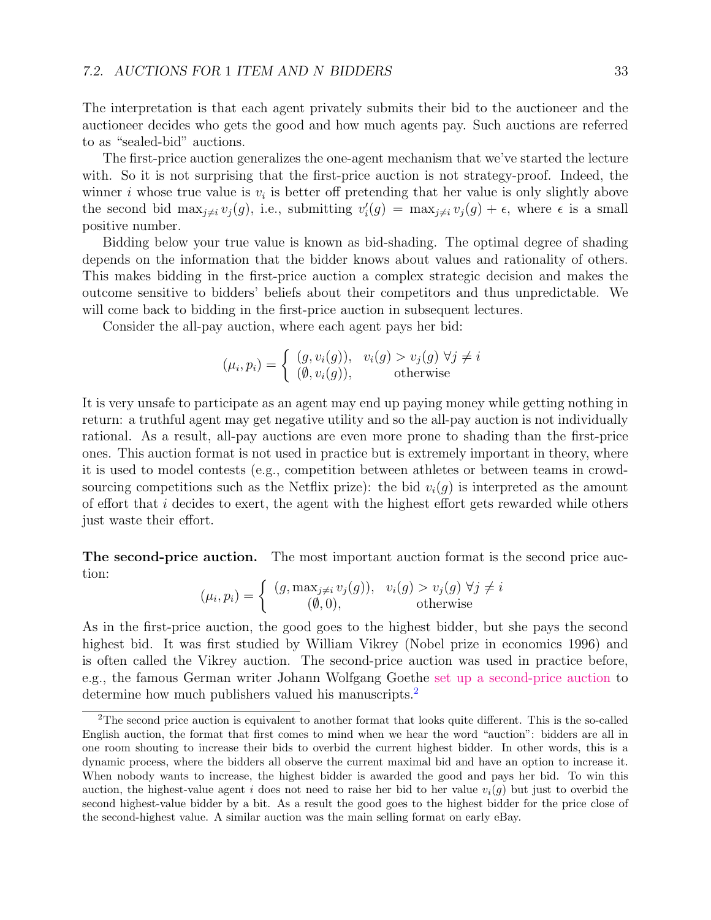The interpretation is that each agent privately submits their bid to the auctioneer and the auctioneer decides who gets the good and how much agents pay. Such auctions are referred to as "sealed-bid" auctions.

The first-price auction generalizes the one-agent mechanism that we've started the lecture with. So it is not surprising that the first-price auction is not strategy-proof. Indeed, the winner $i$ whose true value is $v_i$ is better off pretending that her value is only slightly above the second bid $\max_{j\neq i} v_j(g)$, i.e., submitting $v_i'(g) = \max_{j\neq i} v_j(g) + \epsilon$, where $\epsilon$ is a small positive number.

Bidding below your true value is known as bid-shading. The optimal degree of shading depends on the information that the bidder knows about values and rationality of others. This makes bidding in the first-price auction a complex strategic decision and makes the outcome sensitive to bidders' beliefs about their competitors and thus unpredictable. We will come back to bidding in the first-price auction in subsequent lectures.

Consider the all-pay auction, where each agent pays her bid:

$$(\mu_i, p_i) = \begin{cases} (g, v_i(g)), & v_i(g) > v_j(g)\ \forall j \neq i \\ (\emptyset, v_i(g)), & \text{otherwise} \end{cases}$$

It is very unsafe to participate as an agent may end up paying money while getting nothing in return: a truthful agent may get negative utility and so the all-pay auction is not individually rational. As a result, all-pay auctions are even more prone to shading than the first-price ones. This auction format is not used in practice but is extremely important in theory, where it is used to model contests (e.g., competition between athletes or between teams in crowd-sourcing competitions such as the Netflix prize): the bid $v_i(g)$ is interpreted as the amount of effort that $i$ decides to exert, the agent with the highest effort gets rewarded while others just waste their effort.

**The second-price auction.** The most important auction format is the second price auction:

$$(\mu_i, p_i) = \begin{cases} (g, \max_{j\neq i} v_j(g)), & v_i(g) > v_j(g)\ \forall j \neq i \\ (\emptyset, 0), & \text{otherwise} \end{cases}$$

As in the first-price auction, the good goes to the highest bidder, but she pays the second highest bid. It was first studied by William Vikrey (Nobel prize in economics 1996) and is often called the Vikrey auction. The second-price auction was used in practice before, e.g., the famous German writer Johann Wolfgang Goethe set up a second-price auction to determine how much publishers valued his manuscripts.[2]

[2] The second price auction is equivalent to another format that looks quite different. This is the so-called English auction, the format that first comes to mind when we hear the word "auction": bidders are all in one room shouting to increase their bids to overbid the current highest bidder. In other words, this is a dynamic process, where the bidders all observe the current maximal bid and have an option to increase it. When nobody wants to increase, the highest bidder is awarded the good and pays her bid. To win this auction, the highest-value agent $i$ does not need to raise her bid to her value $v_i(g)$ but just to overbid the second highest-value bidder by a bit. As a result the good goes to the highest bidder for the price close of the second-highest value. A similar auction was the main selling format on early eBay.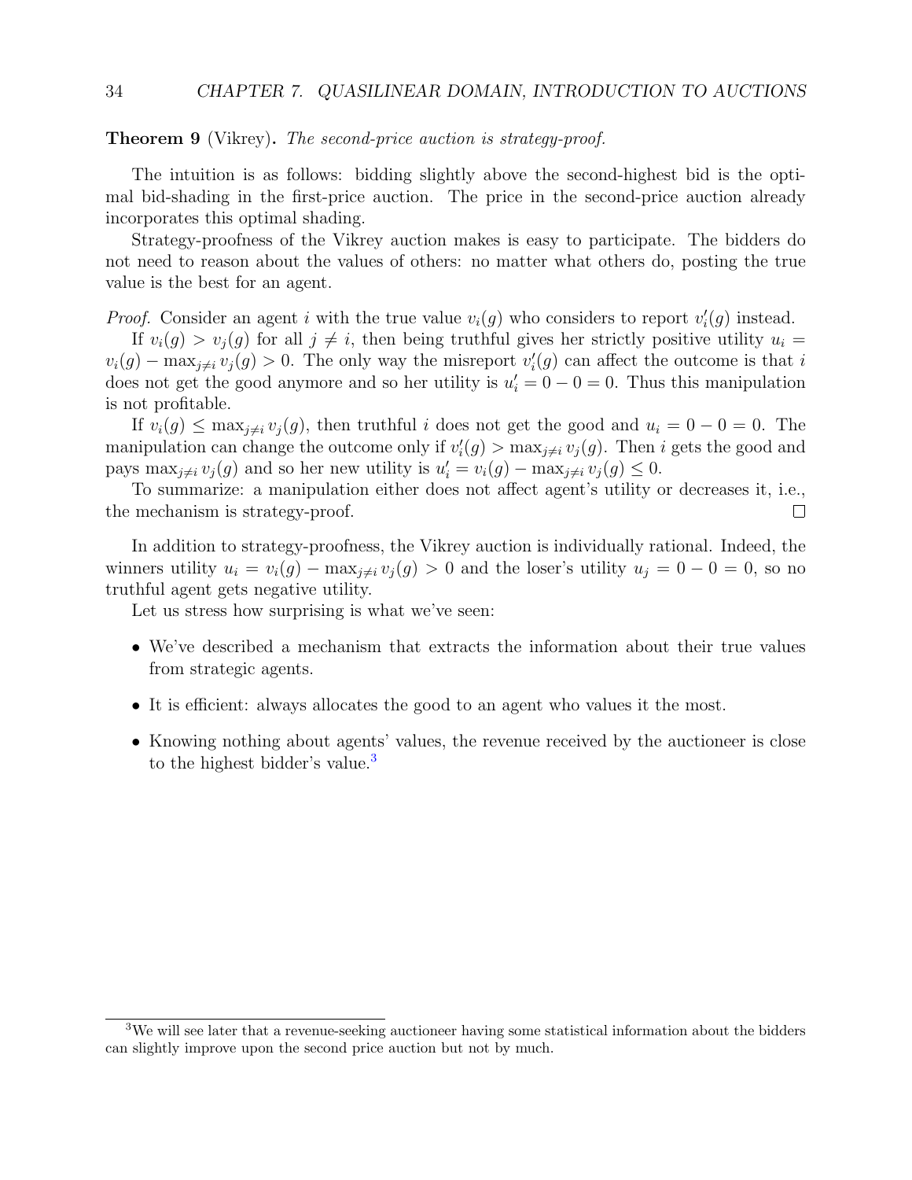**Theorem 9** (Vikrey)**.** *The second-price auction is strategy-proof.*

The intuition is as follows: bidding slightly above the second-highest bid is the optimal bid-shading in the first-price auction. The price in the second-price auction already incorporates this optimal shading.

Strategy-proofness of the Vikrey auction makes is easy to participate. The bidders do not need to reason about the values of others: no matter what others do, posting the true value is the best for an agent.

*Proof.* Consider an agent $i$ with the true value $v_i(g)$ who considers to report $v_i'(g)$ instead.

If $v_i(g) > v_j(g)$ for all $j \neq i$, then being truthful gives her strictly positive utility $u_i = v_i(g) - \max_{j\neq i} v_j(g) > 0$. The only way the misreport $v_i'(g)$ can affect the outcome is that $i$ does not get the good anymore and so her utility is $u_i' = 0 - 0 = 0$. Thus this manipulation is not profitable.

If $v_i(g) \leq \max_{j\neq i} v_j(g)$, then truthful $i$ does not get the good and $u_i = 0 - 0 = 0$. The manipulation can change the outcome only if $v_i'(g) > \max_{j\neq i} v_j(g)$. Then $i$ gets the good and pays $\max_{j\neq i} v_j(g)$ and so her new utility is $u_i' = v_i(g) - \max_{j\neq i} v_j(g) \leq 0$.

To summarize: a manipulation either does not affect agent's utility or decreases it, i.e., the mechanism is strategy-proof. □

In addition to strategy-proofness, the Vikrey auction is individually rational. Indeed, the winners utility $u_i = v_i(g) - \max_{j\neq i} v_j(g) > 0$ and the loser's utility $u_j = 0 - 0 = 0$, so no truthful agent gets negative utility.

Let us stress how surprising is what we've seen:

- We've described a mechanism that extracts the information about their true values from strategic agents.
- It is efficient: always allocates the good to an agent who values it the most.
- Knowing nothing about agents' values, the revenue received by the auctioneer is close to the highest bidder's value.[3]

[3] We will see later that a revenue-seeking auctioneer having some statistical information about the bidders can slightly improve upon the second price auction but not by much.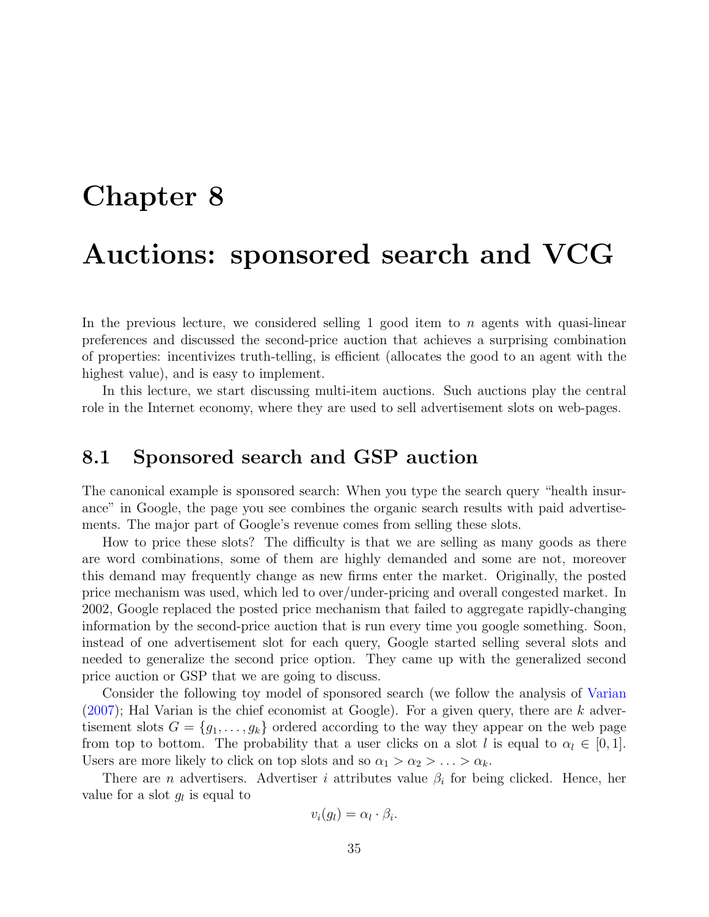# Chapter 8

# Auctions: sponsored search and VCG

In the previous lecture, we considered selling 1 good item to $n$ agents with quasi-linear preferences and discussed the second-price auction that achieves a surprising combination of properties: incentivizes truth-telling, is efficient (allocates the good to an agent with the highest value), and is easy to implement.

In this lecture, we start discussing multi-item auctions. Such auctions play the central role in the Internet economy, where they are used to sell advertisement slots on web-pages.

## 8.1 Sponsored search and GSP auction

The canonical example is sponsored search: When you type the search query "health insurance" in Google, the page you see combines the organic search results with paid advertisements. The major part of Google's revenue comes from selling these slots.

How to price these slots? The difficulty is that we are selling as many goods as there are word combinations, some of them are highly demanded and some are not, moreover this demand may frequently change as new firms enter the market. Originally, the posted price mechanism was used, which led to over/under-pricing and overall congested market. In 2002, Google replaced the posted price mechanism that failed to aggregate rapidly-changing information by the second-price auction that is run every time you google something. Soon, instead of one advertisement slot for each query, Google started selling several slots and needed to generalize the second price option. They came up with the generalized second price auction or GSP that we are going to discuss.

Consider the following toy model of sponsored search (we follow the analysis of Varian (2007); Hal Varian is the chief economist at Google). For a given query, there are $k$ advertisement slots $G = \{g_1, \ldots, g_k\}$ ordered according to the way they appear on the web page from top to bottom. The probability that a user clicks on a slot $l$ is equal to $\alpha_l \in [0, 1]$. Users are more likely to click on top slots and so $\alpha_1 > \alpha_2 > \ldots > \alpha_k$.

There are $n$ advertisers. Advertiser $i$ attributes value $\beta_i$ for being clicked. Hence, her value for a slot $g_l$ is equal to

$$v_i(g_l) = \alpha_l \cdot \beta_i.$$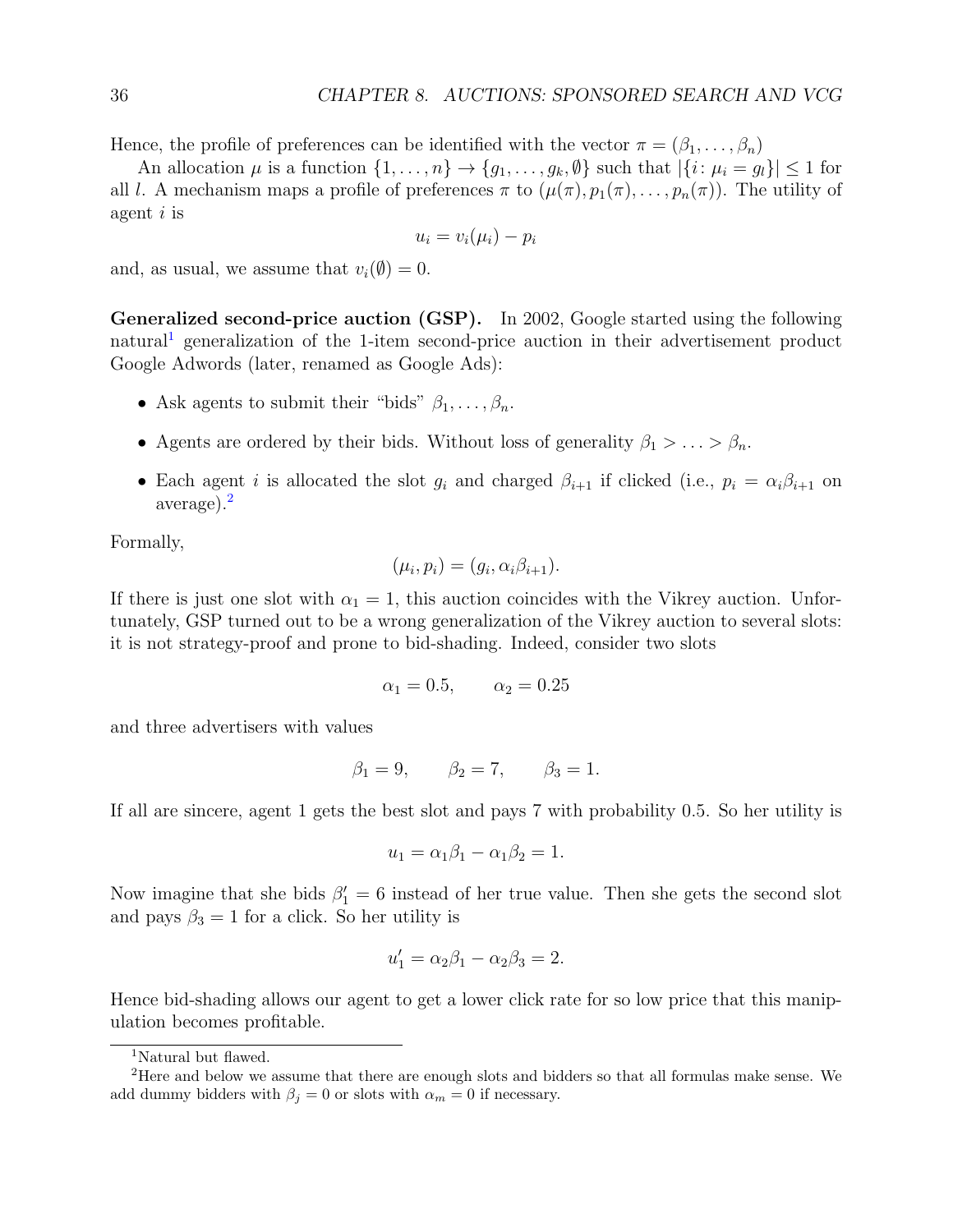Hence, the profile of preferences can be identified with the vector $\pi = (\beta_1, \ldots, \beta_n)$

An allocation $\mu$ is a function $\{1, \ldots, n\} \to \{g_1, \ldots, g_k, \emptyset\}$ such that $|\{i \colon \mu_i = g_l\}| \le 1$ for all $l$. A mechanism maps a profile of preferences $\pi$ to $(\mu(\pi), p_1(\pi), \ldots, p_n(\pi))$. The utility of agent $i$ is

$$u_i = v_i(\mu_i) - p_i$$

and, as usual, we assume that $v_i(\emptyset) = 0$.

**Generalized second-price auction (GSP).** In 2002, Google started using the following natural[1] generalization of the 1-item second-price auction in their advertisement product Google Adwords (later, renamed as Google Ads):

- Ask agents to submit their "bids" $\beta_1, \ldots, \beta_n$.
- Agents are ordered by their bids. Without loss of generality $\beta_1 > \ldots > \beta_n$.
- Each agent $i$ is allocated the slot $g_i$ and charged $\beta_{i+1}$ if clicked (i.e., $p_i = \alpha_i \beta_{i+1}$ on average).[2]

Formally,

$$(\mu_i, p_i) = (g_i, \alpha_i \beta_{i+1}).$$

If there is just one slot with $\alpha_1 = 1$, this auction coincides with the Vikrey auction. Unfortunately, GSP turned out to be a wrong generalization of the Vikrey auction to several slots: it is not strategy-proof and prone to bid-shading. Indeed, consider two slots

$$\alpha_1 = 0.5, \qquad \alpha_2 = 0.25$$

and three advertisers with values

$$\beta_1 = 9, \qquad \beta_2 = 7, \qquad \beta_3 = 1.$$

If all are sincere, agent 1 gets the best slot and pays 7 with probability 0.5. So her utility is

$$u_1 = \alpha_1 \beta_1 - \alpha_1 \beta_2 = 1.$$

Now imagine that she bids $\beta_1' = 6$ instead of her true value. Then she gets the second slot and pays $\beta_3 = 1$ for a click. So her utility is

$$u_1' = \alpha_2 \beta_1 - \alpha_2 \beta_3 = 2.$$

Hence bid-shading allows our agent to get a lower click rate for so low price that this manipulation becomes profitable.

---

[1] Natural but flawed.

[2] Here and below we assume that there are enough slots and bidders so that all formulas make sense. We add dummy bidders with $\beta_j = 0$ or slots with $\alpha_m = 0$ if necessary.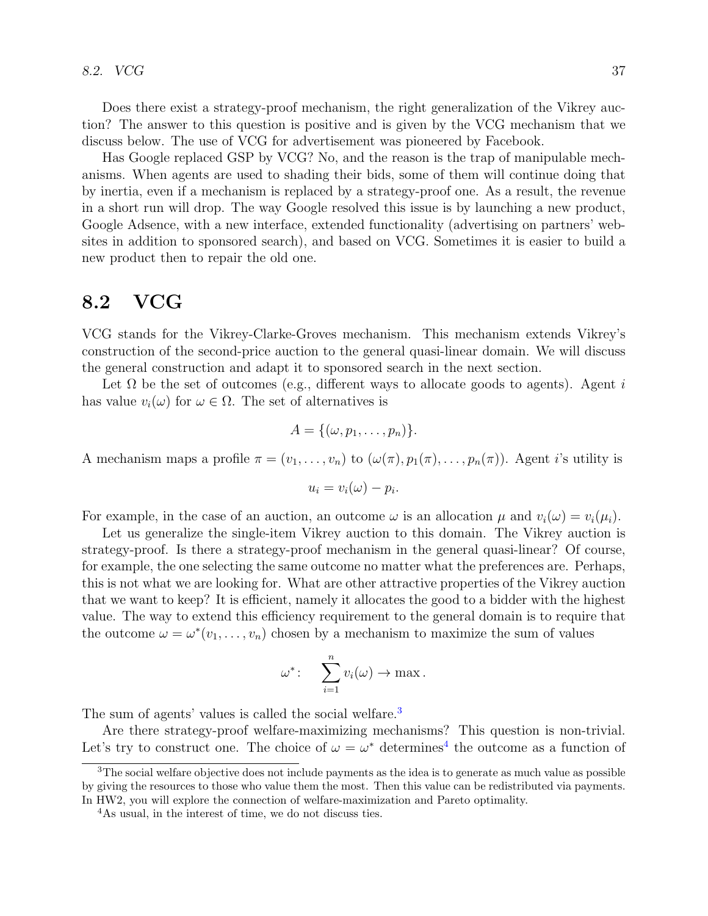Does there exist a strategy-proof mechanism, the right generalization of the Vikrey auction? The answer to this question is positive and is given by the VCG mechanism that we discuss below. The use of VCG for advertisement was pioneered by Facebook.

Has Google replaced GSP by VCG? No, and the reason is the trap of manipulable mechanisms. When agents are used to shading their bids, some of them will continue doing that by inertia, even if a mechanism is replaced by a strategy-proof one. As a result, the revenue in a short run will drop. The way Google resolved this issue is by launching a new product, Google Adsence, with a new interface, extended functionality (advertising on partners' websites in addition to sponsored search), and based on VCG. Sometimes it is easier to build a new product then to repair the old one.

## 8.2 VCG

VCG stands for the Vikrey-Clarke-Groves mechanism. This mechanism extends Vikrey's construction of the second-price auction to the general quasi-linear domain. We will discuss the general construction and adapt it to sponsored search in the next section.

Let $\Omega$ be the set of outcomes (e.g., different ways to allocate goods to agents). Agent $i$ has value $v_i(\omega)$ for $\omega \in \Omega$. The set of alternatives is

$$A = \{(\omega, p_1, \ldots, p_n)\}.$$

A mechanism maps a profile $\pi = (v_1, \ldots, v_n)$ to $(\omega(\pi), p_1(\pi), \ldots, p_n(\pi))$. Agent $i$'s utility is

$$u_i = v_i(\omega) - p_i.$$

For example, in the case of an auction, an outcome $\omega$ is an allocation $\mu$ and $v_i(\omega) = v_i(\mu_i)$.

Let us generalize the single-item Vikrey auction to this domain. The Vikrey auction is strategy-proof. Is there a strategy-proof mechanism in the general quasi-linear? Of course, for example, the one selecting the same outcome no matter what the preferences are. Perhaps, this is not what we are looking for. What are other attractive properties of the Vikrey auction that we want to keep? It is efficient, namely it allocates the good to a bidder with the highest value. The way to extend this efficiency requirement to the general domain is to require that the outcome $\omega = \omega^*(v_1, \ldots, v_n)$ chosen by a mechanism to maximize the sum of values

$$\omega^*: \quad \sum_{i=1}^{n} v_i(\omega) \to \max.$$

The sum of agents' values is called the social welfare.[3]

Are there strategy-proof welfare-maximizing mechanisms? This question is non-trivial. Let's try to construct one. The choice of $\omega = \omega^*$ determines[4] the outcome as a function of

[3] The social welfare objective does not include payments as the idea is to generate as much value as possible by giving the resources to those who value them the most. Then this value can be redistributed via payments. In HW2, you will explore the connection of welfare-maximization and Pareto optimality.

[4] As usual, in the interest of time, we do not discuss ties.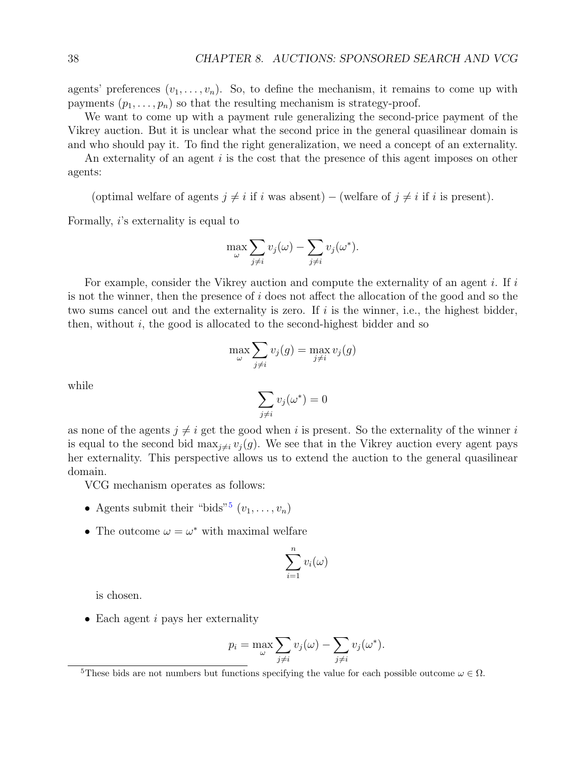agents' preferences $(v_1, \ldots, v_n)$. So, to define the mechanism, it remains to come up with payments $(p_1, \ldots, p_n)$ so that the resulting mechanism is strategy-proof.

We want to come up with a payment rule generalizing the second-price payment of the Vikrey auction. But it is unclear what the second price in the general quasilinear domain is and who should pay it. To find the right generalization, we need a concept of an externality.

An externality of an agent $i$ is the cost that the presence of this agent imposes on other agents:

$$\text{(optimal welfare of agents } j \neq i \text{ if } i \text{ was absent)} - \text{(welfare of } j \neq i \text{ if } i \text{ is present)}.$$

Formally, $i$'s externality is equal to

$$\max_{\omega} \sum_{j \neq i} v_j(\omega) - \sum_{j \neq i} v_j(\omega^*).$$

For example, consider the Vikrey auction and compute the externality of an agent $i$. If $i$ is not the winner, then the presence of $i$ does not affect the allocation of the good and so the two sums cancel out and the externality is zero. If $i$ is the winner, i.e., the highest bidder, then, without $i$, the good is allocated to the second-highest bidder and so

$$\max_{\omega} \sum_{j \neq i} v_j(g) = \max_{j \neq i} v_j(g)$$

while

$$\sum_{j \neq i} v_j(\omega^*) = 0$$

as none of the agents $j \neq i$ get the good when $i$ is present. So the externality of the winner $i$ is equal to the second bid $\max_{j \neq i} v_j(g)$. We see that in the Vikrey auction every agent pays her externality. This perspective allows us to extend the auction to the general quasilinear domain.

VCG mechanism operates as follows:

- Agents submit their "bids"[5] $(v_1, \ldots, v_n)$
- The outcome $\omega = \omega^*$ with maximal welfare

$$\sum_{i=1}^{n} v_i(\omega)$$

  is chosen.

- Each agent $i$ pays her externality

$$p_i = \max_{\omega} \sum_{j \neq i} v_j(\omega) - \sum_{j \neq i} v_j(\omega^*).$$

[5] These bids are not numbers but functions specifying the value for each possible outcome $\omega \in \Omega$.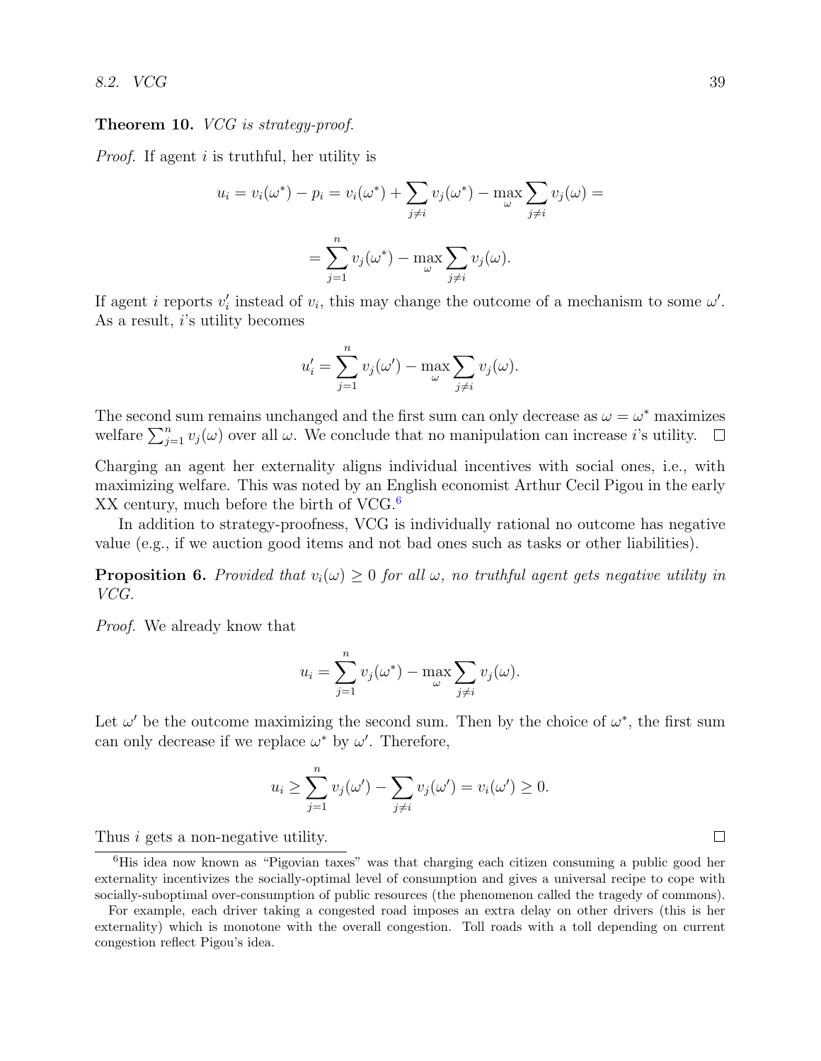**Theorem 10.** *VCG is strategy-proof.*

*Proof.* If agent $i$ is truthful, her utility is

$$u_i = v_i(\omega^*) - p_i = v_i(\omega^*) + \sum_{j \neq i} v_j(\omega^*) - \max_{\omega} \sum_{j \neq i} v_j(\omega) =$$

$$= \sum_{j=1}^{n} v_j(\omega^*) - \max_{\omega} \sum_{j \neq i} v_j(\omega).$$

If agent $i$ reports $v_i'$ instead of $v_i$, this may change the outcome of a mechanism to some $\omega'$. As a result, $i$'s utility becomes

$$u_i' = \sum_{j=1}^{n} v_j(\omega') - \max_{\omega} \sum_{j \neq i} v_j(\omega).$$

The second sum remains unchanged and the first sum can only decrease as $\omega = \omega^*$ maximizes welfare $\sum_{j=1}^{n} v_j(\omega)$ over all $\omega$. We conclude that no manipulation can increase $i$'s utility. $\square$

Charging an agent her externality aligns individual incentives with social ones, i.e., with maximizing welfare. This was noted by an English economist Arthur Cecil Pigou in the early XX century, much before the birth of VCG.[6]

In addition to strategy-proofness, VCG is individually rational no outcome has negative value (e.g., if we auction good items and not bad ones such as tasks or other liabilities).

**Proposition 6.** *Provided that $v_i(\omega) \geq 0$ for all $\omega$, no truthful agent gets negative utility in VCG.*

*Proof.* We already know that

$$u_i = \sum_{j=1}^{n} v_j(\omega^*) - \max_{\omega} \sum_{j \neq i} v_j(\omega).$$

Let $\omega'$ be the outcome maximizing the second sum. Then by the choice of $\omega^*$, the first sum can only decrease if we replace $\omega^*$ by $\omega'$. Therefore,

$$u_i \geq \sum_{j=1}^{n} v_j(\omega') - \sum_{j \neq i} v_j(\omega') = v_i(\omega') \geq 0.$$

Thus $i$ gets a non-negative utility. $\square$

[6] His idea now known as "Pigovian taxes" was that charging each citizen consuming a public good her externality incentivizes the socially-optimal level of consumption and gives a universal recipe to cope with socially-suboptimal over-consumption of public resources (the phenomenon called the tragedy of commons).

For example, each driver taking a congested road imposes an extra delay on other drivers (this is her externality) which is monotone with the overall congestion. Toll roads with a toll depending on current congestion reflect Pigou's idea.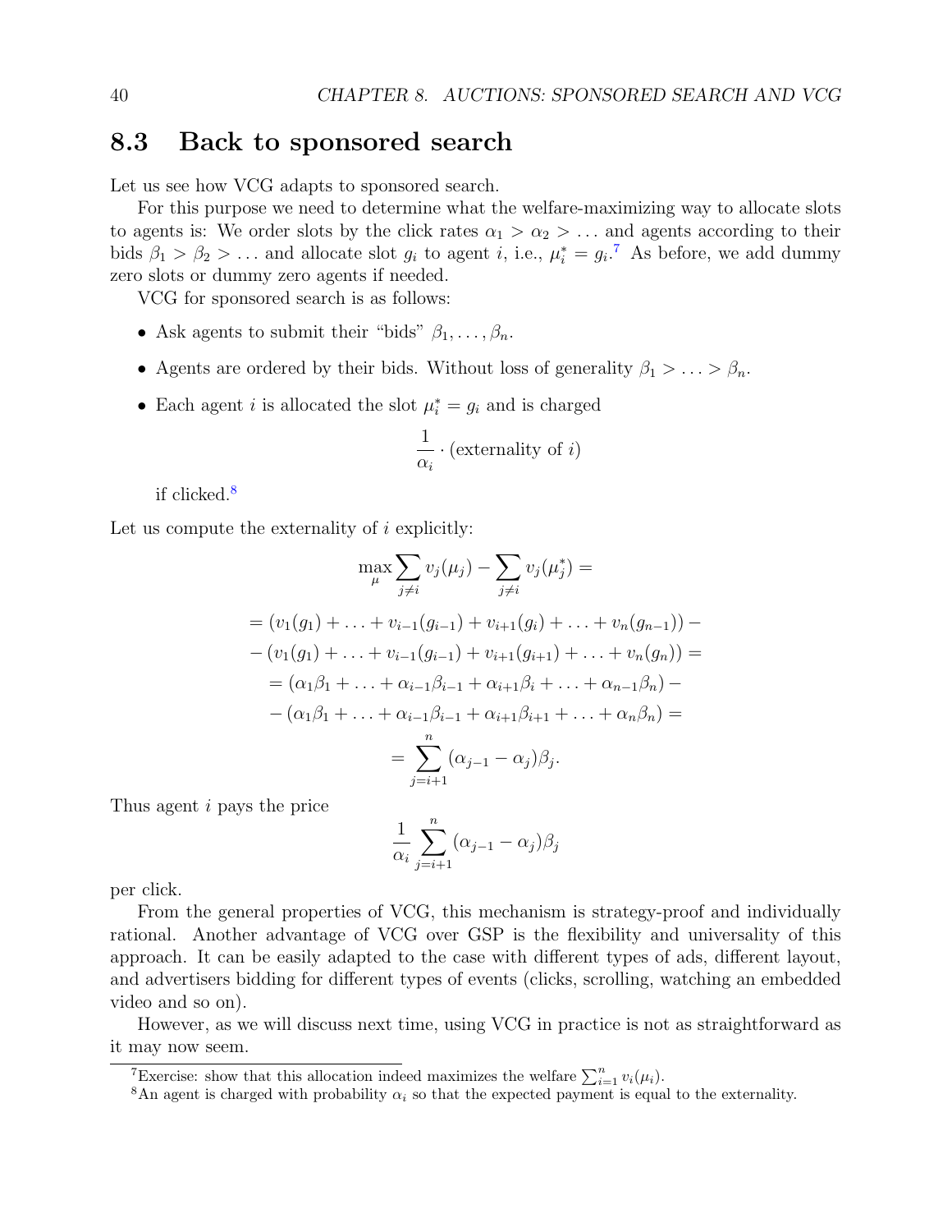## 8.3 Back to sponsored search

Let us see how VCG adapts to sponsored search.

For this purpose we need to determine what the welfare-maximizing way to allocate slots to agents is: We order slots by the click rates $\alpha_1 > \alpha_2 > \ldots$ and agents according to their bids $\beta_1 > \beta_2 > \ldots$ and allocate slot $g_i$ to agent $i$, i.e., $\mu_i^* = g_i$.[7] As before, we add dummy zero slots or dummy zero agents if needed.

VCG for sponsored search is as follows:

- Ask agents to submit their "bids" $\beta_1, \ldots, \beta_n$.
- Agents are ordered by their bids. Without loss of generality $\beta_1 > \ldots > \beta_n$.
- Each agent $i$ is allocated the slot $\mu_i^* = g_i$ and is charged

  $$\frac{1}{\alpha_i} \cdot (\text{externality of } i)$$

  if clicked.[8]

Let us compute the externality of $i$ explicitly:

$$\max_{\mu} \sum_{j \neq i} v_j(\mu_j) - \sum_{j \neq i} v_j(\mu_j^*) =$$

$$= (v_1(g_1) + \ldots + v_{i-1}(g_{i-1}) + v_{i+1}(g_i) + \ldots + v_n(g_{n-1})) -$$

$$- (v_1(g_1) + \ldots + v_{i-1}(g_{i-1}) + v_{i+1}(g_{i+1}) + \ldots + v_n(g_n)) =$$

$$= (\alpha_1\beta_1 + \ldots + \alpha_{i-1}\beta_{i-1} + \alpha_{i+1}\beta_i + \ldots + \alpha_{n-1}\beta_n) -$$

$$- (\alpha_1\beta_1 + \ldots + \alpha_{i-1}\beta_{i-1} + \alpha_{i+1}\beta_{i+1} + \ldots + \alpha_n\beta_n) =$$

$$= \sum_{j=i+1}^{n} (\alpha_{j-1} - \alpha_j)\beta_j.$$

Thus agent $i$ pays the price

$$\frac{1}{\alpha_i} \sum_{j=i+1}^{n} (\alpha_{j-1} - \alpha_j)\beta_j$$

per click.

From the general properties of VCG, this mechanism is strategy-proof and individually rational. Another advantage of VCG over GSP is the flexibility and universality of this approach. It can be easily adapted to the case with different types of ads, different layout, and advertisers bidding for different types of events (clicks, scrolling, watching an embedded video and so on).

However, as we will discuss next time, using VCG in practice is not as straightforward as it may now seem.

---

[7] Exercise: show that this allocation indeed maximizes the welfare $\sum_{i=1}^{n} v_i(\mu_i)$.

[8] An agent is charged with probability $\alpha_i$ so that the expected payment is equal to the externality.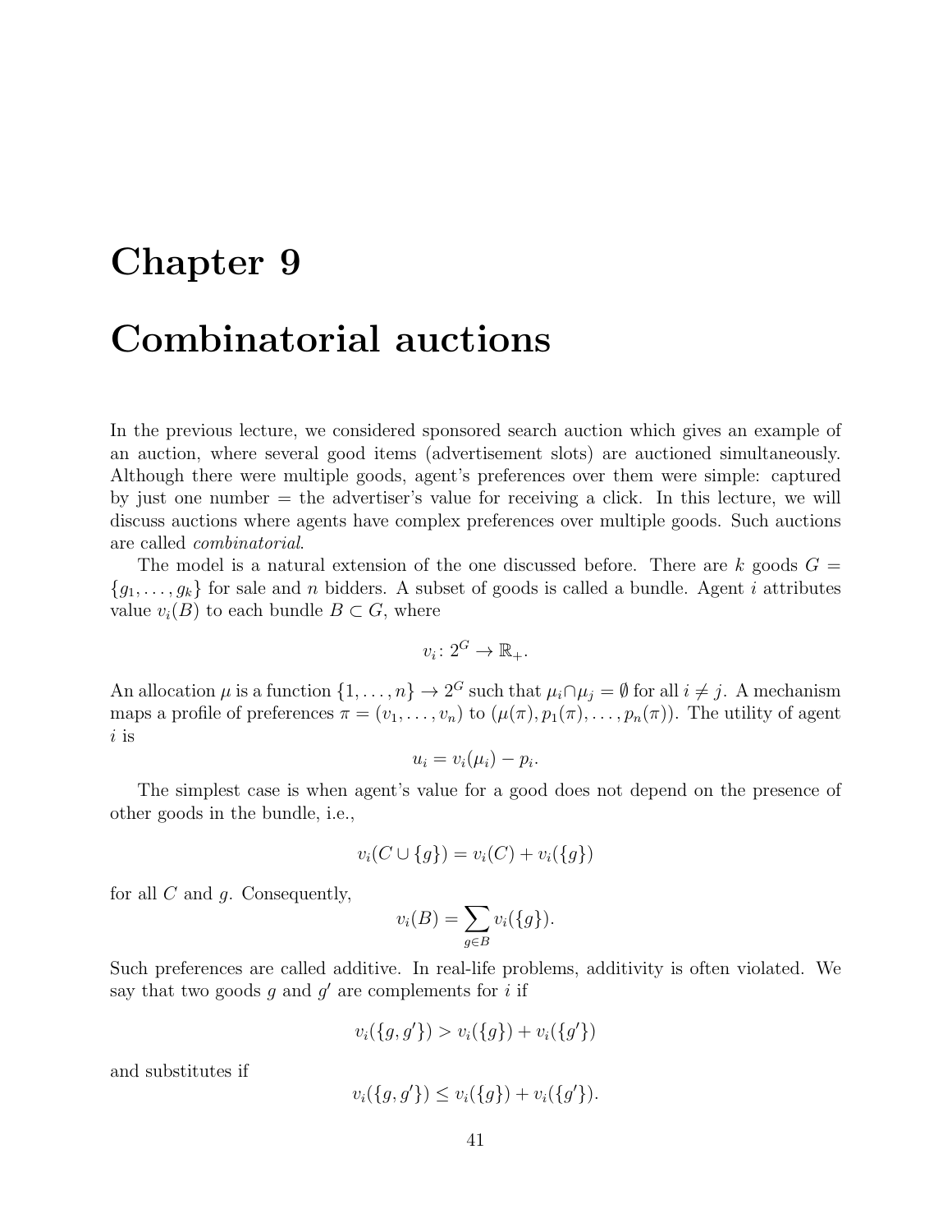# Chapter 9

# Combinatorial auctions

In the previous lecture, we considered sponsored search auction which gives an example of an auction, where several good items (advertisement slots) are auctioned simultaneously. Although there were multiple goods, agent's preferences over them were simple: captured by just one number = the advertiser's value for receiving a click. In this lecture, we will discuss auctions where agents have complex preferences over multiple goods. Such auctions are called *combinatorial*.

The model is a natural extension of the one discussed before. There are $k$ goods $G = \{g_1, \ldots, g_k\}$ for sale and $n$ bidders. A subset of goods is called a bundle. Agent $i$ attributes value $v_i(B)$ to each bundle $B \subset G$, where

$$v_i \colon 2^G \to \mathbb{R}_+.$$

An allocation $\mu$ is a function $\{1, \ldots, n\} \to 2^G$ such that $\mu_i \cap \mu_j = \emptyset$ for all $i \neq j$. A mechanism maps a profile of preferences $\pi = (v_1, \ldots, v_n)$ to $(\mu(\pi), p_1(\pi), \ldots, p_n(\pi))$. The utility of agent $i$ is

$$u_i = v_i(\mu_i) - p_i.$$

The simplest case is when agent's value for a good does not depend on the presence of other goods in the bundle, i.e.,

$$v_i(C \cup \{g\}) = v_i(C) + v_i(\{g\})$$

for all $C$ and $g$. Consequently,

$$v_i(B) = \sum_{g \in B} v_i(\{g\}).$$

Such preferences are called additive. In real-life problems, additivity is often violated. We say that two goods $g$ and $g'$ are complements for $i$ if

$$v_i(\{g, g'\}) > v_i(\{g\}) + v_i(\{g'\})$$

and substitutes if

$$v_i(\{g, g'\}) \leq v_i(\{g\}) + v_i(\{g'\}).$$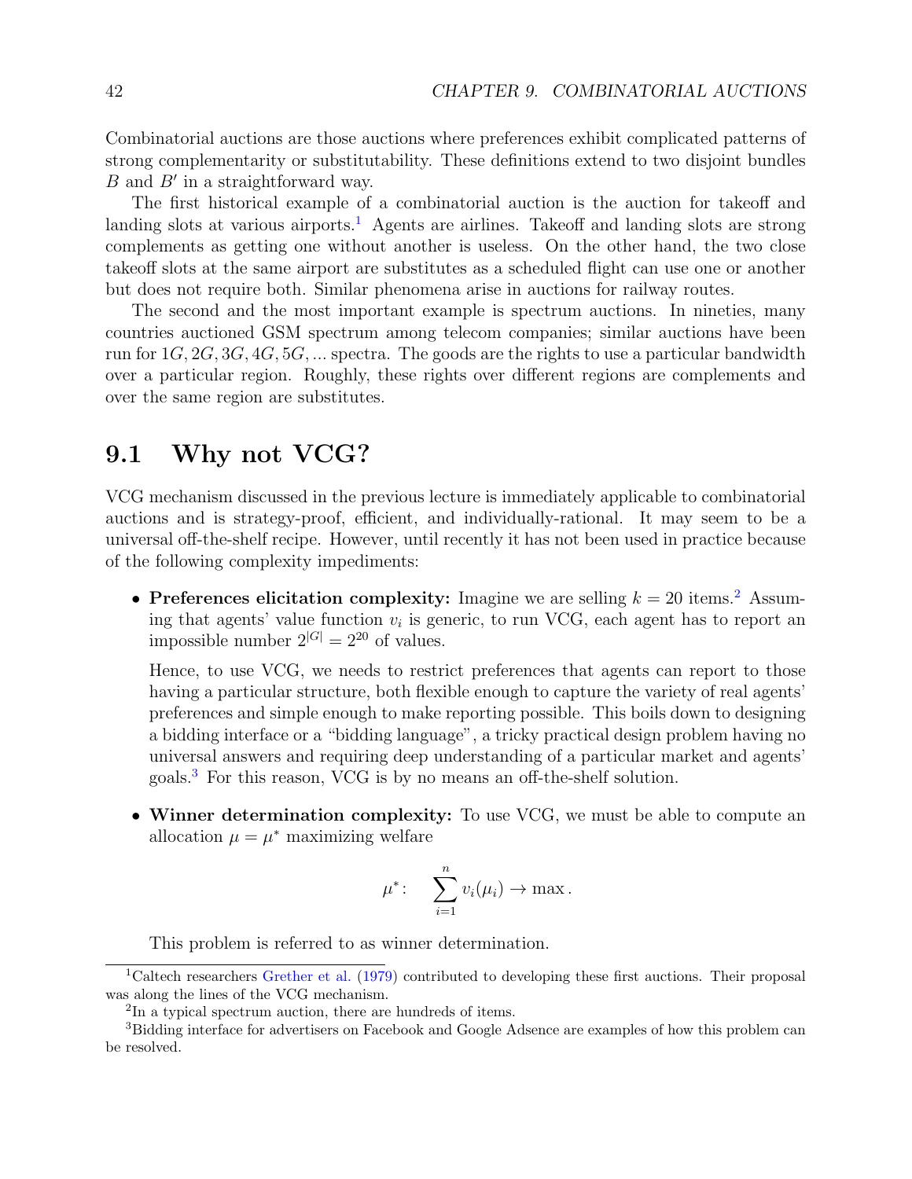Combinatorial auctions are those auctions where preferences exhibit complicated patterns of strong complementarity or substitutability. These definitions extend to two disjoint bundles $B$ and $B'$ in a straightforward way.

The first historical example of a combinatorial auction is the auction for takeoff and landing slots at various airports.[1] Agents are airlines. Takeoff and landing slots are strong complements as getting one without another is useless. On the other hand, the two close takeoff slots at the same airport are substitutes as a scheduled flight can use one or another but does not require both. Similar phenomena arise in auctions for railway routes.

The second and the most important example is spectrum auctions. In nineties, many countries auctioned GSM spectrum among telecom companies; similar auctions have been run for $1G, 2G, 3G, 4G, 5G, ...$ spectra. The goods are the rights to use a particular bandwidth over a particular region. Roughly, these rights over different regions are complements and over the same region are substitutes.

## 9.1 Why not VCG?

VCG mechanism discussed in the previous lecture is immediately applicable to combinatorial auctions and is strategy-proof, efficient, and individually-rational. It may seem to be a universal off-the-shelf recipe. However, until recently it has not been used in practice because of the following complexity impediments:

- **Preferences elicitation complexity:** Imagine we are selling $k = 20$ items.[2] Assuming that agents' value function $v_i$ is generic, to run VCG, each agent has to report an impossible number $2^{|G|} = 2^{20}$ of values.

  Hence, to use VCG, we needs to restrict preferences that agents can report to those having a particular structure, both flexible enough to capture the variety of real agents' preferences and simple enough to make reporting possible. This boils down to designing a bidding interface or a "bidding language", a tricky practical design problem having no universal answers and requiring deep understanding of a particular market and agents' goals.[3] For this reason, VCG is by no means an off-the-shelf solution.

- **Winner determination complexity:** To use VCG, we must be able to compute an allocation $\mu = \mu^*$ maximizing welfare

  $$\mu^*: \quad \sum_{i=1}^{n} v_i(\mu_i) \to \max .$$

  This problem is referred to as winner determination.

---

[1] Caltech researchers Grether et al. (1979) contributed to developing these first auctions. Their proposal was along the lines of the VCG mechanism.

[2] In a typical spectrum auction, there are hundreds of items.

[3] Bidding interface for advertisers on Facebook and Google Adsence are examples of how this problem can be resolved.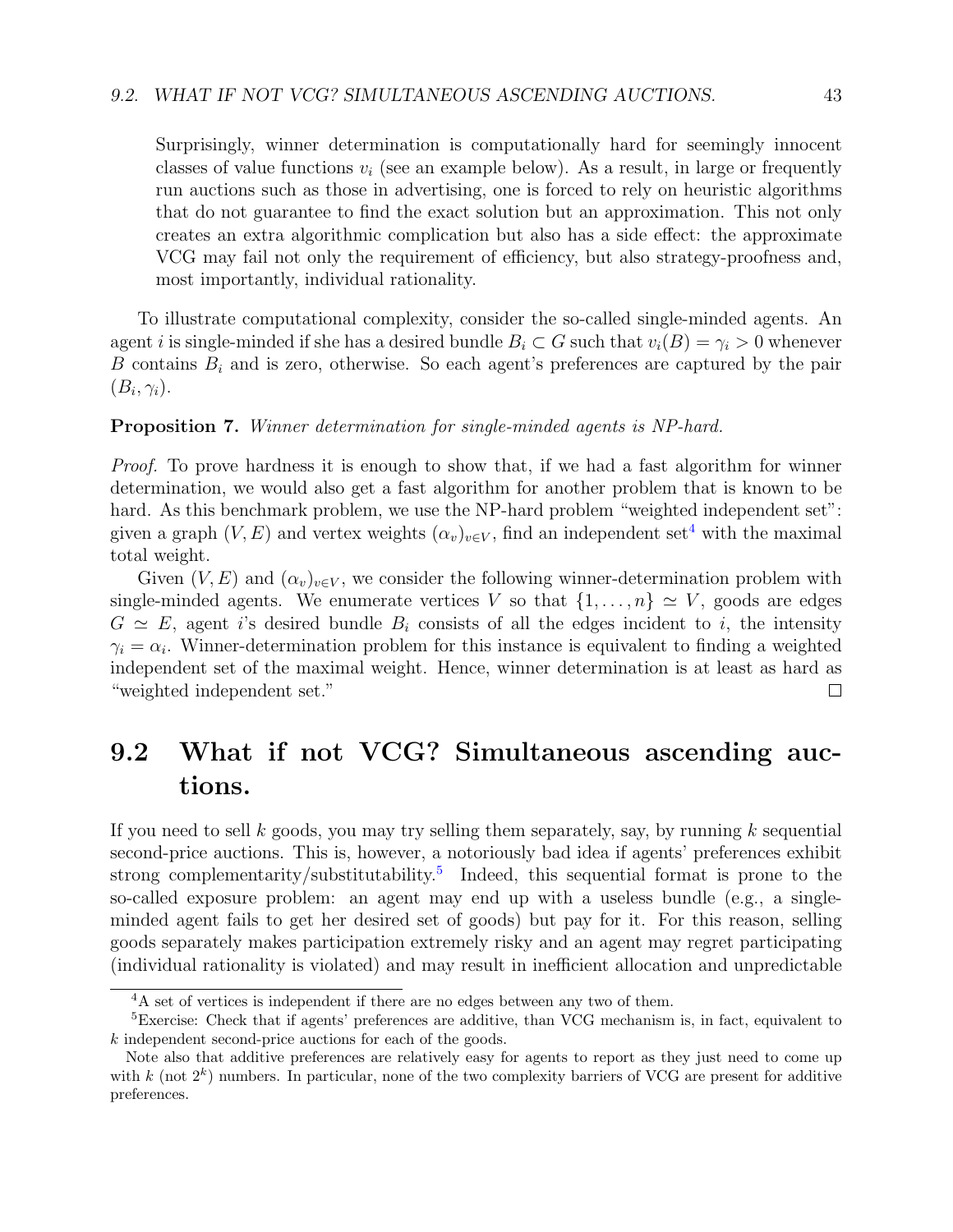Surprisingly, winner determination is computationally hard for seemingly innocent classes of value functions $v_i$ (see an example below). As a result, in large or frequently run auctions such as those in advertising, one is forced to rely on heuristic algorithms that do not guarantee to find the exact solution but an approximation. This not only creates an extra algorithmic complication but also has a side effect: the approximate VCG may fail not only the requirement of efficiency, but also strategy-proofness and, most importantly, individual rationality.

To illustrate computational complexity, consider the so-called single-minded agents. An agent $i$ is single-minded if she has a desired bundle $B_i \subset G$ such that $v_i(B) = \gamma_i > 0$ whenever $B$ contains $B_i$ and is zero, otherwise. So each agent's preferences are captured by the pair $(B_i, \gamma_i)$.

**Proposition 7.** *Winner determination for single-minded agents is NP-hard.*

*Proof.* To prove hardness it is enough to show that, if we had a fast algorithm for winner determination, we would also get a fast algorithm for another problem that is known to be hard. As this benchmark problem, we use the NP-hard problem "weighted independent set": given a graph $(V, E)$ and vertex weights $(\alpha_v)_{v \in V}$, find an independent set[4] with the maximal total weight.

Given $(V, E)$ and $(\alpha_v)_{v \in V}$, we consider the following winner-determination problem with single-minded agents. We enumerate vertices $V$ so that $\{1, \ldots, n\} \simeq V$, goods are edges $G \simeq E$, agent $i$'s desired bundle $B_i$ consists of all the edges incident to $i$, the intensity $\gamma_i = \alpha_i$. Winner-determination problem for this instance is equivalent to finding a weighted independent set of the maximal weight. Hence, winner determination is at least as hard as "weighted independent set." ◻

## 9.2 What if not VCG? Simultaneous ascending auctions.

If you need to sell $k$ goods, you may try selling them separately, say, by running $k$ sequential second-price auctions. This is, however, a notoriously bad idea if agents' preferences exhibit strong complementarity/substitutability.[5] Indeed, this sequential format is prone to the so-called exposure problem: an agent may end up with a useless bundle (e.g., a single-minded agent fails to get her desired set of goods) but pay for it. For this reason, selling goods separately makes participation extremely risky and an agent may regret participating (individual rationality is violated) and may result in inefficient allocation and unpredictable

---

[4] A set of vertices is independent if there are no edges between any two of them.

[5] Exercise: Check that if agents' preferences are additive, than VCG mechanism is, in fact, equivalent to $k$ independent second-price auctions for each of the goods.

Note also that additive preferences are relatively easy for agents to report as they just need to come up with $k$ (not $2^k$) numbers. In particular, none of the two complexity barriers of VCG are present for additive preferences.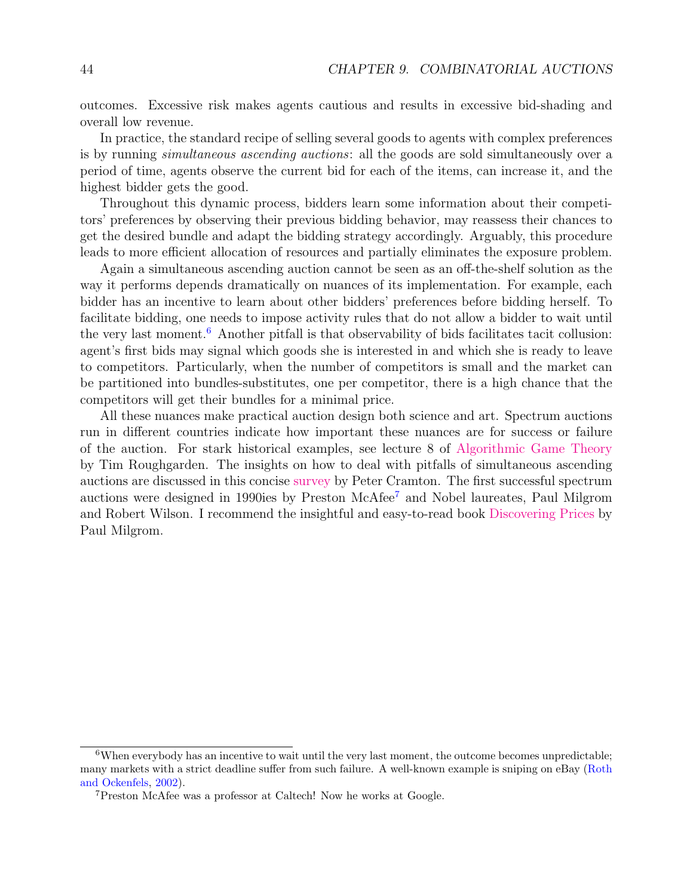outcomes. Excessive risk makes agents cautious and results in excessive bid-shading and overall low revenue.

In practice, the standard recipe of selling several goods to agents with complex preferences is by running *simultaneous ascending auctions*: all the goods are sold simultaneously over a period of time, agents observe the current bid for each of the items, can increase it, and the highest bidder gets the good.

Throughout this dynamic process, bidders learn some information about their competitors' preferences by observing their previous bidding behavior, may reassess their chances to get the desired bundle and adapt the bidding strategy accordingly. Arguably, this procedure leads to more efficient allocation of resources and partially eliminates the exposure problem.

Again a simultaneous ascending auction cannot be seen as an off-the-shelf solution as the way it performs depends dramatically on nuances of its implementation. For example, each bidder has an incentive to learn about other bidders' preferences before bidding herself. To facilitate bidding, one needs to impose activity rules that do not allow a bidder to wait until the very last moment.[6] Another pitfall is that observability of bids facilitates tacit collusion: agent's first bids may signal which goods she is interested in and which she is ready to leave to competitors. Particularly, when the number of competitors is small and the market can be partitioned into bundles-substitutes, one per competitor, there is a high chance that the competitors will get their bundles for a minimal price.

All these nuances make practical auction design both science and art. Spectrum auctions run in different countries indicate how important these nuances are for success or failure of the auction. For stark historical examples, see lecture 8 of Algorithmic Game Theory by Tim Roughgarden. The insights on how to deal with pitfalls of simultaneous ascending auctions are discussed in this concise survey by Peter Cramton. The first successful spectrum auctions were designed in 1990ies by Preston McAfee[7] and Nobel laureates, Paul Milgrom and Robert Wilson. I recommend the insightful and easy-to-read book Discovering Prices by Paul Milgrom.

---

[6] When everybody has an incentive to wait until the very last moment, the outcome becomes unpredictable; many markets with a strict deadline suffer from such failure. A well-known example is sniping on eBay (Roth and Ockenfels, 2002).

[7] Preston McAfee was a professor at Caltech! Now he works at Google.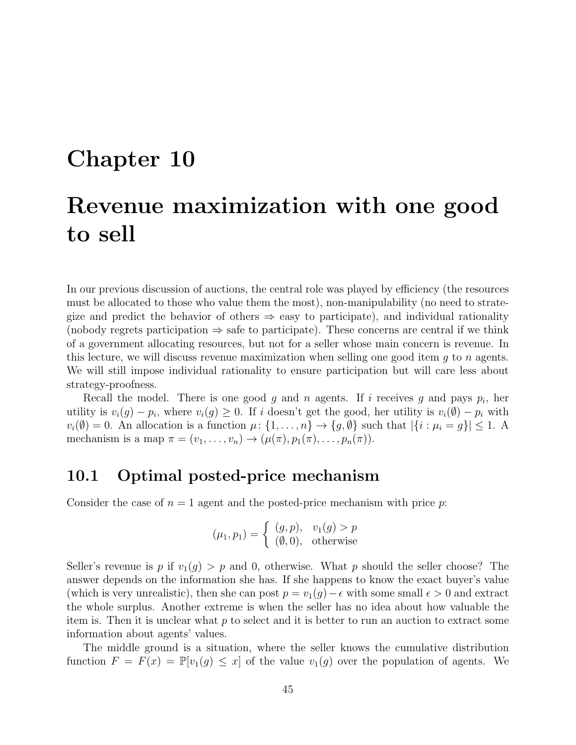# Chapter 10

# Revenue maximization with one good to sell

In our previous discussion of auctions, the central role was played by efficiency (the resources must be allocated to those who value them the most), non-manipulability (no need to strategize and predict the behavior of others ⇒ easy to participate), and individual rationality (nobody regrets participation ⇒ safe to participate). These concerns are central if we think of a government allocating resources, but not for a seller whose main concern is revenue. In this lecture, we will discuss revenue maximization when selling one good item $g$ to $n$ agents. We will still impose individual rationality to ensure participation but will care less about strategy-proofness.

Recall the model. There is one good $g$ and $n$ agents. If $i$ receives $g$ and pays $p_i$, her utility is $v_i(g) - p_i$, where $v_i(g) \geq 0$. If $i$ doesn't get the good, her utility is $v_i(\emptyset) - p_i$ with $v_i(\emptyset) = 0$. An allocation is a function $\mu\colon \{1, \ldots, n\} \to \{g, \emptyset\}$ such that $|\{i : \mu_i = g\}| \leq 1$. A mechanism is a map $\pi = (v_1, \ldots, v_n) \to (\mu(\pi), p_1(\pi), \ldots, p_n(\pi))$.

## 10.1 Optimal posted-price mechanism

Consider the case of $n = 1$ agent and the posted-price mechanism with price $p$:

$$(\mu_1, p_1) = \begin{cases} (g, p), & v_1(g) > p \\ (\emptyset, 0), & \text{otherwise} \end{cases}$$

Seller's revenue is $p$ if $v_1(g) > p$ and 0, otherwise. What $p$ should the seller choose? The answer depends on the information she has. If she happens to know the exact buyer's value (which is very unrealistic), then she can post $p = v_1(g) - \epsilon$ with some small $\epsilon > 0$ and extract the whole surplus. Another extreme is when the seller has no idea about how valuable the item is. Then it is unclear what $p$ to select and it is better to run an auction to extract some information about agents' values.

The middle ground is a situation, where the seller knows the cumulative distribution function $F = F(x) = \mathbb{P}[v_1(g) \leq x]$ of the value $v_1(g)$ over the population of agents. We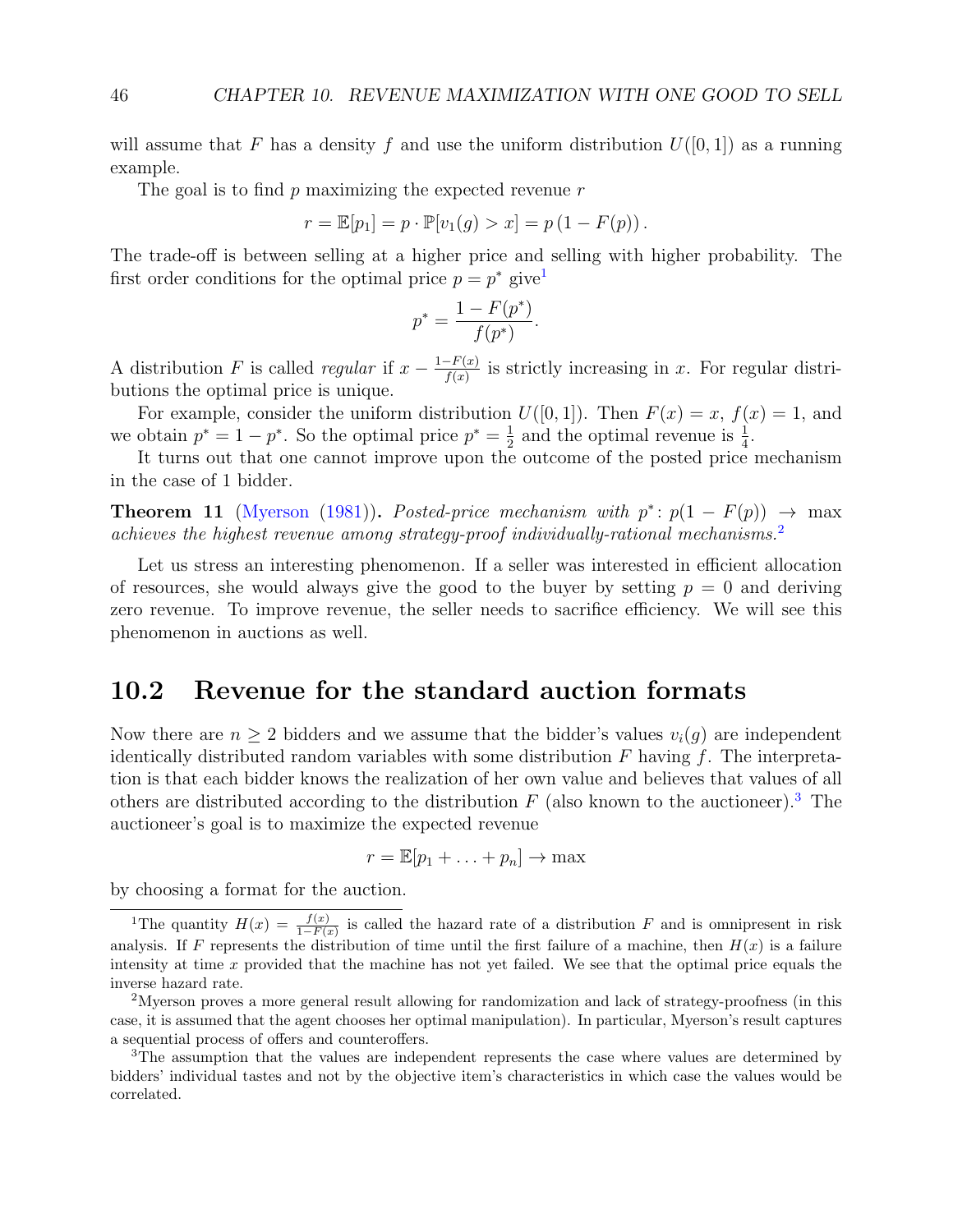will assume that $F$ has a density $f$ and use the uniform distribution $U([0,1])$ as a running example.

The goal is to find $p$ maximizing the expected revenue $r$

$$r = \mathbb{E}[p_1] = p \cdot \mathbb{P}[v_1(g) > x] = p\,(1 - F(p))\,.$$

The trade-off is between selling at a higher price and selling with higher probability. The first order conditions for the optimal price $p = p^*$ give[1]

$$p^* = \frac{1 - F(p^*)}{f(p^*)}.$$

A distribution $F$ is called *regular* if $x - \frac{1-F(x)}{f(x)}$ is strictly increasing in $x$. For regular distributions the optimal price is unique.

For example, consider the uniform distribution $U([0,1])$. Then $F(x) = x$, $f(x) = 1$, and we obtain $p^* = 1 - p^*$. So the optimal price $p^* = \frac{1}{2}$ and the optimal revenue is $\frac{1}{4}$.

It turns out that one cannot improve upon the outcome of the posted price mechanism in the case of 1 bidder.

**Theorem 11** (Myerson (1981))**.** *Posted-price mechanism with $p^*$: $p(1 - F(p)) \to \max$ achieves the highest revenue among strategy-proof individually-rational mechanisms.*[2]

Let us stress an interesting phenomenon. If a seller was interested in efficient allocation of resources, she would always give the good to the buyer by setting $p = 0$ and deriving zero revenue. To improve revenue, the seller needs to sacrifice efficiency. We will see this phenomenon in auctions as well.

## 10.2 Revenue for the standard auction formats

Now there are $n \geq 2$ bidders and we assume that the bidder's values $v_i(g)$ are independent identically distributed random variables with some distribution $F$ having $f$. The interpretation is that each bidder knows the realization of her own value and believes that values of all others are distributed according to the distribution $F$ (also known to the auctioneer).[3] The auctioneer's goal is to maximize the expected revenue

$$r = \mathbb{E}[p_1 + \ldots + p_n] \to \max$$

by choosing a format for the auction.

---

[1] The quantity $H(x) = \frac{f(x)}{1-F(x)}$ is called the hazard rate of a distribution $F$ and is omnipresent in risk analysis. If $F$ represents the distribution of time until the first failure of a machine, then $H(x)$ is a failure intensity at time $x$ provided that the machine has not yet failed. We see that the optimal price equals the inverse hazard rate.

[2] Myerson proves a more general result allowing for randomization and lack of strategy-proofness (in this case, it is assumed that the agent chooses her optimal manipulation). In particular, Myerson's result captures a sequential process of offers and counteroffers.

[3] The assumption that the values are independent represents the case where values are determined by bidders' individual tastes and not by the objective item's characteristics in which case the values would be correlated.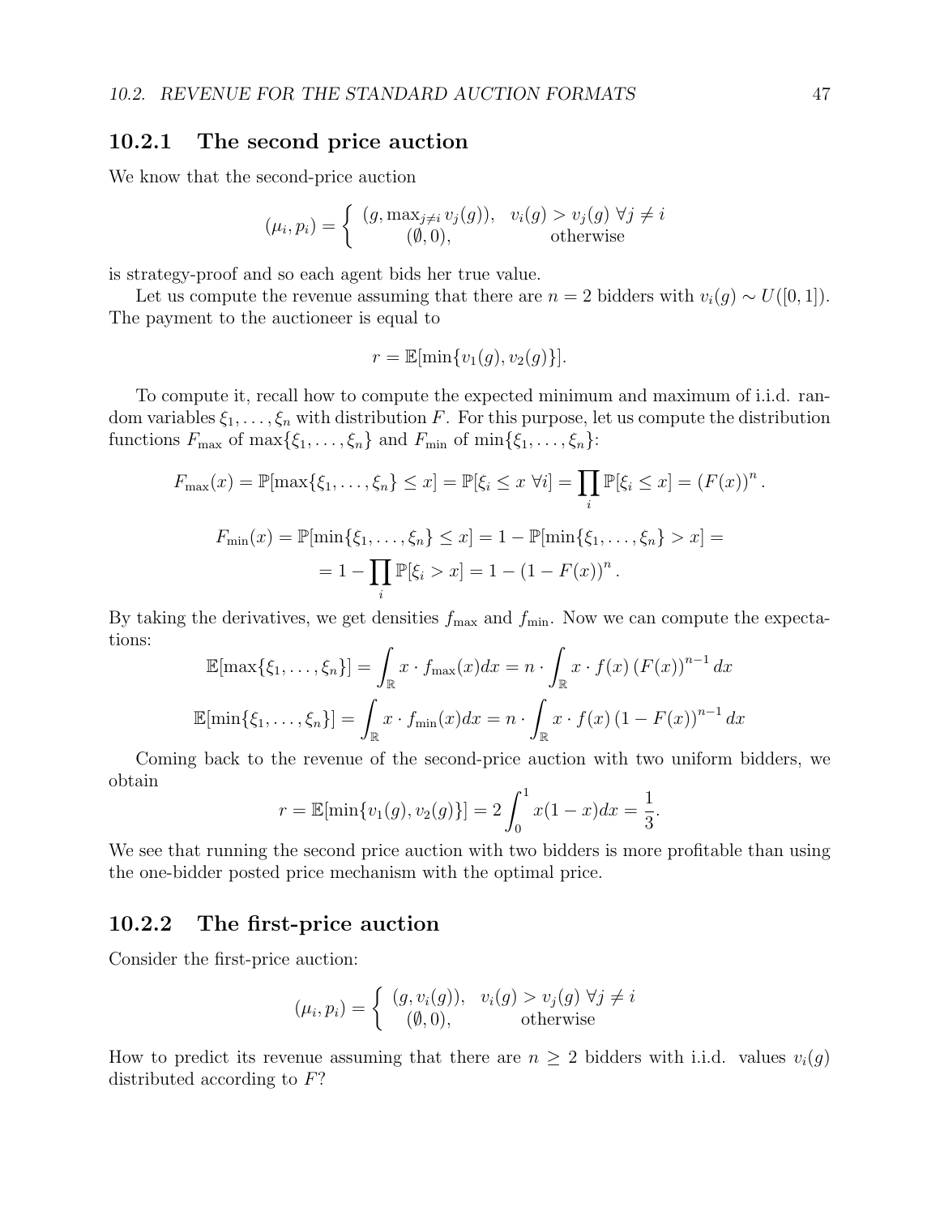### 10.2.1 The second price auction

We know that the second-price auction

$$(\mu_i, p_i) = \begin{cases} (g, \max_{j \neq i} v_j(g)), & v_i(g) > v_j(g) \ \forall j \neq i \\ (\emptyset, 0), & \text{otherwise} \end{cases}$$

is strategy-proof and so each agent bids her true value.

Let us compute the revenue assuming that there are $n = 2$ bidders with $v_i(g) \sim U([0,1])$. The payment to the auctioneer is equal to

$$r = \mathbb{E}[\min\{v_1(g), v_2(g)\}].$$

To compute it, recall how to compute the expected minimum and maximum of i.i.d. random variables $\xi_1, \ldots, \xi_n$ with distribution $F$. For this purpose, let us compute the distribution functions $F_{\max}$ of $\max\{\xi_1, \ldots, \xi_n\}$ and $F_{\min}$ of $\min\{\xi_1, \ldots, \xi_n\}$:

$$F_{\max}(x) = \mathbb{P}[\max\{\xi_1, \ldots, \xi_n\} \leq x] = \mathbb{P}[\xi_i \leq x \ \forall i] = \prod_i \mathbb{P}[\xi_i \leq x] = (F(x))^n.$$

$$F_{\min}(x) = \mathbb{P}[\min\{\xi_1, \ldots, \xi_n\} \leq x] = 1 - \mathbb{P}[\min\{\xi_1, \ldots, \xi_n\} > x] =$$
$$= 1 - \prod_i \mathbb{P}[\xi_i > x] = 1 - (1 - F(x))^n.$$

By taking the derivatives, we get densities $f_{\max}$ and $f_{\min}$. Now we can compute the expectations:

$$\mathbb{E}[\max\{\xi_1, \ldots, \xi_n\}] = \int_{\mathbb{R}} x \cdot f_{\max}(x) dx = n \cdot \int_{\mathbb{R}} x \cdot f(x) (F(x))^{n-1} dx$$

$$\mathbb{E}[\min\{\xi_1, \ldots, \xi_n\}] = \int_{\mathbb{R}} x \cdot f_{\min}(x) dx = n \cdot \int_{\mathbb{R}} x \cdot f(x) (1 - F(x))^{n-1} dx$$

Coming back to the revenue of the second-price auction with two uniform bidders, we obtain

$$r = \mathbb{E}[\min\{v_1(g), v_2(g)\}] = 2 \int_0^1 x(1-x) dx = \frac{1}{3}.$$

We see that running the second price auction with two bidders is more profitable than using the one-bidder posted price mechanism with the optimal price.

### 10.2.2 The first-price auction

Consider the first-price auction:

$$(\mu_i, p_i) = \begin{cases} (g, v_i(g)), & v_i(g) > v_j(g) \ \forall j \neq i \\ (\emptyset, 0), & \text{otherwise} \end{cases}$$

How to predict its revenue assuming that there are $n \geq 2$ bidders with i.i.d. values $v_i(g)$ distributed according to $F$?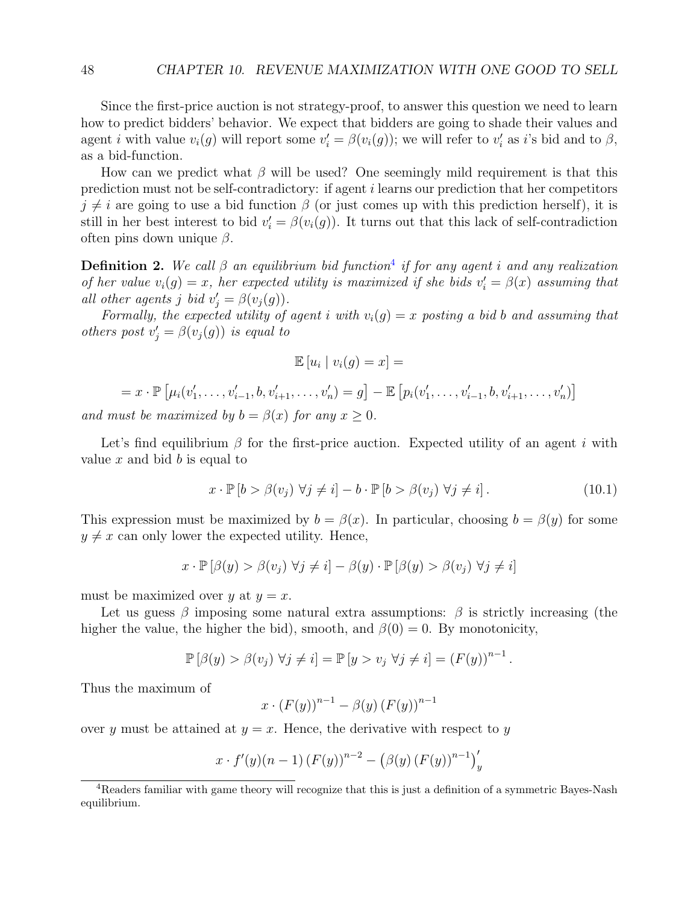Since the first-price auction is not strategy-proof, to answer this question we need to learn how to predict bidders' behavior. We expect that bidders are going to shade their values and agent $i$ with value $v_i(g)$ will report some $v_i' = \beta(v_i(g))$; we will refer to $v_i'$ as $i$'s bid and to $\beta$, as a bid-function.

How can we predict what $\beta$ will be used? One seemingly mild requirement is that this prediction must not be self-contradictory: if agent $i$ learns our prediction that her competitors $j \neq i$ are going to use a bid function $\beta$ (or just comes up with this prediction herself), it is still in her best interest to bid $v_i' = \beta(v_i(g))$. It turns out that this lack of self-contradiction often pins down unique $\beta$.

**Definition 2.** *We call $\beta$ an equilibrium bid function*[4] *if for any agent $i$ and any realization of her value $v_i(g) = x$, her expected utility is maximized if she bids $v_i' = \beta(x)$ assuming that all other agents $j$ bid $v_j' = \beta(v_j(g))$.*

*Formally, the expected utility of agent $i$ with $v_i(g) = x$ posting a bid $b$ and assuming that others post $v_j' = \beta(v_j(g))$ is equal to*

$$\mathbb{E}\left[u_i \mid v_i(g) = x\right] =$$

$$= x \cdot \mathbb{P}\left[\mu_i(v_1', \ldots, v_{i-1}', b, v_{i+1}', \ldots, v_n') = g\right] - \mathbb{E}\left[p_i(v_1', \ldots, v_{i-1}', b, v_{i+1}', \ldots, v_n')\right]$$

*and must be maximized by $b = \beta(x)$ for any $x \geq 0$.*

Let's find equilibrium $\beta$ for the first-price auction. Expected utility of an agent $i$ with value $x$ and bid $b$ is equal to

$$x \cdot \mathbb{P}\left[b > \beta(v_j)\ \forall j \neq i\right] - b \cdot \mathbb{P}\left[b > \beta(v_j)\ \forall j \neq i\right]. \tag{10.1}$$

This expression must be maximized by $b = \beta(x)$. In particular, choosing $b = \beta(y)$ for some $y \neq x$ can only lower the expected utility. Hence,

$$x \cdot \mathbb{P}\left[\beta(y) > \beta(v_j)\ \forall j \neq i\right] - \beta(y) \cdot \mathbb{P}\left[\beta(y) > \beta(v_j)\ \forall j \neq i\right]$$

must be maximized over $y$ at $y = x$.

Let us guess $\beta$ imposing some natural extra assumptions: $\beta$ is strictly increasing (the higher the value, the higher the bid), smooth, and $\beta(0) = 0$. By monotonicity,

$$\mathbb{P}\left[\beta(y) > \beta(v_j)\ \forall j \neq i\right] = \mathbb{P}\left[y > v_j\ \forall j \neq i\right] = (F(y))^{n-1}.$$

Thus the maximum of

$$x \cdot (F(y))^{n-1} - \beta(y)\,(F(y))^{n-1}$$

over $y$ must be attained at $y = x$. Hence, the derivative with respect to $y$

$$x \cdot f'(y)(n-1)\,(F(y))^{n-2} - \left(\beta(y)\,(F(y))^{n-1}\right)_y'$$

[4] Readers familiar with game theory will recognize that this is just a definition of a symmetric Bayes-Nash equilibrium.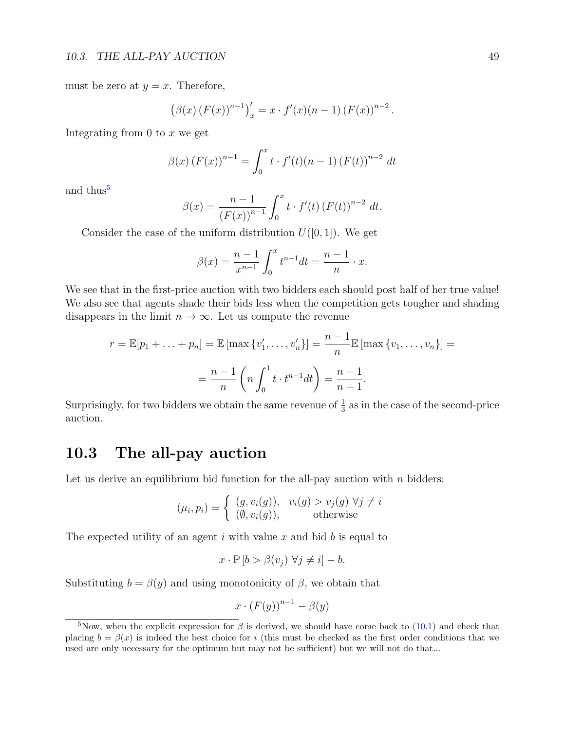must be zero at $y = x$. Therefore,

$$\left(\beta(x)\left(F(x)\right)^{n-1}\right)'_x = x \cdot f'(x)(n-1)\left(F(x)\right)^{n-2}.$$

Integrating from 0 to $x$ we get

$$\beta(x)\left(F(x)\right)^{n-1} = \int_0^x t \cdot f'(t)(n-1)\left(F(t)\right)^{n-2}\, dt$$

and thus[5]

$$\beta(x) = \frac{n-1}{\left(F(x)\right)^{n-1}} \int_0^x t \cdot f'(t)\left(F(t)\right)^{n-2}\, dt.$$

Consider the case of the uniform distribution $U([0,1])$. We get

$$\beta(x) = \frac{n-1}{x^{n-1}} \int_0^x t^{n-1} dt = \frac{n-1}{n} \cdot x.$$

We see that in the first-price auction with two bidders each should post half of her true value! We also see that agents shade their bids less when the competition gets tougher and shading disappears in the limit $n \to \infty$. Let us compute the revenue

$$r = \mathbb{E}[p_1 + \ldots + p_n] = \mathbb{E}\left[\max\left\{v'_1, \ldots, v'_n\right\}\right] = \frac{n-1}{n}\mathbb{E}\left[\max\left\{v_1, \ldots, v_n\right\}\right] =$$

$$= \frac{n-1}{n}\left(n\int_0^1 t \cdot t^{n-1} dt\right) = \frac{n-1}{n+1}.$$

Surprisingly, for two bidders we obtain the same revenue of $\frac{1}{3}$ as in the case of the second-price auction.

## 10.3 The all-pay auction

Let us derive an equilibrium bid function for the all-pay auction with $n$ bidders:

$$(\mu_i, p_i) = \begin{cases} (g, v_i(g)), & v_i(g) > v_j(g)\ \forall j \neq i \\ (\emptyset, v_i(g)), & \text{otherwise} \end{cases}$$

The expected utility of an agent $i$ with value $x$ and bid $b$ is equal to

$$x \cdot \mathbb{P}\left[b > \beta(v_j)\ \forall j \neq i\right] - b.$$

Substituting $b = \beta(y)$ and using monotonicity of $\beta$, we obtain that

$$x \cdot \left(F(y)\right)^{n-1} - \beta(y)$$

---

[5] Now, when the explicit expression for $\beta$ is derived, we should have come back to (10.1) and check that placing $b = \beta(x)$ is indeed the best choice for $i$ (this must be checked as the first order conditions that we used are only necessary for the optimum but may not be sufficient) but we will not do that...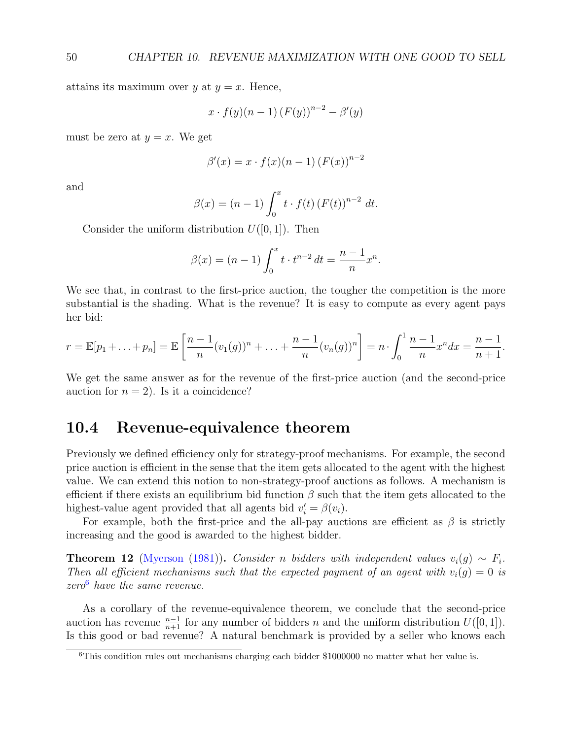attains its maximum over $y$ at $y = x$. Hence,

$$x \cdot f(y)(n-1)\left(F(y)\right)^{n-2} - \beta'(y)$$

must be zero at $y = x$. We get

$$\beta'(x) = x \cdot f(x)(n-1)\left(F(x)\right)^{n-2}$$

and

$$\beta(x) = (n-1)\int_0^x t \cdot f(t)\left(F(t)\right)^{n-2}\, dt.$$

Consider the uniform distribution $U([0,1])$. Then

$$\beta(x) = (n-1)\int_0^x t \cdot t^{n-2}\, dt = \frac{n-1}{n}x^n.$$

We see that, in contrast to the first-price auction, the tougher the competition is the more substantial is the shading. What is the revenue? It is easy to compute as every agent pays her bid:

$$r = \mathbb{E}[p_1 + \ldots + p_n] = \mathbb{E}\left[\frac{n-1}{n}(v_1(g))^n + \ldots + \frac{n-1}{n}(v_n(g))^n\right] = n \cdot \int_0^1 \frac{n-1}{n}x^n dx = \frac{n-1}{n+1}.$$

We get the same answer as for the revenue of the first-price auction (and the second-price auction for $n = 2$). Is it a coincidence?

## 10.4 Revenue-equivalence theorem

Previously we defined efficiency only for strategy-proof mechanisms. For example, the second price auction is efficient in the sense that the item gets allocated to the agent with the highest value. We can extend this notion to non-strategy-proof auctions as follows. A mechanism is efficient if there exists an equilibrium bid function $\beta$ such that the item gets allocated to the highest-value agent provided that all agents bid $v_i' = \beta(v_i)$.

For example, both the first-price and the all-pay auctions are efficient as $\beta$ is strictly increasing and the good is awarded to the highest bidder.

**Theorem 12** (Myerson (1981))**.** *Consider $n$ bidders with independent values $v_i(g) \sim F_i$. Then all efficient mechanisms such that the expected payment of an agent with $v_i(g) = 0$ is zero*[6] *have the same revenue.*

As a corollary of the revenue-equivalence theorem, we conclude that the second-price auction has revenue $\frac{n-1}{n+1}$ for any number of bidders $n$ and the uniform distribution $U([0,1])$. Is this good or bad revenue? A natural benchmark is provided by a seller who knows each

[6] This condition rules out mechanisms charging each bidder $1000000 no matter what her value is.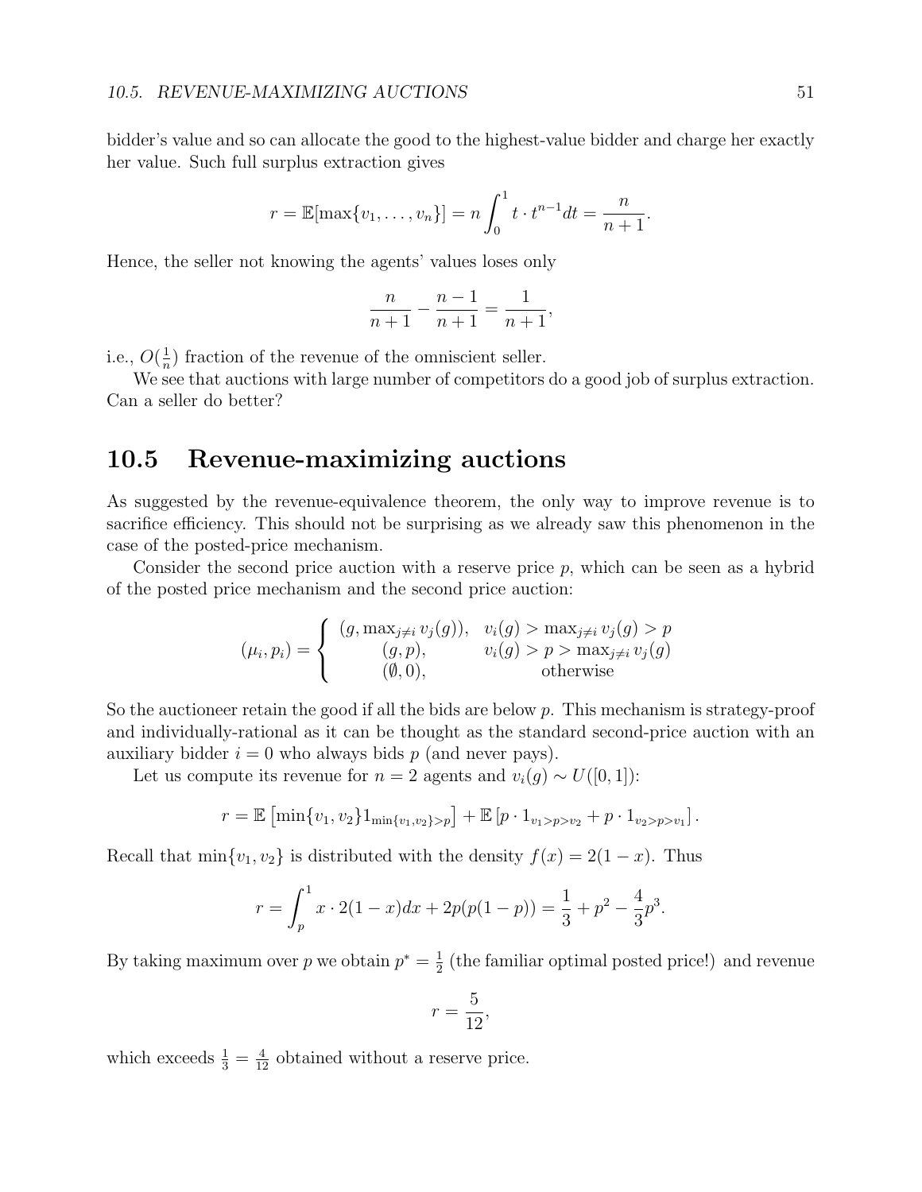bidder's value and so can allocate the good to the highest-value bidder and charge her exactly her value. Such full surplus extraction gives

$$r = \mathbb{E}[\max\{v_1, \ldots, v_n\}] = n \int_0^1 t \cdot t^{n-1} dt = \frac{n}{n+1}.$$

Hence, the seller not knowing the agents' values loses only

$$\frac{n}{n+1} - \frac{n-1}{n+1} = \frac{1}{n+1},$$

i.e., $O(\frac{1}{n})$ fraction of the revenue of the omniscient seller.

We see that auctions with large number of competitors do a good job of surplus extraction. Can a seller do better?

## 10.5 Revenue-maximizing auctions

As suggested by the revenue-equivalence theorem, the only way to improve revenue is to sacrifice efficiency. This should not be surprising as we already saw this phenomenon in the case of the posted-price mechanism.

Consider the second price auction with a reserve price $p$, which can be seen as a hybrid of the posted price mechanism and the second price auction:

$$(\mu_i, p_i) = \begin{cases} (g, \max_{j \neq i} v_j(g)), & v_i(g) > \max_{j \neq i} v_j(g) > p \\ (g, p), & v_i(g) > p > \max_{j \neq i} v_j(g) \\ (\emptyset, 0), & \text{otherwise} \end{cases}$$

So the auctioneer retain the good if all the bids are below $p$. This mechanism is strategy-proof and individually-rational as it can be thought as the standard second-price auction with an auxiliary bidder $i = 0$ who always bids $p$ (and never pays).

Let us compute its revenue for $n = 2$ agents and $v_i(g) \sim U([0, 1])$:

$$r = \mathbb{E}\left[\min\{v_1, v_2\} 1_{\min\{v_1, v_2\} > p}\right] + \mathbb{E}\left[p \cdot 1_{v_1 > p > v_2} + p \cdot 1_{v_2 > p > v_1}\right].$$

Recall that $\min\{v_1, v_2\}$ is distributed with the density $f(x) = 2(1 - x)$. Thus

$$r = \int_p^1 x \cdot 2(1 - x) dx + 2p(p(1 - p)) = \frac{1}{3} + p^2 - \frac{4}{3}p^3.$$

By taking maximum over $p$ we obtain $p^* = \frac{1}{2}$ (the familiar optimal posted price!) and revenue

$$r = \frac{5}{12},$$

which exceeds $\frac{1}{3} = \frac{4}{12}$ obtained without a reserve price.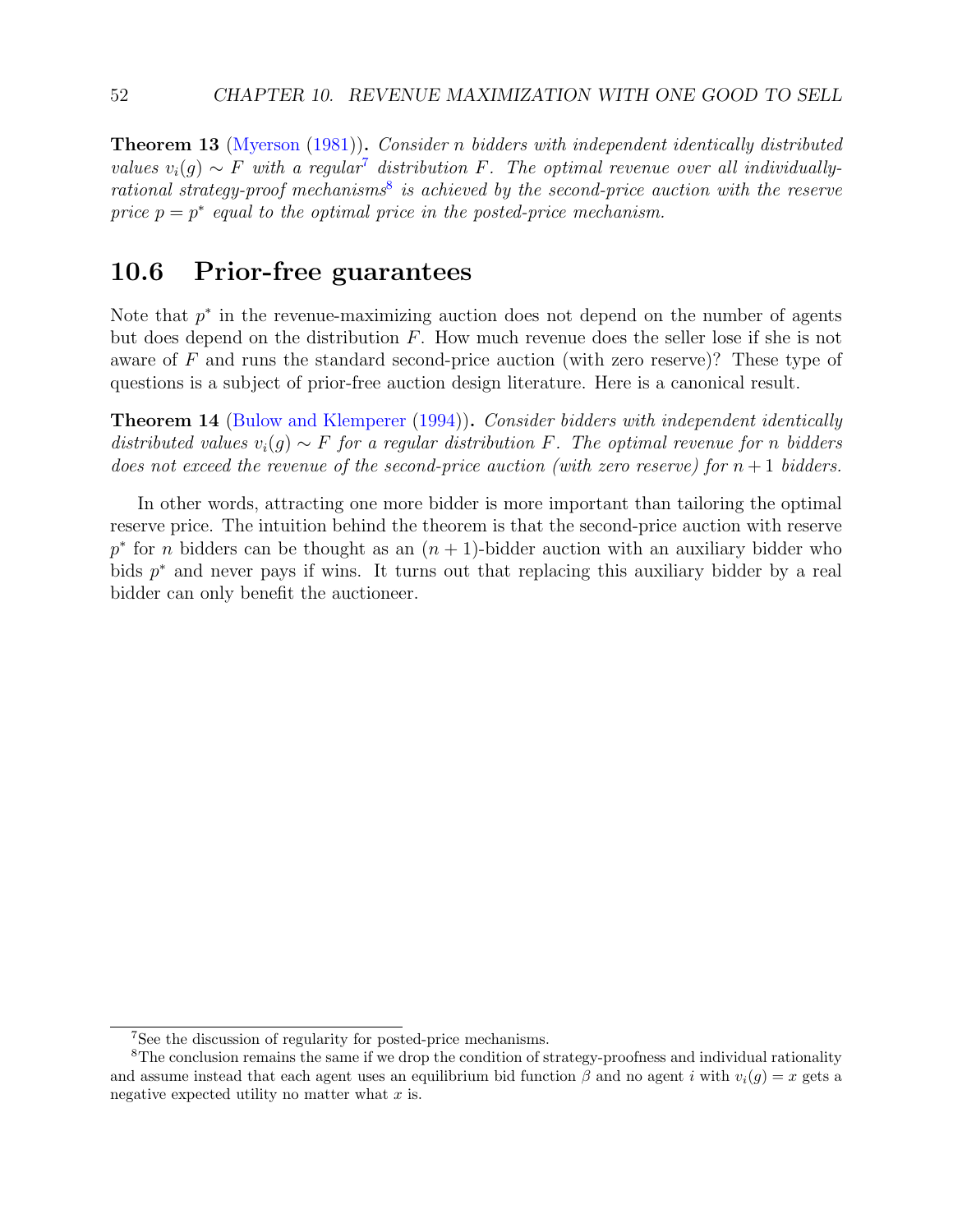**Theorem 13** (Myerson (1981))**.** *Consider $n$ bidders with independent identically distributed values $v_i(g) \sim F$ with a regular*[7] *distribution $F$. The optimal revenue over all individually-rational strategy-proof mechanisms*[8] *is achieved by the second-price auction with the reserve price $p = p^*$ equal to the optimal price in the posted-price mechanism.*

## 10.6 Prior-free guarantees

Note that $p^*$ in the revenue-maximizing auction does not depend on the number of agents but does depend on the distribution $F$. How much revenue does the seller lose if she is not aware of $F$ and runs the standard second-price auction (with zero reserve)? These type of questions is a subject of prior-free auction design literature. Here is a canonical result.

**Theorem 14** (Bulow and Klemperer (1994))**.** *Consider bidders with independent identically distributed values $v_i(g) \sim F$ for a regular distribution $F$. The optimal revenue for $n$ bidders does not exceed the revenue of the second-price auction (with zero reserve) for $n+1$ bidders.*

In other words, attracting one more bidder is more important than tailoring the optimal reserve price. The intuition behind the theorem is that the second-price auction with reserve $p^*$ for $n$ bidders can be thought as an $(n+1)$-bidder auction with an auxiliary bidder who bids $p^*$ and never pays if wins. It turns out that replacing this auxiliary bidder by a real bidder can only benefit the auctioneer.

---

[7] See the discussion of regularity for posted-price mechanisms.

[8] The conclusion remains the same if we drop the condition of strategy-proofness and individual rationality and assume instead that each agent uses an equilibrium bid function $\beta$ and no agent $i$ with $v_i(g) = x$ gets a negative expected utility no matter what $x$ is.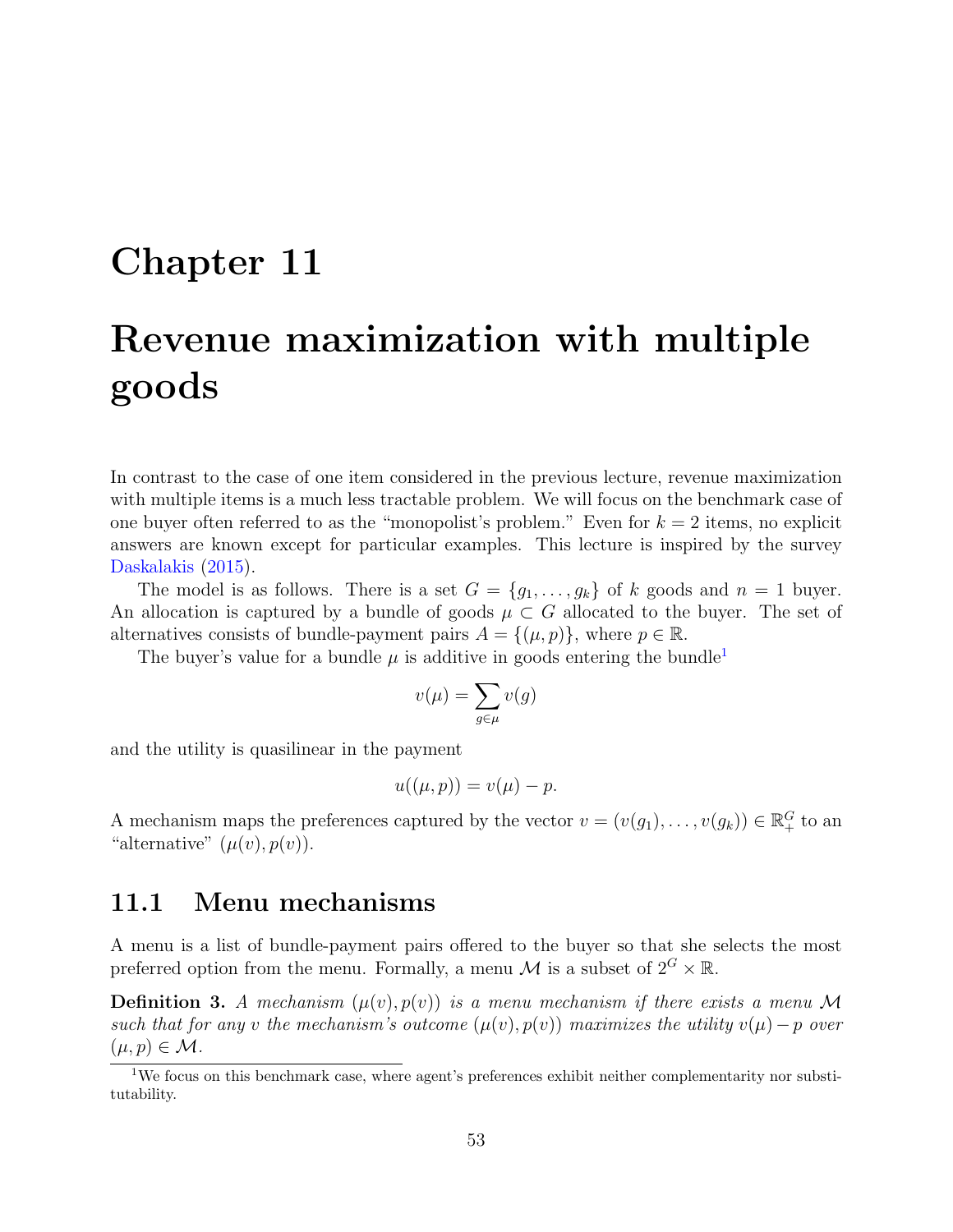# Chapter 11

# Revenue maximization with multiple goods

In contrast to the case of one item considered in the previous lecture, revenue maximization with multiple items is a much less tractable problem. We will focus on the benchmark case of one buyer often referred to as the "monopolist's problem." Even for $k = 2$ items, no explicit answers are known except for particular examples. This lecture is inspired by the survey Daskalakis (2015).

The model is as follows. There is a set $G = \{g_1, \ldots, g_k\}$ of $k$ goods and $n = 1$ buyer. An allocation is captured by a bundle of goods $\mu \subset G$ allocated to the buyer. The set of alternatives consists of bundle-payment pairs $A = \{(\mu, p)\}$, where $p \in \mathbb{R}$.

The buyer's value for a bundle $\mu$ is additive in goods entering the bundle[1]

$$v(\mu) = \sum_{g \in \mu} v(g)$$

and the utility is quasilinear in the payment

$$u((\mu, p)) = v(\mu) - p.$$

A mechanism maps the preferences captured by the vector $v = (v(g_1), \ldots, v(g_k)) \in \mathbb{R}_+^G$ to an "alternative" $(\mu(v), p(v))$.

## 11.1 Menu mechanisms

A menu is a list of bundle-payment pairs offered to the buyer so that she selects the most preferred option from the menu. Formally, a menu $\mathcal{M}$ is a subset of $2^G \times \mathbb{R}$.

**Definition 3.** *A mechanism $(\mu(v), p(v))$ is a menu mechanism if there exists a menu $\mathcal{M}$ such that for any $v$ the mechanism's outcome $(\mu(v), p(v))$ maximizes the utility $v(\mu) - p$ over $(\mu, p) \in \mathcal{M}$.*

[1] We focus on this benchmark case, where agent's preferences exhibit neither complementarity nor substitutability.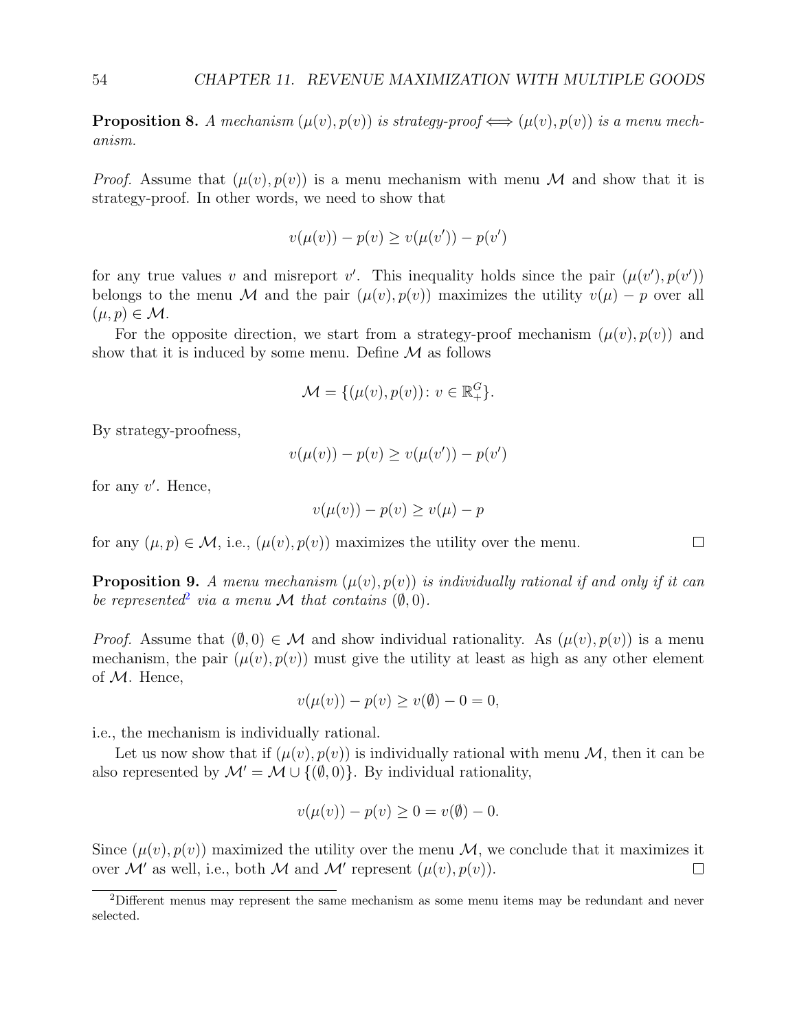**Proposition 8.** *A mechanism $(\mu(v), p(v))$ is strategy-proof $\iff$ $(\mu(v), p(v))$ is a menu mechanism.*

*Proof.* Assume that $(\mu(v), p(v))$ is a menu mechanism with menu $\mathcal{M}$ and show that it is strategy-proof. In other words, we need to show that

$$v(\mu(v)) - p(v) \geq v(\mu(v')) - p(v')$$

for any true values $v$ and misreport $v'$. This inequality holds since the pair $(\mu(v'), p(v'))$ belongs to the menu $\mathcal{M}$ and the pair $(\mu(v), p(v))$ maximizes the utility $v(\mu) - p$ over all $(\mu, p) \in \mathcal{M}$.

For the opposite direction, we start from a strategy-proof mechanism $(\mu(v), p(v))$ and show that it is induced by some menu. Define $\mathcal{M}$ as follows

$$\mathcal{M} = \{(\mu(v), p(v)) \colon v \in \mathbb{R}_+^G\}.$$

By strategy-proofness,

$$v(\mu(v)) - p(v) \geq v(\mu(v')) - p(v')$$

for any $v'$. Hence,

$$v(\mu(v)) - p(v) \geq v(\mu) - p$$

for any $(\mu, p) \in \mathcal{M}$, i.e., $(\mu(v), p(v))$ maximizes the utility over the menu. $\square$

**Proposition 9.** *A menu mechanism $(\mu(v), p(v))$ is individually rational if and only if it can be represented*[2] *via a menu $\mathcal{M}$ that contains $(\emptyset, 0)$.*

*Proof.* Assume that $(\emptyset, 0) \in \mathcal{M}$ and show individual rationality. As $(\mu(v), p(v))$ is a menu mechanism, the pair $(\mu(v), p(v))$ must give the utility at least as high as any other element of $\mathcal{M}$. Hence,

$$v(\mu(v)) - p(v) \geq v(\emptyset) - 0 = 0,$$

i.e., the mechanism is individually rational.

Let us now show that if $(\mu(v), p(v))$ is individually rational with menu $\mathcal{M}$, then it can be also represented by $\mathcal{M}' = \mathcal{M} \cup \{(\emptyset, 0)\}$. By individual rationality,

$$v(\mu(v)) - p(v) \geq 0 = v(\emptyset) - 0.$$

Since $(\mu(v), p(v))$ maximized the utility over the menu $\mathcal{M}$, we conclude that it maximizes it over $\mathcal{M}'$ as well, i.e., both $\mathcal{M}$ and $\mathcal{M}'$ represent $(\mu(v), p(v))$. $\square$

---

[2] Different menus may represent the same mechanism as some menu items may be redundant and never selected.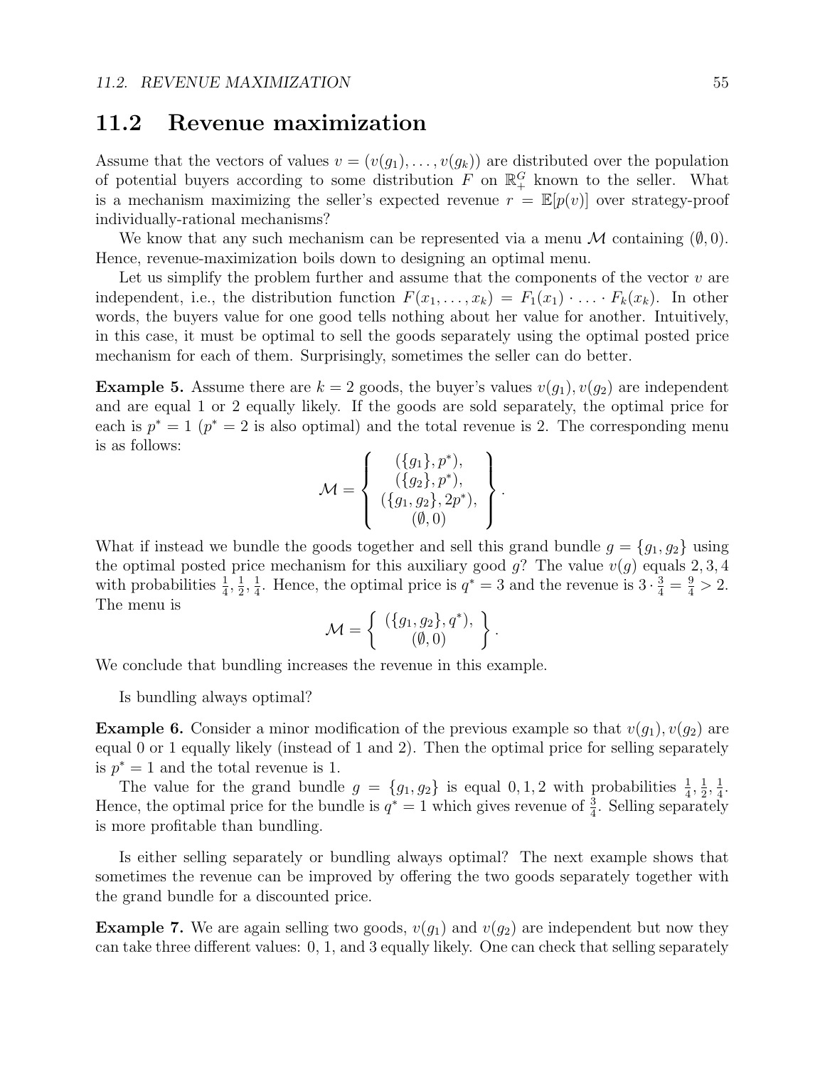## 11.2 Revenue maximization

Assume that the vectors of values $v = (v(g_1), \ldots, v(g_k))$ are distributed over the population of potential buyers according to some distribution $F$ on $\mathbb{R}_+^G$ known to the seller. What is a mechanism maximizing the seller's expected revenue $r = \mathbb{E}[p(v)]$ over strategy-proof individually-rational mechanisms?

We know that any such mechanism can be represented via a menu $\mathcal{M}$ containing $(\emptyset, 0)$. Hence, revenue-maximization boils down to designing an optimal menu.

Let us simplify the problem further and assume that the components of the vector $v$ are independent, i.e., the distribution function $F(x_1, \ldots, x_k) = F_1(x_1) \cdot \ldots \cdot F_k(x_k)$. In other words, the buyers value for one good tells nothing about her value for another. Intuitively, in this case, it must be optimal to sell the goods separately using the optimal posted price mechanism for each of them. Surprisingly, sometimes the seller can do better.

**Example 5.** Assume there are $k = 2$ goods, the buyer's values $v(g_1), v(g_2)$ are independent and are equal 1 or 2 equally likely. If the goods are sold separately, the optimal price for each is $p^* = 1$ ($p^* = 2$ is also optimal) and the total revenue is 2. The corresponding menu is as follows:

$$\mathcal{M} = \left\{ \begin{array}{c} (\{g_1\}, p^*), \\ (\{g_2\}, p^*), \\ (\{g_1, g_2\}, 2p^*), \\ (\emptyset, 0) \end{array} \right\}.$$

What if instead we bundle the goods together and sell this grand bundle $g = \{g_1, g_2\}$ using the optimal posted price mechanism for this auxiliary good $g$? The value $v(g)$ equals $2, 3, 4$ with probabilities $\frac{1}{4}, \frac{1}{2}, \frac{1}{4}$. Hence, the optimal price is $q^* = 3$ and the revenue is $3 \cdot \frac{3}{4} = \frac{9}{4} > 2$. The menu is

$$\mathcal{M} = \left\{ \begin{array}{c} (\{g_1, g_2\}, q^*), \\ (\emptyset, 0) \end{array} \right\}.$$

We conclude that bundling increases the revenue in this example.

Is bundling always optimal?

**Example 6.** Consider a minor modification of the previous example so that $v(g_1), v(g_2)$ are equal 0 or 1 equally likely (instead of 1 and 2). Then the optimal price for selling separately is $p^* = 1$ and the total revenue is 1.

The value for the grand bundle $g = \{g_1, g_2\}$ is equal $0, 1, 2$ with probabilities $\frac{1}{4}, \frac{1}{2}, \frac{1}{4}$. Hence, the optimal price for the bundle is $q^* = 1$ which gives revenue of $\frac{3}{4}$. Selling separately is more profitable than bundling.

Is either selling separately or bundling always optimal? The next example shows that sometimes the revenue can be improved by offering the two goods separately together with the grand bundle for a discounted price.

**Example 7.** We are again selling two goods, $v(g_1)$ and $v(g_2)$ are independent but now they can take three different values: 0, 1, and 3 equally likely. One can check that selling separately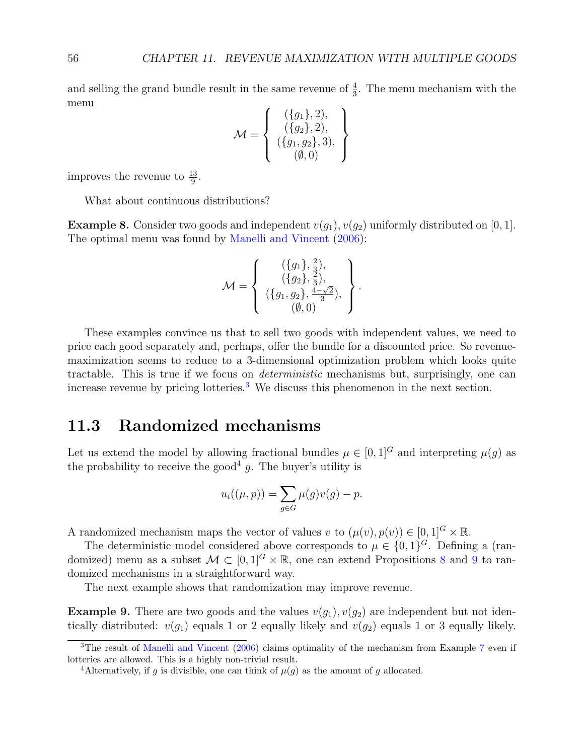and selling the grand bundle result in the same revenue of $\frac{4}{3}$. The menu mechanism with the menu

$$\mathcal{M} = \left\{ \begin{array}{c} (\{g_1\}, 2), \\ (\{g_2\}, 2), \\ (\{g_1, g_2\}, 3), \\ (\emptyset, 0) \end{array} \right\}$$

improves the revenue to $\frac{13}{9}$.

What about continuous distributions?

**Example 8.** Consider two goods and independent $v(g_1), v(g_2)$ uniformly distributed on $[0, 1]$. The optimal menu was found by Manelli and Vincent (2006):

$$\mathcal{M} = \left\{ \begin{array}{c} (\{g_1\}, \frac{2}{3}), \\ (\{g_2\}, \frac{2}{3}), \\ (\{g_1, g_2\}, \frac{4-\sqrt{2}}{3}), \\ (\emptyset, 0) \end{array} \right\}.$$

These examples convince us that to sell two goods with independent values, we need to price each good separately and, perhaps, offer the bundle for a discounted price. So revenue-maximization seems to reduce to a 3-dimensional optimization problem which looks quite tractable. This is true if we focus on *deterministic* mechanisms but, surprisingly, one can increase revenue by pricing lotteries.[3] We discuss this phenomenon in the next section.

## 11.3 Randomized mechanisms

Let us extend the model by allowing fractional bundles $\mu \in [0, 1]^G$ and interpreting $\mu(g)$ as the probability to receive the good[4] $g$. The buyer's utility is

$$u_i((\mu, p)) = \sum_{g \in G} \mu(g) v(g) - p.$$

A randomized mechanism maps the vector of values $v$ to $(\mu(v), p(v)) \in [0, 1]^G \times \mathbb{R}$.

The deterministic model considered above corresponds to $\mu \in \{0, 1\}^G$. Defining a (randomized) menu as a subset $\mathcal{M} \subset [0, 1]^G \times \mathbb{R}$, one can extend Propositions 8 and 9 to randomized mechanisms in a straightforward way.

The next example shows that randomization may improve revenue.

**Example 9.** There are two goods and the values $v(g_1), v(g_2)$ are independent but not identically distributed: $v(g_1)$ equals 1 or 2 equally likely and $v(g_2)$ equals 1 or 3 equally likely.

---

[3] The result of Manelli and Vincent (2006) claims optimality of the mechanism from Example 7 even if lotteries are allowed. This is a highly non-trivial result.

[4] Alternatively, if $g$ is divisible, one can think of $\mu(g)$ as the amount of $g$ allocated.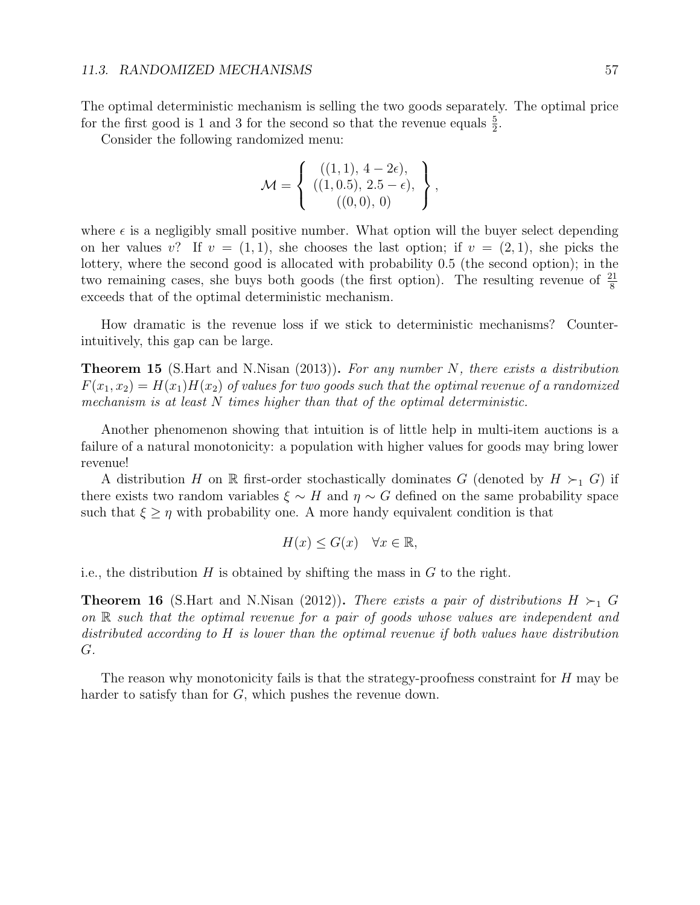The optimal deterministic mechanism is selling the two goods separately. The optimal price for the first good is 1 and 3 for the second so that the revenue equals $\frac{5}{2}$.

Consider the following randomized menu:

$$\mathcal{M} = \left\{ \begin{array}{c} ((1,1),\, 4-2\epsilon), \\ ((1,0.5),\, 2.5-\epsilon), \\ ((0,0),\, 0) \end{array} \right\},$$

where $\epsilon$ is a negligibly small positive number. What option will the buyer select depending on her values $v$? If $v = (1,1)$, she chooses the last option; if $v = (2,1)$, she picks the lottery, where the second good is allocated with probability 0.5 (the second option); in the two remaining cases, she buys both goods (the first option). The resulting revenue of $\frac{21}{8}$ exceeds that of the optimal deterministic mechanism.

How dramatic is the revenue loss if we stick to deterministic mechanisms? Counter-intuitively, this gap can be large.

**Theorem 15** (S.Hart and N.Nisan (2013))**.** *For any number $N$, there exists a distribution $F(x_1, x_2) = H(x_1)H(x_2)$ of values for two goods such that the optimal revenue of a randomized mechanism is at least $N$ times higher than that of the optimal deterministic.*

Another phenomenon showing that intuition is of little help in multi-item auctions is a failure of a natural monotonicity: a population with higher values for goods may bring lower revenue!

A distribution $H$ on $\mathbb{R}$ first-order stochastically dominates $G$ (denoted by $H \succ_1 G$) if there exists two random variables $\xi \sim H$ and $\eta \sim G$ defined on the same probability space such that $\xi \geq \eta$ with probability one. A more handy equivalent condition is that

$$H(x) \leq G(x) \quad \forall x \in \mathbb{R},$$

i.e., the distribution $H$ is obtained by shifting the mass in $G$ to the right.

**Theorem 16** (S.Hart and N.Nisan (2012))**.** *There exists a pair of distributions $H \succ_1 G$ on $\mathbb{R}$ such that the optimal revenue for a pair of goods whose values are independent and distributed according to $H$ is lower than the optimal revenue if both values have distribution $G$.*

The reason why monotonicity fails is that the strategy-proofness constraint for $H$ may be harder to satisfy than for $G$, which pushes the revenue down.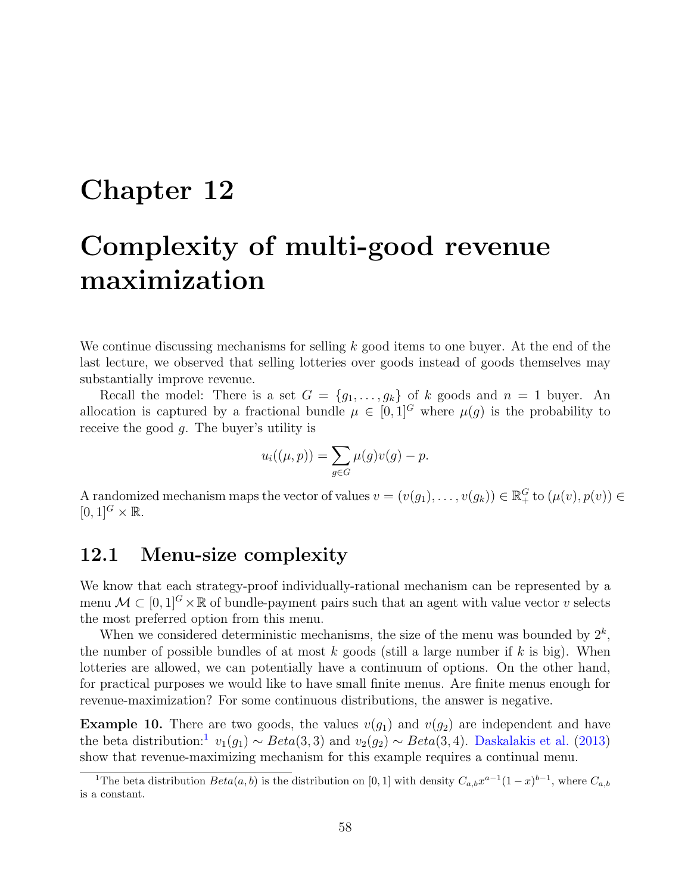# Chapter 12

# Complexity of multi-good revenue maximization

We continue discussing mechanisms for selling $k$ good items to one buyer. At the end of the last lecture, we observed that selling lotteries over goods instead of goods themselves may substantially improve revenue.

Recall the model: There is a set $G = \{g_1, \ldots, g_k\}$ of $k$ goods and $n = 1$ buyer. An allocation is captured by a fractional bundle $\mu \in [0,1]^G$ where $\mu(g)$ is the probability to receive the good $g$. The buyer's utility is

$$u_i((\mu, p)) = \sum_{g \in G} \mu(g) v(g) - p.$$

A randomized mechanism maps the vector of values $v = (v(g_1), \ldots, v(g_k)) \in \mathbb{R}_+^G$ to $(\mu(v), p(v)) \in [0,1]^G \times \mathbb{R}$.

## 12.1 Menu-size complexity

We know that each strategy-proof individually-rational mechanism can be represented by a menu $\mathcal{M} \subset [0,1]^G \times \mathbb{R}$ of bundle-payment pairs such that an agent with value vector $v$ selects the most preferred option from this menu.

When we considered deterministic mechanisms, the size of the menu was bounded by $2^k$, the number of possible bundles of at most $k$ goods (still a large number if $k$ is big). When lotteries are allowed, we can potentially have a continuum of options. On the other hand, for practical purposes we would like to have small finite menus. Are finite menus enough for revenue-maximization? For some continuous distributions, the answer is negative.

**Example 10.** There are two goods, the values $v(g_1)$ and $v(g_2)$ are independent and have the beta distribution:[1] $v_1(g_1) \sim Beta(3,3)$ and $v_2(g_2) \sim Beta(3,4)$. Daskalakis et al. (2013) show that revenue-maximizing mechanism for this example requires a continual menu.

[1] The beta distribution $Beta(a,b)$ is the distribution on $[0,1]$ with density $C_{a,b} x^{a-1}(1-x)^{b-1}$, where $C_{a,b}$ is a constant.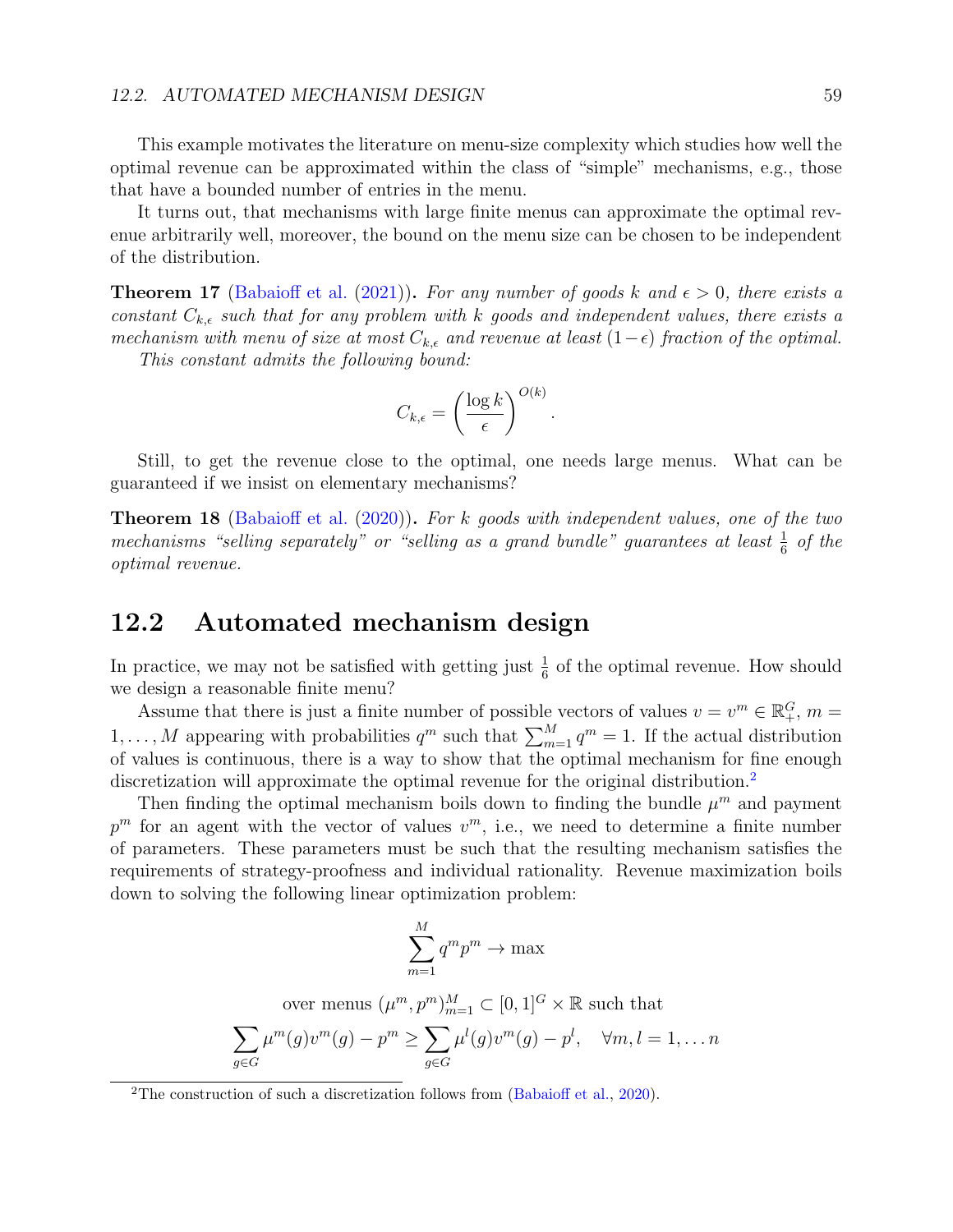This example motivates the literature on menu-size complexity which studies how well the optimal revenue can be approximated within the class of "simple" mechanisms, e.g., those that have a bounded number of entries in the menu.

It turns out, that mechanisms with large finite menus can approximate the optimal revenue arbitrarily well, moreover, the bound on the menu size can be chosen to be independent of the distribution.

**Theorem 17** (Babaioff et al. (2021)). *For any number of goods $k$ and $\epsilon > 0$, there exists a constant $C_{k,\epsilon}$ such that for any problem with $k$ goods and independent values, there exists a mechanism with menu of size at most $C_{k,\epsilon}$ and revenue at least $(1-\epsilon)$ fraction of the optimal.*

*This constant admits the following bound:*

$$C_{k,\epsilon} = \left(\frac{\log k}{\epsilon}\right)^{O(k)}.$$

Still, to get the revenue close to the optimal, one needs large menus. What can be guaranteed if we insist on elementary mechanisms?

**Theorem 18** (Babaioff et al. (2020)). *For $k$ goods with independent values, one of the two mechanisms "selling separately" or "selling as a grand bundle" guarantees at least $\frac{1}{6}$ of the optimal revenue.*

## 12.2 Automated mechanism design

In practice, we may not be satisfied with getting just $\frac{1}{6}$ of the optimal revenue. How should we design a reasonable finite menu?

Assume that there is just a finite number of possible vectors of values $v = v^m \in \mathbb{R}_+^G$, $m = 1, \ldots, M$ appearing with probabilities $q^m$ such that $\sum_{m=1}^{M} q^m = 1$. If the actual distribution of values is continuous, there is a way to show that the optimal mechanism for fine enough discretization will approximate the optimal revenue for the original distribution.[2]

Then finding the optimal mechanism boils down to finding the bundle $\mu^m$ and payment $p^m$ for an agent with the vector of values $v^m$, i.e., we need to determine a finite number of parameters. These parameters must be such that the resulting mechanism satisfies the requirements of strategy-proofness and individual rationality. Revenue maximization boils down to solving the following linear optimization problem:

$$\sum_{m=1}^{M} q^m p^m \to \max$$

over menus $(\mu^m, p^m)_{m=1}^{M} \subset [0,1]^G \times \mathbb{R}$ such that

$$\sum_{g \in G} \mu^m(g) v^m(g) - p^m \geq \sum_{g \in G} \mu^l(g) v^m(g) - p^l, \quad \forall m, l = 1, \ldots n$$

[2] The construction of such a discretization follows from (Babaioff et al., 2020).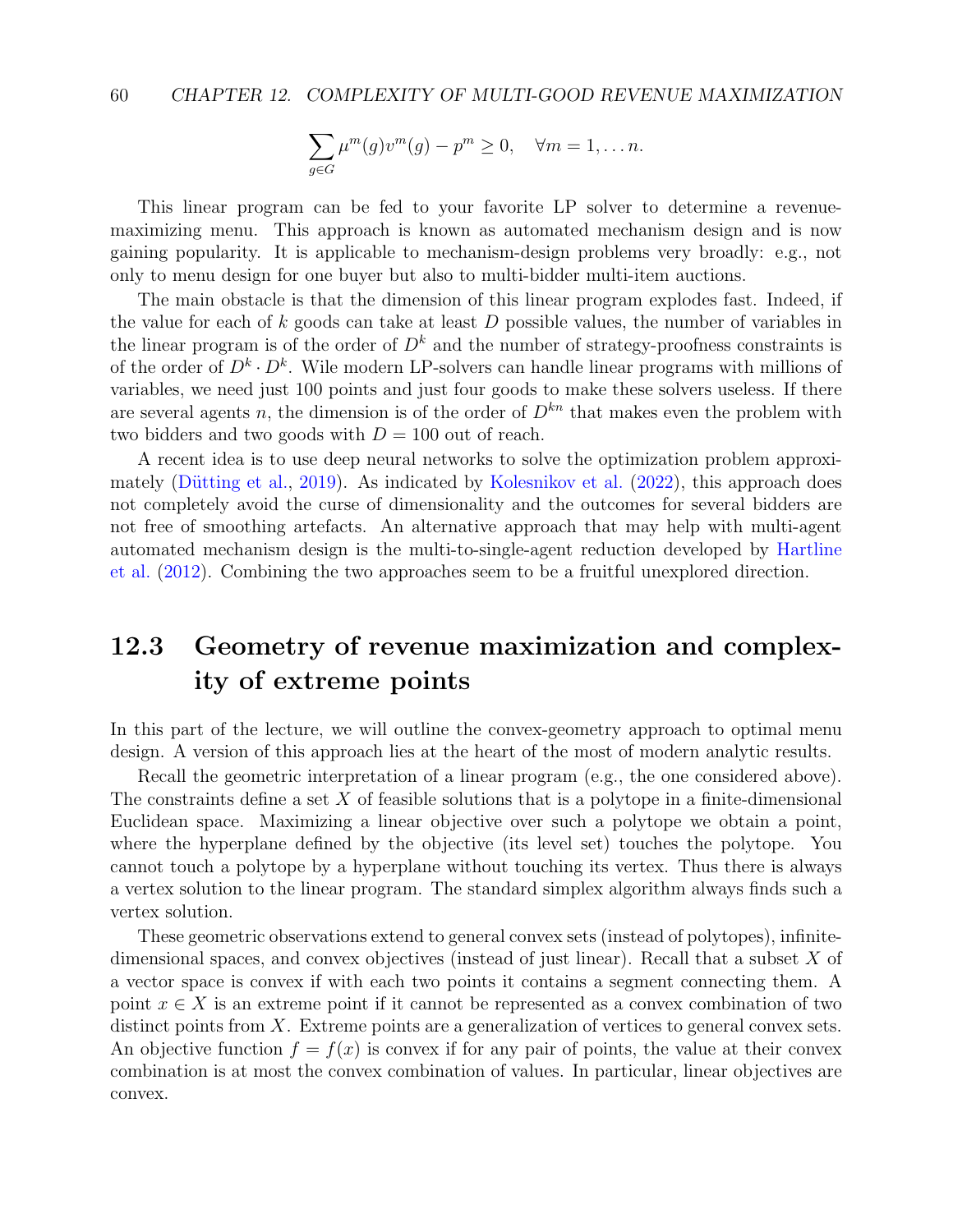$$\sum_{g \in G} \mu^m(g) v^m(g) - p^m \geq 0, \quad \forall m = 1, \ldots n.$$

This linear program can be fed to your favorite LP solver to determine a revenue-maximizing menu. This approach is known as automated mechanism design and is now gaining popularity. It is applicable to mechanism-design problems very broadly: e.g., not only to menu design for one buyer but also to multi-bidder multi-item auctions.

The main obstacle is that the dimension of this linear program explodes fast. Indeed, if the value for each of $k$ goods can take at least $D$ possible values, the number of variables in the linear program is of the order of $D^k$ and the number of strategy-proofness constraints is of the order of $D^k \cdot D^k$. Wile modern LP-solvers can handle linear programs with millions of variables, we need just 100 points and just four goods to make these solvers useless. If there are several agents $n$, the dimension is of the order of $D^{kn}$ that makes even the problem with two bidders and two goods with $D = 100$ out of reach.

A recent idea is to use deep neural networks to solve the optimization problem approximately (Dütting et al., 2019). As indicated by Kolesnikov et al. (2022), this approach does not completely avoid the curse of dimensionality and the outcomes for several bidders are not free of smoothing artefacts. An alternative approach that may help with multi-agent automated mechanism design is the multi-to-single-agent reduction developed by Hartline et al. (2012). Combining the two approaches seem to be a fruitful unexplored direction.

## 12.3 Geometry of revenue maximization and complexity of extreme points

In this part of the lecture, we will outline the convex-geometry approach to optimal menu design. A version of this approach lies at the heart of the most of modern analytic results.

Recall the geometric interpretation of a linear program (e.g., the one considered above). The constraints define a set $X$ of feasible solutions that is a polytope in a finite-dimensional Euclidean space. Maximizing a linear objective over such a polytope we obtain a point, where the hyperplane defined by the objective (its level set) touches the polytope. You cannot touch a polytope by a hyperplane without touching its vertex. Thus there is always a vertex solution to the linear program. The standard simplex algorithm always finds such a vertex solution.

These geometric observations extend to general convex sets (instead of polytopes), infinite-dimensional spaces, and convex objectives (instead of just linear). Recall that a subset $X$ of a vector space is convex if with each two points it contains a segment connecting them. A point $x \in X$ is an extreme point if it cannot be represented as a convex combination of two distinct points from $X$. Extreme points are a generalization of vertices to general convex sets. An objective function $f = f(x)$ is convex if for any pair of points, the value at their convex combination is at most the convex combination of values. In particular, linear objectives are convex.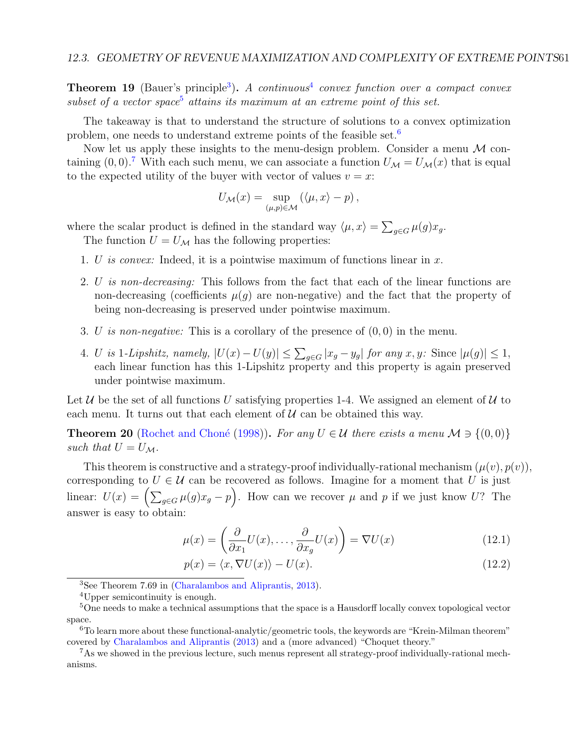**Theorem 19** (Bauer's principle[3]). *A continuous[4] convex function over a compact convex subset of a vector space[5] attains its maximum at an extreme point of this set.*

The takeaway is that to understand the structure of solutions to a convex optimization problem, one needs to understand extreme points of the feasible set.[6]

Now let us apply these insights to the menu-design problem. Consider a menu $\mathcal{M}$ containing $(0,0)$.[7] With each such menu, we can associate a function $U_\mathcal{M} = U_\mathcal{M}(x)$ that is equal to the expected utility of the buyer with vector of values $v = x$:

$$U_\mathcal{M}(x) = \sup_{(\mu,p)\in\mathcal{M}} \left(\langle \mu, x\rangle - p\right),$$

where the scalar product is defined in the standard way $\langle \mu, x\rangle = \sum_{g\in G} \mu(g) x_g$.

The function $U = U_\mathcal{M}$ has the following properties:

1. *$U$ is convex:* Indeed, it is a pointwise maximum of functions linear in $x$.
2. *$U$ is non-decreasing:* This follows from the fact that each of the linear functions are non-decreasing (coefficients $\mu(g)$ are non-negative) and the fact that the property of being non-decreasing is preserved under pointwise maximum.
3. *$U$ is non-negative:* This is a corollary of the presence of $(0,0)$ in the menu.
4. *$U$ is 1-Lipshitz, namely, $|U(x) - U(y)| \le \sum_{g\in G} |x_g - y_g|$ for any $x, y$:* Since $|\mu(g)| \le 1$, each linear function has this 1-Lipshitz property and this property is again preserved under pointwise maximum.

Let $\mathcal{U}$ be the set of all functions $U$ satisfying properties 1-4. We assigned an element of $\mathcal{U}$ to each menu. It turns out that each element of $\mathcal{U}$ can be obtained this way.

**Theorem 20** (Rochet and Choné (1998)). *For any $U \in \mathcal{U}$ there exists a menu $\mathcal{M} \ni \{(0,0)\}$ such that $U = U_\mathcal{M}$.*

This theorem is constructive and a strategy-proof individually-rational mechanism $(\mu(v), p(v))$, corresponding to $U \in \mathcal{U}$ can be recovered as follows. Imagine for a moment that $U$ is just linear: $U(x) = \left(\sum_{g\in G} \mu(g) x_g - p\right)$. How can we recover $\mu$ and $p$ if we just know $U$? The answer is easy to obtain:

$$\mu(x) = \left(\frac{\partial}{\partial x_1} U(x), \ldots, \frac{\partial}{\partial x_g} U(x)\right) = \nabla U(x) \tag{12.1}$$

$$p(x) = \langle x, \nabla U(x)\rangle - U(x). \tag{12.2}$$

---

[3] See Theorem 7.69 in (Charalambos and Aliprantis, 2013).

[4] Upper semicontinuity is enough.

[5] One needs to make a technical assumptions that the space is a Hausdorff locally convex topological vector space.

[6] To learn more about these functional-analytic/geometric tools, the keywords are "Krein-Milman theorem" covered by Charalambos and Aliprantis (2013) and a (more advanced) "Choquet theory."

[7] As we showed in the previous lecture, such menus represent all strategy-proof individually-rational mechanisms.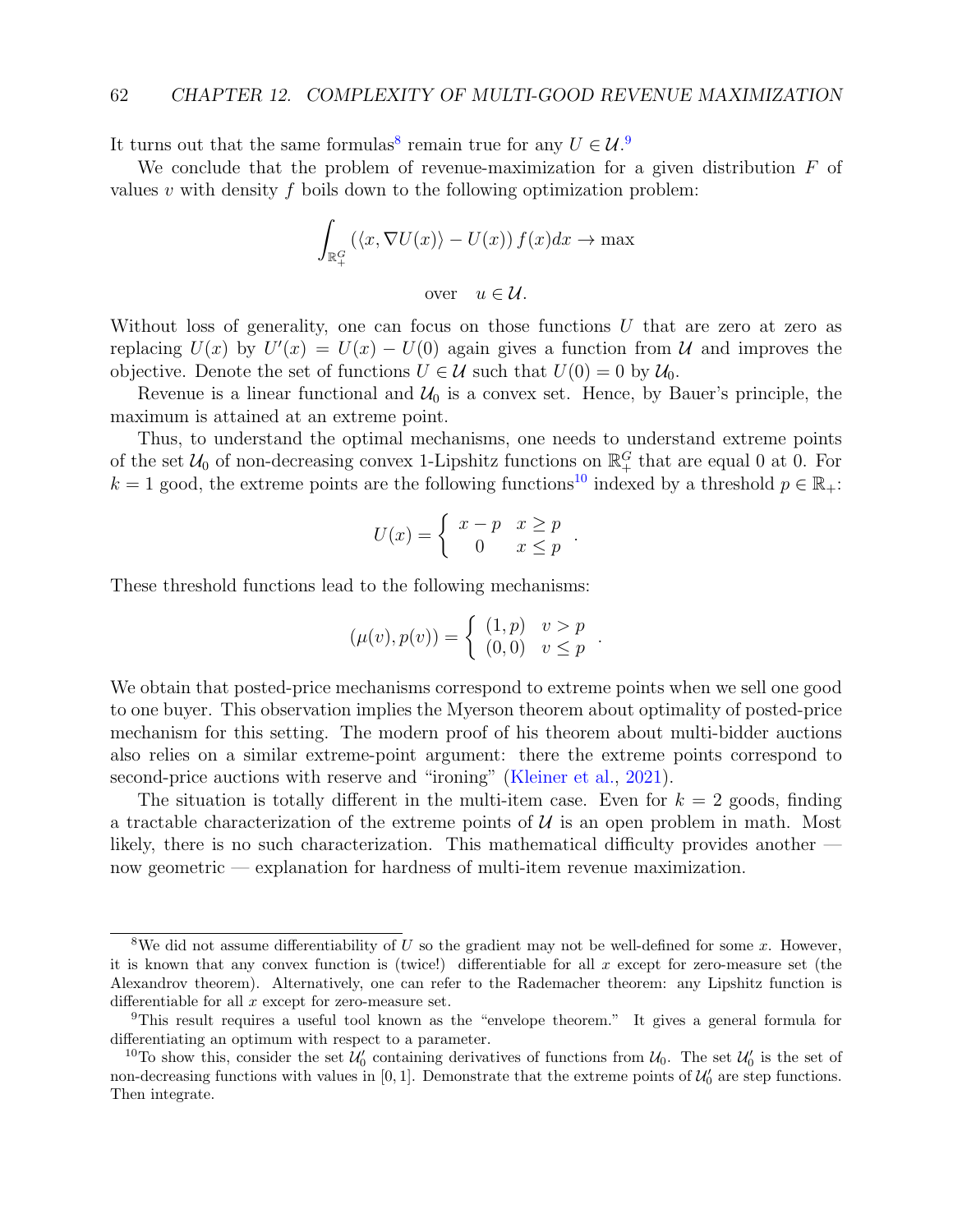It turns out that the same formulas[8] remain true for any $U \in \mathcal{U}$.[9]

We conclude that the problem of revenue-maximization for a given distribution $F$ of values $v$ with density $f$ boils down to the following optimization problem:

$$\int_{\mathbb{R}_+^G} \left( \langle x, \nabla U(x) \rangle - U(x) \right) f(x) dx \to \max$$

$$\text{over} \quad u \in \mathcal{U}.$$

Without loss of generality, one can focus on those functions $U$ that are zero at zero as replacing $U(x)$ by $U'(x) = U(x) - U(0)$ again gives a function from $\mathcal{U}$ and improves the objective. Denote the set of functions $U \in \mathcal{U}$ such that $U(0) = 0$ by $\mathcal{U}_0$.

Revenue is a linear functional and $\mathcal{U}_0$ is a convex set. Hence, by Bauer's principle, the maximum is attained at an extreme point.

Thus, to understand the optimal mechanisms, one needs to understand extreme points of the set $\mathcal{U}_0$ of non-decreasing convex 1-Lipshitz functions on $\mathbb{R}_+^G$ that are equal 0 at 0. For $k = 1$ good, the extreme points are the following functions[10] indexed by a threshold $p \in \mathbb{R}_+$:

$$U(x) = \begin{cases} x - p & x \geq p \\ 0 & x \leq p \end{cases}.$$

These threshold functions lead to the following mechanisms:

$$(\mu(v), p(v)) = \begin{cases} (1, p) & v > p \\ (0, 0) & v \leq p \end{cases}.$$

We obtain that posted-price mechanisms correspond to extreme points when we sell one good to one buyer. This observation implies the Myerson theorem about optimality of posted-price mechanism for this setting. The modern proof of his theorem about multi-bidder auctions also relies on a similar extreme-point argument: there the extreme points correspond to second-price auctions with reserve and "ironing" (Kleiner et al., 2021).

The situation is totally different in the multi-item case. Even for $k = 2$ goods, finding a tractable characterization of the extreme points of $\mathcal{U}$ is an open problem in math. Most likely, there is no such characterization. This mathematical difficulty provides another — now geometric — explanation for hardness of multi-item revenue maximization.

---

[8] We did not assume differentiability of $U$ so the gradient may not be well-defined for some $x$. However, it is known that any convex function is (twice!) differentiable for all $x$ except for zero-measure set (the Alexandrov theorem). Alternatively, one can refer to the Rademacher theorem: any Lipshitz function is differentiable for all $x$ except for zero-measure set.

[9] This result requires a useful tool known as the "envelope theorem." It gives a general formula for differentiating an optimum with respect to a parameter.

[10] To show this, consider the set $\mathcal{U}_0'$ containing derivatives of functions from $\mathcal{U}_0$. The set $\mathcal{U}_0'$ is the set of non-decreasing functions with values in $[0, 1]$. Demonstrate that the extreme points of $\mathcal{U}_0'$ are step functions. Then integrate.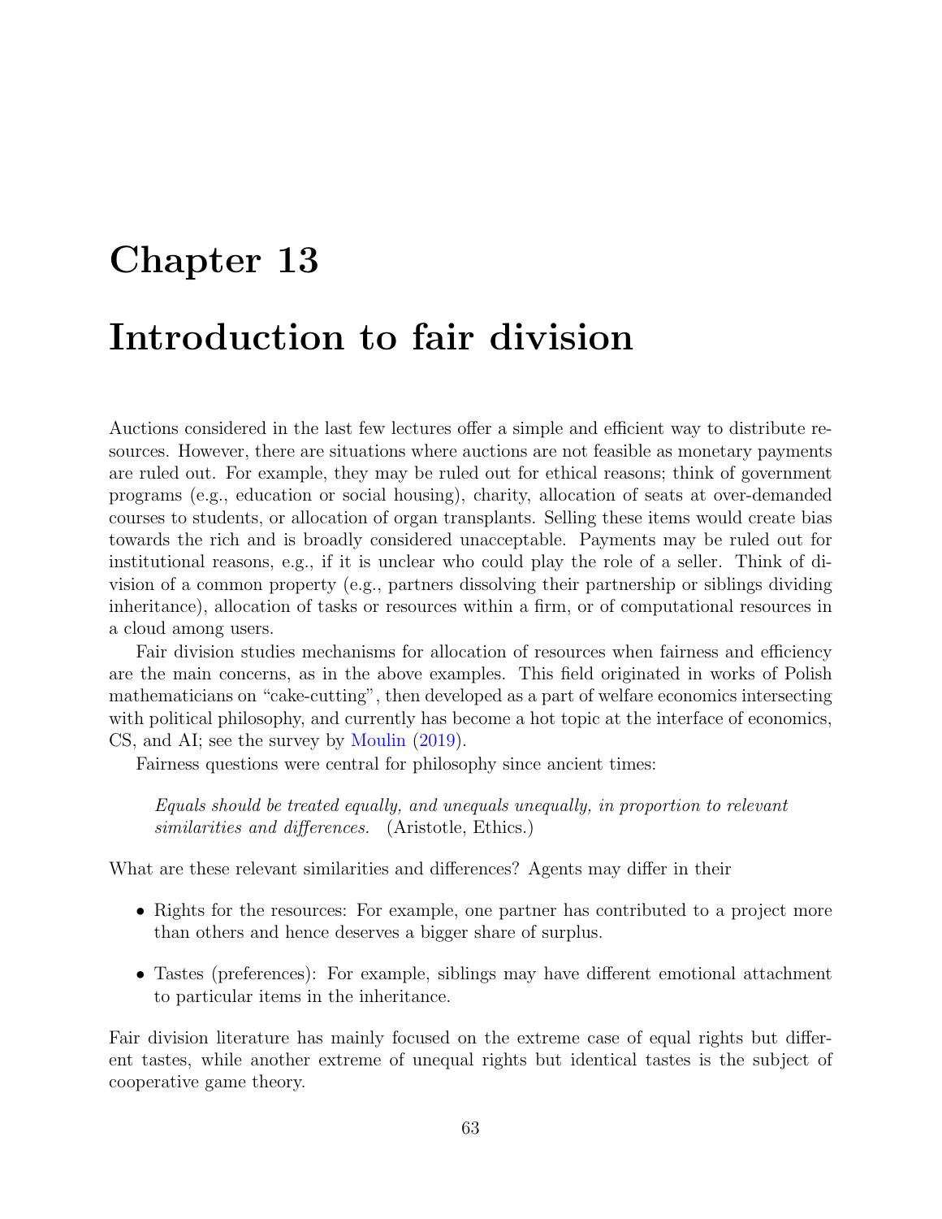# Chapter 13

# Introduction to fair division

Auctions considered in the last few lectures offer a simple and efficient way to distribute resources. However, there are situations where auctions are not feasible as monetary payments are ruled out. For example, they may be ruled out for ethical reasons; think of government programs (e.g., education or social housing), charity, allocation of seats at over-demanded courses to students, or allocation of organ transplants. Selling these items would create bias towards the rich and is broadly considered unacceptable. Payments may be ruled out for institutional reasons, e.g., if it is unclear who could play the role of a seller. Think of division of a common property (e.g., partners dissolving their partnership or siblings dividing inheritance), allocation of tasks or resources within a firm, or of computational resources in a cloud among users.

Fair division studies mechanisms for allocation of resources when fairness and efficiency are the main concerns, as in the above examples. This field originated in works of Polish mathematicians on "cake-cutting", then developed as a part of welfare economics intersecting with political philosophy, and currently has become a hot topic at the interface of economics, CS, and AI; see the survey by Moulin (2019).

Fairness questions were central for philosophy since ancient times:

> *Equals should be treated equally, and unequals unequally, in proportion to relevant similarities and differences.* (Aristotle, Ethics.)

What are these relevant similarities and differences? Agents may differ in their

- Rights for the resources: For example, one partner has contributed to a project more than others and hence deserves a bigger share of surplus.
- Tastes (preferences): For example, siblings may have different emotional attachment to particular items in the inheritance.

Fair division literature has mainly focused on the extreme case of equal rights but different tastes, while another extreme of unequal rights but identical tastes is the subject of cooperative game theory.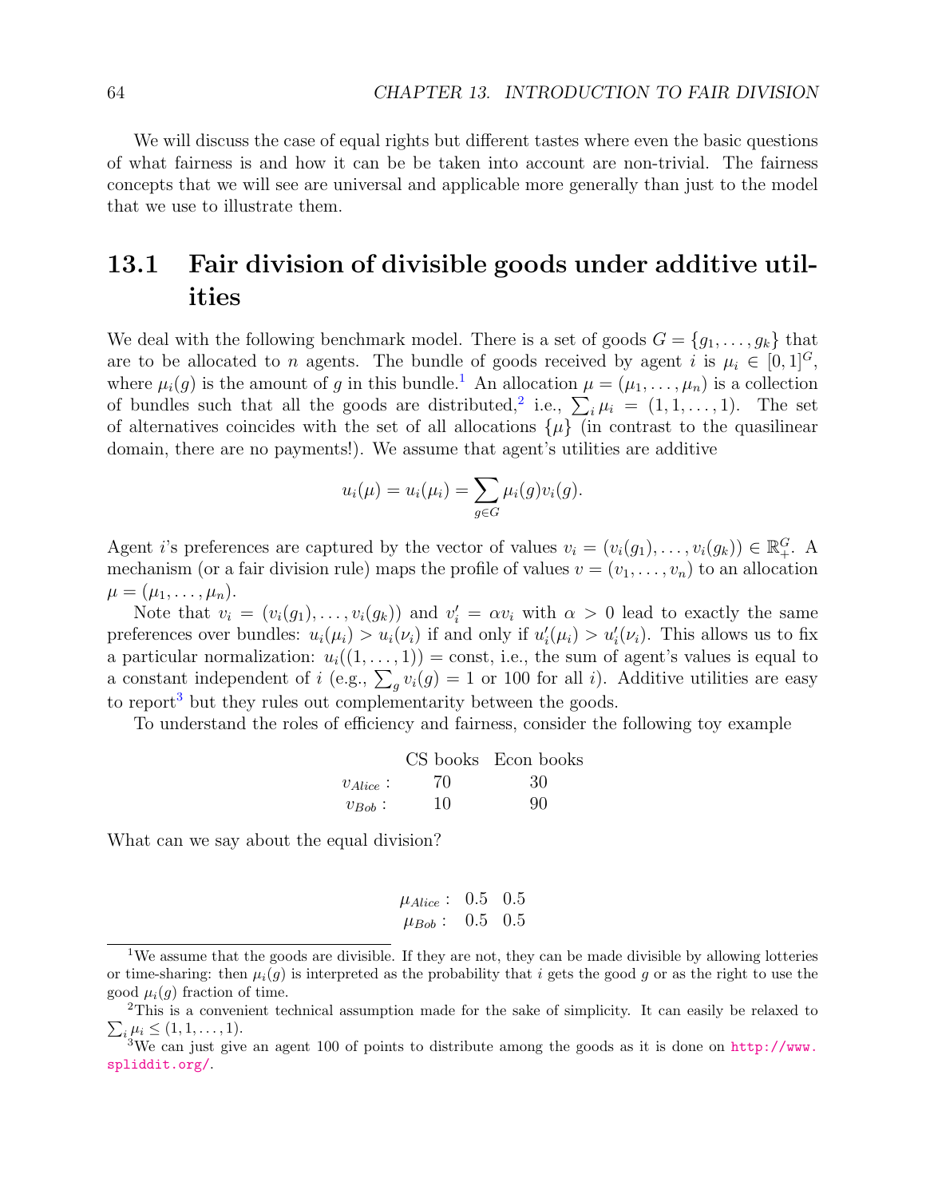We will discuss the case of equal rights but different tastes where even the basic questions of what fairness is and how it can be be taken into account are non-trivial. The fairness concepts that we will see are universal and applicable more generally than just to the model that we use to illustrate them.

## 13.1 Fair division of divisible goods under additive utilities

We deal with the following benchmark model. There is a set of goods $G = \{g_1, \ldots, g_k\}$ that are to be allocated to $n$ agents. The bundle of goods received by agent $i$ is $\mu_i \in [0,1]^G$, where $\mu_i(g)$ is the amount of $g$ in this bundle.[1] An allocation $\mu = (\mu_1, \ldots, \mu_n)$ is a collection of bundles such that all the goods are distributed,[2] i.e., $\sum_i \mu_i = (1, 1, \ldots, 1)$. The set of alternatives coincides with the set of all allocations $\{\mu\}$ (in contrast to the quasilinear domain, there are no payments!). We assume that agent's utilities are additive

$$u_i(\mu) = u_i(\mu_i) = \sum_{g \in G} \mu_i(g) v_i(g).$$

Agent $i$'s preferences are captured by the vector of values $v_i = (v_i(g_1), \ldots, v_i(g_k)) \in \mathbb{R}_+^G$. A mechanism (or a fair division rule) maps the profile of values $v = (v_1, \ldots, v_n)$ to an allocation $\mu = (\mu_1, \ldots, \mu_n)$.

Note that $v_i = (v_i(g_1), \ldots, v_i(g_k))$ and $v_i' = \alpha v_i$ with $\alpha > 0$ lead to exactly the same preferences over bundles: $u_i(\mu_i) > u_i(\nu_i)$ if and only if $u_i'(\mu_i) > u_i'(\nu_i)$. This allows us to fix a particular normalization: $u_i((1, \ldots, 1)) = \text{const}$, i.e., the sum of agent's values is equal to a constant independent of $i$ (e.g., $\sum_g v_i(g) = 1$ or 100 for all $i$). Additive utilities are easy to report[3] but they rules out complementarity between the goods.

To understand the roles of efficiency and fairness, consider the following toy example

| | CS books | Econ books |
|---|---|---|
| $v_{Alice}$ : | 70 | 30 |
| $v_{Bob}$ : | 10 | 90 |

What can we say about the equal division?

| | | |
|---|---|---|
| $\mu_{Alice}$ : | 0.5 | 0.5 |
| $\mu_{Bob}$ : | 0.5 | 0.5 |

---

[1] We assume that the goods are divisible. If they are not, they can be made divisible by allowing lotteries or time-sharing: then $\mu_i(g)$ is interpreted as the probability that $i$ gets the good $g$ or as the right to use the good $\mu_i(g)$ fraction of time.

[2] This is a convenient technical assumption made for the sake of simplicity. It can easily be relaxed to $\sum_i \mu_i \leq (1, 1, \ldots, 1)$.

[3] We can just give an agent 100 of points to distribute among the goods as it is done on http://www.spliddit.org/.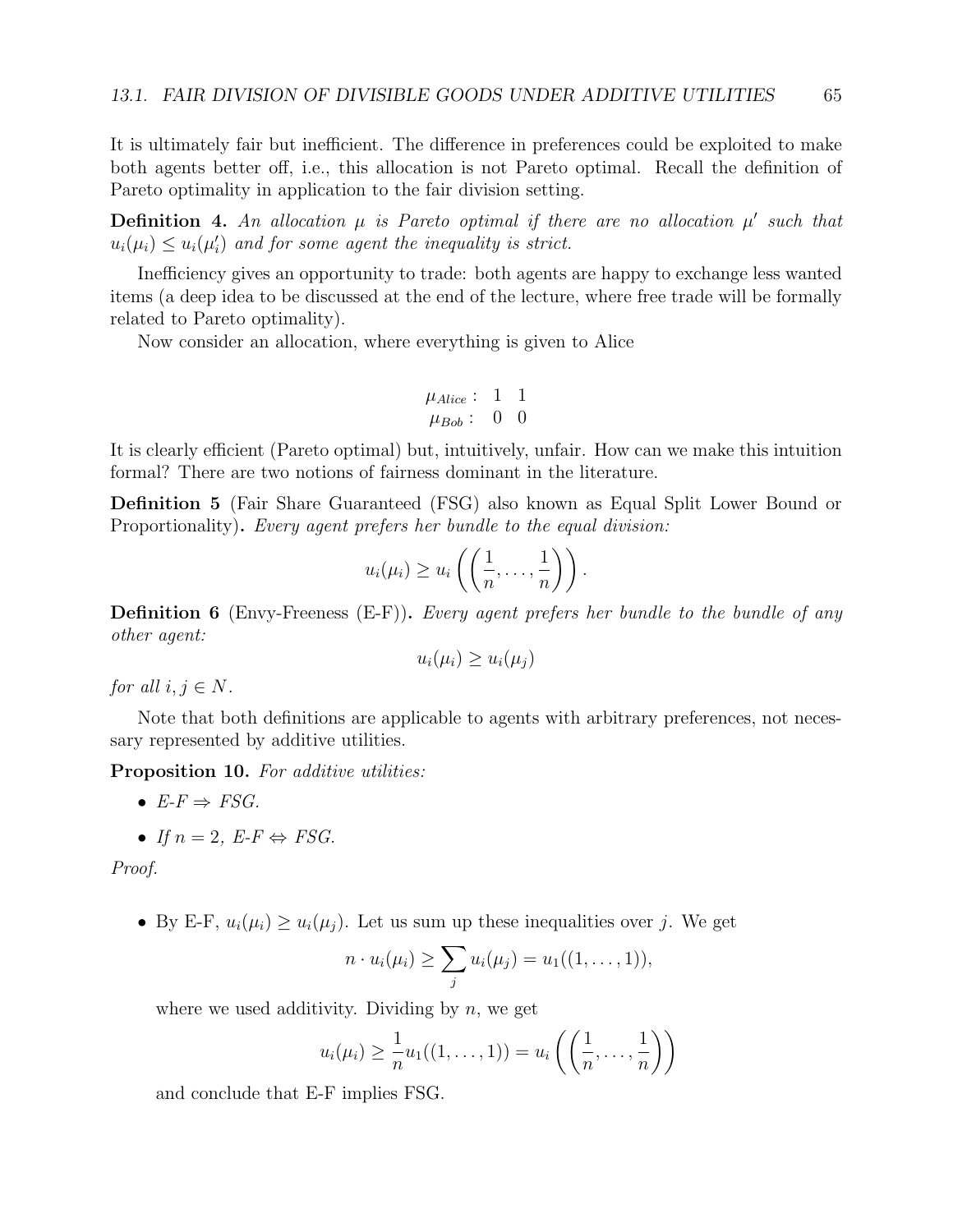It is ultimately fair but inefficient. The difference in preferences could be exploited to make both agents better off, i.e., this allocation is not Pareto optimal. Recall the definition of Pareto optimality in application to the fair division setting.

**Definition 4.** *An allocation $\mu$ is Pareto optimal if there are no allocation $\mu'$ such that $u_i(\mu_i) \leq u_i(\mu_i')$ and for some agent the inequality is strict.*

Inefficiency gives an opportunity to trade: both agents are happy to exchange less wanted items (a deep idea to be discussed at the end of the lecture, where free trade will be formally related to Pareto optimality).

Now consider an allocation, where everything is given to Alice

$$\begin{array}{rcc} \mu_{Alice}: & 1 & 1 \\ \mu_{Bob}: & 0 & 0 \end{array}$$

It is clearly efficient (Pareto optimal) but, intuitively, unfair. How can we make this intuition formal? There are two notions of fairness dominant in the literature.

**Definition 5** (Fair Share Guaranteed (FSG) also known as Equal Split Lower Bound or Proportionality)**.** *Every agent prefers her bundle to the equal division:*

$$u_i(\mu_i) \geq u_i\left(\left(\frac{1}{n}, \dots, \frac{1}{n}\right)\right).$$

**Definition 6** (Envy-Freeness (E-F))**.** *Every agent prefers her bundle to the bundle of any other agent:*

$$u_i(\mu_i) \geq u_i(\mu_j)$$

*for all $i, j \in N$.*

Note that both definitions are applicable to agents with arbitrary preferences, not necessary represented by additive utilities.

**Proposition 10.** *For additive utilities:*

- *E-F $\Rightarrow$ FSG.*
- *If $n = 2$, E-F $\Leftrightarrow$ FSG.*

*Proof.*

- By E-F, $u_i(\mu_i) \geq u_i(\mu_j)$. Let us sum up these inequalities over $j$. We get

  $$n \cdot u_i(\mu_i) \geq \sum_j u_i(\mu_j) = u_1((1, \dots, 1)),$$

  where we used additivity. Dividing by $n$, we get

  $$u_i(\mu_i) \geq \frac{1}{n} u_1((1, \dots, 1)) = u_i\left(\left(\frac{1}{n}, \dots, \frac{1}{n}\right)\right)$$

  and conclude that E-F implies FSG.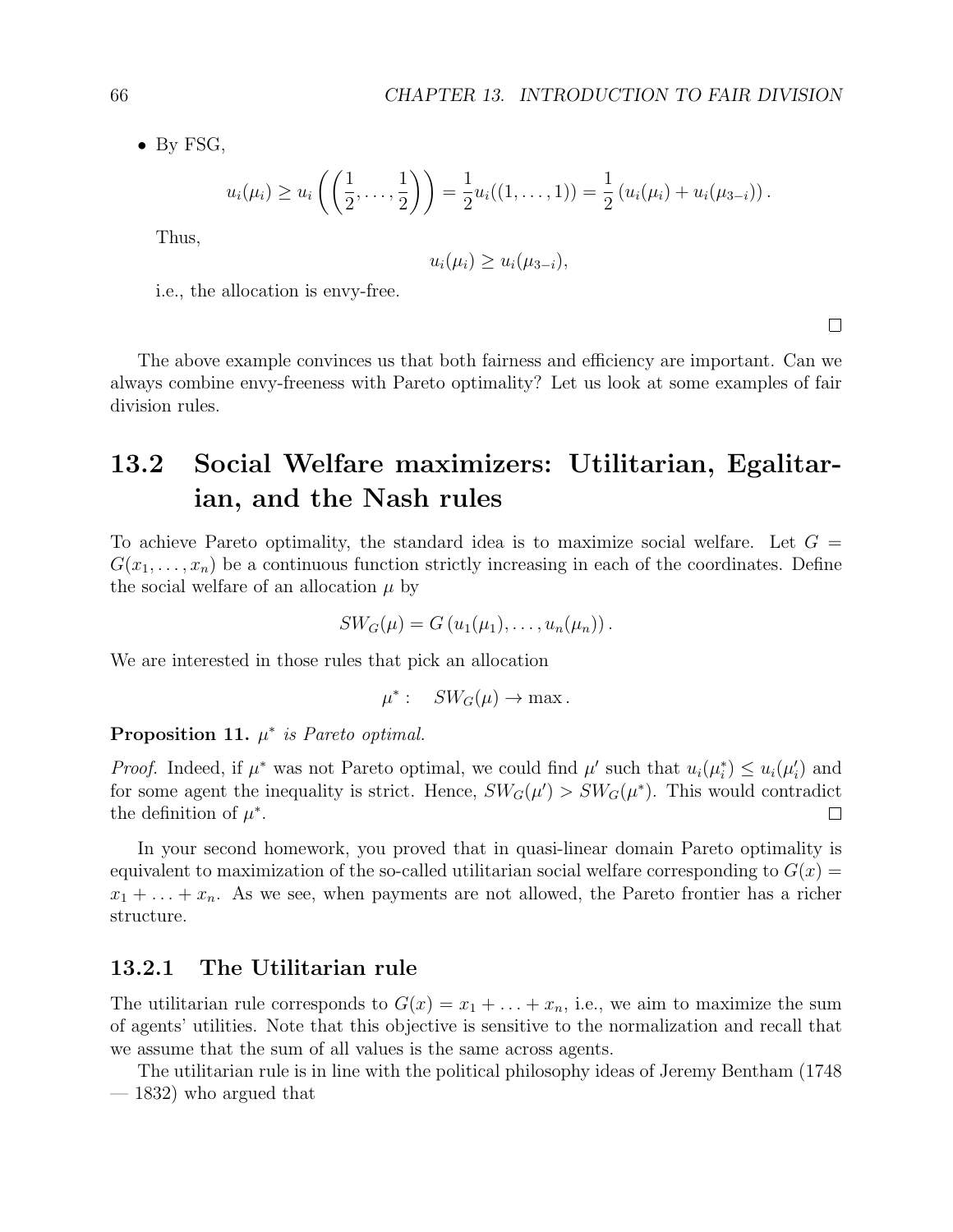- By FSG,

$$u_i(\mu_i) \geq u_i\left(\left(\frac{1}{2}, \ldots, \frac{1}{2}\right)\right) = \frac{1}{2} u_i((1, \ldots, 1)) = \frac{1}{2}\left(u_i(\mu_i) + u_i(\mu_{3-i})\right).$$

  Thus,

$$u_i(\mu_i) \geq u_i(\mu_{3-i}),$$

  i.e., the allocation is envy-free.

□

The above example convinces us that both fairness and efficiency are important. Can we always combine envy-freeness with Pareto optimality? Let us look at some examples of fair division rules.

## 13.2 Social Welfare maximizers: Utilitarian, Egalitarian, and the Nash rules

To achieve Pareto optimality, the standard idea is to maximize social welfare. Let $G = G(x_1, \ldots, x_n)$ be a continuous function strictly increasing in each of the coordinates. Define the social welfare of an allocation $\mu$ by

$$SW_G(\mu) = G\left(u_1(\mu_1), \ldots, u_n(\mu_n)\right).$$

We are interested in those rules that pick an allocation

$$\mu^* : \quad SW_G(\mu) \to \max.$$

**Proposition 11.** *$\mu^*$ is Pareto optimal.*

*Proof.* Indeed, if $\mu^*$ was not Pareto optimal, we could find $\mu'$ such that $u_i(\mu_i^*) \leq u_i(\mu_i')$ and for some agent the inequality is strict. Hence, $SW_G(\mu') > SW_G(\mu^*)$. This would contradict the definition of $\mu^*$. □

In your second homework, you proved that in quasi-linear domain Pareto optimality is equivalent to maximization of the so-called utilitarian social welfare corresponding to $G(x) = x_1 + \ldots + x_n$. As we see, when payments are not allowed, the Pareto frontier has a richer structure.

### 13.2.1 The Utilitarian rule

The utilitarian rule corresponds to $G(x) = x_1 + \ldots + x_n$, i.e., we aim to maximize the sum of agents' utilities. Note that this objective is sensitive to the normalization and recall that we assume that the sum of all values is the same across agents.

The utilitarian rule is in line with the political philosophy ideas of Jeremy Bentham (1748 — 1832) who argued that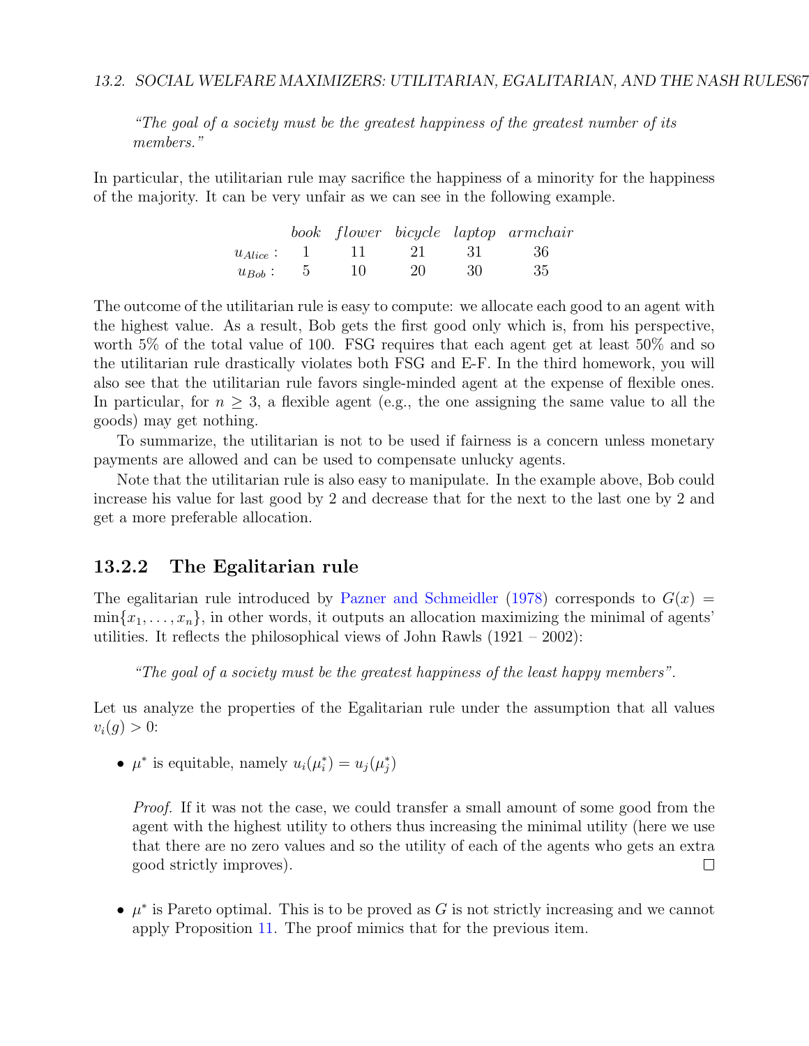*"The goal of a society must be the greatest happiness of the greatest number of its members."*

In particular, the utilitarian rule may sacrifice the happiness of a minority for the happiness of the majority. It can be very unfair as we can see in the following example.

| | *book* | *flower* | *bicycle* | *laptop* | *armchair* |
|---|---|---|---|---|---|
| $u_{Alice}$ : | 1 | 11 | 21 | 31 | 36 |
| $u_{Bob}$ : | 5 | 10 | 20 | 30 | 35 |

The outcome of the utilitarian rule is easy to compute: we allocate each good to an agent with the highest value. As a result, Bob gets the first good only which is, from his perspective, worth 5% of the total value of 100. FSG requires that each agent get at least 50% and so the utilitarian rule drastically violates both FSG and E-F. In the third homework, you will also see that the utilitarian rule favors single-minded agent at the expense of flexible ones. In particular, for $n \geq 3$, a flexible agent (e.g., the one assigning the same value to all the goods) may get nothing.

To summarize, the utilitarian is not to be used if fairness is a concern unless monetary payments are allowed and can be used to compensate unlucky agents.

Note that the utilitarian rule is also easy to manipulate. In the example above, Bob could increase his value for last good by 2 and decrease that for the next to the last one by 2 and get a more preferable allocation.

### 13.2.2 The Egalitarian rule

The egalitarian rule introduced by Pazner and Schmeidler (1978) corresponds to $G(x) = \min\{x_1, \ldots, x_n\}$, in other words, it outputs an allocation maximizing the minimal of agents' utilities. It reflects the philosophical views of John Rawls (1921 – 2002):

*"The goal of a society must be the greatest happiness of the least happy members".*

Let us analyze the properties of the Egalitarian rule under the assumption that all values $v_i(g) > 0$:

- $\mu^*$ is equitable, namely $u_i(\mu_i^*) = u_j(\mu_j^*)$

  *Proof.* If it was not the case, we could transfer a small amount of some good from the agent with the highest utility to others thus increasing the minimal utility (here we use that there are no zero values and so the utility of each of the agents who gets an extra good strictly improves). □

- $\mu^*$ is Pareto optimal. This is to be proved as $G$ is not strictly increasing and we cannot apply Proposition 11. The proof mimics that for the previous item.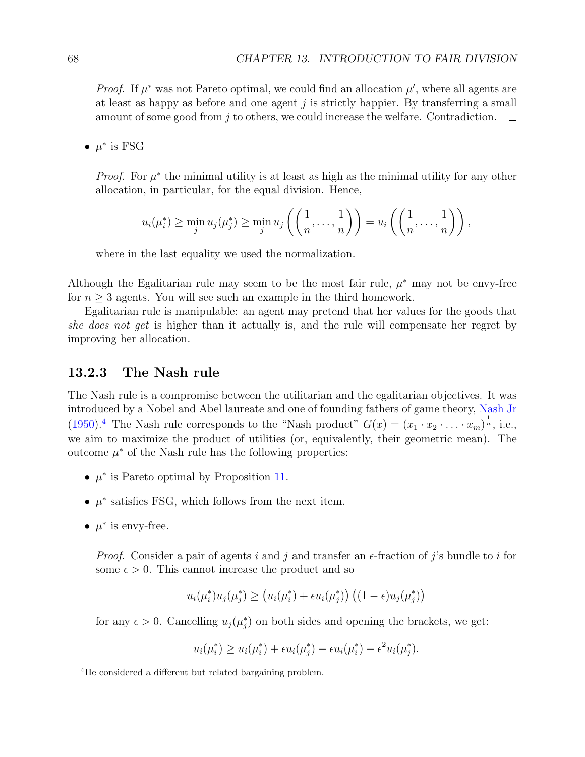*Proof.* If $\mu^*$ was not Pareto optimal, we could find an allocation $\mu'$, where all agents are at least as happy as before and one agent $j$ is strictly happier. By transferring a small amount of some good from $j$ to others, we could increase the welfare. Contradiction. □

- $\mu^*$ is FSG

  *Proof.* For $\mu^*$ the minimal utility is at least as high as the minimal utility for any other allocation, in particular, for the equal division. Hence,

  $$u_i(\mu_i^*) \geq \min_j u_j(\mu_j^*) \geq \min_j u_j\left(\left(\frac{1}{n}, \ldots, \frac{1}{n}\right)\right) = u_i\left(\left(\frac{1}{n}, \ldots, \frac{1}{n}\right)\right),$$

  where in the last equality we used the normalization. □

Although the Egalitarian rule may seem to be the most fair rule, $\mu^*$ may not be envy-free for $n \geq 3$ agents. You will see such an example in the third homework.

Egalitarian rule is manipulable: an agent may pretend that her values for the goods that *she does not get* is higher than it actually is, and the rule will compensate her regret by improving her allocation.

### 13.2.3 The Nash rule

The Nash rule is a compromise between the utilitarian and the egalitarian objectives. It was introduced by a Nobel and Abel laureate and one of founding fathers of game theory, Nash Jr (1950).[4] The Nash rule corresponds to the "Nash product" $G(x) = (x_1 \cdot x_2 \cdot \ldots \cdot x_m)^{\frac{1}{n}}$, i.e., we aim to maximize the product of utilities (or, equivalently, their geometric mean). The outcome $\mu^*$ of the Nash rule has the following properties:

- $\mu^*$ is Pareto optimal by Proposition 11.
- $\mu^*$ satisfies FSG, which follows from the next item.
- $\mu^*$ is envy-free.

  *Proof.* Consider a pair of agents $i$ and $j$ and transfer an $\epsilon$-fraction of $j$'s bundle to $i$ for some $\epsilon > 0$. This cannot increase the product and so

  $$u_i(\mu_i^*)u_j(\mu_j^*) \geq \left(u_i(\mu_i^*) + \epsilon u_i(\mu_j^*)\right)\left((1-\epsilon)u_j(\mu_j^*)\right)$$

  for any $\epsilon > 0$. Cancelling $u_j(\mu_j^*)$ on both sides and opening the brackets, we get:

  $$u_i(\mu_i^*) \geq u_i(\mu_i^*) + \epsilon u_i(\mu_j^*) - \epsilon u_i(\mu_i^*) - \epsilon^2 u_i(\mu_j^*).$$

[4] He considered a different but related bargaining problem.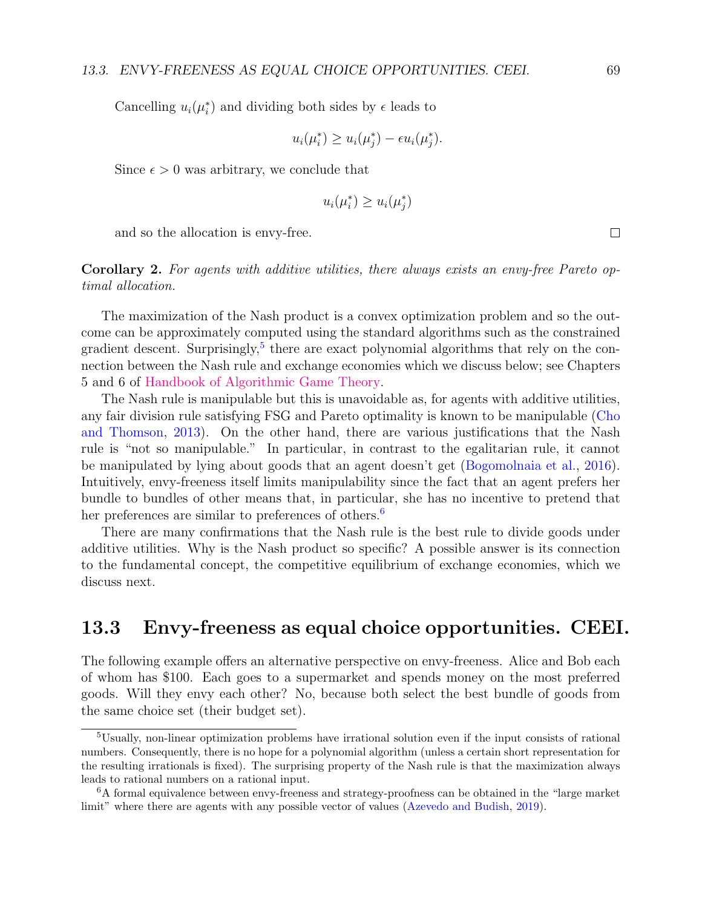Cancelling $u_i(\mu_i^*)$ and dividing both sides by $\epsilon$ leads to

$$u_i(\mu_i^*) \geq u_i(\mu_j^*) - \epsilon u_i(\mu_j^*).$$

Since $\epsilon > 0$ was arbitrary, we conclude that

$$u_i(\mu_i^*) \geq u_i(\mu_j^*)$$

and so the allocation is envy-free. □

**Corollary 2.** *For agents with additive utilities, there always exists an envy-free Pareto optimal allocation.*

The maximization of the Nash product is a convex optimization problem and so the outcome can be approximately computed using the standard algorithms such as the constrained gradient descent. Surprisingly,[5] there are exact polynomial algorithms that rely on the connection between the Nash rule and exchange economies which we discuss below; see Chapters 5 and 6 of Handbook of Algorithmic Game Theory.

The Nash rule is manipulable but this is unavoidable as, for agents with additive utilities, any fair division rule satisfying FSG and Pareto optimality is known to be manipulable (Cho and Thomson, 2013). On the other hand, there are various justifications that the Nash rule is "not so manipulable." In particular, in contrast to the egalitarian rule, it cannot be manipulated by lying about goods that an agent doesn't get (Bogomolnaia et al., 2016). Intuitively, envy-freeness itself limits manipulability since the fact that an agent prefers her bundle to bundles of other means that, in particular, she has no incentive to pretend that her preferences are similar to preferences of others.[6]

There are many confirmations that the Nash rule is the best rule to divide goods under additive utilities. Why is the Nash product so specific? A possible answer is its connection to the fundamental concept, the competitive equilibrium of exchange economies, which we discuss next.

## 13.3 Envy-freeness as equal choice opportunities. CEEI.

The following example offers an alternative perspective on envy-freeness. Alice and Bob each of whom has \$100. Each goes to a supermarket and spends money on the most preferred goods. Will they envy each other? No, because both select the best bundle of goods from the same choice set (their budget set).

---

[5] Usually, non-linear optimization problems have irrational solution even if the input consists of rational numbers. Consequently, there is no hope for a polynomial algorithm (unless a certain short representation for the resulting irrationals is fixed). The surprising property of the Nash rule is that the maximization always leads to rational numbers on a rational input.

[6] A formal equivalence between envy-freeness and strategy-proofness can be obtained in the "large market limit" where there are agents with any possible vector of values (Azevedo and Budish, 2019).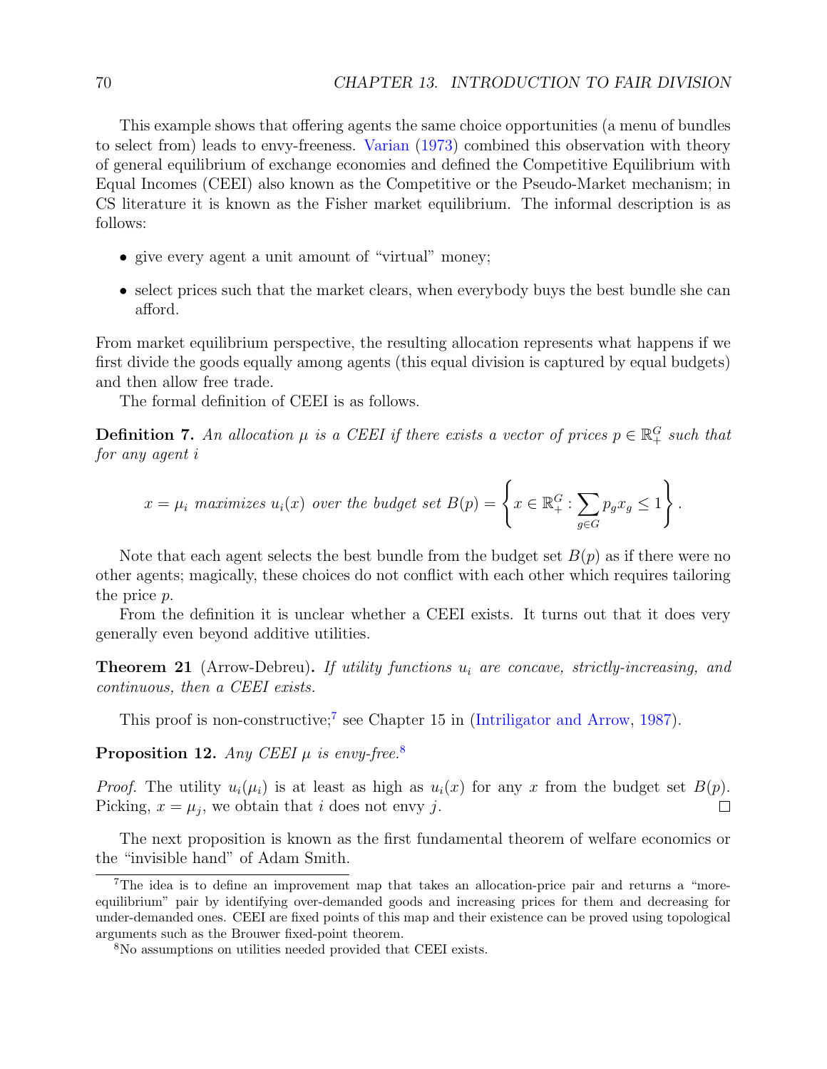This example shows that offering agents the same choice opportunities (a menu of bundles to select from) leads to envy-freeness. Varian (1973) combined this observation with theory of general equilibrium of exchange economies and defined the Competitive Equilibrium with Equal Incomes (CEEI) also known as the Competitive or the Pseudo-Market mechanism; in CS literature it is known as the Fisher market equilibrium. The informal description is as follows:

- give every agent a unit amount of "virtual" money;
- select prices such that the market clears, when everybody buys the best bundle she can afford.

From market equilibrium perspective, the resulting allocation represents what happens if we first divide the goods equally among agents (this equal division is captured by equal budgets) and then allow free trade.

The formal definition of CEEI is as follows.

**Definition 7.** *An allocation $\mu$ is a CEEI if there exists a vector of prices $p \in \mathbb{R}_+^G$ such that for any agent $i$*

$$x = \mu_i \text{ maximizes } u_i(x) \text{ over the budget set } B(p) = \left\{ x \in \mathbb{R}_+^G : \sum_{g \in G} p_g x_g \leq 1 \right\}.$$

Note that each agent selects the best bundle from the budget set $B(p)$ as if there were no other agents; magically, these choices do not conflict with each other which requires tailoring the price $p$.

From the definition it is unclear whether a CEEI exists. It turns out that it does very generally even beyond additive utilities.

**Theorem 21** (Arrow-Debreu)**.** *If utility functions $u_i$ are concave, strictly-increasing, and continuous, then a CEEI exists.*

This proof is non-constructive;[7] see Chapter 15 in (Intriligator and Arrow, 1987).

**Proposition 12.** *Any CEEI $\mu$ is envy-free.*[8]

*Proof.* The utility $u_i(\mu_i)$ is at least as high as $u_i(x)$ for any $x$ from the budget set $B(p)$. Picking, $x = \mu_j$, we obtain that $i$ does not envy $j$. □

The next proposition is known as the first fundamental theorem of welfare economics or the "invisible hand" of Adam Smith.

---

[7] The idea is to define an improvement map that takes an allocation-price pair and returns a "more-equilibrium" pair by identifying over-demanded goods and increasing prices for them and decreasing for under-demanded ones. CEEI are fixed points of this map and their existence can be proved using topological arguments such as the Brouwer fixed-point theorem.

[8] No assumptions on utilities needed provided that CEEI exists.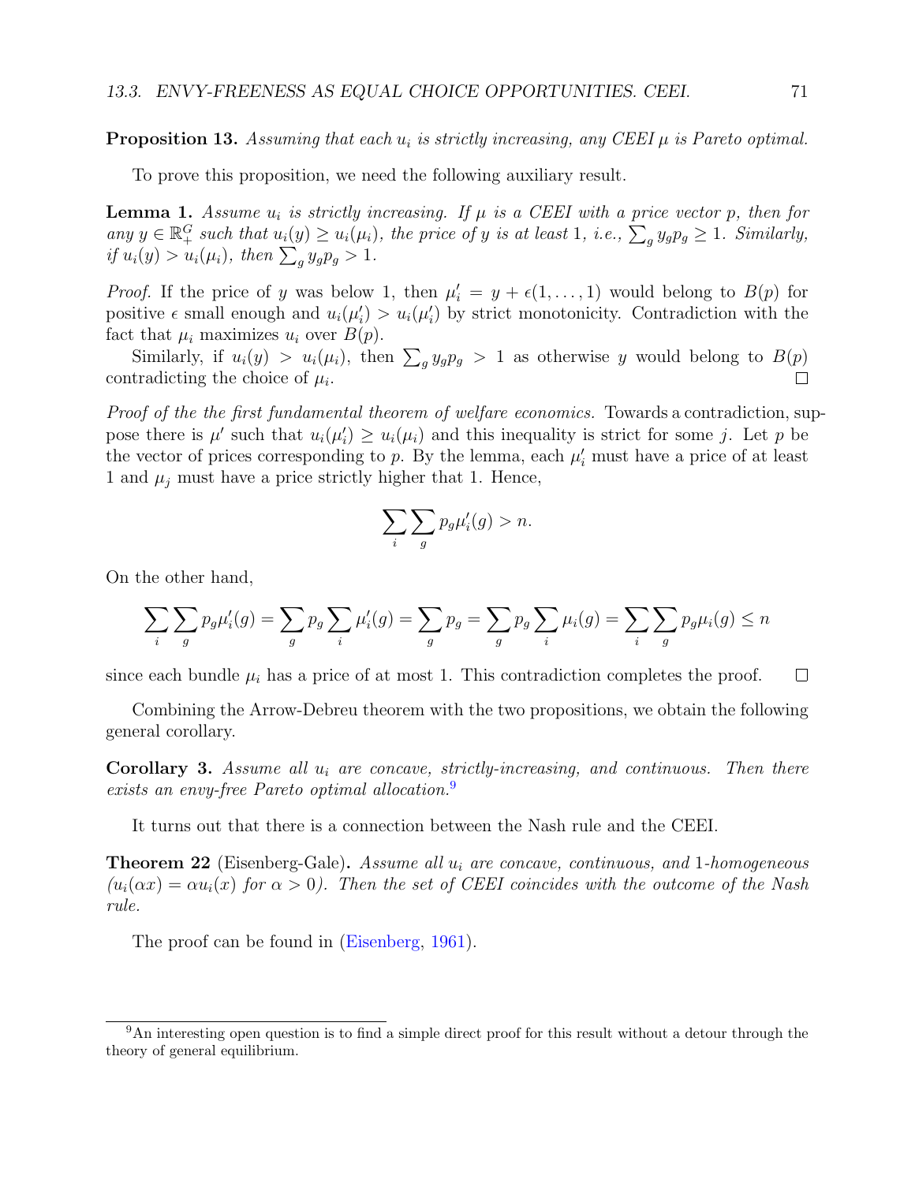**Proposition 13.** *Assuming that each $u_i$ is strictly increasing, any CEEI $\mu$ is Pareto optimal.*

To prove this proposition, we need the following auxiliary result.

**Lemma 1.** *Assume $u_i$ is strictly increasing. If $\mu$ is a CEEI with a price vector $p$, then for any $y \in \mathbb{R}_+^G$ such that $u_i(y) \geq u_i(\mu_i)$, the price of $y$ is at least 1, i.e., $\sum_g y_g p_g \geq 1$. Similarly, if $u_i(y) > u_i(\mu_i)$, then $\sum_g y_g p_g > 1$.*

*Proof.* If the price of $y$ was below 1, then $\mu_i' = y + \epsilon(1, \ldots, 1)$ would belong to $B(p)$ for positive $\epsilon$ small enough and $u_i(\mu_i') > u_i(\mu_i')$ by strict monotonicity. Contradiction with the fact that $\mu_i$ maximizes $u_i$ over $B(p)$.

Similarly, if $u_i(y) > u_i(\mu_i)$, then $\sum_g y_g p_g > 1$ as otherwise $y$ would belong to $B(p)$ contradicting the choice of $\mu_i$. $\square$

*Proof of the the first fundamental theorem of welfare economics.* Towards a contradiction, suppose there is $\mu'$ such that $u_i(\mu_i') \geq u_i(\mu_i)$ and this inequality is strict for some $j$. Let $p$ be the vector of prices corresponding to $p$. By the lemma, each $\mu_i'$ must have a price of at least 1 and $\mu_j$ must have a price strictly higher that 1. Hence,

$$\sum_i \sum_g p_g \mu_i'(g) > n.$$

On the other hand,

$$\sum_i \sum_g p_g \mu_i'(g) = \sum_g p_g \sum_i \mu_i'(g) = \sum_g p_g = \sum_g p_g \sum_i \mu_i(g) = \sum_i \sum_g p_g \mu_i(g) \leq n$$

since each bundle $\mu_i$ has a price of at most 1. This contradiction completes the proof. $\square$

Combining the Arrow-Debreu theorem with the two propositions, we obtain the following general corollary.

**Corollary 3.** *Assume all $u_i$ are concave, strictly-increasing, and continuous. Then there exists an envy-free Pareto optimal allocation.*[9]

It turns out that there is a connection between the Nash rule and the CEEI.

**Theorem 22** (Eisenberg-Gale)**.** *Assume all $u_i$ are concave, continuous, and 1-homogeneous ($u_i(\alpha x) = \alpha u_i(x)$ for $\alpha > 0$). Then the set of CEEI coincides with the outcome of the Nash rule.*

The proof can be found in (Eisenberg, 1961).

[9] An interesting open question is to find a simple direct proof for this result without a detour through the theory of general equilibrium.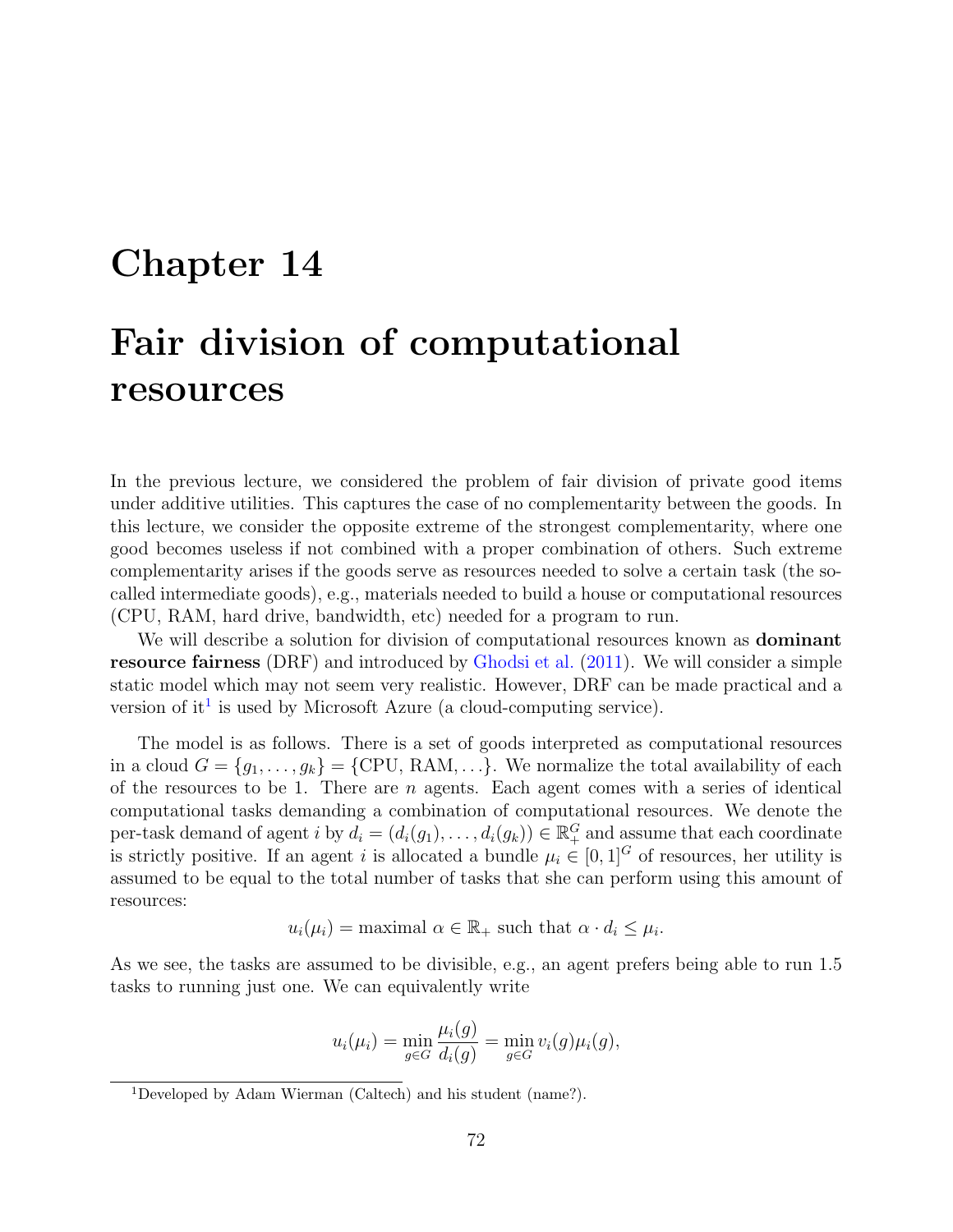# Chapter 14

# Fair division of computational resources

In the previous lecture, we considered the problem of fair division of private good items under additive utilities. This captures the case of no complementarity between the goods. In this lecture, we consider the opposite extreme of the strongest complementarity, where one good becomes useless if not combined with a proper combination of others. Such extreme complementarity arises if the goods serve as resources needed to solve a certain task (the so-called intermediate goods), e.g., materials needed to build a house or computational resources (CPU, RAM, hard drive, bandwidth, etc) needed for a program to run.

We will describe a solution for division of computational resources known as **dominant resource fairness** (DRF) and introduced by Ghodsi et al. (2011). We will consider a simple static model which may not seem very realistic. However, DRF can be made practical and a version of it[1] is used by Microsoft Azure (a cloud-computing service).

The model is as follows. There is a set of goods interpreted as computational resources in a cloud $G = \{g_1, \ldots, g_k\} = \{\text{CPU}, \text{RAM}, \ldots\}$. We normalize the total availability of each of the resources to be 1. There are $n$ agents. Each agent comes with a series of identical computational tasks demanding a combination of computational resources. We denote the per-task demand of agent $i$ by $d_i = (d_i(g_1), \ldots, d_i(g_k)) \in \mathbb{R}_+^G$ and assume that each coordinate is strictly positive. If an agent $i$ is allocated a bundle $\mu_i \in [0,1]^G$ of resources, her utility is assumed to be equal to the total number of tasks that she can perform using this amount of resources:

$$u_i(\mu_i) = \text{maximal } \alpha \in \mathbb{R}_+ \text{ such that } \alpha \cdot d_i \leq \mu_i.$$

As we see, the tasks are assumed to be divisible, e.g., an agent prefers being able to run 1.5 tasks to running just one. We can equivalently write

$$u_i(\mu_i) = \min_{g \in G} \frac{\mu_i(g)}{d_i(g)} = \min_{g \in G} v_i(g)\mu_i(g),$$

[1] Developed by Adam Wierman (Caltech) and his student (name?).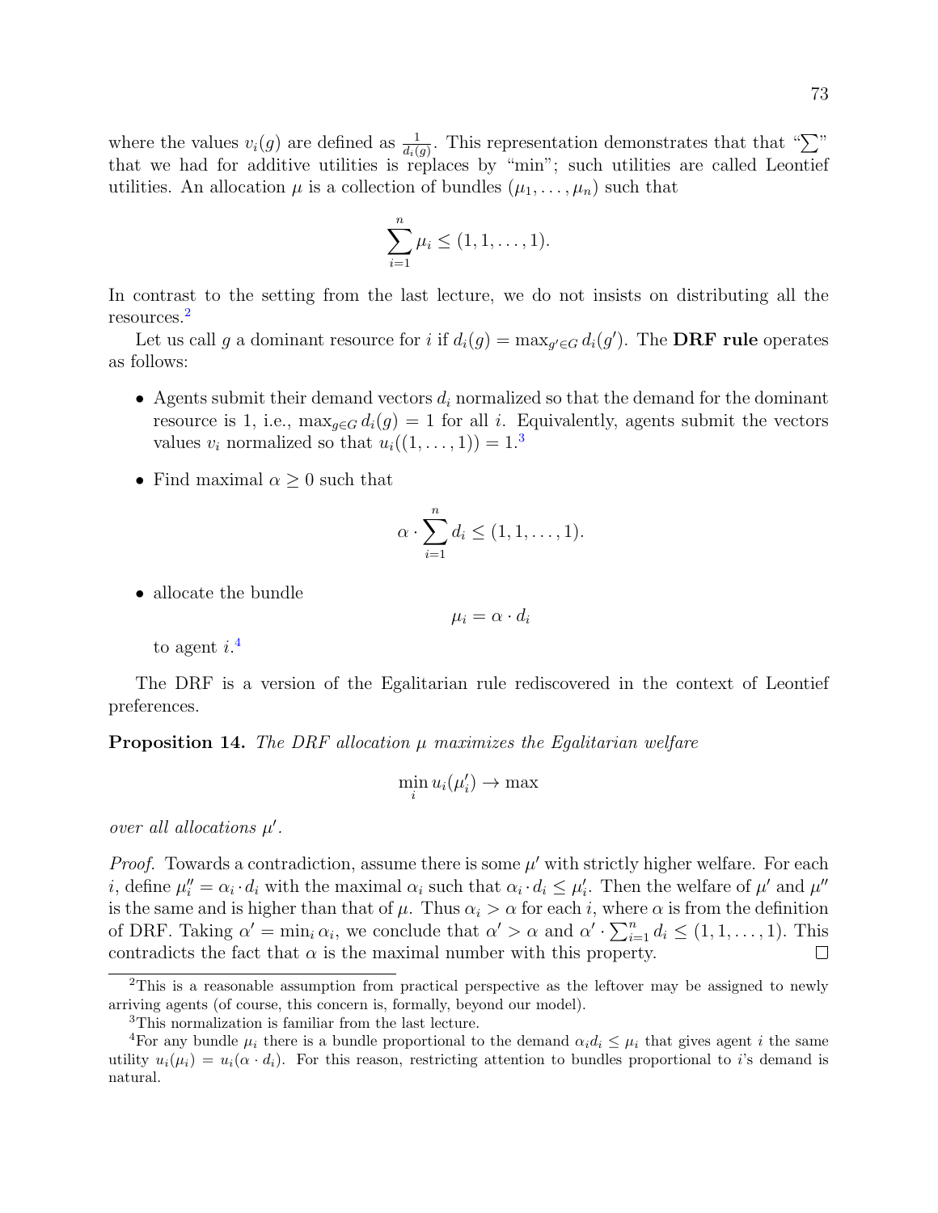where the values $v_i(g)$ are defined as $\frac{1}{d_i(g)}$. This representation demonstrates that that "$\sum$" that we had for additive utilities is replaces by "min"; such utilities are called Leontief utilities. An allocation $\mu$ is a collection of bundles $(\mu_1, \ldots, \mu_n)$ such that

$$\sum_{i=1}^{n} \mu_i \leq (1, 1, \ldots, 1).$$

In contrast to the setting from the last lecture, we do not insists on distributing all the resources.[2]

Let us call $g$ a dominant resource for $i$ if $d_i(g) = \max_{g' \in G} d_i(g')$. The **DRF rule** operates as follows:

- Agents submit their demand vectors $d_i$ normalized so that the demand for the dominant resource is 1, i.e., $\max_{g \in G} d_i(g) = 1$ for all $i$. Equivalently, agents submit the vectors values $v_i$ normalized so that $u_i((1, \ldots, 1)) = 1$.[3]
- Find maximal $\alpha \geq 0$ such that

$$\alpha \cdot \sum_{i=1}^{n} d_i \leq (1, 1, \ldots, 1).$$

- allocate the bundle

$$\mu_i = \alpha \cdot d_i$$

to agent $i$.[4]

The DRF is a version of the Egalitarian rule rediscovered in the context of Leontief preferences.

**Proposition 14.** *The DRF allocation $\mu$ maximizes the Egalitarian welfare*

$$\min_i u_i(\mu_i') \to \max$$

*over all allocations $\mu'$.*

*Proof.* Towards a contradiction, assume there is some $\mu'$ with strictly higher welfare. For each $i$, define $\mu_i'' = \alpha_i \cdot d_i$ with the maximal $\alpha_i$ such that $\alpha_i \cdot d_i \leq \mu_i'$. Then the welfare of $\mu'$ and $\mu''$ is the same and is higher than that of $\mu$. Thus $\alpha_i > \alpha$ for each $i$, where $\alpha$ is from the definition of DRF. Taking $\alpha' = \min_i \alpha_i$, we conclude that $\alpha' > \alpha$ and $\alpha' \cdot \sum_{i=1}^{n} d_i \leq (1, 1, \ldots, 1)$. This contradicts the fact that $\alpha$ is the maximal number with this property. □

[2] This is a reasonable assumption from practical perspective as the leftover may be assigned to newly arriving agents (of course, this concern is, formally, beyond our model).

[3] This normalization is familiar from the last lecture.

[4] For any bundle $\mu_i$ there is a bundle proportional to the demand $\alpha_i d_i \leq \mu_i$ that gives agent $i$ the same utility $u_i(\mu_i) = u_i(\alpha \cdot d_i)$. For this reason, restricting attention to bundles proportional to $i$'s demand is natural.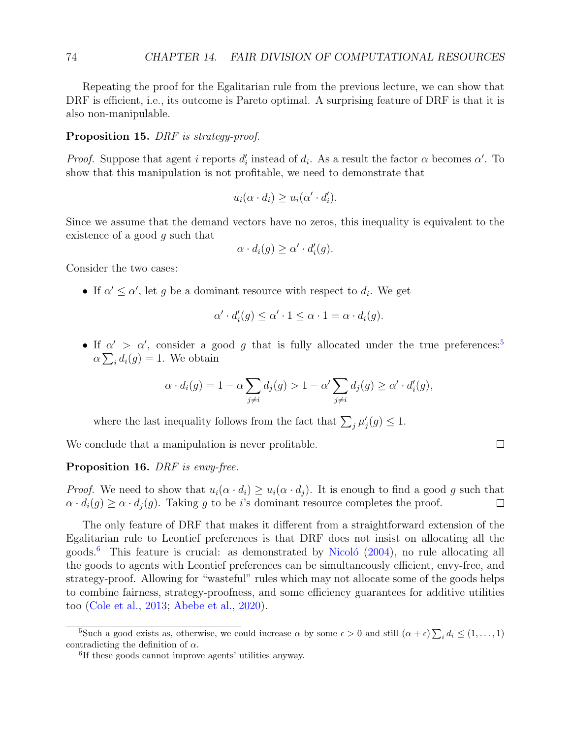Repeating the proof for the Egalitarian rule from the previous lecture, we can show that DRF is efficient, i.e., its outcome is Pareto optimal. A surprising feature of DRF is that it is also non-manipulable.

**Proposition 15.** *DRF is strategy-proof.*

*Proof.* Suppose that agent $i$ reports $d_i'$ instead of $d_i$. As a result the factor $\alpha$ becomes $\alpha'$. To show that this manipulation is not profitable, we need to demonstrate that

$$u_i(\alpha \cdot d_i) \geq u_i(\alpha' \cdot d_i').$$

Since we assume that the demand vectors have no zeros, this inequality is equivalent to the existence of a good $g$ such that

$$\alpha \cdot d_i(g) \geq \alpha' \cdot d_i'(g).$$

Consider the two cases:

- If $\alpha' \leq \alpha'$, let $g$ be a dominant resource with respect to $d_i$. We get

$$\alpha' \cdot d_i'(g) \leq \alpha' \cdot 1 \leq \alpha \cdot 1 = \alpha \cdot d_i(g).$$

- If $\alpha' > \alpha'$, consider a good $g$ that is fully allocated under the true preferences:[5] $\alpha \sum_i d_i(g) = 1$. We obtain

$$\alpha \cdot d_i(g) = 1 - \alpha \sum_{j \neq i} d_j(g) > 1 - \alpha' \sum_{j \neq i} d_j(g) \geq \alpha' \cdot d_i'(g),$$

  where the last inequality follows from the fact that $\sum_j \mu_j'(g) \leq 1$.

We conclude that a manipulation is never profitable. □

**Proposition 16.** *DRF is envy-free.*

*Proof.* We need to show that $u_i(\alpha \cdot d_i) \geq u_i(\alpha \cdot d_j)$. It is enough to find a good $g$ such that $\alpha \cdot d_i(g) \geq \alpha \cdot d_j(g)$. Taking $g$ to be $i$'s dominant resource completes the proof. □

The only feature of DRF that makes it different from a straightforward extension of the Egalitarian rule to Leontief preferences is that DRF does not insist on allocating all the goods.[6] This feature is crucial: as demonstrated by Nicoló (2004), no rule allocating all the goods to agents with Leontief preferences can be simultaneously efficient, envy-free, and strategy-proof. Allowing for "wasteful" rules which may not allocate some of the goods helps to combine fairness, strategy-proofness, and some efficiency guarantees for additive utilities too (Cole et al., 2013; Abebe et al., 2020).

---

[5] Such a good exists as, otherwise, we could increase $\alpha$ by some $\epsilon > 0$ and still $(\alpha + \epsilon) \sum_i d_i \leq (1, \ldots, 1)$ contradicting the definition of $\alpha$.

[6] If these goods cannot improve agents' utilities anyway.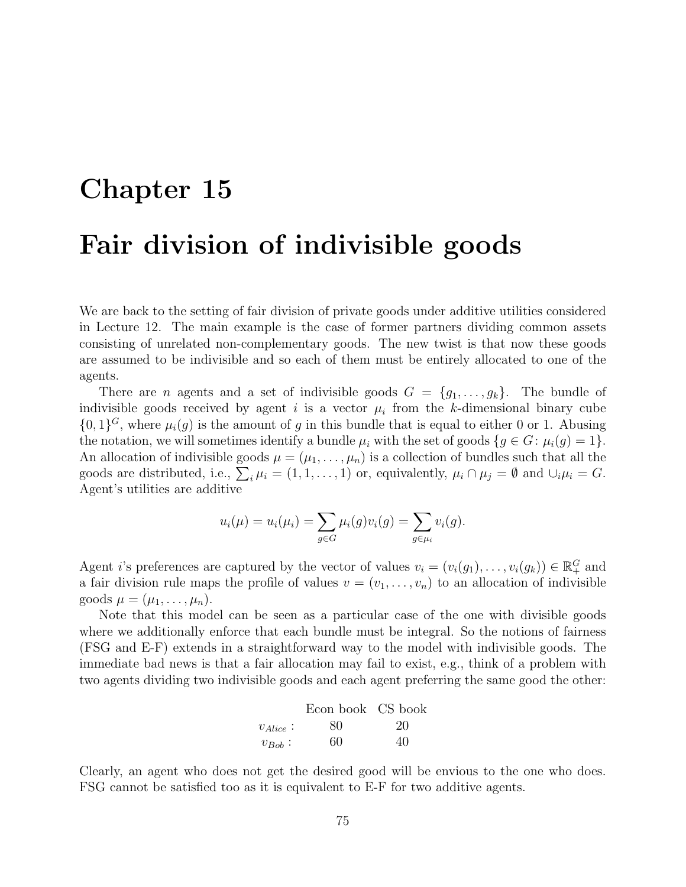# Chapter 15

# Fair division of indivisible goods

We are back to the setting of fair division of private goods under additive utilities considered in Lecture 12. The main example is the case of former partners dividing common assets consisting of unrelated non-complementary goods. The new twist is that now these goods are assumed to be indivisible and so each of them must be entirely allocated to one of the agents.

There are $n$ agents and a set of indivisible goods $G = \{g_1, \ldots, g_k\}$. The bundle of indivisible goods received by agent $i$ is a vector $\mu_i$ from the $k$-dimensional binary cube $\{0,1\}^G$, where $\mu_i(g)$ is the amount of $g$ in this bundle that is equal to either 0 or 1. Abusing the notation, we will sometimes identify a bundle $\mu_i$ with the set of goods $\{g \in G \colon \mu_i(g) = 1\}$. An allocation of indivisible goods $\mu = (\mu_1, \ldots, \mu_n)$ is a collection of bundles such that all the goods are distributed, i.e., $\sum_i \mu_i = (1, 1, \ldots, 1)$ or, equivalently, $\mu_i \cap \mu_j = \emptyset$ and $\cup_i \mu_i = G$. Agent's utilities are additive

$$u_i(\mu) = u_i(\mu_i) = \sum_{g \in G} \mu_i(g) v_i(g) = \sum_{g \in \mu_i} v_i(g).$$

Agent $i$'s preferences are captured by the vector of values $v_i = (v_i(g_1), \ldots, v_i(g_k)) \in \mathbb{R}_+^G$ and a fair division rule maps the profile of values $v = (v_1, \ldots, v_n)$ to an allocation of indivisible goods $\mu = (\mu_1, \ldots, \mu_n)$.

Note that this model can be seen as a particular case of the one with divisible goods where we additionally enforce that each bundle must be integral. So the notions of fairness (FSG and E-F) extends in a straightforward way to the model with indivisible goods. The immediate bad news is that a fair allocation may fail to exist, e.g., think of a problem with two agents dividing two indivisible goods and each agent preferring the same good the other:

| | Econ book | CS book |
|---|---|---|
| $v_{Alice}$ : | 80 | 20 |
| $v_{Bob}$ : | 60 | 40 |

Clearly, an agent who does not get the desired good will be envious to the one who does. FSG cannot be satisfied too as it is equivalent to E-F for two additive agents.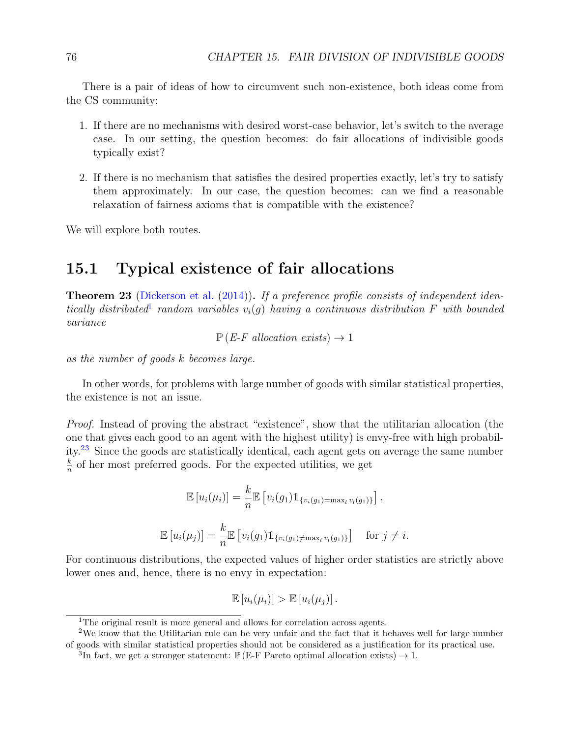There is a pair of ideas of how to circumvent such non-existence, both ideas come from the CS community:

1. If there are no mechanisms with desired worst-case behavior, let's switch to the average case. In our setting, the question becomes: do fair allocations of indivisible goods typically exist?

2. If there is no mechanism that satisfies the desired properties exactly, let's try to satisfy them approximately. In our case, the question becomes: can we find a reasonable relaxation of fairness axioms that is compatible with the existence?

We will explore both routes.

## 15.1 Typical existence of fair allocations

**Theorem 23** (Dickerson et al. (2014))**.** *If a preference profile consists of independent identically distributed*[1] *random variables $v_i(g)$ having a continuous distribution $F$ with bounded variance*

$$\mathbb{P}\left(\text{E-F allocation exists}\right) \to 1$$

*as the number of goods $k$ becomes large.*

In other words, for problems with large number of goods with similar statistical properties, the existence is not an issue.

*Proof.* Instead of proving the abstract "existence", show that the utilitarian allocation (the one that gives each good to an agent with the highest utility) is envy-free with high probability.[2][3] Since the goods are statistically identical, each agent gets on average the same number $\frac{k}{n}$ of her most preferred goods. For the expected utilities, we get

$$\mathbb{E}\left[u_i(\mu_i)\right] = \frac{k}{n}\mathbb{E}\left[v_i(g_1)\mathbb{1}_{\{v_i(g_1)=\max_l v_l(g_1)\}}\right],$$

$$\mathbb{E}\left[u_i(\mu_j)\right] = \frac{k}{n}\mathbb{E}\left[v_i(g_1)\mathbb{1}_{\{v_i(g_1)\neq\max_l v_l(g_1)\}}\right] \quad \text{for } j \neq i.$$

For continuous distributions, the expected values of higher order statistics are strictly above lower ones and, hence, there is no envy in expectation:

$$\mathbb{E}\left[u_i(\mu_i)\right] > \mathbb{E}\left[u_i(\mu_j)\right].$$

---

[1] The original result is more general and allows for correlation across agents.

[2] We know that the Utilitarian rule can be very unfair and the fact that it behaves well for large number of goods with similar statistical properties should not be considered as a justification for its practical use.

[3] In fact, we get a stronger statement: $\mathbb{P}$(E-F Pareto optimal allocation exists) $\to 1$.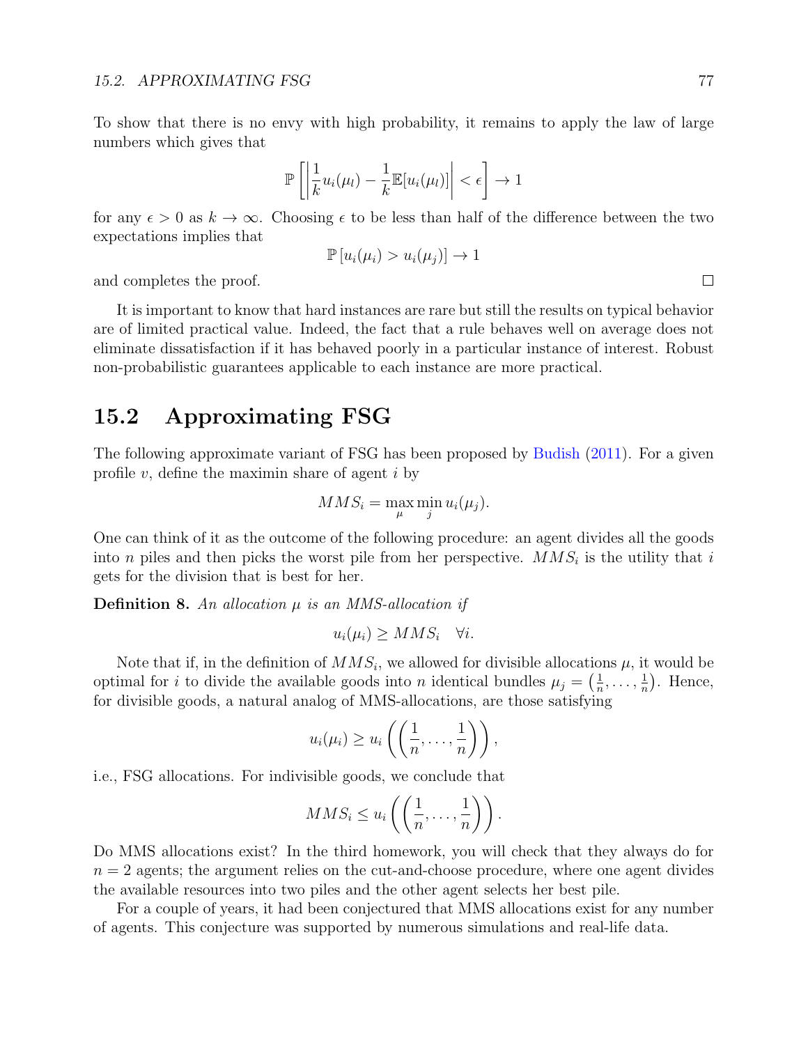To show that there is no envy with high probability, it remains to apply the law of large numbers which gives that

$$\mathbb{P}\left[\left|\frac{1}{k}u_i(\mu_l) - \frac{1}{k}\mathbb{E}[u_i(\mu_l)]\right| < \epsilon\right] \to 1$$

for any $\epsilon > 0$ as $k \to \infty$. Choosing $\epsilon$ to be less than half of the difference between the two expectations implies that

$$\mathbb{P}\left[u_i(\mu_i) > u_i(\mu_j)\right] \to 1$$

and completes the proof. □

It is important to know that hard instances are rare but still the results on typical behavior are of limited practical value. Indeed, the fact that a rule behaves well on average does not eliminate dissatisfaction if it has behaved poorly in a particular instance of interest. Robust non-probabilistic guarantees applicable to each instance are more practical.

## 15.2 Approximating FSG

The following approximate variant of FSG has been proposed by Budish (2011). For a given profile $v$, define the maximin share of agent $i$ by

$$MMS_i = \max_{\mu} \min_{j} u_i(\mu_j).$$

One can think of it as the outcome of the following procedure: an agent divides all the goods into $n$ piles and then picks the worst pile from her perspective. $MMS_i$ is the utility that $i$ gets for the division that is best for her.

**Definition 8.** *An allocation $\mu$ is an MMS-allocation if*

$$u_i(\mu_i) \geq MMS_i \quad \forall i.$$

Note that if, in the definition of $MMS_i$, we allowed for divisible allocations $\mu$, it would be optimal for $i$ to divide the available goods into $n$ identical bundles $\mu_j = \left(\frac{1}{n}, \ldots, \frac{1}{n}\right)$. Hence, for divisible goods, a natural analog of MMS-allocations, are those satisfying

$$u_i(\mu_i) \geq u_i\left(\left(\frac{1}{n}, \ldots, \frac{1}{n}\right)\right),$$

i.e., FSG allocations. For indivisible goods, we conclude that

$$MMS_i \leq u_i\left(\left(\frac{1}{n}, \ldots, \frac{1}{n}\right)\right).$$

Do MMS allocations exist? In the third homework, you will check that they always do for $n = 2$ agents; the argument relies on the cut-and-choose procedure, where one agent divides the available resources into two piles and the other agent selects her best pile.

For a couple of years, it had been conjectured that MMS allocations exist for any number of agents. This conjecture was supported by numerous simulations and real-life data.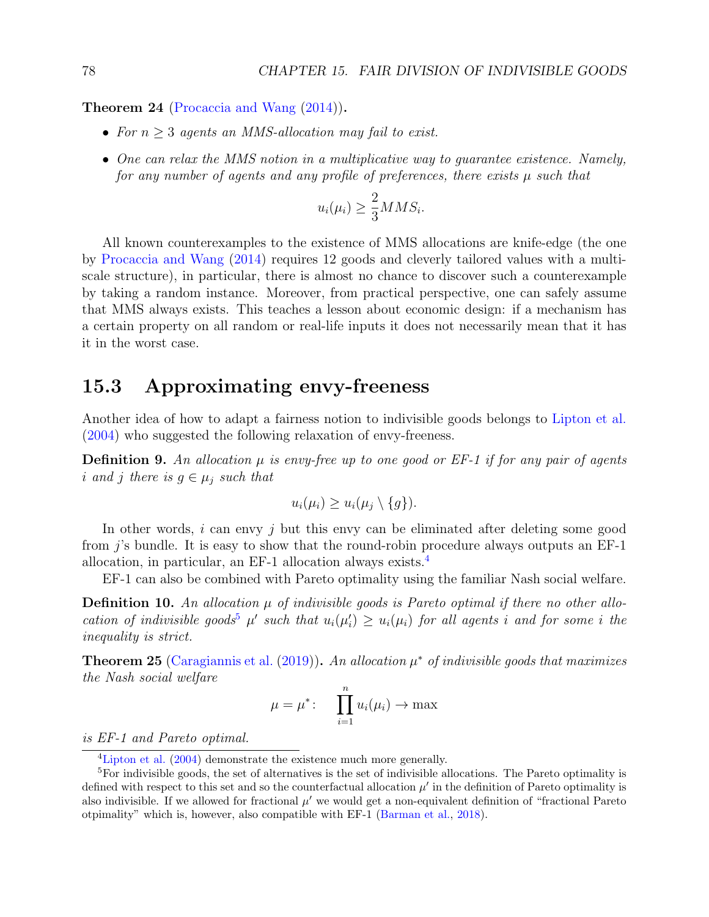**Theorem 24** (Procaccia and Wang (2014))**.**

- *For $n \geq 3$ agents an MMS-allocation may fail to exist.*
- *One can relax the MMS notion in a multiplicative way to guarantee existence. Namely, for any number of agents and any profile of preferences, there exists $\mu$ such that*

$$u_i(\mu_i) \geq \frac{2}{3} MMS_i.$$

All known counterexamples to the existence of MMS allocations are knife-edge (the one by Procaccia and Wang (2014) requires 12 goods and cleverly tailored values with a multi-scale structure), in particular, there is almost no chance to discover such a counterexample by taking a random instance. Moreover, from practical perspective, one can safely assume that MMS always exists. This teaches a lesson about economic design: if a mechanism has a certain property on all random or real-life inputs it does not necessarily mean that it has it in the worst case.

## 15.3 Approximating envy-freeness

Another idea of how to adapt a fairness notion to indivisible goods belongs to Lipton et al. (2004) who suggested the following relaxation of envy-freeness.

**Definition 9.** *An allocation $\mu$ is envy-free up to one good or EF-1 if for any pair of agents $i$ and $j$ there is $g \in \mu_j$ such that*

$$u_i(\mu_i) \geq u_i(\mu_j \setminus \{g\}).$$

In other words, $i$ can envy $j$ but this envy can be eliminated after deleting some good from $j$'s bundle. It is easy to show that the round-robin procedure always outputs an EF-1 allocation, in particular, an EF-1 allocation always exists.[4]

EF-1 can also be combined with Pareto optimality using the familiar Nash social welfare.

**Definition 10.** *An allocation $\mu$ of indivisible goods is Pareto optimal if there no other allocation of indivisible goods[5] $\mu'$ such that $u_i(\mu_i') \geq u_i(\mu_i)$ for all agents $i$ and for some $i$ the inequality is strict.*

**Theorem 25** (Caragiannis et al. (2019))**.** *An allocation $\mu^*$ of indivisible goods that maximizes the Nash social welfare*

$$\mu = \mu^*: \quad \prod_{i=1}^{n} u_i(\mu_i) \to \max$$

*is EF-1 and Pareto optimal.*

---

[4] Lipton et al. (2004) demonstrate the existence much more generally.

[5] For indivisible goods, the set of alternatives is the set of indivisible allocations. The Pareto optimality is defined with respect to this set and so the counterfactual allocation $\mu'$ in the definition of Pareto optimality is also indivisible. If we allowed for fractional $\mu'$ we would get a non-equivalent definition of "fractional Pareto otpimality" which is, however, also compatible with EF-1 (Barman et al., 2018).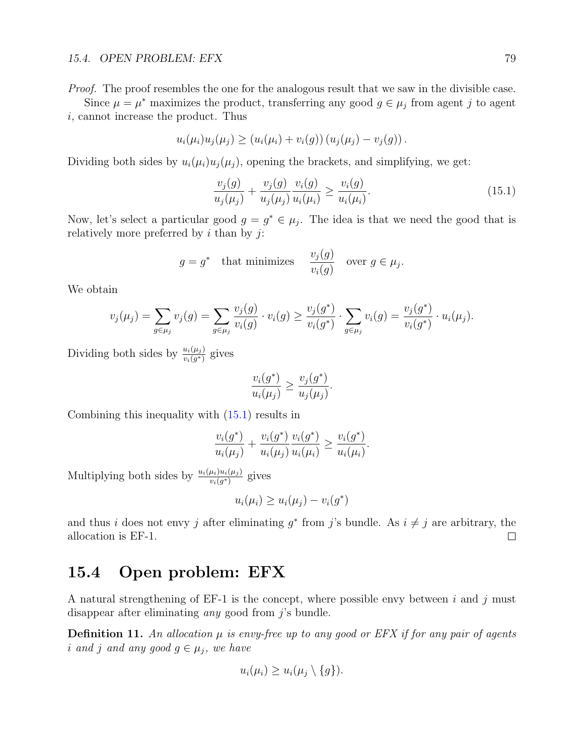*Proof.* The proof resembles the one for the analogous result that we saw in the divisible case.

Since $\mu = \mu^*$ maximizes the product, transferring any good $g \in \mu_j$ from agent $j$ to agent $i$, cannot increase the product. Thus

$$u_i(\mu_i)u_j(\mu_j) \geq (u_i(\mu_i) + v_i(g))\,(u_j(\mu_j) - v_j(g))\,.$$

Dividing both sides by $u_i(\mu_i)u_j(\mu_j)$, opening the brackets, and simplifying, we get:

$$\frac{v_j(g)}{u_j(\mu_j)} + \frac{v_j(g)}{u_j(\mu_j)}\frac{v_i(g)}{u_i(\mu_i)} \geq \frac{v_i(g)}{u_i(\mu_i)}. \tag{15.1}$$

Now, let's select a particular good $g = g^* \in \mu_j$. The idea is that we need the good that is relatively more preferred by $i$ than by $j$:

$$g = g^* \quad \text{that minimizes} \quad \frac{v_j(g)}{v_i(g)} \quad \text{over } g \in \mu_j.$$

We obtain

$$v_j(\mu_j) = \sum_{g \in \mu_j} v_j(g) = \sum_{g \in \mu_j} \frac{v_j(g)}{v_i(g)} \cdot v_i(g) \geq \frac{v_j(g^*)}{v_i(g^*)} \cdot \sum_{g \in \mu_j} v_i(g) = \frac{v_j(g^*)}{v_i(g^*)} \cdot u_i(\mu_j).$$

Dividing both sides by $\frac{u_i(\mu_j)}{v_i(g^*)}$ gives

$$\frac{v_i(g^*)}{u_i(\mu_j)} \geq \frac{v_j(g^*)}{u_j(\mu_j)}.$$

Combining this inequality with (15.1) results in

$$\frac{v_i(g^*)}{u_i(\mu_j)} + \frac{v_i(g^*)}{u_i(\mu_j)}\frac{v_i(g^*)}{u_i(\mu_i)} \geq \frac{v_i(g^*)}{u_i(\mu_i)}.$$

Multiplying both sides by $\frac{u_i(\mu_i)u_i(\mu_j)}{v_i(g^*)}$ gives

$$u_i(\mu_i) \geq u_i(\mu_j) - v_i(g^*)$$

and thus $i$ does not envy $j$ after eliminating $g^*$ from $j$'s bundle. As $i \neq j$ are arbitrary, the allocation is EF-1. □

## 15.4 Open problem: EFX

A natural strengthening of EF-1 is the concept, where possible envy between $i$ and $j$ must disappear after eliminating *any* good from $j$'s bundle.

**Definition 11.** *An allocation $\mu$ is envy-free up to any good or EFX if for any pair of agents $i$ and $j$ and any good $g \in \mu_j$, we have*

$$u_i(\mu_i) \geq u_i(\mu_j \setminus \{g\}).$$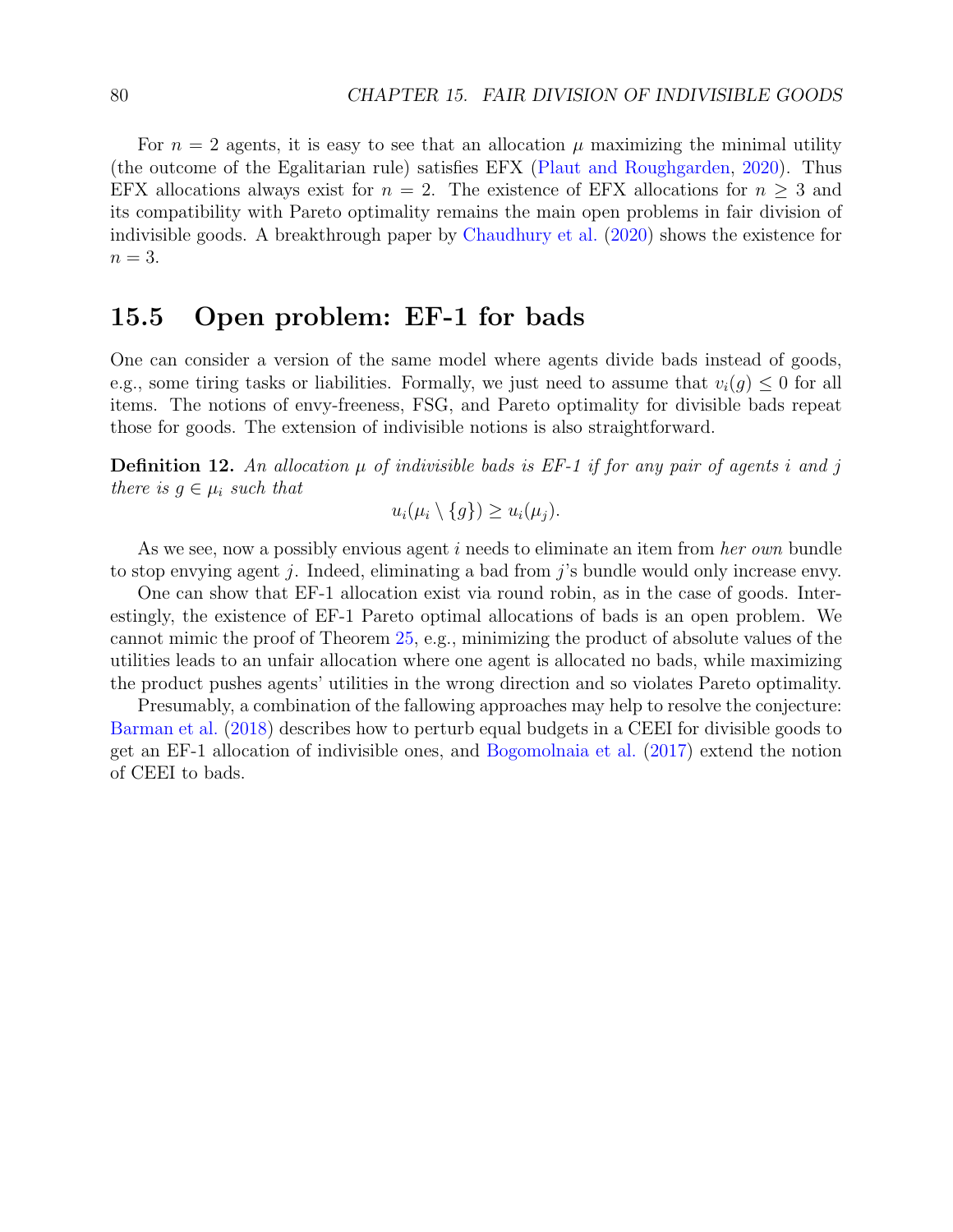For $n = 2$ agents, it is easy to see that an allocation $\mu$ maximizing the minimal utility (the outcome of the Egalitarian rule) satisfies EFX (Plaut and Roughgarden, 2020). Thus EFX allocations always exist for $n = 2$. The existence of EFX allocations for $n \geq 3$ and its compatibility with Pareto optimality remains the main open problems in fair division of indivisible goods. A breakthrough paper by Chaudhury et al. (2020) shows the existence for $n = 3$.

## 15.5 Open problem: EF-1 for bads

One can consider a version of the same model where agents divide bads instead of goods, e.g., some tiring tasks or liabilities. Formally, we just need to assume that $v_i(g) \leq 0$ for all items. The notions of envy-freeness, FSG, and Pareto optimality for divisible bads repeat those for goods. The extension of indivisible notions is also straightforward.

**Definition 12.** *An allocation $\mu$ of indivisible bads is EF-1 if for any pair of agents $i$ and $j$ there is $g \in \mu_i$ such that*

$$u_i(\mu_i \setminus \{g\}) \geq u_i(\mu_j).$$

As we see, now a possibly envious agent $i$ needs to eliminate an item from *her own* bundle to stop envying agent $j$. Indeed, eliminating a bad from $j$'s bundle would only increase envy.

One can show that EF-1 allocation exist via round robin, as in the case of goods. Interestingly, the existence of EF-1 Pareto optimal allocations of bads is an open problem. We cannot mimic the proof of Theorem 25, e.g., minimizing the product of absolute values of the utilities leads to an unfair allocation where one agent is allocated no bads, while maximizing the product pushes agents' utilities in the wrong direction and so violates Pareto optimality.

Presumably, a combination of the fallowing approaches may help to resolve the conjecture: Barman et al. (2018) describes how to perturb equal budgets in a CEEI for divisible goods to get an EF-1 allocation of indivisible ones, and Bogomolnaia et al. (2017) extend the notion of CEEI to bads.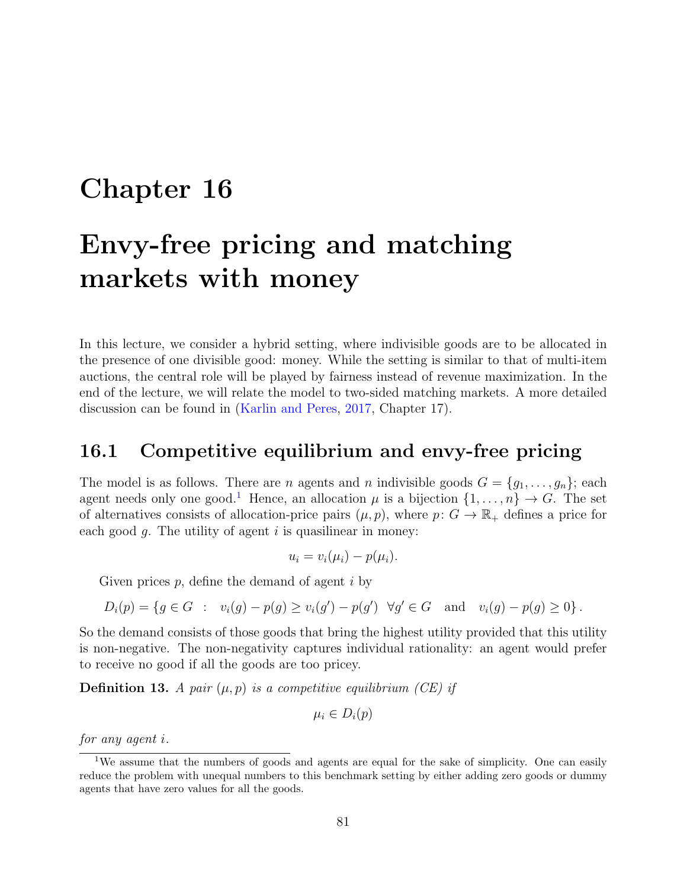# Chapter 16

# Envy-free pricing and matching markets with money

In this lecture, we consider a hybrid setting, where indivisible goods are to be allocated in the presence of one divisible good: money. While the setting is similar to that of multi-item auctions, the central role will be played by fairness instead of revenue maximization. In the end of the lecture, we will relate the model to two-sided matching markets. A more detailed discussion can be found in (Karlin and Peres, 2017, Chapter 17).

## 16.1 Competitive equilibrium and envy-free pricing

The model is as follows. There are $n$ agents and $n$ indivisible goods $G = \{g_1, \ldots, g_n\}$; each agent needs only one good.[1] Hence, an allocation $\mu$ is a bijection $\{1, \ldots, n\} \to G$. The set of alternatives consists of allocation-price pairs $(\mu, p)$, where $p\colon G \to \mathbb{R}_+$ defines a price for each good $g$. The utility of agent $i$ is quasilinear in money:

$$u_i = v_i(\mu_i) - p(\mu_i).$$

Given prices $p$, define the demand of agent $i$ by

$$D_i(p) = \{g \in G \;\;:\;\; v_i(g) - p(g) \geq v_i(g') - p(g') \;\;\forall g' \in G \quad \text{and} \quad v_i(g) - p(g) \geq 0\}\,.$$

So the demand consists of those goods that bring the highest utility provided that this utility is non-negative. The non-negativity captures individual rationality: an agent would prefer to receive no good if all the goods are too pricey.

**Definition 13.** *A pair $(\mu, p)$ is a competitive equilibrium (CE) if*

$$\mu_i \in D_i(p)$$

*for any agent $i$.*

[1] We assume that the numbers of goods and agents are equal for the sake of simplicity. One can easily reduce the problem with unequal numbers to this benchmark setting by either adding zero goods or dummy agents that have zero values for all the goods.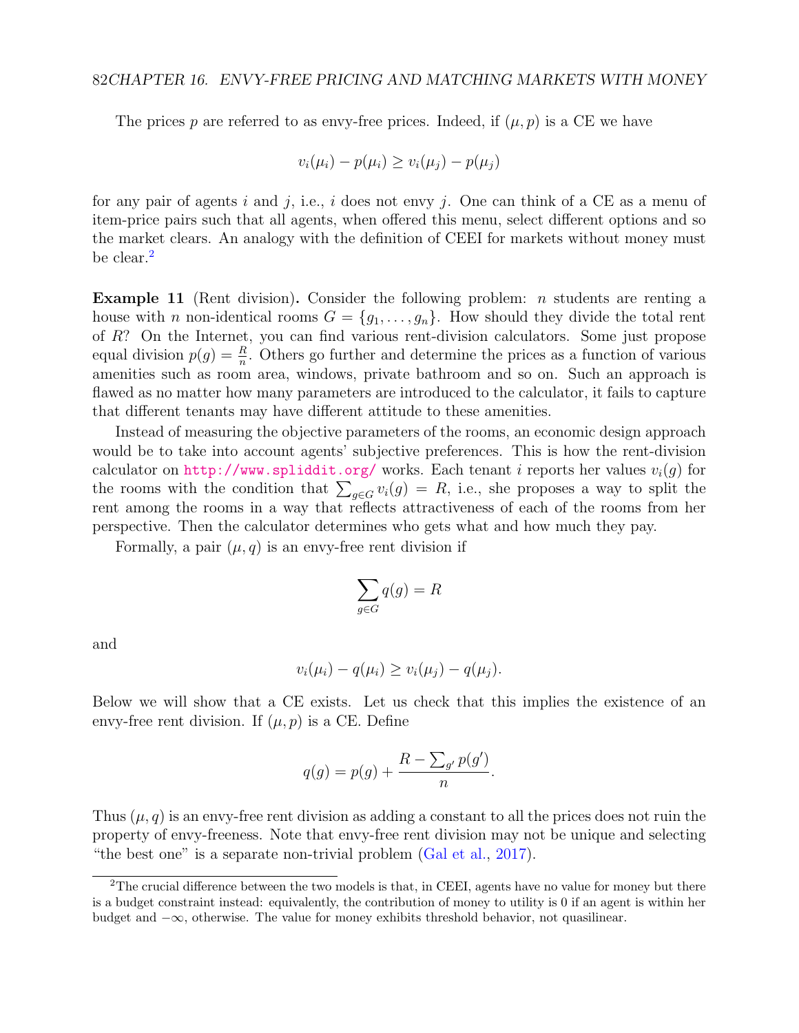The prices $p$ are referred to as envy-free prices. Indeed, if $(\mu, p)$ is a CE we have

$$v_i(\mu_i) - p(\mu_i) \geq v_i(\mu_j) - p(\mu_j)$$

for any pair of agents $i$ and $j$, i.e., $i$ does not envy $j$. One can think of a CE as a menu of item-price pairs such that all agents, when offered this menu, select different options and so the market clears. An analogy with the definition of CEEI for markets without money must be clear.[2]

**Example 11** (Rent division)**.** Consider the following problem: $n$ students are renting a house with $n$ non-identical rooms $G = \{g_1, \ldots, g_n\}$. How should they divide the total rent of $R$? On the Internet, you can find various rent-division calculators. Some just propose equal division $p(g) = \frac{R}{n}$. Others go further and determine the prices as a function of various amenities such as room area, windows, private bathroom and so on. Such an approach is flawed as no matter how many parameters are introduced to the calculator, it fails to capture that different tenants may have different attitude to these amenities.

Instead of measuring the objective parameters of the rooms, an economic design approach would be to take into account agents' subjective preferences. This is how the rent-division calculator on http://www.spliddit.org/ works. Each tenant $i$ reports her values $v_i(g)$ for the rooms with the condition that $\sum_{g \in G} v_i(g) = R$, i.e., she proposes a way to split the rent among the rooms in a way that reflects attractiveness of each of the rooms from her perspective. Then the calculator determines who gets what and how much they pay.

Formally, a pair $(\mu, q)$ is an envy-free rent division if

$$\sum_{g \in G} q(g) = R$$

and

$$v_i(\mu_i) - q(\mu_i) \geq v_i(\mu_j) - q(\mu_j).$$

Below we will show that a CE exists. Let us check that this implies the existence of an envy-free rent division. If $(\mu, p)$ is a CE. Define

$$q(g) = p(g) + \frac{R - \sum_{g'} p(g')}{n}.$$

Thus $(\mu, q)$ is an envy-free rent division as adding a constant to all the prices does not ruin the property of envy-freeness. Note that envy-free rent division may not be unique and selecting "the best one" is a separate non-trivial problem (Gal et al., 2017).

[2] The crucial difference between the two models is that, in CEEI, agents have no value for money but there is a budget constraint instead: equivalently, the contribution of money to utility is 0 if an agent is within her budget and $-\infty$, otherwise. The value for money exhibits threshold behavior, not quasilinear.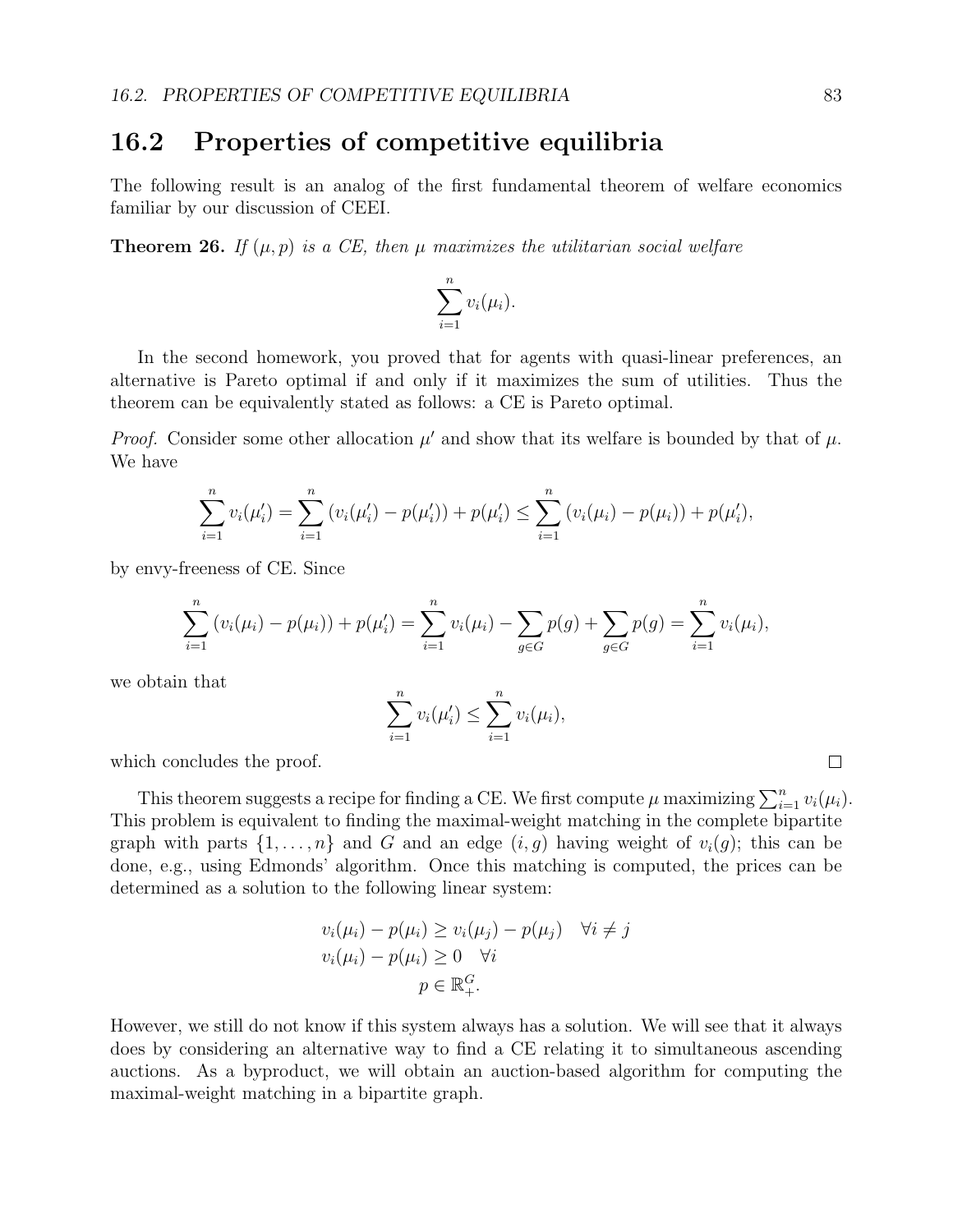## 16.2 Properties of competitive equilibria

The following result is an analog of the first fundamental theorem of welfare economics familiar by our discussion of CEEI.

**Theorem 26.** *If $(\mu, p)$ is a CE, then $\mu$ maximizes the utilitarian social welfare*

$$\sum_{i=1}^{n} v_i(\mu_i).$$

In the second homework, you proved that for agents with quasi-linear preferences, an alternative is Pareto optimal if and only if it maximizes the sum of utilities. Thus the theorem can be equivalently stated as follows: a CE is Pareto optimal.

*Proof.* Consider some other allocation $\mu'$ and show that its welfare is bounded by that of $\mu$. We have

$$\sum_{i=1}^{n} v_i(\mu_i') = \sum_{i=1}^{n} \left(v_i(\mu_i') - p(\mu_i')\right) + p(\mu_i') \leq \sum_{i=1}^{n} \left(v_i(\mu_i) - p(\mu_i)\right) + p(\mu_i'),$$

by envy-freeness of CE. Since

$$\sum_{i=1}^{n} \left(v_i(\mu_i) - p(\mu_i)\right) + p(\mu_i') = \sum_{i=1}^{n} v_i(\mu_i) - \sum_{g \in G} p(g) + \sum_{g \in G} p(g) = \sum_{i=1}^{n} v_i(\mu_i),$$

we obtain that

$$\sum_{i=1}^{n} v_i(\mu_i') \leq \sum_{i=1}^{n} v_i(\mu_i),$$

which concludes the proof. □

This theorem suggests a recipe for finding a CE. We first compute $\mu$ maximizing $\sum_{i=1}^{n} v_i(\mu_i)$. This problem is equivalent to finding the maximal-weight matching in the complete bipartite graph with parts $\{1, \ldots, n\}$ and $G$ and an edge $(i, g)$ having weight of $v_i(g)$; this can be done, e.g., using Edmonds' algorithm. Once this matching is computed, the prices can be determined as a solution to the following linear system:

$$\begin{aligned}
v_i(\mu_i) - p(\mu_i) &\geq v_i(\mu_j) - p(\mu_j) \quad \forall i \neq j \\
v_i(\mu_i) - p(\mu_i) &\geq 0 \quad \forall i \\
p &\in \mathbb{R}_+^G.
\end{aligned}$$

However, we still do not know if this system always has a solution. We will see that it always does by considering an alternative way to find a CE relating it to simultaneous ascending auctions. As a byproduct, we will obtain an auction-based algorithm for computing the maximal-weight matching in a bipartite graph.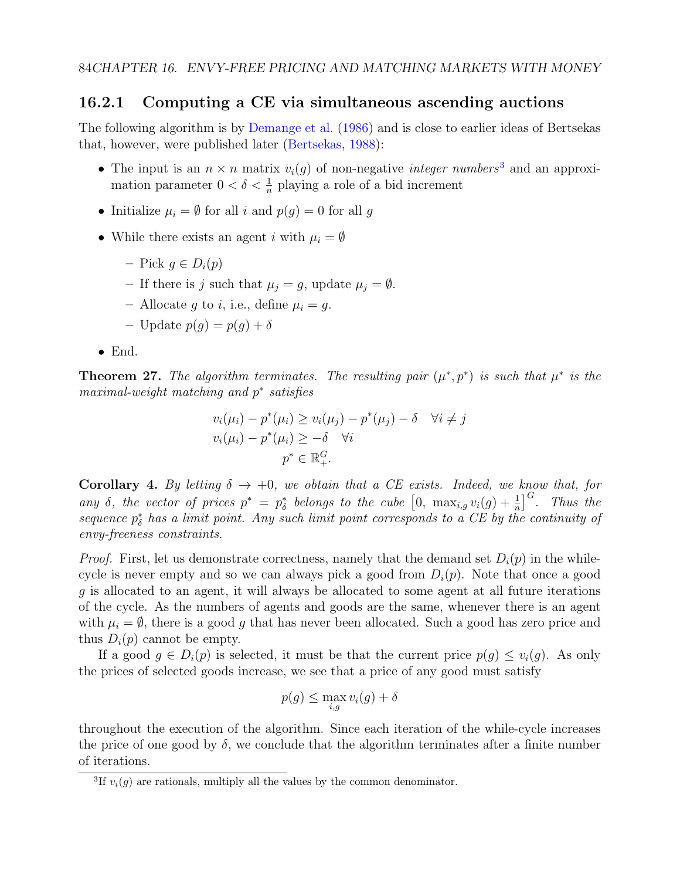### 16.2.1 Computing a CE via simultaneous ascending auctions

The following algorithm is by Demange et al. (1986) and is close to earlier ideas of Bertsekas that, however, were published later (Bertsekas, 1988):

- The input is an $n \times n$ matrix $v_i(g)$ of non-negative *integer numbers*[3] and an approximation parameter $0 < \delta < \frac{1}{n}$ playing a role of a bid increment
- Initialize $\mu_i = \emptyset$ for all $i$ and $p(g) = 0$ for all $g$
- While there exists an agent $i$ with $\mu_i = \emptyset$
  - Pick $g \in D_i(p)$
  - If there is $j$ such that $\mu_j = g$, update $\mu_j = \emptyset$.
  - Allocate $g$ to $i$, i.e., define $\mu_i = g$.
  - Update $p(g) = p(g) + \delta$
- End.

**Theorem 27.** *The algorithm terminates. The resulting pair $(\mu^*, p^*)$ is such that $\mu^*$ is the maximal-weight matching and $p^*$ satisfies*

$$v_i(\mu_i) - p^*(\mu_i) \geq v_i(\mu_j) - p^*(\mu_j) - \delta \quad \forall i \neq j$$
$$v_i(\mu_i) - p^*(\mu_i) \geq -\delta \quad \forall i$$
$$p^* \in \mathbb{R}_+^G.$$

**Corollary 4.** *By letting $\delta \to +0$, we obtain that a CE exists. Indeed, we know that, for any $\delta$, the vector of prices $p^* = p^*_\delta$ belongs to the cube $\left[0,\ \max_{i,g} v_i(g) + \frac{1}{n}\right]^G$. Thus the sequence $p^*_\delta$ has a limit point. Any such limit point corresponds to a CE by the continuity of envy-freeness constraints.*

*Proof.* First, let us demonstrate correctness, namely that the demand set $D_i(p)$ in the while-cycle is never empty and so we can always pick a good from $D_i(p)$. Note that once a good $g$ is allocated to an agent, it will always be allocated to some agent at all future iterations of the cycle. As the numbers of agents and goods are the same, whenever there is an agent with $\mu_i = \emptyset$, there is a good $g$ that has never been allocated. Such a good has zero price and thus $D_i(p)$ cannot be empty.

If a good $g \in D_i(p)$ is selected, it must be that the current price $p(g) \leq v_i(g)$. As only the prices of selected goods increase, we see that a price of any good must satisfy

$$p(g) \leq \max_{i,g} v_i(g) + \delta$$

throughout the execution of the algorithm. Since each iteration of the while-cycle increases the price of one good by $\delta$, we conclude that the algorithm terminates after a finite number of iterations.

[3] If $v_i(g)$ are rationals, multiply all the values by the common denominator.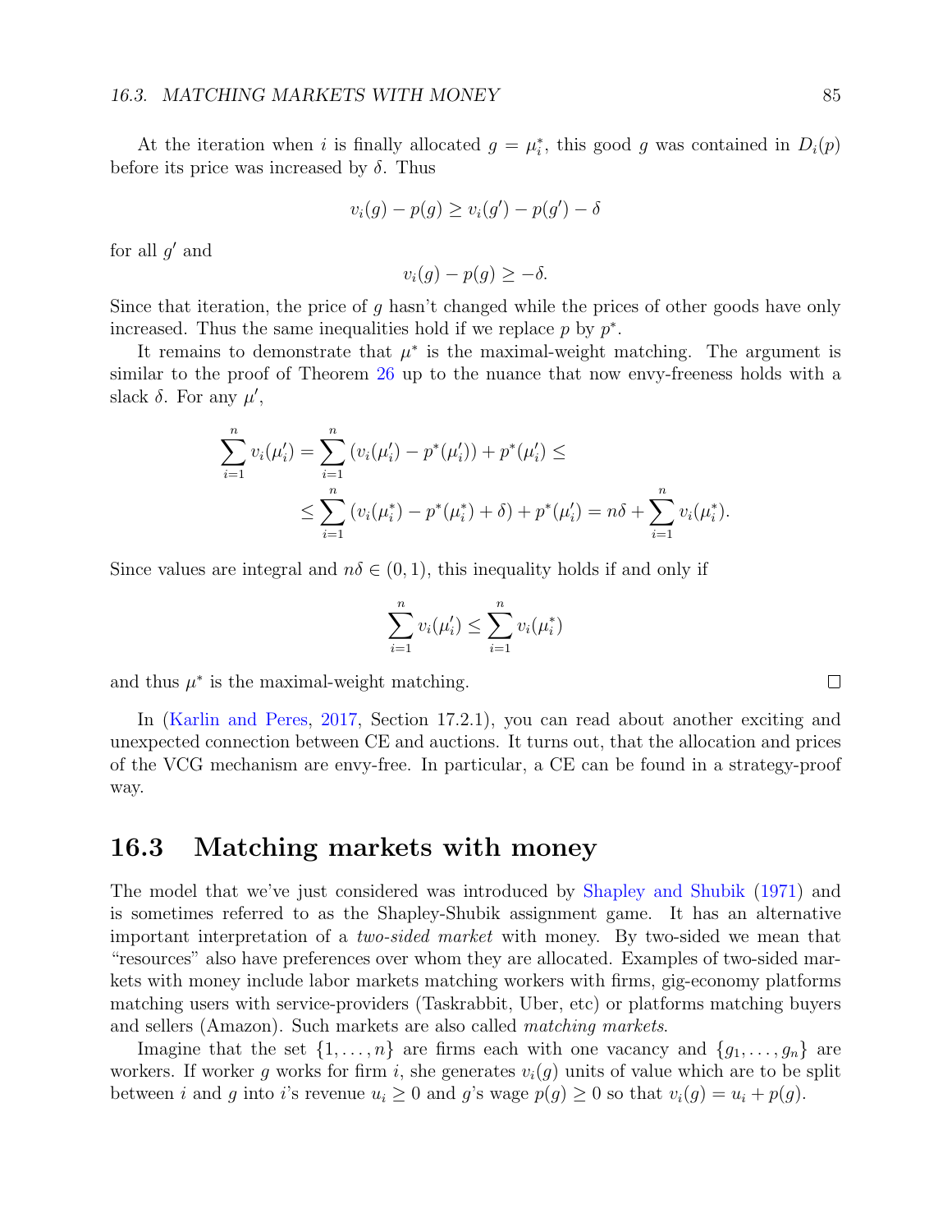At the iteration when $i$ is finally allocated $g = \mu^*_i$, this good $g$ was contained in $D_i(p)$ before its price was increased by $\delta$. Thus

$$v_i(g) - p(g) \geq v_i(g') - p(g') - \delta$$

for all $g'$ and

$$v_i(g) - p(g) \geq -\delta.$$

Since that iteration, the price of $g$ hasn't changed while the prices of other goods have only increased. Thus the same inequalities hold if we replace $p$ by $p^*$.

It remains to demonstrate that $\mu^*$ is the maximal-weight matching. The argument is similar to the proof of Theorem 26 up to the nuance that now envy-freeness holds with a slack $\delta$. For any $\mu'$,

$$\sum_{i=1}^n v_i(\mu'_i) = \sum_{i=1}^n \left(v_i(\mu'_i) - p^*(\mu'_i)\right) + p^*(\mu'_i) \leq$$
$$\leq \sum_{i=1}^n \left(v_i(\mu^*_i) - p^*(\mu^*_i) + \delta\right) + p^*(\mu'_i) = n\delta + \sum_{i=1}^n v_i(\mu^*_i).$$

Since values are integral and $n\delta \in (0, 1)$, this inequality holds if and only if

$$\sum_{i=1}^n v_i(\mu'_i) \leq \sum_{i=1}^n v_i(\mu^*_i)$$

and thus $\mu^*$ is the maximal-weight matching. □

In (Karlin and Peres, 2017, Section 17.2.1), you can read about another exciting and unexpected connection between CE and auctions. It turns out, that the allocation and prices of the VCG mechanism are envy-free. In particular, a CE can be found in a strategy-proof way.

## 16.3 Matching markets with money

The model that we've just considered was introduced by Shapley and Shubik (1971) and is sometimes referred to as the Shapley-Shubik assignment game. It has an alternative important interpretation of a *two-sided market* with money. By two-sided we mean that "resources" also have preferences over whom they are allocated. Examples of two-sided markets with money include labor markets matching workers with firms, gig-economy platforms matching users with service-providers (Taskrabbit, Uber, etc) or platforms matching buyers and sellers (Amazon). Such markets are also called *matching markets*.

Imagine that the set $\{1, \ldots, n\}$ are firms each with one vacancy and $\{g_1, \ldots, g_n\}$ are workers. If worker $g$ works for firm $i$, she generates $v_i(g)$ units of value which are to be split between $i$ and $g$ into $i$'s revenue $u_i \geq 0$ and $g$'s wage $p(g) \geq 0$ so that $v_i(g) = u_i + p(g)$.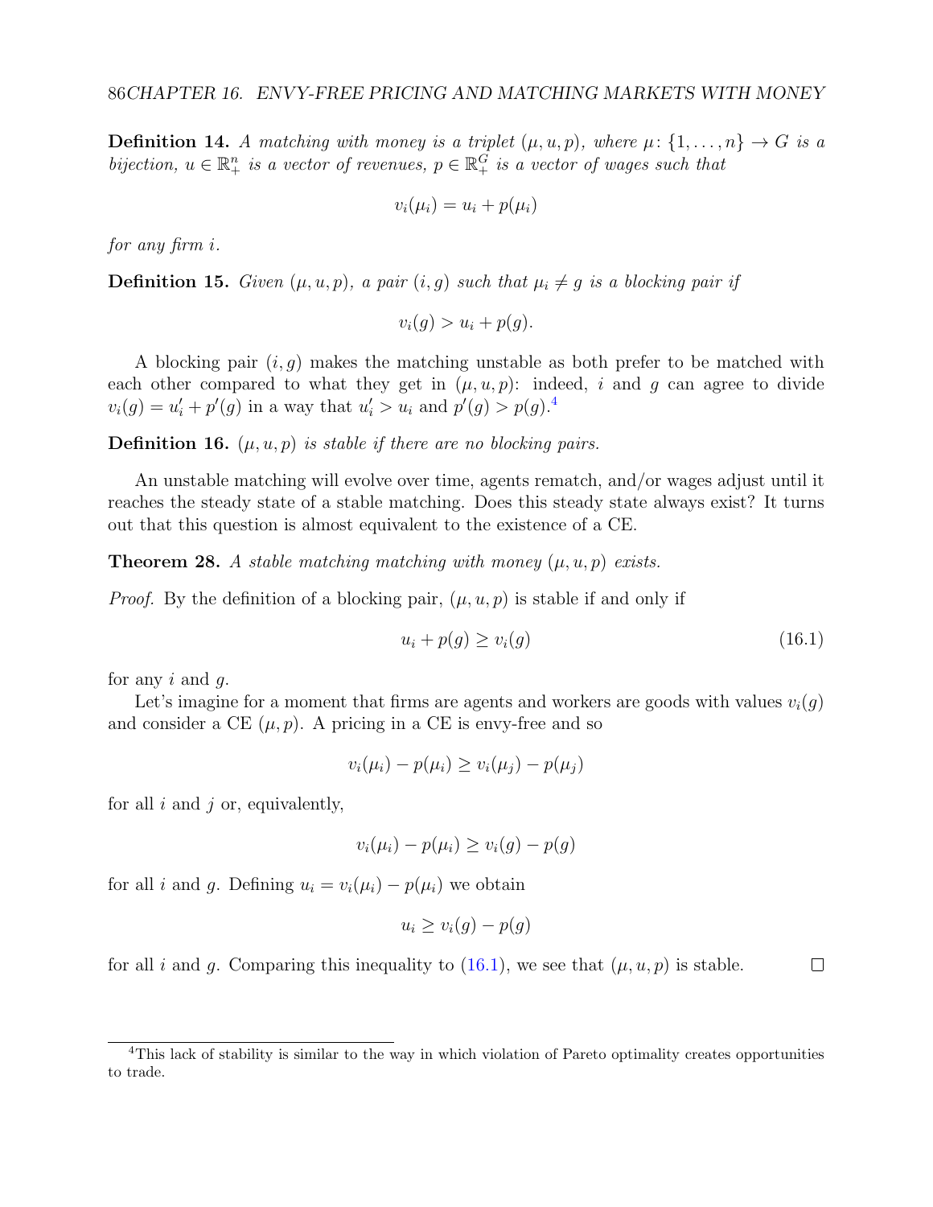**Definition 14.** *A matching with money is a triplet $(\mu, u, p)$, where $\mu\colon \{1, \ldots, n\} \to G$ is a bijection, $u \in \mathbb{R}^n_+$ is a vector of revenues, $p \in \mathbb{R}^G_+$ is a vector of wages such that*

$$v_i(\mu_i) = u_i + p(\mu_i)$$

*for any firm $i$.*

**Definition 15.** *Given $(\mu, u, p)$, a pair $(i, g)$ such that $\mu_i \neq g$ is a blocking pair if*

$$v_i(g) > u_i + p(g).$$

A blocking pair $(i, g)$ makes the matching unstable as both prefer to be matched with each other compared to what they get in $(\mu, u, p)$: indeed, $i$ and $g$ can agree to divide $v_i(g) = u'_i + p'(g)$ in a way that $u'_i > u_i$ and $p'(g) > p(g)$.[4]

**Definition 16.** *$(\mu, u, p)$ is stable if there are no blocking pairs.*

An unstable matching will evolve over time, agents rematch, and/or wages adjust until it reaches the steady state of a stable matching. Does this steady state always exist? It turns out that this question is almost equivalent to the existence of a CE.

**Theorem 28.** *A stable matching matching with money $(\mu, u, p)$ exists.*

*Proof.* By the definition of a blocking pair, $(\mu, u, p)$ is stable if and only if

$$u_i + p(g) \geq v_i(g) \tag{16.1}$$

for any $i$ and $g$.

Let's imagine for a moment that firms are agents and workers are goods with values $v_i(g)$ and consider a CE $(\mu, p)$. A pricing in a CE is envy-free and so

$$v_i(\mu_i) - p(\mu_i) \geq v_i(\mu_j) - p(\mu_j)$$

for all $i$ and $j$ or, equivalently,

$$v_i(\mu_i) - p(\mu_i) \geq v_i(g) - p(g)$$

for all $i$ and $g$. Defining $u_i = v_i(\mu_i) - p(\mu_i)$ we obtain

$$u_i \geq v_i(g) - p(g)$$

for all $i$ and $g$. Comparing this inequality to (16.1), we see that $(\mu, u, p)$ is stable. $\square$

---

[4] This lack of stability is similar to the way in which violation of Pareto optimality creates opportunities to trade.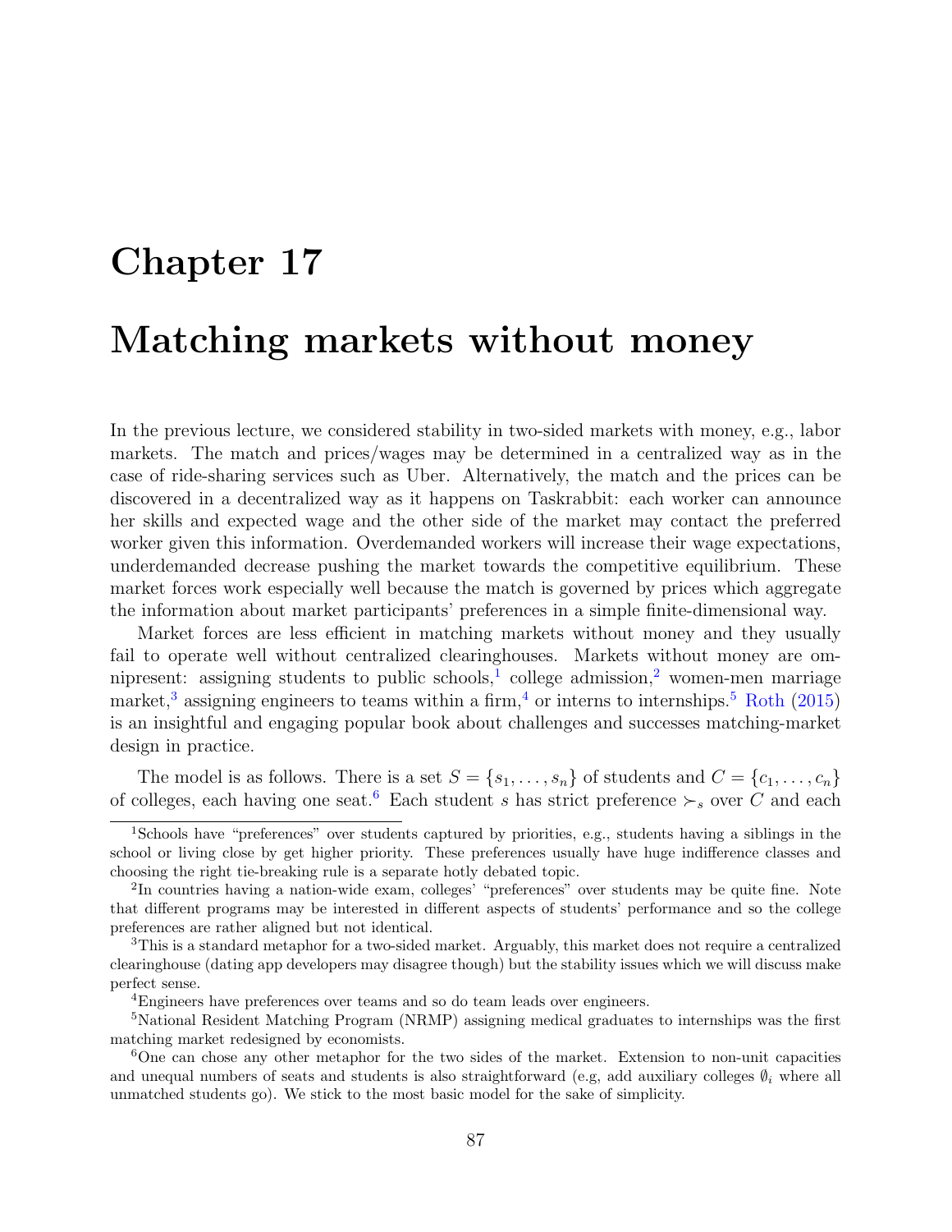# Chapter 17

# Matching markets without money

In the previous lecture, we considered stability in two-sided markets with money, e.g., labor markets. The match and prices/wages may be determined in a centralized way as in the case of ride-sharing services such as Uber. Alternatively, the match and the prices can be discovered in a decentralized way as it happens on Taskrabbit: each worker can announce her skills and expected wage and the other side of the market may contact the preferred worker given this information. Overdemanded workers will increase their wage expectations, underdemanded decrease pushing the market towards the competitive equilibrium. These market forces work especially well because the match is governed by prices which aggregate the information about market participants' preferences in a simple finite-dimensional way.

Market forces are less efficient in matching markets without money and they usually fail to operate well without centralized clearinghouses. Markets without money are omnipresent: assigning students to public schools,[1] college admission,[2] women-men marriage market,[3] assigning engineers to teams within a firm,[4] or interns to internships.[5] Roth (2015) is an insightful and engaging popular book about challenges and successes matching-market design in practice.

The model is as follows. There is a set $S = \{s_1, \ldots, s_n\}$ of students and $C = \{c_1, \ldots, c_n\}$ of colleges, each having one seat.[6] Each student $s$ has strict preference $\succ_s$ over $C$ and each

---

[1] Schools have "preferences" over students captured by priorities, e.g., students having a siblings in the school or living close by get higher priority. These preferences usually have huge indifference classes and choosing the right tie-breaking rule is a separate hotly debated topic.

[2] In countries having a nation-wide exam, colleges' "preferences" over students may be quite fine. Note that different programs may be interested in different aspects of students' performance and so the college preferences are rather aligned but not identical.

[3] This is a standard metaphor for a two-sided market. Arguably, this market does not require a centralized clearinghouse (dating app developers may disagree though) but the stability issues which we will discuss make perfect sense.

[4] Engineers have preferences over teams and so do team leads over engineers.

[5] National Resident Matching Program (NRMP) assigning medical graduates to internships was the first matching market redesigned by economists.

[6] One can chose any other metaphor for the two sides of the market. Extension to non-unit capacities and unequal numbers of seats and students is also straightforward (e.g, add auxiliary colleges $\emptyset_i$ where all unmatched students go). We stick to the most basic model for the sake of simplicity.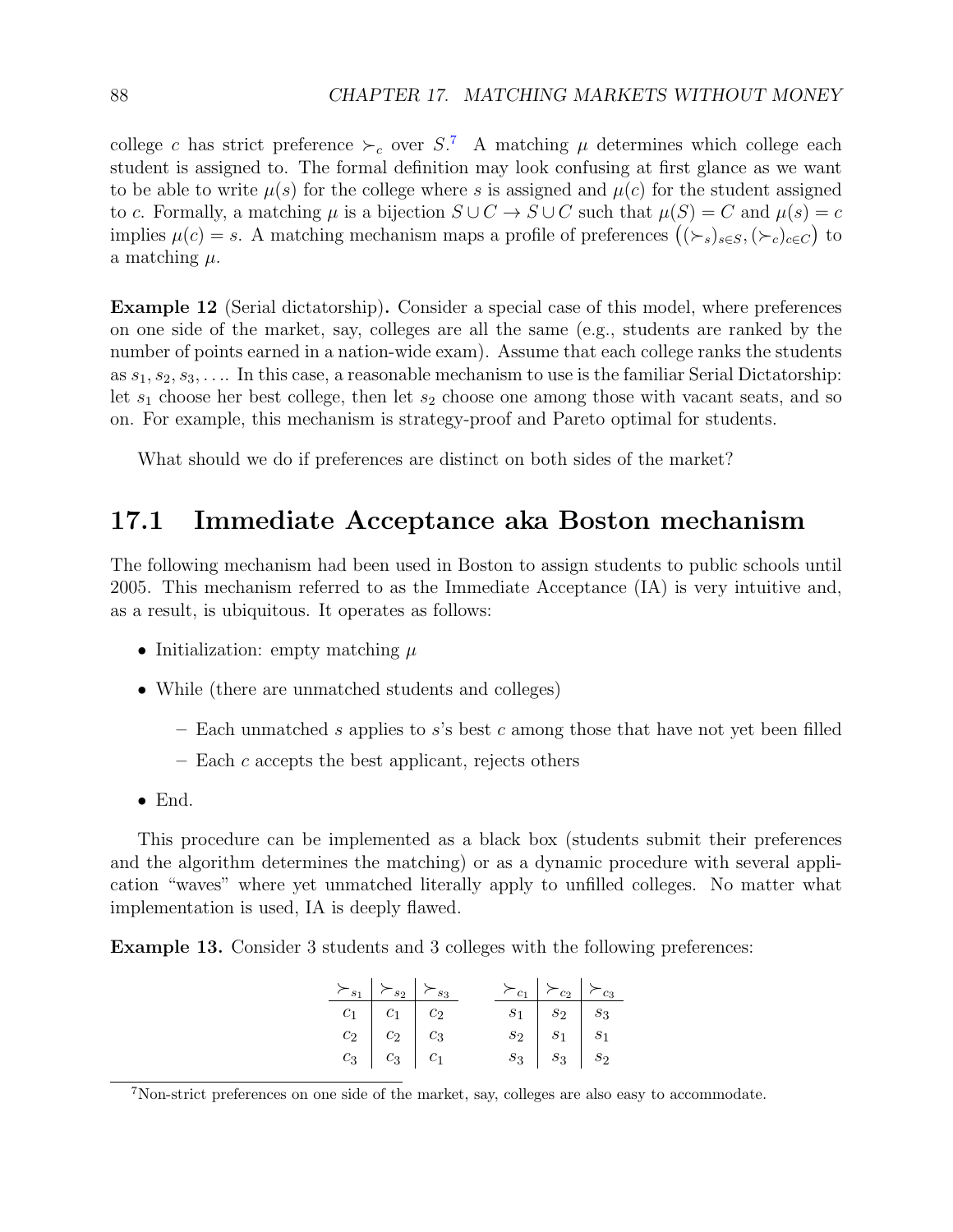college $c$ has strict preference $\succ_c$ over $S$.[7] A matching $\mu$ determines which college each student is assigned to. The formal definition may look confusing at first glance as we want to be able to write $\mu(s)$ for the college where $s$ is assigned and $\mu(c)$ for the student assigned to $c$. Formally, a matching $\mu$ is a bijection $S \cup C \to S \cup C$ such that $\mu(S) = C$ and $\mu(s) = c$ implies $\mu(c) = s$. A matching mechanism maps a profile of preferences $\left((\succ_s)_{s\in S}, (\succ_c)_{c\in C}\right)$ to a matching $\mu$.

**Example 12** (Serial dictatorship)**.** Consider a special case of this model, where preferences on one side of the market, say, colleges are all the same (e.g., students are ranked by the number of points earned in a nation-wide exam). Assume that each college ranks the students as $s_1, s_2, s_3, \ldots$. In this case, a reasonable mechanism to use is the familiar Serial Dictatorship: let $s_1$ choose her best college, then let $s_2$ choose one among those with vacant seats, and so on. For example, this mechanism is strategy-proof and Pareto optimal for students.

What should we do if preferences are distinct on both sides of the market?

## 17.1 Immediate Acceptance aka Boston mechanism

The following mechanism had been used in Boston to assign students to public schools until 2005. This mechanism referred to as the Immediate Acceptance (IA) is very intuitive and, as a result, is ubiquitous. It operates as follows:

- Initialization: empty matching $\mu$
- While (there are unmatched students and colleges)
  - Each unmatched $s$ applies to $s$'s best $c$ among those that have not yet been filled
  - Each $c$ accepts the best applicant, rejects others
- End.

This procedure can be implemented as a black box (students submit their preferences and the algorithm determines the matching) or as a dynamic procedure with several application "waves" where yet unmatched literally apply to unfilled colleges. No matter what implementation is used, IA is deeply flawed.

**Example 13.** Consider 3 students and 3 colleges with the following preferences:

| $\succ_{s_1}$ | $\succ_{s_2}$ | $\succ_{s_3}$ |
|---|---|---|
| $c_1$ | $c_1$ | $c_2$ |
| $c_2$ | $c_2$ | $c_3$ |
| $c_3$ | $c_3$ | $c_1$ |

| $\succ_{c_1}$ | $\succ_{c_2}$ | $\succ_{c_3}$ |
|---|---|---|
| $s_1$ | $s_2$ | $s_3$ |
| $s_2$ | $s_1$ | $s_1$ |
| $s_3$ | $s_3$ | $s_2$ |

[7] Non-strict preferences on one side of the market, say, colleges are also easy to accommodate.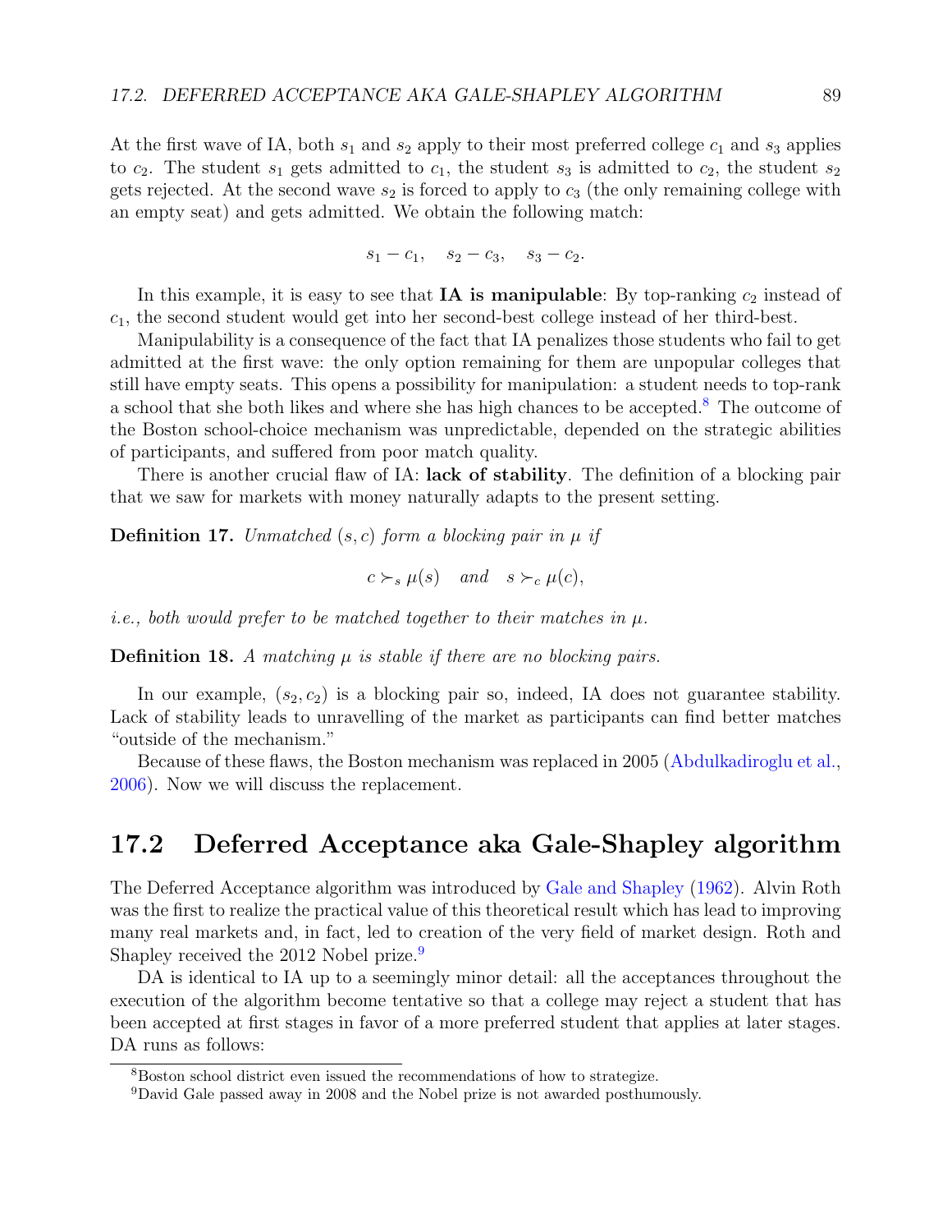At the first wave of IA, both $s_1$ and $s_2$ apply to their most preferred college $c_1$ and $s_3$ applies to $c_2$. The student $s_1$ gets admitted to $c_1$, the student $s_3$ is admitted to $c_2$, the student $s_2$ gets rejected. At the second wave $s_2$ is forced to apply to $c_3$ (the only remaining college with an empty seat) and gets admitted. We obtain the following match:

$$s_1 - c_1, \quad s_2 - c_3, \quad s_3 - c_2.$$

In this example, it is easy to see that **IA is manipulable**: By top-ranking $c_2$ instead of $c_1$, the second student would get into her second-best college instead of her third-best.

Manipulability is a consequence of the fact that IA penalizes those students who fail to get admitted at the first wave: the only option remaining for them are unpopular colleges that still have empty seats. This opens a possibility for manipulation: a student needs to top-rank a school that she both likes and where she has high chances to be accepted.[8] The outcome of the Boston school-choice mechanism was unpredictable, depended on the strategic abilities of participants, and suffered from poor match quality.

There is another crucial flaw of IA: **lack of stability**. The definition of a blocking pair that we saw for markets with money naturally adapts to the present setting.

**Definition 17.** *Unmatched $(s, c)$ form a blocking pair in $\mu$ if*

$$c \succ_s \mu(s) \quad \text{and} \quad s \succ_c \mu(c),$$

*i.e., both would prefer to be matched together to their matches in $\mu$.*

**Definition 18.** *A matching $\mu$ is stable if there are no blocking pairs.*

In our example, $(s_2, c_2)$ is a blocking pair so, indeed, IA does not guarantee stability. Lack of stability leads to unravelling of the market as participants can find better matches "outside of the mechanism."

Because of these flaws, the Boston mechanism was replaced in 2005 (Abdulkadiroglu et al., 2006). Now we will discuss the replacement.

## 17.2 Deferred Acceptance aka Gale-Shapley algorithm

The Deferred Acceptance algorithm was introduced by Gale and Shapley (1962). Alvin Roth was the first to realize the practical value of this theoretical result which has lead to improving many real markets and, in fact, led to creation of the very field of market design. Roth and Shapley received the 2012 Nobel prize.[9]

DA is identical to IA up to a seemingly minor detail: all the acceptances throughout the execution of the algorithm become tentative so that a college may reject a student that has been accepted at first stages in favor of a more preferred student that applies at later stages. DA runs as follows:

[8] Boston school district even issued the recommendations of how to strategize.

[9] David Gale passed away in 2008 and the Nobel prize is not awarded posthumously.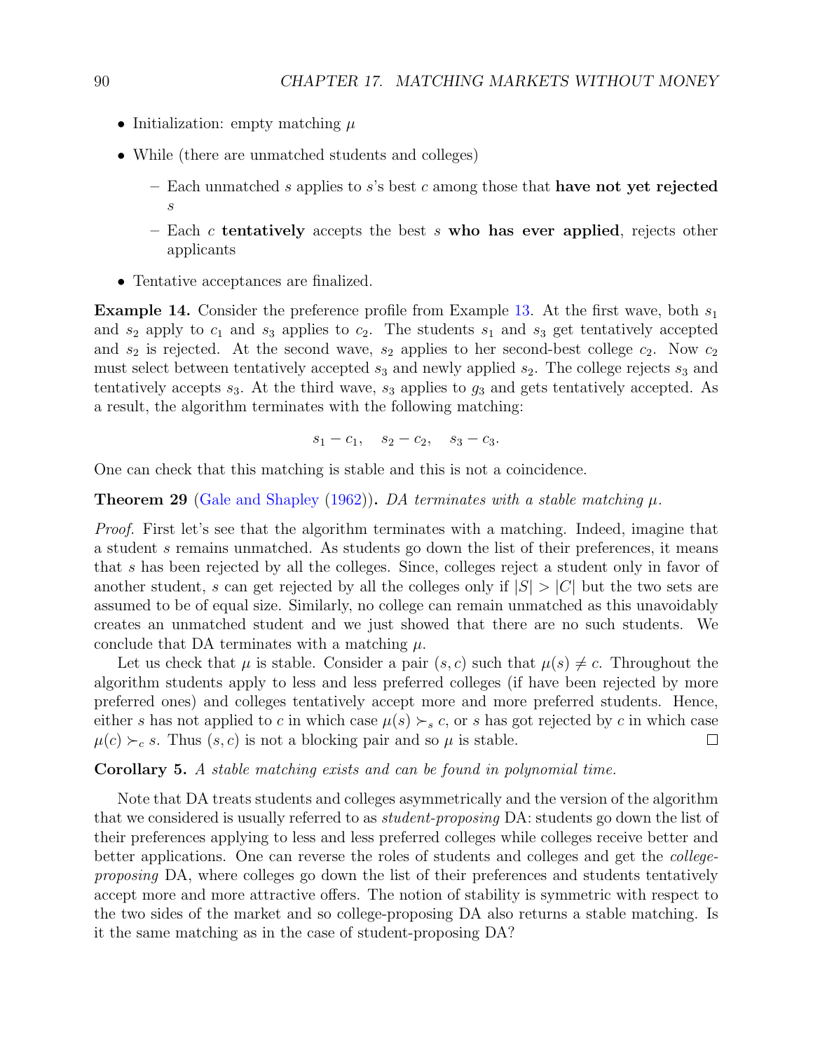- Initialization: empty matching $\mu$
- While (there are unmatched students and colleges)
  - Each unmatched $s$ applies to $s$'s best $c$ among those that **have not yet rejected** $s$
  - Each $c$ **tentatively** accepts the best $s$ **who has ever applied**, rejects other applicants
- Tentative acceptances are finalized.

**Example 14.** Consider the preference profile from Example 13. At the first wave, both $s_1$ and $s_2$ apply to $c_1$ and $s_3$ applies to $c_2$. The students $s_1$ and $s_3$ get tentatively accepted and $s_2$ is rejected. At the second wave, $s_2$ applies to her second-best college $c_2$. Now $c_2$ must select between tentatively accepted $s_3$ and newly applied $s_2$. The college rejects $s_3$ and tentatively accepts $s_3$. At the third wave, $s_3$ applies to $g_3$ and gets tentatively accepted. As a result, the algorithm terminates with the following matching:

$$s_1 - c_1, \quad s_2 - c_2, \quad s_3 - c_3.$$

One can check that this matching is stable and this is not a coincidence.

**Theorem 29** (Gale and Shapley (1962))**.** *DA terminates with a stable matching $\mu$.*

*Proof.* First let's see that the algorithm terminates with a matching. Indeed, imagine that a student $s$ remains unmatched. As students go down the list of their preferences, it means that $s$ has been rejected by all the colleges. Since, colleges reject a student only in favor of another student, $s$ can get rejected by all the colleges only if $|S| > |C|$ but the two sets are assumed to be of equal size. Similarly, no college can remain unmatched as this unavoidably creates an unmatched student and we just showed that there are no such students. We conclude that DA terminates with a matching $\mu$.

Let us check that $\mu$ is stable. Consider a pair $(s, c)$ such that $\mu(s) \neq c$. Throughout the algorithm students apply to less and less preferred colleges (if have been rejected by more preferred ones) and colleges tentatively accept more and more preferred students. Hence, either $s$ has not applied to $c$ in which case $\mu(s) \succ_s c$, or $s$ has got rejected by $c$ in which case $\mu(c) \succ_c s$. Thus $(s, c)$ is not a blocking pair and so $\mu$ is stable. $\square$

**Corollary 5.** *A stable matching exists and can be found in polynomial time.*

Note that DA treats students and colleges asymmetrically and the version of the algorithm that we considered is usually referred to as *student-proposing* DA: students go down the list of their preferences applying to less and less preferred colleges while colleges receive better and better applications. One can reverse the roles of students and colleges and get the *college-proposing* DA, where colleges go down the list of their preferences and students tentatively accept more and more attractive offers. The notion of stability is symmetric with respect to the two sides of the market and so college-proposing DA also returns a stable matching. Is it the same matching as in the case of student-proposing DA?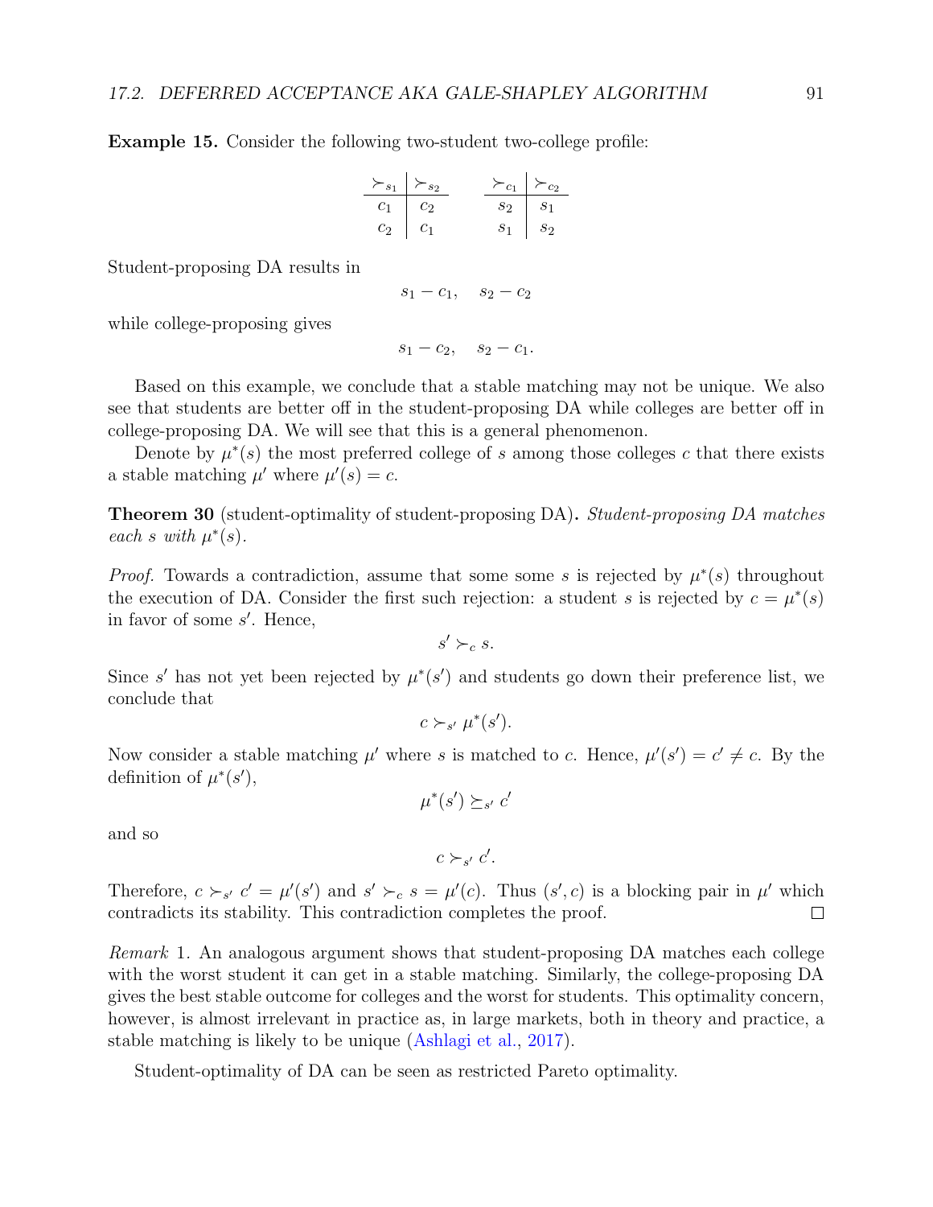**Example 15.** Consider the following two-student two-college profile:

| $\succ_{s_1}$ | $\succ_{s_2}$ |
|---|---|
| $c_1$ | $c_2$ |
| $c_2$ | $c_1$ |

| $\succ_{c_1}$ | $\succ_{c_2}$ |
|---|---|
| $s_2$ | $s_1$ |
| $s_1$ | $s_2$ |

Student-proposing DA results in

$$s_1 - c_1, \quad s_2 - c_2$$

while college-proposing gives

$$s_1 - c_2, \quad s_2 - c_1.$$

Based on this example, we conclude that a stable matching may not be unique. We also see that students are better off in the student-proposing DA while colleges are better off in college-proposing DA. We will see that this is a general phenomenon.

Denote by $\mu^*(s)$ the most preferred college of $s$ among those colleges $c$ that there exists a stable matching $\mu'$ where $\mu'(s) = c$.

**Theorem 30** (student-optimality of student-proposing DA)**.** *Student-proposing DA matches each $s$ with $\mu^*(s)$.*

*Proof.* Towards a contradiction, assume that some some $s$ is rejected by $\mu^*(s)$ throughout the execution of DA. Consider the first such rejection: a student $s$ is rejected by $c = \mu^*(s)$ in favor of some $s'$. Hence,

$$s' \succ_c s.$$

Since $s'$ has not yet been rejected by $\mu^*(s')$ and students go down their preference list, we conclude that

$$c \succ_{s'} \mu^*(s').$$

Now consider a stable matching $\mu'$ where $s$ is matched to $c$. Hence, $\mu'(s') = c' \neq c$. By the definition of $\mu^*(s')$,

$$\mu^*(s') \succeq_{s'} c'$$

and so

$$c \succ_{s'} c'.$$

Therefore, $c \succ_{s'} c' = \mu'(s')$ and $s' \succ_c s = \mu'(c)$. Thus $(s', c)$ is a blocking pair in $\mu'$ which contradicts its stability. This contradiction completes the proof. $\square$

*Remark* 1. An analogous argument shows that student-proposing DA matches each college with the worst student it can get in a stable matching. Similarly, the college-proposing DA gives the best stable outcome for colleges and the worst for students. This optimality concern, however, is almost irrelevant in practice as, in large markets, both in theory and practice, a stable matching is likely to be unique (Ashlagi et al., 2017).

Student-optimality of DA can be seen as restricted Pareto optimality.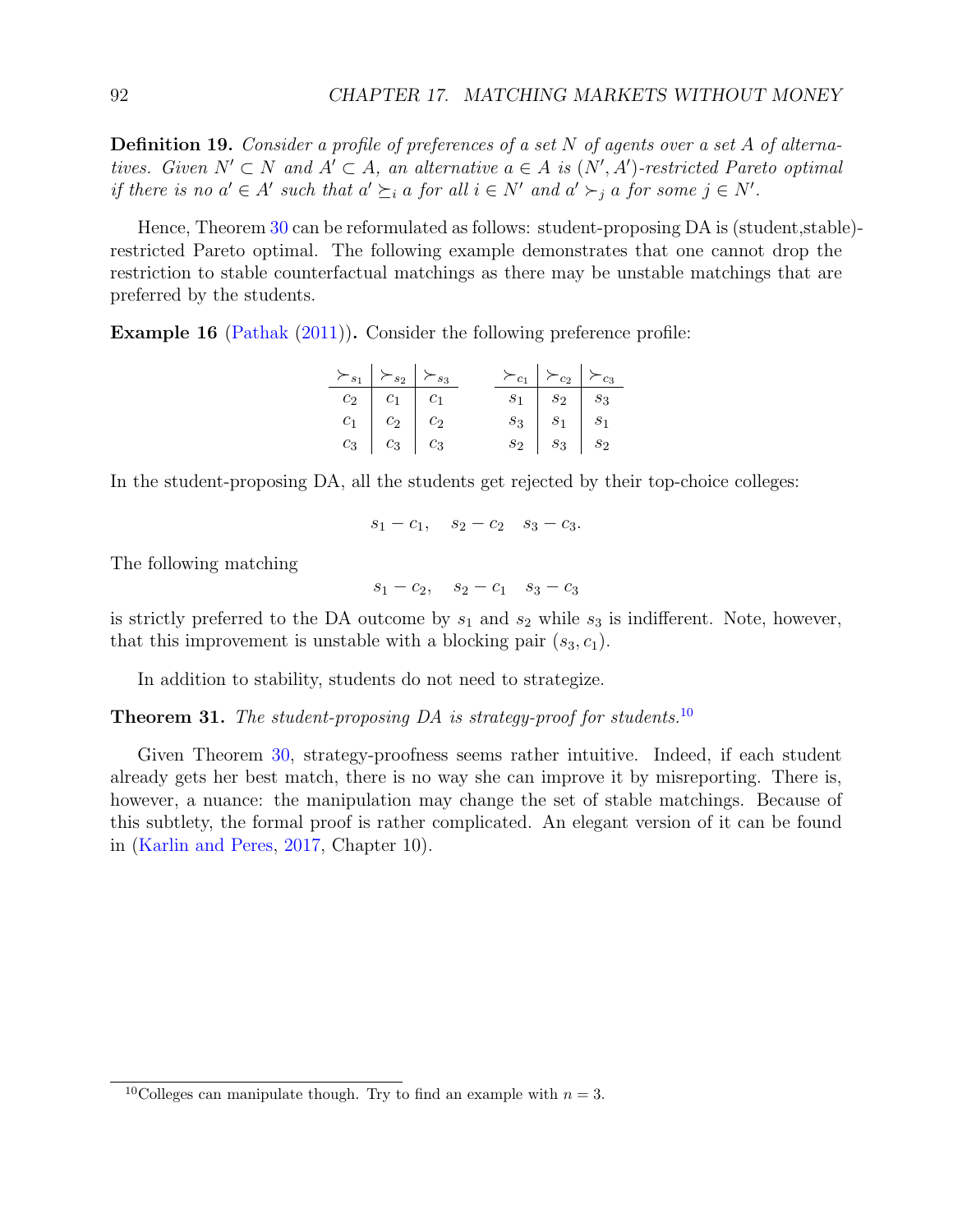**Definition 19.** *Consider a profile of preferences of a set $N$ of agents over a set $A$ of alternatives. Given $N' \subset N$ and $A' \subset A$, an alternative $a \in A$ is $(N', A')$-restricted Pareto optimal if there is no $a' \in A'$ such that $a' \succeq_i a$ for all $i \in N'$ and $a' \succ_j a$ for some $j \in N'$.*

Hence, Theorem 30 can be reformulated as follows: student-proposing DA is (student,stable)-restricted Pareto optimal. The following example demonstrates that one cannot drop the restriction to stable counterfactual matchings as there may be unstable matchings that are preferred by the students.

**Example 16** (Pathak (2011))**.** Consider the following preference profile:

| $\succ_{s_1}$ | $\succ_{s_2}$ | $\succ_{s_3}$ |
|---|---|---|
| $c_2$ | $c_1$ | $c_1$ |
| $c_1$ | $c_2$ | $c_2$ |
| $c_3$ | $c_3$ | $c_3$ |

| $\succ_{c_1}$ | $\succ_{c_2}$ | $\succ_{c_3}$ |
|---|---|---|
| $s_1$ | $s_2$ | $s_3$ |
| $s_3$ | $s_1$ | $s_1$ |
| $s_2$ | $s_3$ | $s_2$ |

In the student-proposing DA, all the students get rejected by their top-choice colleges:

$$s_1 - c_1, \quad s_2 - c_2 \quad s_3 - c_3.$$

The following matching

$$s_1 - c_2, \quad s_2 - c_1 \quad s_3 - c_3$$

is strictly preferred to the DA outcome by $s_1$ and $s_2$ while $s_3$ is indifferent. Note, however, that this improvement is unstable with a blocking pair $(s_3, c_1)$.

In addition to stability, students do not need to strategize.

**Theorem 31.** *The student-proposing DA is strategy-proof for students.*[10]

Given Theorem 30, strategy-proofness seems rather intuitive. Indeed, if each student already gets her best match, there is no way she can improve it by misreporting. There is, however, a nuance: the manipulation may change the set of stable matchings. Because of this subtlety, the formal proof is rather complicated. An elegant version of it can be found in (Karlin and Peres, 2017, Chapter 10).

[10] Colleges can manipulate though. Try to find an example with $n = 3$.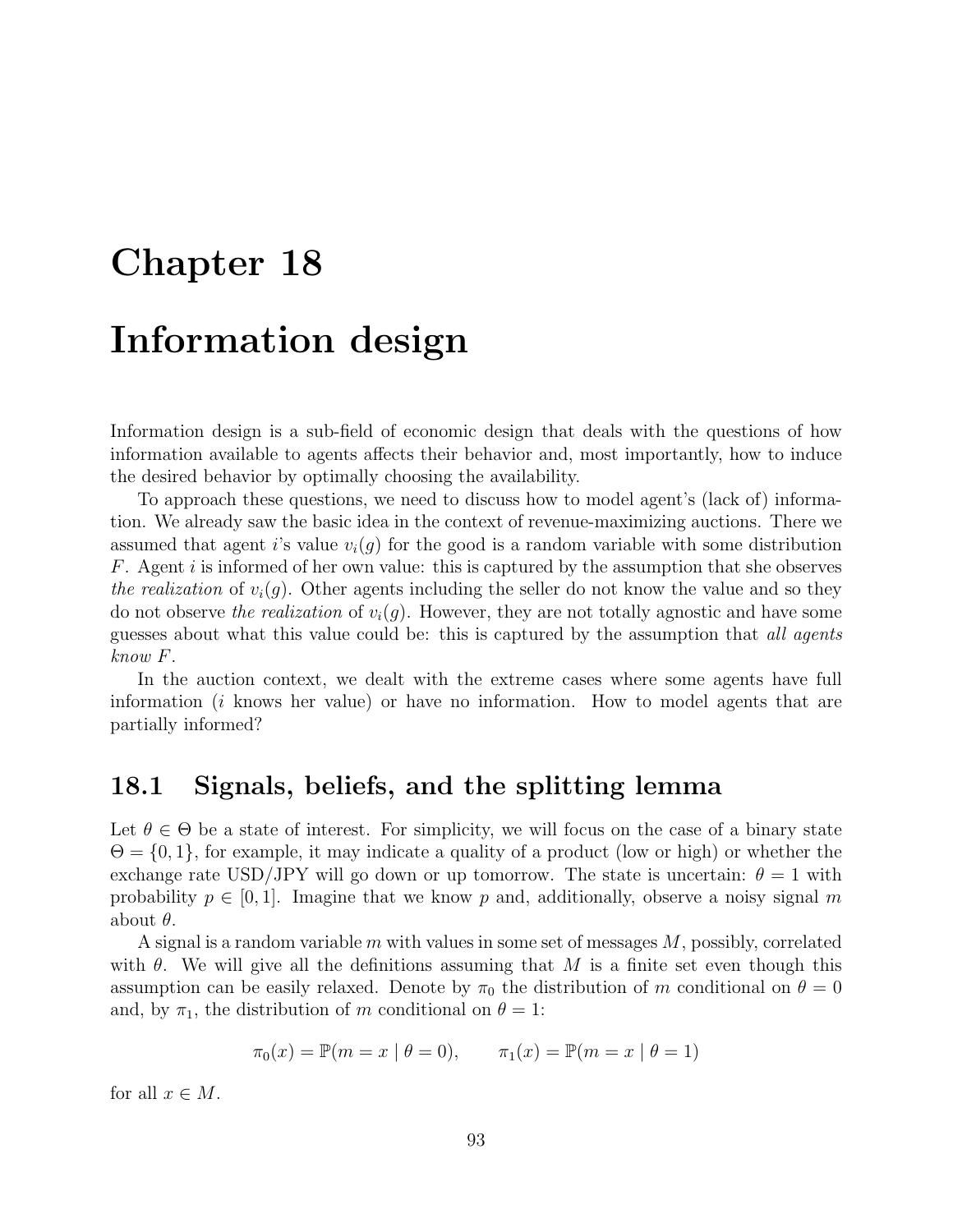# Chapter 18

# Information design

Information design is a sub-field of economic design that deals with the questions of how information available to agents affects their behavior and, most importantly, how to induce the desired behavior by optimally choosing the availability.

To approach these questions, we need to discuss how to model agent's (lack of) information. We already saw the basic idea in the context of revenue-maximizing auctions. There we assumed that agent $i$'s value $v_i(g)$ for the good is a random variable with some distribution $F$. Agent $i$ is informed of her own value: this is captured by the assumption that she observes *the realization* of $v_i(g)$. Other agents including the seller do not know the value and so they do not observe *the realization* of $v_i(g)$. However, they are not totally agnostic and have some guesses about what this value could be: this is captured by the assumption that *all agents know* $F$.

In the auction context, we dealt with the extreme cases where some agents have full information ($i$ knows her value) or have no information. How to model agents that are partially informed?

## 18.1 Signals, beliefs, and the splitting lemma

Let $\theta \in \Theta$ be a state of interest. For simplicity, we will focus on the case of a binary state $\Theta = \{0, 1\}$, for example, it may indicate a quality of a product (low or high) or whether the exchange rate USD/JPY will go down or up tomorrow. The state is uncertain: $\theta = 1$ with probability $p \in [0, 1]$. Imagine that we know $p$ and, additionally, observe a noisy signal $m$ about $\theta$.

A signal is a random variable $m$ with values in some set of messages $M$, possibly, correlated with $\theta$. We will give all the definitions assuming that $M$ is a finite set even though this assumption can be easily relaxed. Denote by $\pi_0$ the distribution of $m$ conditional on $\theta = 0$ and, by $\pi_1$, the distribution of $m$ conditional on $\theta = 1$:

$$\pi_0(x) = \mathbb{P}(m = x \mid \theta = 0), \qquad \pi_1(x) = \mathbb{P}(m = x \mid \theta = 1)$$

for all $x \in M$.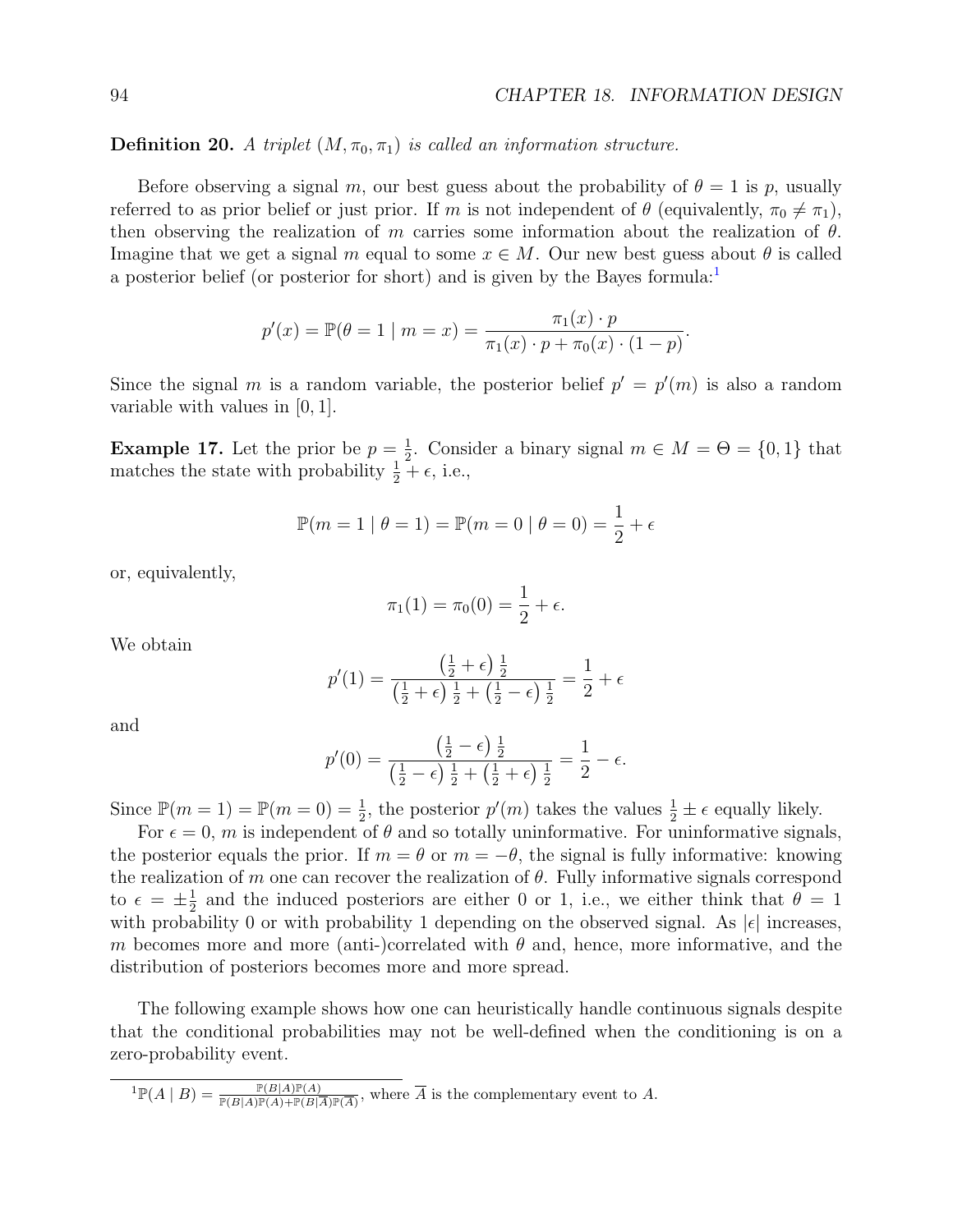**Definition 20.** *A triplet $(M, \pi_0, \pi_1)$ is called an information structure.*

Before observing a signal $m$, our best guess about the probability of $\theta = 1$ is $p$, usually referred to as prior belief or just prior. If $m$ is not independent of $\theta$ (equivalently, $\pi_0 \neq \pi_1$), then observing the realization of $m$ carries some information about the realization of $\theta$. Imagine that we get a signal $m$ equal to some $x \in M$. Our new best guess about $\theta$ is called a posterior belief (or posterior for short) and is given by the Bayes formula:[1]

$$p'(x) = \mathbb{P}(\theta = 1 \mid m = x) = \frac{\pi_1(x) \cdot p}{\pi_1(x) \cdot p + \pi_0(x) \cdot (1-p)}.$$

Since the signal $m$ is a random variable, the posterior belief $p' = p'(m)$ is also a random variable with values in $[0, 1]$.

**Example 17.** Let the prior be $p = \frac{1}{2}$. Consider a binary signal $m \in M = \Theta = \{0, 1\}$ that matches the state with probability $\frac{1}{2} + \epsilon$, i.e.,

$$\mathbb{P}(m = 1 \mid \theta = 1) = \mathbb{P}(m = 0 \mid \theta = 0) = \frac{1}{2} + \epsilon$$

or, equivalently,

$$\pi_1(1) = \pi_0(0) = \frac{1}{2} + \epsilon.$$

We obtain

$$p'(1) = \frac{\left(\frac{1}{2} + \epsilon\right)\frac{1}{2}}{\left(\frac{1}{2} + \epsilon\right)\frac{1}{2} + \left(\frac{1}{2} - \epsilon\right)\frac{1}{2}} = \frac{1}{2} + \epsilon$$

and

$$p'(0) = \frac{\left(\frac{1}{2} - \epsilon\right)\frac{1}{2}}{\left(\frac{1}{2} - \epsilon\right)\frac{1}{2} + \left(\frac{1}{2} + \epsilon\right)\frac{1}{2}} = \frac{1}{2} - \epsilon.$$

Since $\mathbb{P}(m = 1) = \mathbb{P}(m = 0) = \frac{1}{2}$, the posterior $p'(m)$ takes the values $\frac{1}{2} \pm \epsilon$ equally likely.

For $\epsilon = 0$, $m$ is independent of $\theta$ and so totally uninformative. For uninformative signals, the posterior equals the prior. If $m = \theta$ or $m = -\theta$, the signal is fully informative: knowing the realization of $m$ one can recover the realization of $\theta$. Fully informative signals correspond to $\epsilon = \pm\frac{1}{2}$ and the induced posteriors are either 0 or 1, i.e., we either think that $\theta = 1$ with probability 0 or with probability 1 depending on the observed signal. As $|\epsilon|$ increases, $m$ becomes more and more (anti-)correlated with $\theta$ and, hence, more informative, and the distribution of posteriors becomes more and more spread.

The following example shows how one can heuristically handle continuous signals despite that the conditional probabilities may not be well-defined when the conditioning is on a zero-probability event.

---

[1] $\mathbb{P}(A \mid B) = \frac{\mathbb{P}(B|A)\mathbb{P}(A)}{\mathbb{P}(B|A)\mathbb{P}(A) + \mathbb{P}(B|\overline{A})\mathbb{P}(\overline{A})}$, where $\overline{A}$ is the complementary event to $A$.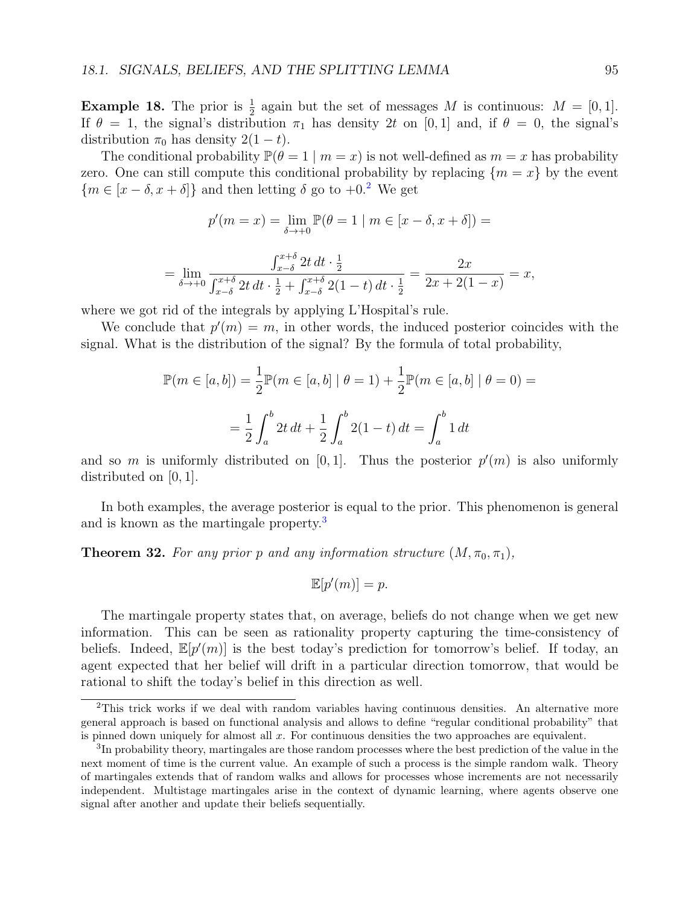**Example 18.** The prior is $\frac{1}{2}$ again but the set of messages $M$ is continuous: $M = [0,1]$. If $\theta = 1$, the signal's distribution $\pi_1$ has density $2t$ on $[0,1]$ and, if $\theta = 0$, the signal's distribution $\pi_0$ has density $2(1-t)$.

The conditional probability $\mathbb{P}(\theta = 1 \mid m = x)$ is not well-defined as $m = x$ has probability zero. One can still compute this conditional probability by replacing $\{m = x\}$ by the event $\{m \in [x-\delta, x+\delta]\}$ and then letting $\delta$ go to $+0$.[2] We get

$$p'(m = x) = \lim_{\delta \to +0} \mathbb{P}(\theta = 1 \mid m \in [x-\delta, x+\delta]) =$$

$$= \lim_{\delta \to +0} \frac{\int_{x-\delta}^{x+\delta} 2t\,dt \cdot \frac{1}{2}}{\int_{x-\delta}^{x+\delta} 2t\,dt \cdot \frac{1}{2} + \int_{x-\delta}^{x+\delta} 2(1-t)\,dt \cdot \frac{1}{2}} = \frac{2x}{2x + 2(1-x)} = x,$$

where we got rid of the integrals by applying L'Hospital's rule.

We conclude that $p'(m) = m$, in other words, the induced posterior coincides with the signal. What is the distribution of the signal? By the formula of total probability,

$$\mathbb{P}(m \in [a,b]) = \frac{1}{2}\mathbb{P}(m \in [a,b] \mid \theta = 1) + \frac{1}{2}\mathbb{P}(m \in [a,b] \mid \theta = 0) =$$

$$= \frac{1}{2}\int_a^b 2t\,dt + \frac{1}{2}\int_a^b 2(1-t)\,dt = \int_a^b 1\,dt$$

and so $m$ is uniformly distributed on $[0,1]$. Thus the posterior $p'(m)$ is also uniformly distributed on $[0,1]$.

In both examples, the average posterior is equal to the prior. This phenomenon is general and is known as the martingale property.[3]

**Theorem 32.** *For any prior $p$ and any information structure $(M, \pi_0, \pi_1)$,*

$$\mathbb{E}[p'(m)] = p.$$

The martingale property states that, on average, beliefs do not change when we get new information. This can be seen as rationality property capturing the time-consistency of beliefs. Indeed, $\mathbb{E}[p'(m)]$ is the best today's prediction for tomorrow's belief. If today, an agent expected that her belief will drift in a particular direction tomorrow, that would be rational to shift the today's belief in this direction as well.

---

[2] This trick works if we deal with random variables having continuous densities. An alternative more general approach is based on functional analysis and allows to define "regular conditional probability" that is pinned down uniquely for almost all $x$. For continuous densities the two approaches are equivalent.

[3] In probability theory, martingales are those random processes where the best prediction of the value in the next moment of time is the current value. An example of such a process is the simple random walk. Theory of martingales extends that of random walks and allows for processes whose increments are not necessarily independent. Multistage martingales arise in the context of dynamic learning, where agents observe one signal after another and update their beliefs sequentially.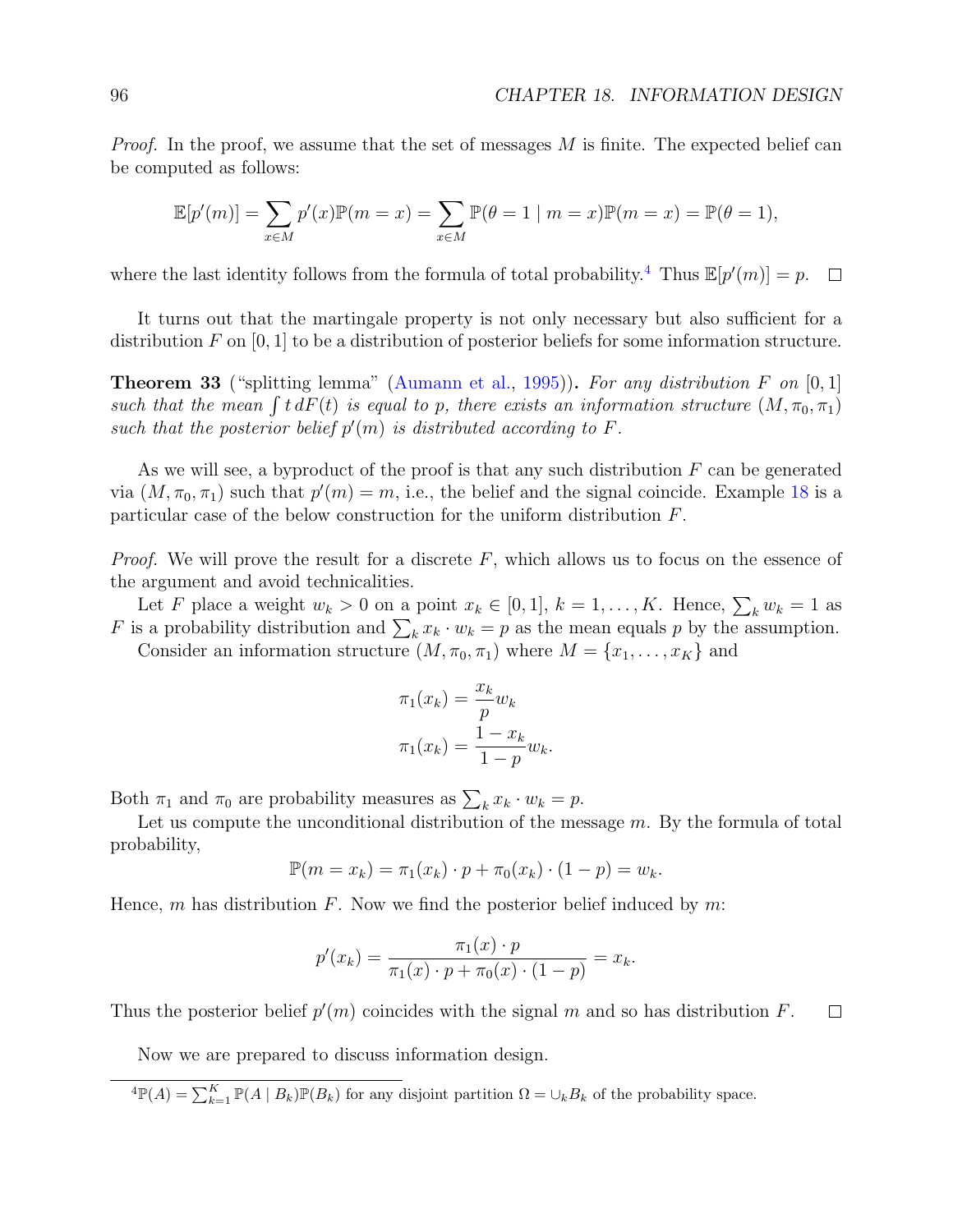*Proof.* In the proof, we assume that the set of messages $M$ is finite. The expected belief can be computed as follows:

$$\mathbb{E}[p'(m)] = \sum_{x \in M} p'(x)\mathbb{P}(m = x) = \sum_{x \in M} \mathbb{P}(\theta = 1 \mid m = x)\mathbb{P}(m = x) = \mathbb{P}(\theta = 1),$$

where the last identity follows from the formula of total probability.[4] Thus $\mathbb{E}[p'(m)] = p$. □

It turns out that the martingale property is not only necessary but also sufficient for a distribution $F$ on $[0, 1]$ to be a distribution of posterior beliefs for some information structure.

**Theorem 33** ("splitting lemma" (Aumann et al., 1995)). *For any distribution $F$ on $[0, 1]$ such that the mean $\int t\, dF(t)$ is equal to $p$, there exists an information structure $(M, \pi_0, \pi_1)$ such that the posterior belief $p'(m)$ is distributed according to $F$.*

As we will see, a byproduct of the proof is that any such distribution $F$ can be generated via $(M, \pi_0, \pi_1)$ such that $p'(m) = m$, i.e., the belief and the signal coincide. Example 18 is a particular case of the below construction for the uniform distribution $F$.

*Proof.* We will prove the result for a discrete $F$, which allows us to focus on the essence of the argument and avoid technicalities.

Let $F$ place a weight $w_k > 0$ on a point $x_k \in [0, 1]$, $k = 1, \ldots, K$. Hence, $\sum_k w_k = 1$ as $F$ is a probability distribution and $\sum_k x_k \cdot w_k = p$ as the mean equals $p$ by the assumption.

Consider an information structure $(M, \pi_0, \pi_1)$ where $M = \{x_1, \ldots, x_K\}$ and

$$\pi_1(x_k) = \frac{x_k}{p} w_k$$
$$\pi_1(x_k) = \frac{1 - x_k}{1 - p} w_k.$$

Both $\pi_1$ and $\pi_0$ are probability measures as $\sum_k x_k \cdot w_k = p$.

Let us compute the unconditional distribution of the message $m$. By the formula of total probability,

$$\mathbb{P}(m = x_k) = \pi_1(x_k) \cdot p + \pi_0(x_k) \cdot (1 - p) = w_k.$$

Hence, $m$ has distribution $F$. Now we find the posterior belief induced by $m$:

$$p'(x_k) = \frac{\pi_1(x) \cdot p}{\pi_1(x) \cdot p + \pi_0(x) \cdot (1 - p)} = x_k.$$

Thus the posterior belief $p'(m)$ coincides with the signal $m$ and so has distribution $F$. □

Now we are prepared to discuss information design.

[4] $\mathbb{P}(A) = \sum_{k=1}^{K} \mathbb{P}(A \mid B_k)\mathbb{P}(B_k)$ for any disjoint partition $\Omega = \cup_k B_k$ of the probability space.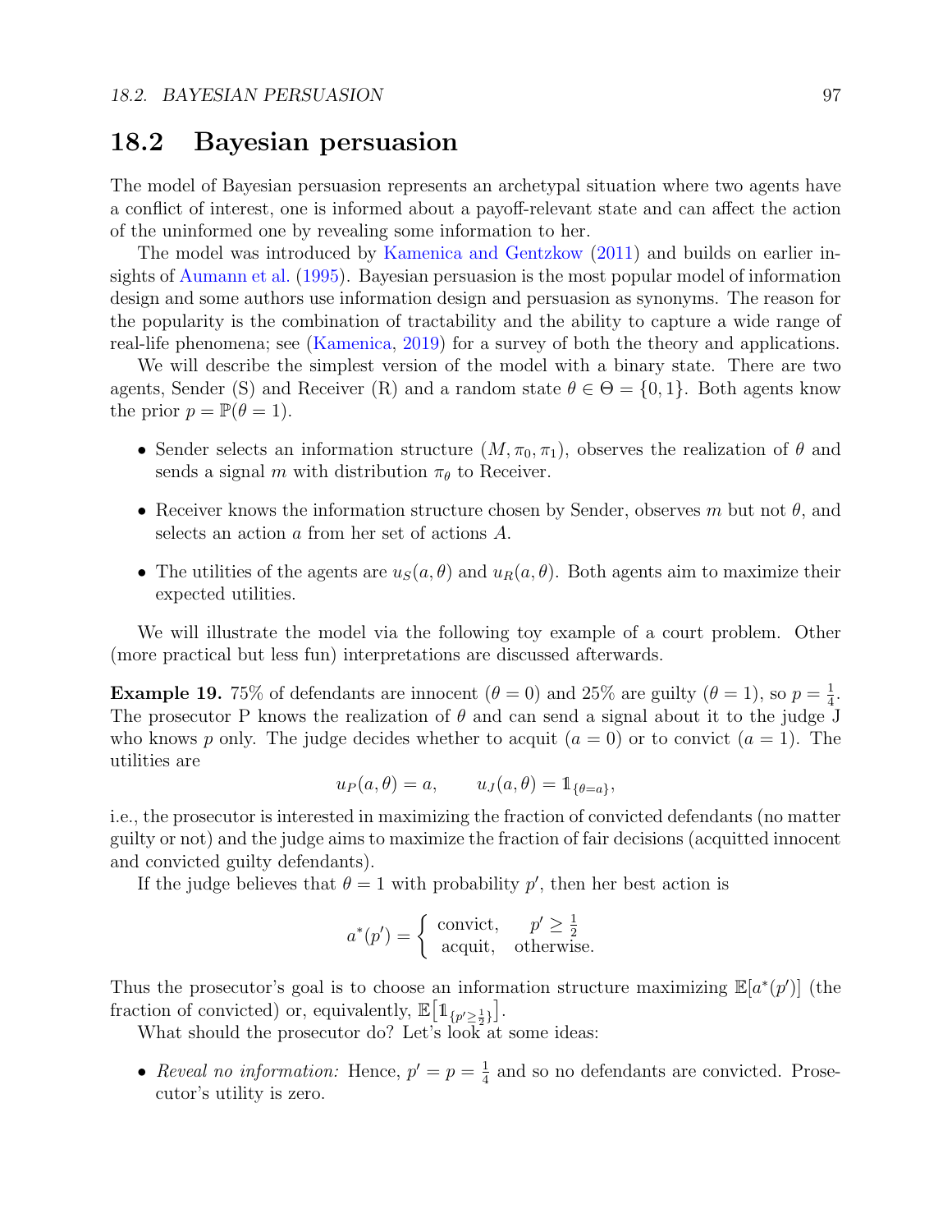## 18.2 Bayesian persuasion

The model of Bayesian persuasion represents an archetypal situation where two agents have a conflict of interest, one is informed about a payoff-relevant state and can affect the action of the uninformed one by revealing some information to her.

The model was introduced by Kamenica and Gentzkow (2011) and builds on earlier insights of Aumann et al. (1995). Bayesian persuasion is the most popular model of information design and some authors use information design and persuasion as synonyms. The reason for the popularity is the combination of tractability and the ability to capture a wide range of real-life phenomena; see (Kamenica, 2019) for a survey of both the theory and applications.

We will describe the simplest version of the model with a binary state. There are two agents, Sender (S) and Receiver (R) and a random state $\theta \in \Theta = \{0, 1\}$. Both agents know the prior $p = \mathbb{P}(\theta = 1)$.

- Sender selects an information structure $(M, \pi_0, \pi_1)$, observes the realization of $\theta$ and sends a signal $m$ with distribution $\pi_\theta$ to Receiver.
- Receiver knows the information structure chosen by Sender, observes $m$ but not $\theta$, and selects an action $a$ from her set of actions $A$.
- The utilities of the agents are $u_S(a, \theta)$ and $u_R(a, \theta)$. Both agents aim to maximize their expected utilities.

We will illustrate the model via the following toy example of a court problem. Other (more practical but less fun) interpretations are discussed afterwards.

**Example 19.** 75% of defendants are innocent ($\theta = 0$) and 25% are guilty ($\theta = 1$), so $p = \frac{1}{4}$. The prosecutor P knows the realization of $\theta$ and can send a signal about it to the judge J who knows $p$ only. The judge decides whether to acquit ($a = 0$) or to convict ($a = 1$). The utilities are

$$u_P(a, \theta) = a, \qquad u_J(a, \theta) = \mathbb{1}_{\{\theta = a\}},$$

i.e., the prosecutor is interested in maximizing the fraction of convicted defendants (no matter guilty or not) and the judge aims to maximize the fraction of fair decisions (acquitted innocent and convicted guilty defendants).

If the judge believes that $\theta = 1$ with probability $p'$, then her best action is

$$a^*(p') = \begin{cases} \text{convict}, & p' \geq \frac{1}{2} \\ \text{acquit}, & \text{otherwise.} \end{cases}$$

Thus the prosecutor's goal is to choose an information structure maximizing $\mathbb{E}[a^*(p')]$ (the fraction of convicted) or, equivalently, $\mathbb{E}\big[\mathbb{1}_{\{p' \geq \frac{1}{2}\}}\big]$.

What should the prosecutor do? Let's look at some ideas:

- *Reveal no information:* Hence, $p' = p = \frac{1}{4}$ and so no defendants are convicted. Prosecutor's utility is zero.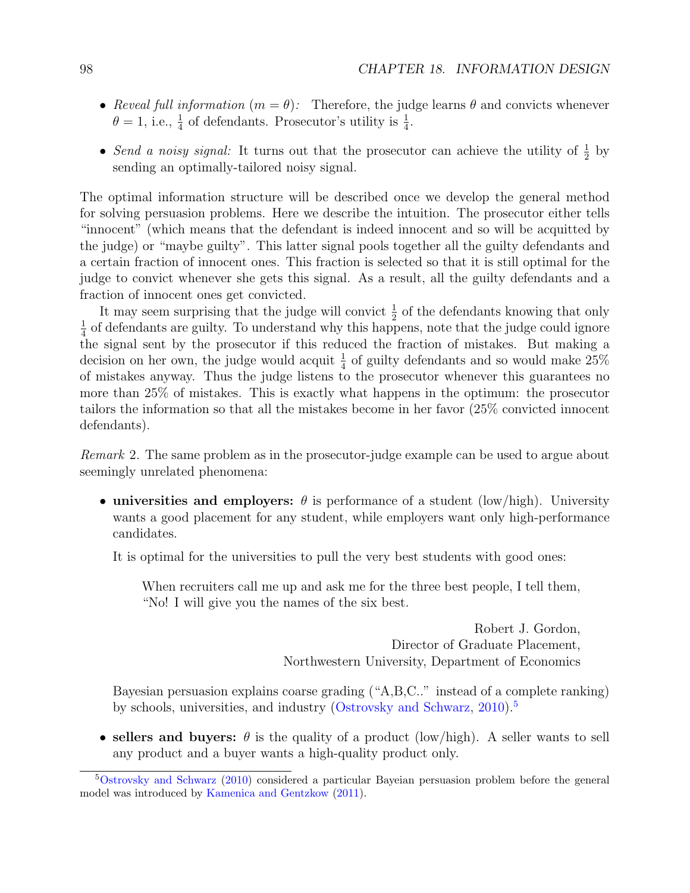- *Reveal full information* ($m = \theta$): Therefore, the judge learns $\theta$ and convicts whenever $\theta = 1$, i.e., $\frac{1}{4}$ of defendants. Prosecutor's utility is $\frac{1}{4}$.
- *Send a noisy signal:* It turns out that the prosecutor can achieve the utility of $\frac{1}{2}$ by sending an optimally-tailored noisy signal.

The optimal information structure will be described once we develop the general method for solving persuasion problems. Here we describe the intuition. The prosecutor either tells "innocent" (which means that the defendant is indeed innocent and so will be acquitted by the judge) or "maybe guilty". This latter signal pools together all the guilty defendants and a certain fraction of innocent ones. This fraction is selected so that it is still optimal for the judge to convict whenever she gets this signal. As a result, all the guilty defendants and a fraction of innocent ones get convicted.

It may seem surprising that the judge will convict $\frac{1}{2}$ of the defendants knowing that only $\frac{1}{4}$ of defendants are guilty. To understand why this happens, note that the judge could ignore the signal sent by the prosecutor if this reduced the fraction of mistakes. But making a decision on her own, the judge would acquit $\frac{1}{4}$ of guilty defendants and so would make 25% of mistakes anyway. Thus the judge listens to the prosecutor whenever this guarantees no more than 25% of mistakes. This is exactly what happens in the optimum: the prosecutor tailors the information so that all the mistakes become in her favor (25% convicted innocent defendants).

*Remark* 2. The same problem as in the prosecutor-judge example can be used to argue about seemingly unrelated phenomena:

- **universities and employers:** $\theta$ is performance of a student (low/high). University wants a good placement for any student, while employers want only high-performance candidates.

  It is optimal for the universities to pull the very best students with good ones:

  > When recruiters call me up and ask me for the three best people, I tell them, "No! I will give you the names of the six best.
  >
  > Robert J. Gordon,
  > Director of Graduate Placement,
  > Northwestern University, Department of Economics

  Bayesian persuasion explains coarse grading ("A,B,C.." instead of a complete ranking) by schools, universities, and industry (Ostrovsky and Schwarz, 2010).[5]

- **sellers and buyers:** $\theta$ is the quality of a product (low/high). A seller wants to sell any product and a buyer wants a high-quality product only.

[5] Ostrovsky and Schwarz (2010) considered a particular Bayeian persuasion problem before the general model was introduced by Kamenica and Gentzkow (2011).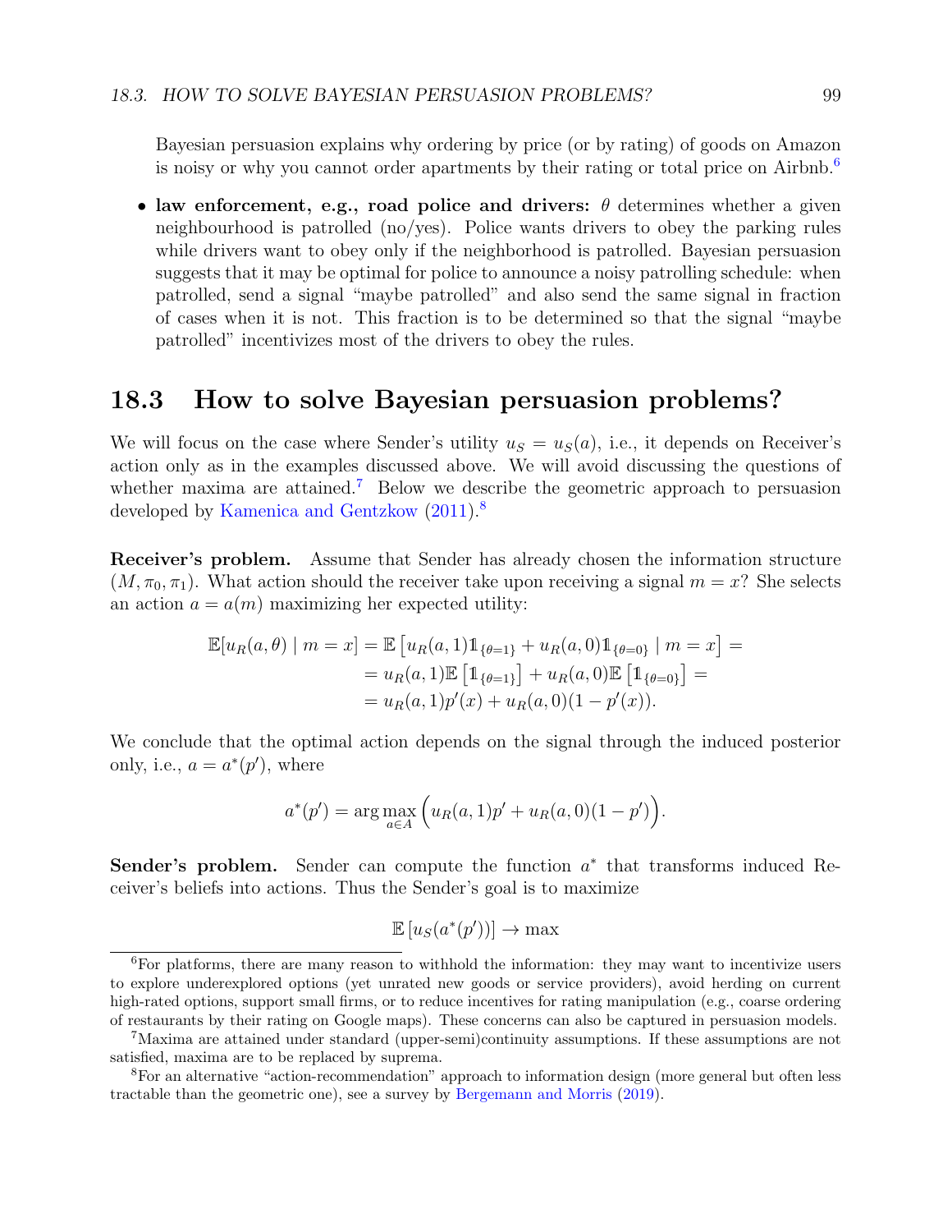Bayesian persuasion explains why ordering by price (or by rating) of goods on Amazon is noisy or why you cannot order apartments by their rating or total price on Airbnb.[6]

- **law enforcement, e.g., road police and drivers:** $\theta$ determines whether a given neighbourhood is patrolled (no/yes). Police wants drivers to obey the parking rules while drivers want to obey only if the neighborhood is patrolled. Bayesian persuasion suggests that it may be optimal for police to announce a noisy patrolling schedule: when patrolled, send a signal "maybe patrolled" and also send the same signal in fraction of cases when it is not. This fraction is to be determined so that the signal "maybe patrolled" incentivizes most of the drivers to obey the rules.

## 18.3 How to solve Bayesian persuasion problems?

We will focus on the case where Sender's utility $u_S = u_S(a)$, i.e., it depends on Receiver's action only as in the examples discussed above. We will avoid discussing the questions of whether maxima are attained.[7] Below we describe the geometric approach to persuasion developed by Kamenica and Gentzkow (2011).[8]

**Receiver's problem.** Assume that Sender has already chosen the information structure $(M, \pi_0, \pi_1)$. What action should the receiver take upon receiving a signal $m = x$? She selects an action $a = a(m)$ maximizing her expected utility:

$$\begin{aligned}\mathbb{E}[u_R(a, \theta) \mid m = x] &= \mathbb{E}\left[u_R(a, 1)\mathbb{1}_{\{\theta=1\}} + u_R(a, 0)\mathbb{1}_{\{\theta=0\}} \mid m = x\right] = \\ &= u_R(a, 1)\mathbb{E}\left[\mathbb{1}_{\{\theta=1\}}\right] + u_R(a, 0)\mathbb{E}\left[\mathbb{1}_{\{\theta=0\}}\right] = \\ &= u_R(a, 1)p'(x) + u_R(a, 0)(1 - p'(x)).\end{aligned}$$

We conclude that the optimal action depends on the signal through the induced posterior only, i.e., $a = a^*(p')$, where

$$a^*(p') = \arg\max_{a \in A} \Big(u_R(a, 1)p' + u_R(a, 0)(1 - p')\Big).$$

**Sender's problem.** Sender can compute the function $a^*$ that transforms induced Receiver's beliefs into actions. Thus the Sender's goal is to maximize

$$\mathbb{E}\left[u_S(a^*(p'))\right] \to \max$$

---

[6] For platforms, there are many reason to withhold the information: they may want to incentivize users to explore underexplored options (yet unrated new goods or service providers), avoid herding on current high-rated options, support small firms, or to reduce incentives for rating manipulation (e.g., coarse ordering of restaurants by their rating on Google maps). These concerns can also be captured in persuasion models.

[7] Maxima are attained under standard (upper-semi)continuity assumptions. If these assumptions are not satisfied, maxima are to be replaced by suprema.

[8] For an alternative "action-recommendation" approach to information design (more general but often less tractable than the geometric one), see a survey by Bergemann and Morris (2019).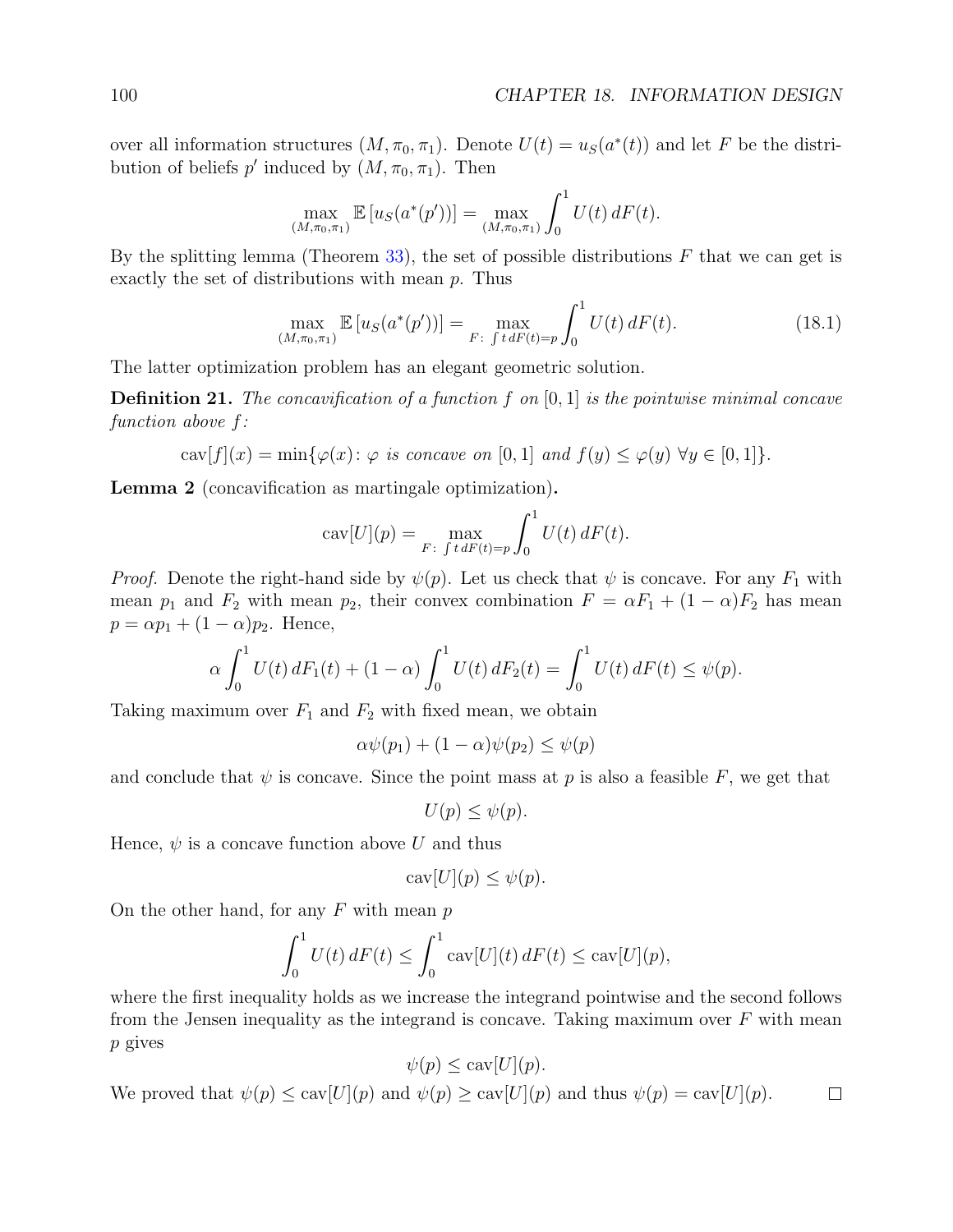over all information structures $(M, \pi_0, \pi_1)$. Denote $U(t) = u_S(a^*(t))$ and let $F$ be the distribution of beliefs $p'$ induced by $(M, \pi_0, \pi_1)$. Then

$$\max_{(M,\pi_0,\pi_1)} \mathbb{E}\left[u_S(a^*(p'))\right] = \max_{(M,\pi_0,\pi_1)} \int_0^1 U(t)\, dF(t).$$

By the splitting lemma (Theorem 33), the set of possible distributions $F$ that we can get is exactly the set of distributions with mean $p$. Thus

$$\max_{(M,\pi_0,\pi_1)} \mathbb{E}\left[u_S(a^*(p'))\right] = \max_{F:\ \int t\, dF(t) = p} \int_0^1 U(t)\, dF(t). \tag{18.1}$$

The latter optimization problem has an elegant geometric solution.

**Definition 21.** *The concavification of a function $f$ on $[0,1]$ is the pointwise minimal concave function above $f$:*

$$\mathrm{cav}[f](x) = \min\{\varphi(x) \colon \varphi \text{ is concave on } [0,1] \text{ and } f(y) \leq \varphi(y)\ \forall y \in [0,1]\}.$$

**Lemma 2** (concavification as martingale optimization)**.**

$$\mathrm{cav}[U](p) = \max_{F:\ \int t\, dF(t) = p} \int_0^1 U(t)\, dF(t).$$

*Proof.* Denote the right-hand side by $\psi(p)$. Let us check that $\psi$ is concave. For any $F_1$ with mean $p_1$ and $F_2$ with mean $p_2$, their convex combination $F = \alpha F_1 + (1-\alpha) F_2$ has mean $p = \alpha p_1 + (1-\alpha) p_2$. Hence,

$$\alpha \int_0^1 U(t)\, dF_1(t) + (1-\alpha) \int_0^1 U(t)\, dF_2(t) = \int_0^1 U(t)\, dF(t) \leq \psi(p).$$

Taking maximum over $F_1$ and $F_2$ with fixed mean, we obtain

$$\alpha \psi(p_1) + (1-\alpha)\psi(p_2) \leq \psi(p)$$

and conclude that $\psi$ is concave. Since the point mass at $p$ is also a feasible $F$, we get that

$$U(p) \leq \psi(p).$$

Hence, $\psi$ is a concave function above $U$ and thus

$$\mathrm{cav}[U](p) \leq \psi(p).$$

On the other hand, for any $F$ with mean $p$

$$\int_0^1 U(t)\, dF(t) \leq \int_0^1 \mathrm{cav}[U](t)\, dF(t) \leq \mathrm{cav}[U](p),$$

where the first inequality holds as we increase the integrand pointwise and the second follows from the Jensen inequality as the integrand is concave. Taking maximum over $F$ with mean $p$ gives

$$\psi(p) \leq \mathrm{cav}[U](p).$$

We proved that $\psi(p) \leq \mathrm{cav}[U](p)$ and $\psi(p) \geq \mathrm{cav}[U](p)$ and thus $\psi(p) = \mathrm{cav}[U](p)$. $\square$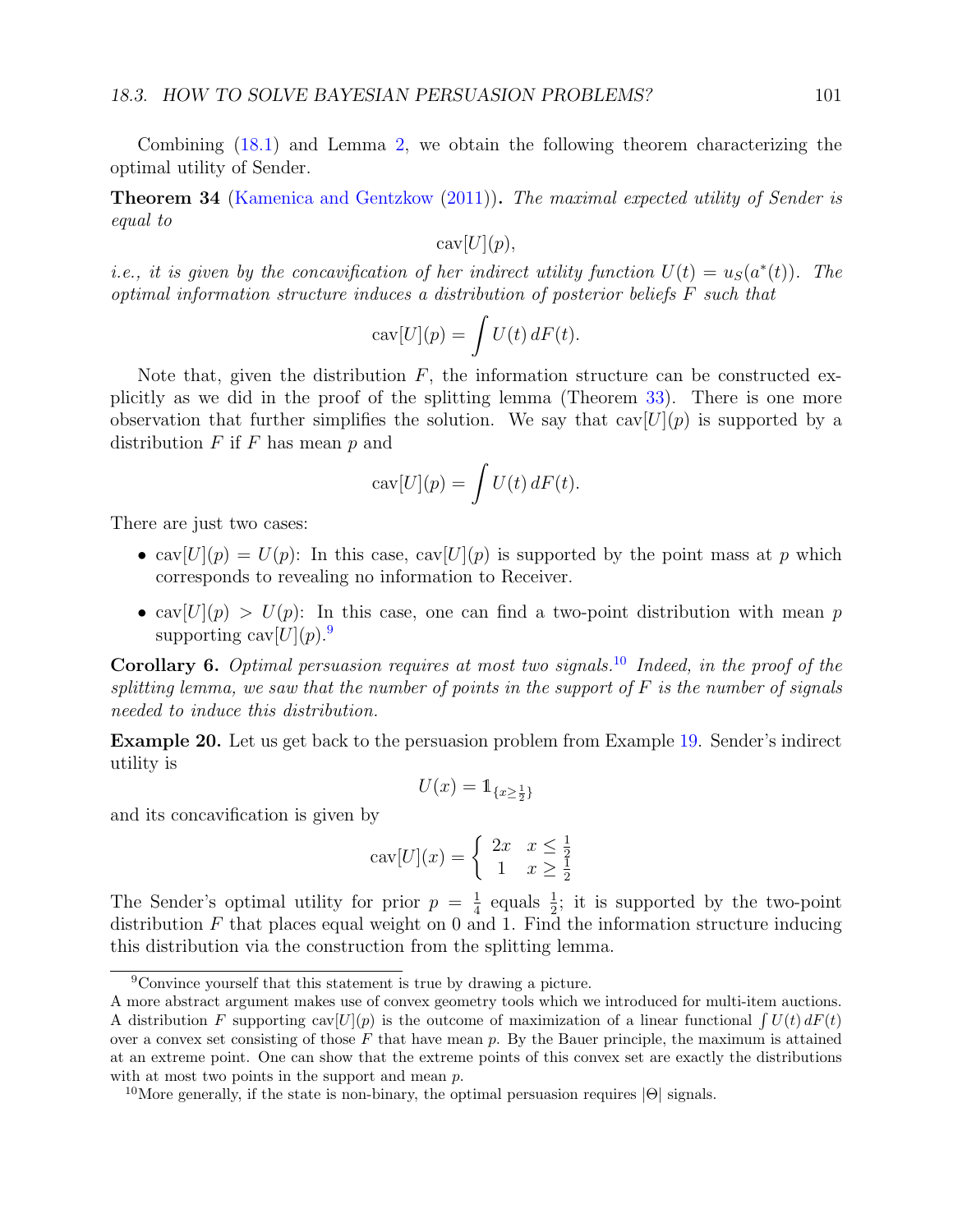Combining (18.1) and Lemma 2, we obtain the following theorem characterizing the optimal utility of Sender.

**Theorem 34** (Kamenica and Gentzkow (2011)). *The maximal expected utility of Sender is equal to*

$$\text{cav}[U](p),$$

*i.e., it is given by the concavification of her indirect utility function $U(t) = u_S(a^*(t))$. The optimal information structure induces a distribution of posterior beliefs $F$ such that*

$$\text{cav}[U](p) = \int U(t)\, dF(t).$$

Note that, given the distribution $F$, the information structure can be constructed explicitly as we did in the proof of the splitting lemma (Theorem 33). There is one more observation that further simplifies the solution. We say that $\text{cav}[U](p)$ is supported by a distribution $F$ if $F$ has mean $p$ and

$$\text{cav}[U](p) = \int U(t)\, dF(t).$$

There are just two cases:

- $\text{cav}[U](p) = U(p)$: In this case, $\text{cav}[U](p)$ is supported by the point mass at $p$ which corresponds to revealing no information to Receiver.
- $\text{cav}[U](p) > U(p)$: In this case, one can find a two-point distribution with mean $p$ supporting $\text{cav}[U](p)$.[9]

**Corollary 6.** *Optimal persuasion requires at most two signals.*[10] *Indeed, in the proof of the splitting lemma, we saw that the number of points in the support of $F$ is the number of signals needed to induce this distribution.*

**Example 20.** Let us get back to the persuasion problem from Example 19. Sender's indirect utility is

$$U(x) = \mathbb{1}_{\{x \geq \frac{1}{2}\}}$$

and its concavification is given by

$$\text{cav}[U](x) = \begin{cases} 2x & x \leq \frac{1}{2} \\ 1 & x \geq \frac{1}{2} \end{cases}$$

The Sender's optimal utility for prior $p = \frac{1}{4}$ equals $\frac{1}{2}$; it is supported by the two-point distribution $F$ that places equal weight on 0 and 1. Find the information structure inducing this distribution via the construction from the splitting lemma.

---

[9] Convince yourself that this statement is true by drawing a picture.
A more abstract argument makes use of convex geometry tools which we introduced for multi-item auctions. A distribution $F$ supporting $\text{cav}[U](p)$ is the outcome of maximization of a linear functional $\int U(t)\, dF(t)$ over a convex set consisting of those $F$ that have mean $p$. By the Bauer principle, the maximum is attained at an extreme point. One can show that the extreme points of this convex set are exactly the distributions with at most two points in the support and mean $p$.

[10] More generally, if the state is non-binary, the optimal persuasion requires $|\Theta|$ signals.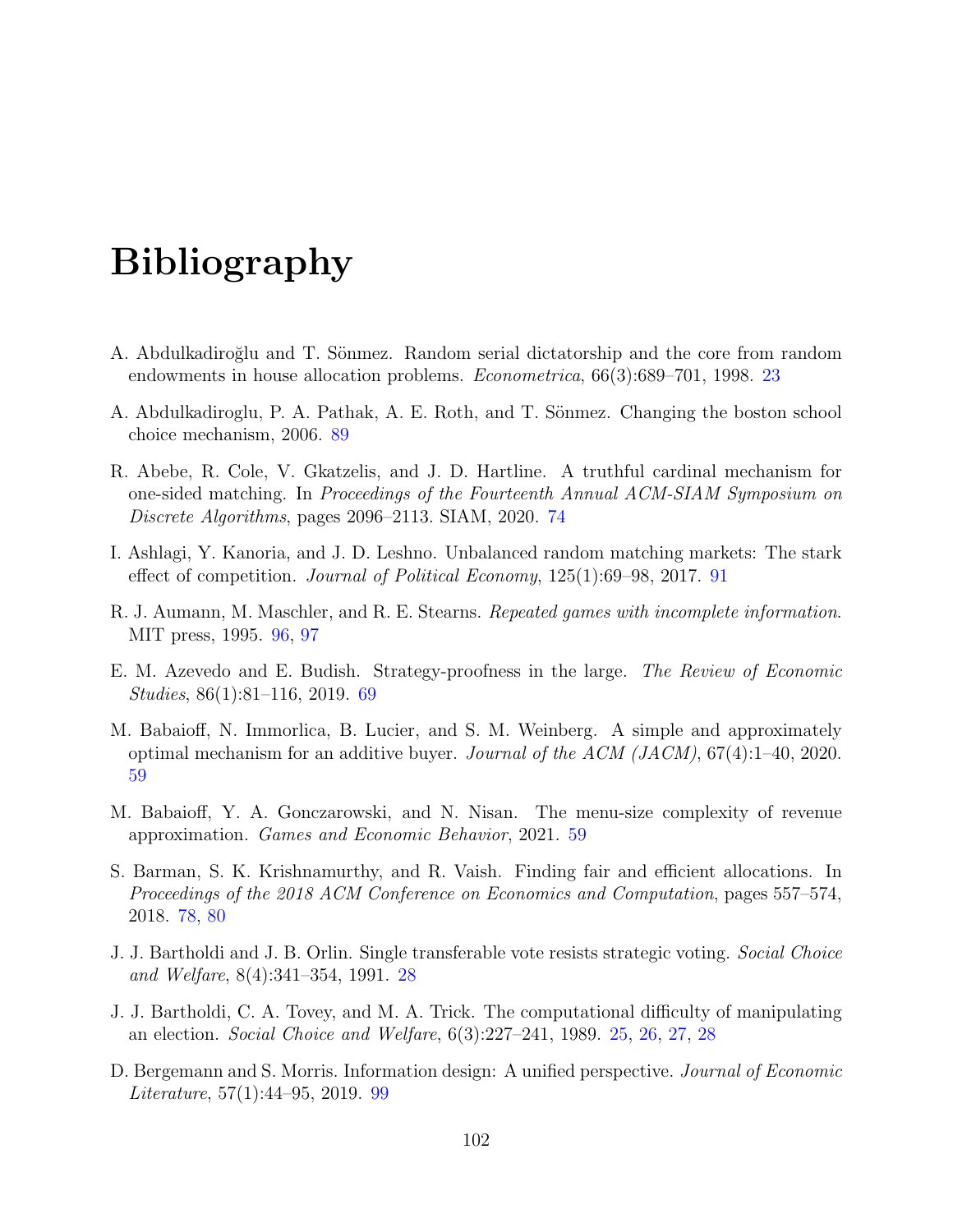# Bibliography

A. Abdulkadiroğlu and T. Sönmez. Random serial dictatorship and the core from random endowments in house allocation problems. *Econometrica*, 66(3):689–701, 1998. 23

A. Abdulkadiroglu, P. A. Pathak, A. E. Roth, and T. Sönmez. Changing the boston school choice mechanism, 2006. 89

R. Abebe, R. Cole, V. Gkatzelis, and J. D. Hartline. A truthful cardinal mechanism for one-sided matching. In *Proceedings of the Fourteenth Annual ACM-SIAM Symposium on Discrete Algorithms*, pages 2096–2113. SIAM, 2020. 74

I. Ashlagi, Y. Kanoria, and J. D. Leshno. Unbalanced random matching markets: The stark effect of competition. *Journal of Political Economy*, 125(1):69–98, 2017. 91

R. J. Aumann, M. Maschler, and R. E. Stearns. *Repeated games with incomplete information*. MIT press, 1995. 96, 97

E. M. Azevedo and E. Budish. Strategy-proofness in the large. *The Review of Economic Studies*, 86(1):81–116, 2019. 69

M. Babaioff, N. Immorlica, B. Lucier, and S. M. Weinberg. A simple and approximately optimal mechanism for an additive buyer. *Journal of the ACM (JACM)*, 67(4):1–40, 2020. 59

M. Babaioff, Y. A. Gonczarowski, and N. Nisan. The menu-size complexity of revenue approximation. *Games and Economic Behavior*, 2021. 59

S. Barman, S. K. Krishnamurthy, and R. Vaish. Finding fair and efficient allocations. In *Proceedings of the 2018 ACM Conference on Economics and Computation*, pages 557–574, 2018. 78, 80

J. J. Bartholdi and J. B. Orlin. Single transferable vote resists strategic voting. *Social Choice and Welfare*, 8(4):341–354, 1991. 28

J. J. Bartholdi, C. A. Tovey, and M. A. Trick. The computational difficulty of manipulating an election. *Social Choice and Welfare*, 6(3):227–241, 1989. 25, 26, 27, 28

D. Bergemann and S. Morris. Information design: A unified perspective. *Journal of Economic Literature*, 57(1):44–95, 2019. 99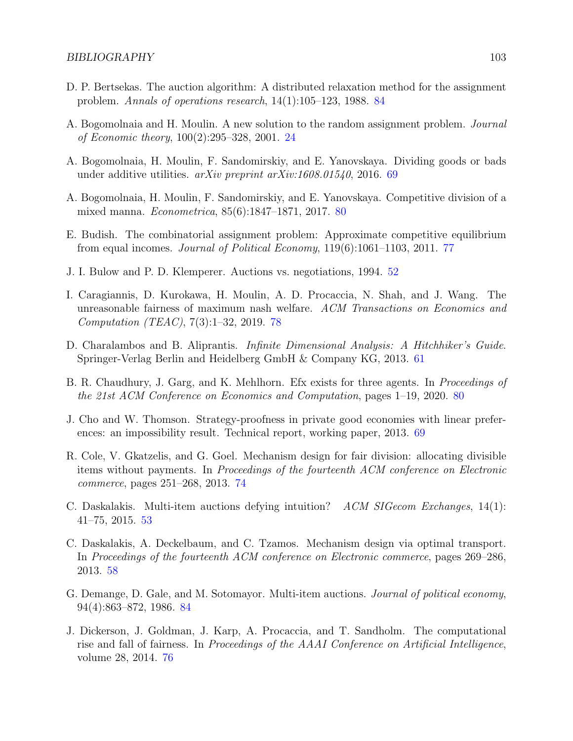D. P. Bertsekas. The auction algorithm: A distributed relaxation method for the assignment problem. *Annals of operations research*, 14(1):105–123, 1988. 84

A. Bogomolnaia and H. Moulin. A new solution to the random assignment problem. *Journal of Economic theory*, 100(2):295–328, 2001. 24

A. Bogomolnaia, H. Moulin, F. Sandomirskiy, and E. Yanovskaya. Dividing goods or bads under additive utilities. *arXiv preprint arXiv:1608.01540*, 2016. 69

A. Bogomolnaia, H. Moulin, F. Sandomirskiy, and E. Yanovskaya. Competitive division of a mixed manna. *Econometrica*, 85(6):1847–1871, 2017. 80

E. Budish. The combinatorial assignment problem: Approximate competitive equilibrium from equal incomes. *Journal of Political Economy*, 119(6):1061–1103, 2011. 77

J. I. Bulow and P. D. Klemperer. Auctions vs. negotiations, 1994. 52

I. Caragiannis, D. Kurokawa, H. Moulin, A. D. Procaccia, N. Shah, and J. Wang. The unreasonable fairness of maximum nash welfare. *ACM Transactions on Economics and Computation (TEAC)*, 7(3):1–32, 2019. 78

D. Charalambos and B. Aliprantis. *Infinite Dimensional Analysis: A Hitchhiker's Guide*. Springer-Verlag Berlin and Heidelberg GmbH & Company KG, 2013. 61

B. R. Chaudhury, J. Garg, and K. Mehlhorn. Efx exists for three agents. In *Proceedings of the 21st ACM Conference on Economics and Computation*, pages 1–19, 2020. 80

J. Cho and W. Thomson. Strategy-proofness in private good economies with linear preferences: an impossibility result. Technical report, working paper, 2013. 69

R. Cole, V. Gkatzelis, and G. Goel. Mechanism design for fair division: allocating divisible items without payments. In *Proceedings of the fourteenth ACM conference on Electronic commerce*, pages 251–268, 2013. 74

C. Daskalakis. Multi-item auctions defying intuition? *ACM SIGecom Exchanges*, 14(1): 41–75, 2015. 53

C. Daskalakis, A. Deckelbaum, and C. Tzamos. Mechanism design via optimal transport. In *Proceedings of the fourteenth ACM conference on Electronic commerce*, pages 269–286, 2013. 58

G. Demange, D. Gale, and M. Sotomayor. Multi-item auctions. *Journal of political economy*, 94(4):863–872, 1986. 84

J. Dickerson, J. Goldman, J. Karp, A. Procaccia, and T. Sandholm. The computational rise and fall of fairness. In *Proceedings of the AAAI Conference on Artificial Intelligence*, volume 28, 2014. 76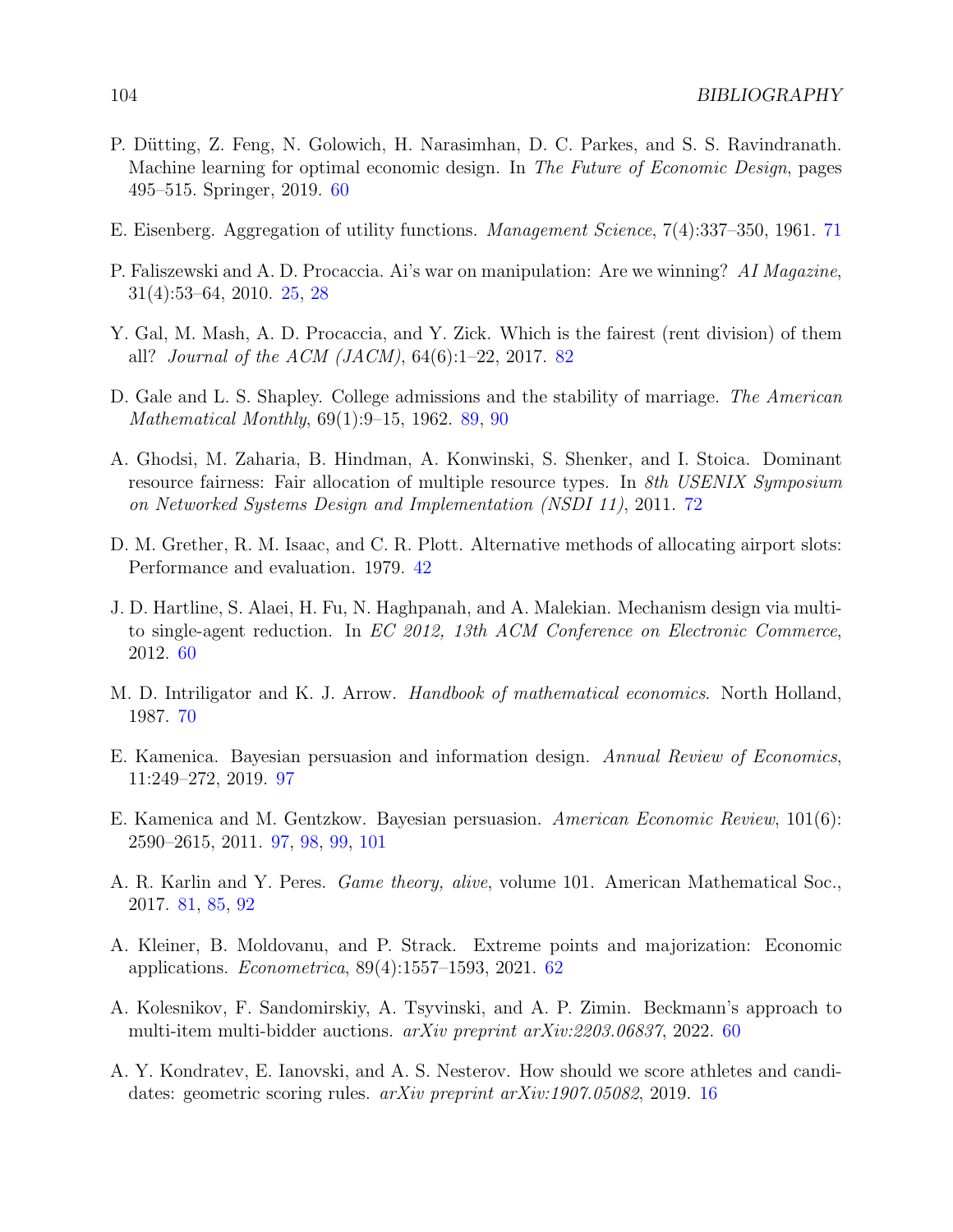P. Dütting, Z. Feng, N. Golowich, H. Narasimhan, D. C. Parkes, and S. S. Ravindranath. Machine learning for optimal economic design. In *The Future of Economic Design*, pages 495–515. Springer, 2019. 60

E. Eisenberg. Aggregation of utility functions. *Management Science*, 7(4):337–350, 1961. 71

P. Faliszewski and A. D. Procaccia. Ai's war on manipulation: Are we winning? *AI Magazine*, 31(4):53–64, 2010. 25, 28

Y. Gal, M. Mash, A. D. Procaccia, and Y. Zick. Which is the fairest (rent division) of them all? *Journal of the ACM (JACM)*, 64(6):1–22, 2017. 82

D. Gale and L. S. Shapley. College admissions and the stability of marriage. *The American Mathematical Monthly*, 69(1):9–15, 1962. 89, 90

A. Ghodsi, M. Zaharia, B. Hindman, A. Konwinski, S. Shenker, and I. Stoica. Dominant resource fairness: Fair allocation of multiple resource types. In *8th USENIX Symposium on Networked Systems Design and Implementation (NSDI 11)*, 2011. 72

D. M. Grether, R. M. Isaac, and C. R. Plott. Alternative methods of allocating airport slots: Performance and evaluation. 1979. 42

J. D. Hartline, S. Alaei, H. Fu, N. Haghpanah, and A. Malekian. Mechanism design via multi-to single-agent reduction. In *EC 2012, 13th ACM Conference on Electronic Commerce*, 2012. 60

M. D. Intriligator and K. J. Arrow. *Handbook of mathematical economics*. North Holland, 1987. 70

E. Kamenica. Bayesian persuasion and information design. *Annual Review of Economics*, 11:249–272, 2019. 97

E. Kamenica and M. Gentzkow. Bayesian persuasion. *American Economic Review*, 101(6): 2590–2615, 2011. 97, 98, 99, 101

A. R. Karlin and Y. Peres. *Game theory, alive*, volume 101. American Mathematical Soc., 2017. 81, 85, 92

A. Kleiner, B. Moldovanu, and P. Strack. Extreme points and majorization: Economic applications. *Econometrica*, 89(4):1557–1593, 2021. 62

A. Kolesnikov, F. Sandomirskiy, A. Tsyvinski, and A. P. Zimin. Beckmann's approach to multi-item multi-bidder auctions. *arXiv preprint arXiv:2203.06837*, 2022. 60

A. Y. Kondratev, E. Ianovski, and A. S. Nesterov. How should we score athletes and candidates: geometric scoring rules. *arXiv preprint arXiv:1907.05082*, 2019. 16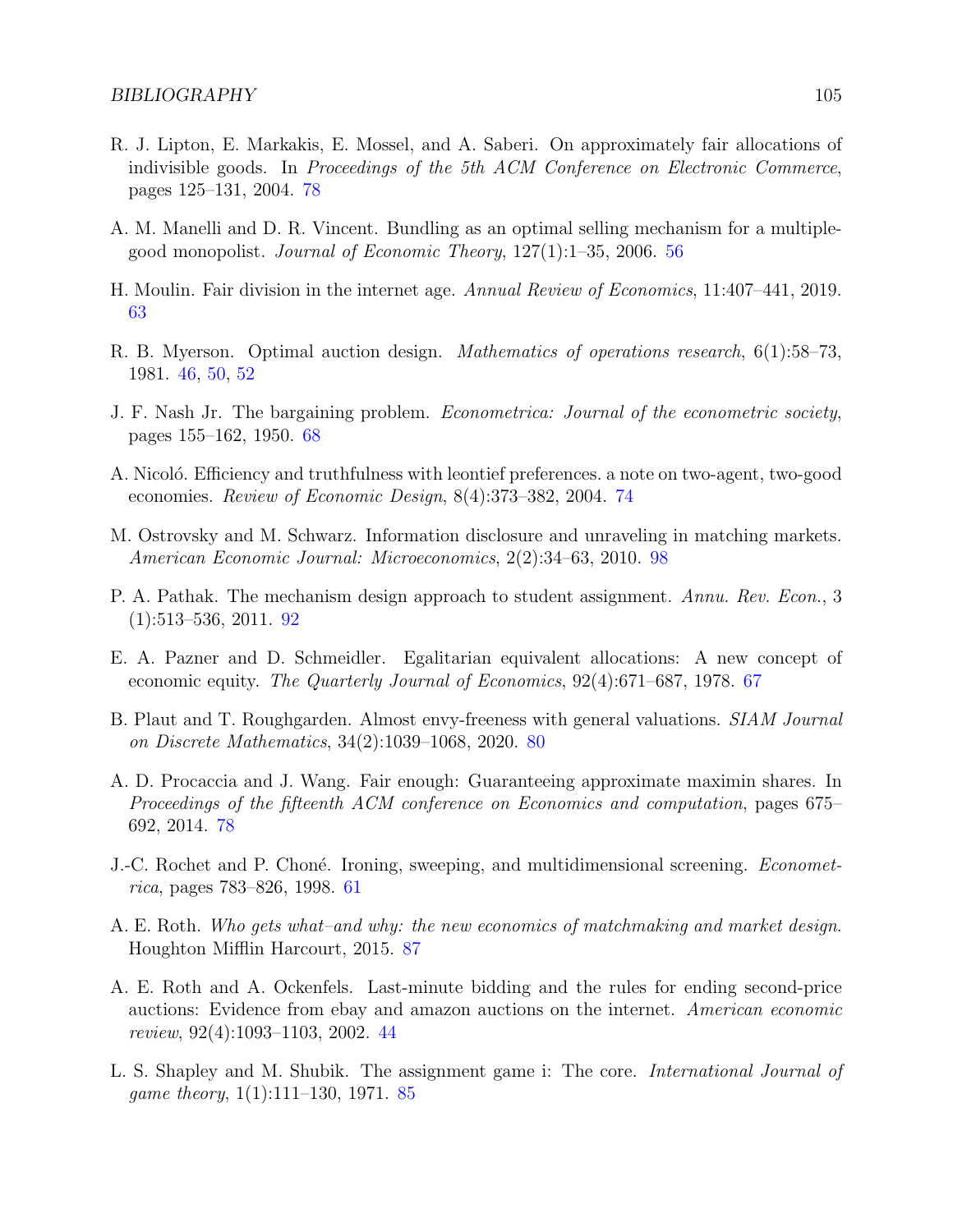R. J. Lipton, E. Markakis, E. Mossel, and A. Saberi. On approximately fair allocations of indivisible goods. In *Proceedings of the 5th ACM Conference on Electronic Commerce*, pages 125–131, 2004. 78

A. M. Manelli and D. R. Vincent. Bundling as an optimal selling mechanism for a multiple-good monopolist. *Journal of Economic Theory*, 127(1):1–35, 2006. 56

H. Moulin. Fair division in the internet age. *Annual Review of Economics*, 11:407–441, 2019. 63

R. B. Myerson. Optimal auction design. *Mathematics of operations research*, 6(1):58–73, 1981. 46, 50, 52

J. F. Nash Jr. The bargaining problem. *Econometrica: Journal of the econometric society*, pages 155–162, 1950. 68

A. Nicoló. Efficiency and truthfulness with leontief preferences. a note on two-agent, two-good economies. *Review of Economic Design*, 8(4):373–382, 2004. 74

M. Ostrovsky and M. Schwarz. Information disclosure and unraveling in matching markets. *American Economic Journal: Microeconomics*, 2(2):34–63, 2010. 98

P. A. Pathak. The mechanism design approach to student assignment. *Annu. Rev. Econ.*, 3 (1):513–536, 2011. 92

E. A. Pazner and D. Schmeidler. Egalitarian equivalent allocations: A new concept of economic equity. *The Quarterly Journal of Economics*, 92(4):671–687, 1978. 67

B. Plaut and T. Roughgarden. Almost envy-freeness with general valuations. *SIAM Journal on Discrete Mathematics*, 34(2):1039–1068, 2020. 80

A. D. Procaccia and J. Wang. Fair enough: Guaranteeing approximate maximin shares. In *Proceedings of the fifteenth ACM conference on Economics and computation*, pages 675–692, 2014. 78

J.-C. Rochet and P. Choné. Ironing, sweeping, and multidimensional screening. *Econometrica*, pages 783–826, 1998. 61

A. E. Roth. *Who gets what–and why: the new economics of matchmaking and market design*. Houghton Mifflin Harcourt, 2015. 87

A. E. Roth and A. Ockenfels. Last-minute bidding and the rules for ending second-price auctions: Evidence from ebay and amazon auctions on the internet. *American economic review*, 92(4):1093–1103, 2002. 44

L. S. Shapley and M. Shubik. The assignment game i: The core. *International Journal of game theory*, 1(1):111–130, 1971. 85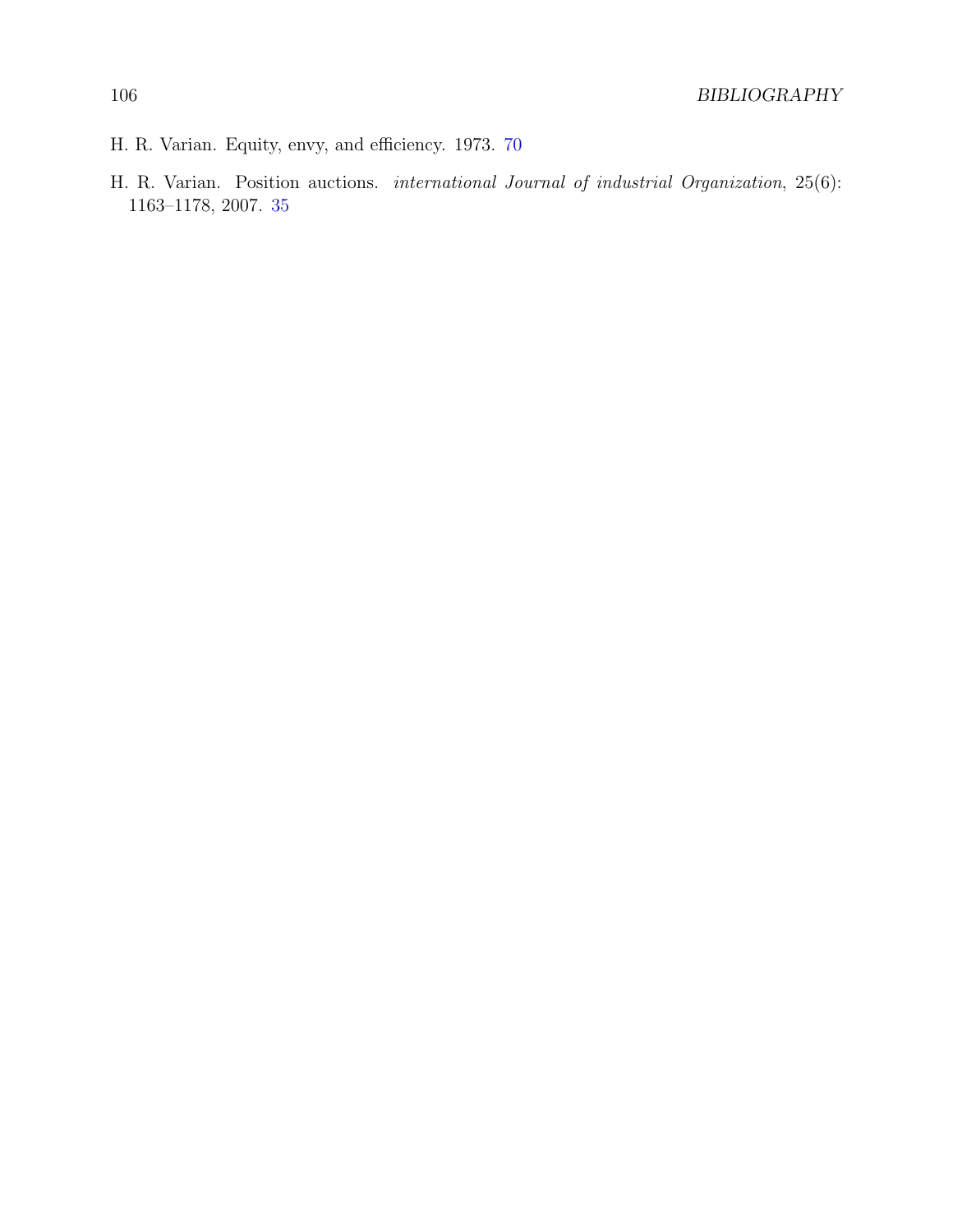H. R. Varian. Equity, envy, and efficiency. 1973. 70

H. R. Varian. Position auctions. *international Journal of industrial Organization*, 25(6): 1163–1178, 2007. 35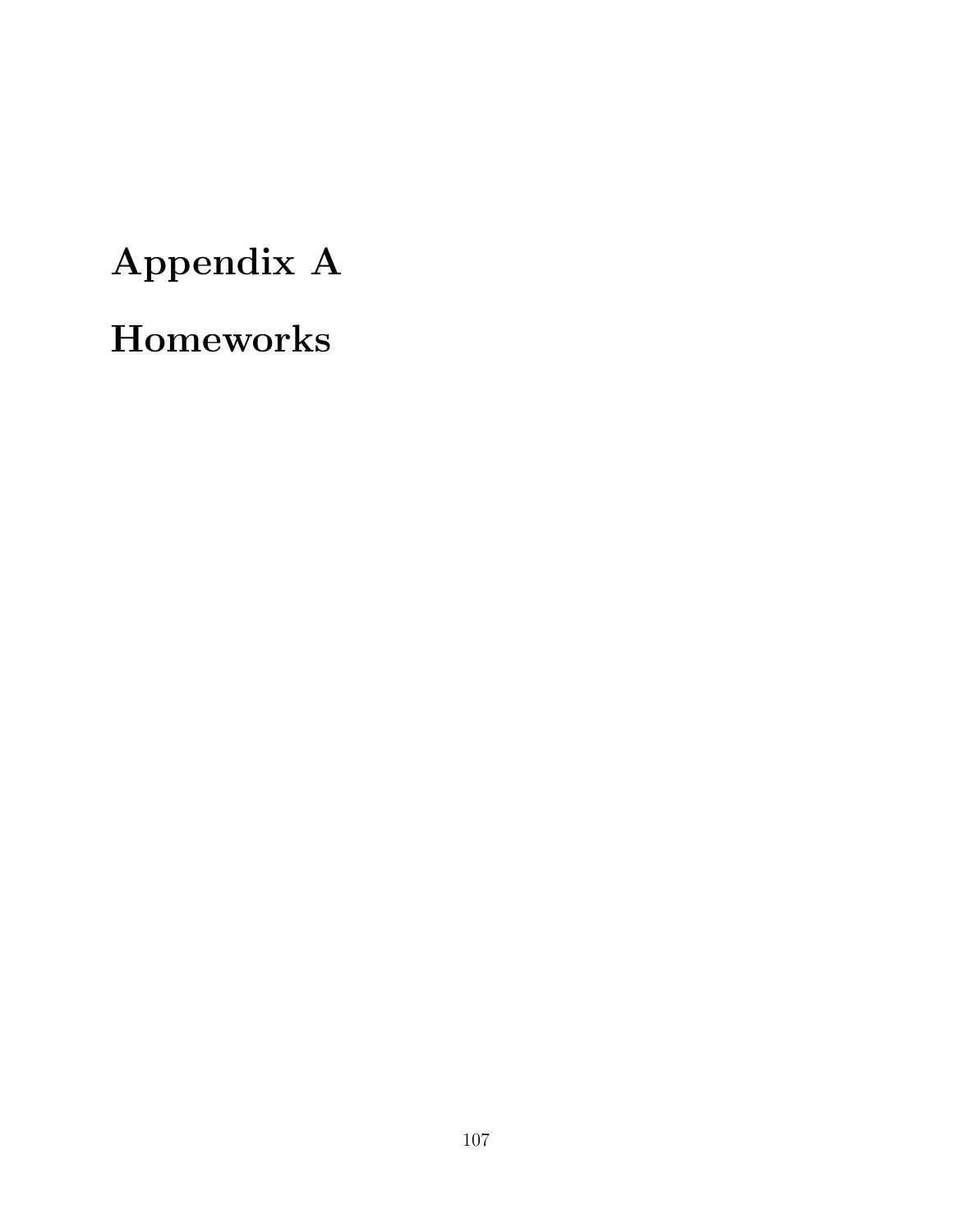# Appendix A

# Homeworks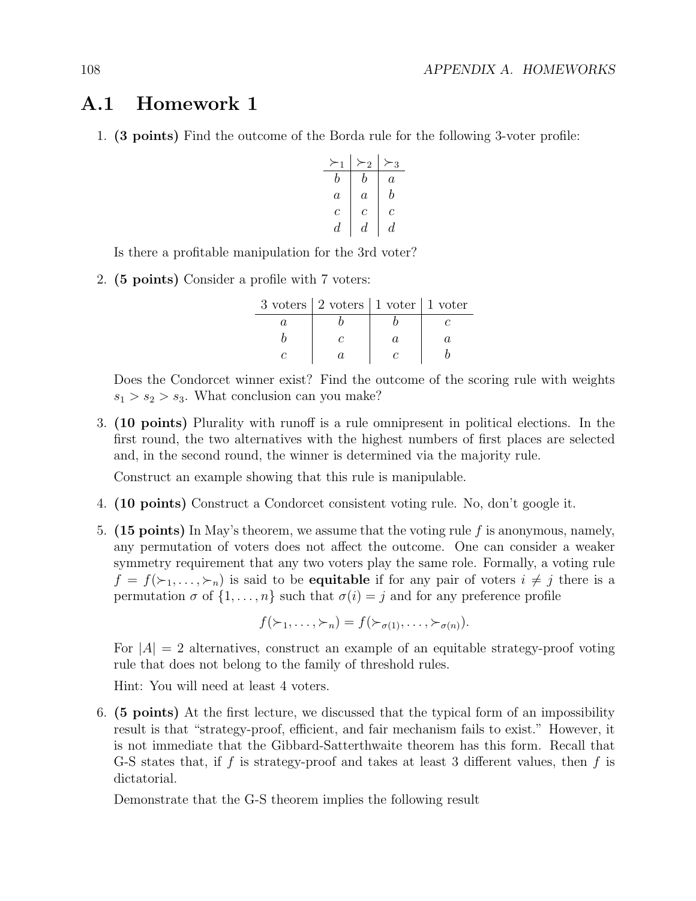## A.1 Homework 1

1. **(3 points)** Find the outcome of the Borda rule for the following 3-voter profile:

| $\succ_1$ | $\succ_2$ | $\succ_3$ |
|---|---|---|
| $b$ | $b$ | $a$ |
| $a$ | $a$ | $b$ |
| $c$ | $c$ | $c$ |
| $d$ | $d$ | $d$ |

   Is there a profitable manipulation for the 3rd voter?

2. **(5 points)** Consider a profile with 7 voters:

| 3 voters | 2 voters | 1 voter | 1 voter |
|---|---|---|---|
| $a$ | $b$ | $b$ | $c$ |
| $b$ | $c$ | $a$ | $a$ |
| $c$ | $a$ | $c$ | $b$ |

   Does the Condorcet winner exist? Find the outcome of the scoring rule with weights $s_1 > s_2 > s_3$. What conclusion can you make?

3. **(10 points)** Plurality with runoff is a rule omnipresent in political elections. In the first round, the two alternatives with the highest numbers of first places are selected and, in the second round, the winner is determined via the majority rule.

   Construct an example showing that this rule is manipulable.

4. **(10 points)** Construct a Condorcet consistent voting rule. No, don't google it.

5. **(15 points)** In May's theorem, we assume that the voting rule $f$ is anonymous, namely, any permutation of voters does not affect the outcome. One can consider a weaker symmetry requirement that any two voters play the same role. Formally, a voting rule $f = f(\succ_1, \ldots, \succ_n)$ is said to be **equitable** if for any pair of voters $i \neq j$ there is a permutation $\sigma$ of $\{1, \ldots, n\}$ such that $\sigma(i) = j$ and for any preference profile

$$f(\succ_1, \ldots, \succ_n) = f(\succ_{\sigma(1)}, \ldots, \succ_{\sigma(n)}).$$

   For $|A| = 2$ alternatives, construct an example of an equitable strategy-proof voting rule that does not belong to the family of threshold rules.

   Hint: You will need at least 4 voters.

6. **(5 points)** At the first lecture, we discussed that the typical form of an impossibility result is that "strategy-proof, efficient, and fair mechanism fails to exist." However, it is not immediate that the Gibbard-Satterthwaite theorem has this form. Recall that G-S states that, if $f$ is strategy-proof and takes at least 3 different values, then $f$ is dictatorial.

   Demonstrate that the G-S theorem implies the following result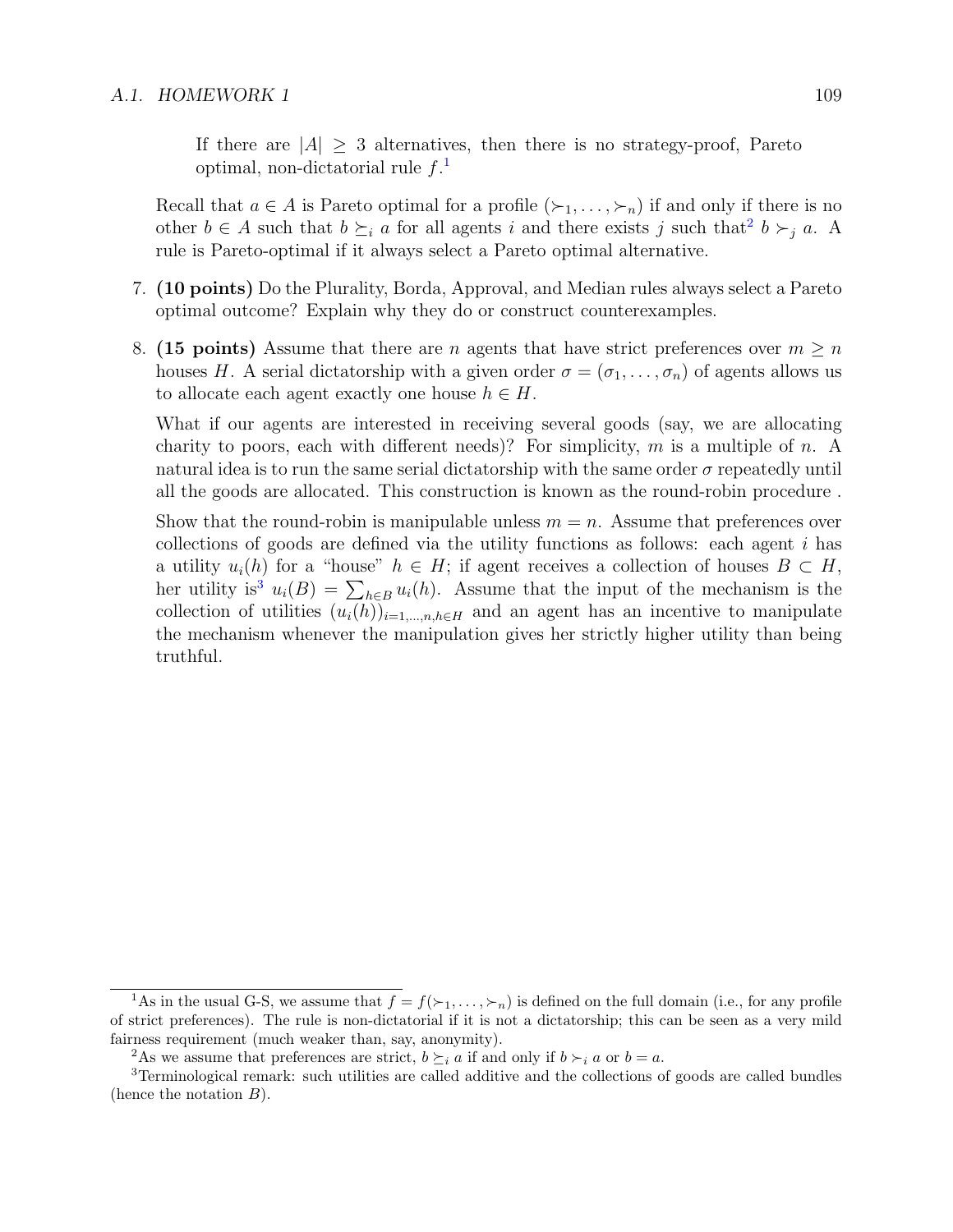> If there are $|A| \geq 3$ alternatives, then there is no strategy-proof, Pareto optimal, non-dictatorial rule $f$.[1]

Recall that $a \in A$ is Pareto optimal for a profile $(\succ_1, \ldots, \succ_n)$ if and only if there is no other $b \in A$ such that $b \succeq_i a$ for all agents $i$ and there exists $j$ such that[2] $b \succ_j a$. A rule is Pareto-optimal if it always select a Pareto optimal alternative.

7. **(10 points)** Do the Plurality, Borda, Approval, and Median rules always select a Pareto optimal outcome? Explain why they do or construct counterexamples.

8. **(15 points)** Assume that there are $n$ agents that have strict preferences over $m \geq n$ houses $H$. A serial dictatorship with a given order $\sigma = (\sigma_1, \ldots, \sigma_n)$ of agents allows us to allocate each agent exactly one house $h \in H$.

   What if our agents are interested in receiving several goods (say, we are allocating charity to poors, each with different needs)? For simplicity, $m$ is a multiple of $n$. A natural idea is to run the same serial dictatorship with the same order $\sigma$ repeatedly until all the goods are allocated. This construction is known as the round-robin procedure .

   Show that the round-robin is manipulable unless $m = n$. Assume that preferences over collections of goods are defined via the utility functions as follows: each agent $i$ has a utility $u_i(h)$ for a "house" $h \in H$; if agent receives a collection of houses $B \subset H$, her utility is[3] $u_i(B) = \sum_{h \in B} u_i(h)$. Assume that the input of the mechanism is the collection of utilities $(u_i(h))_{i=1,\ldots,n, h \in H}$ and an agent has an incentive to manipulate the mechanism whenever the manipulation gives her strictly higher utility than being truthful.

---

[1] As in the usual G-S, we assume that $f = f(\succ_1, \ldots, \succ_n)$ is defined on the full domain (i.e., for any profile of strict preferences). The rule is non-dictatorial if it is not a dictatorship; this can be seen as a very mild fairness requirement (much weaker than, say, anonymity).

[2] As we assume that preferences are strict, $b \succeq_i a$ if and only if $b \succ_i a$ or $b = a$.

[3] Terminological remark: such utilities are called additive and the collections of goods are called bundles (hence the notation $B$).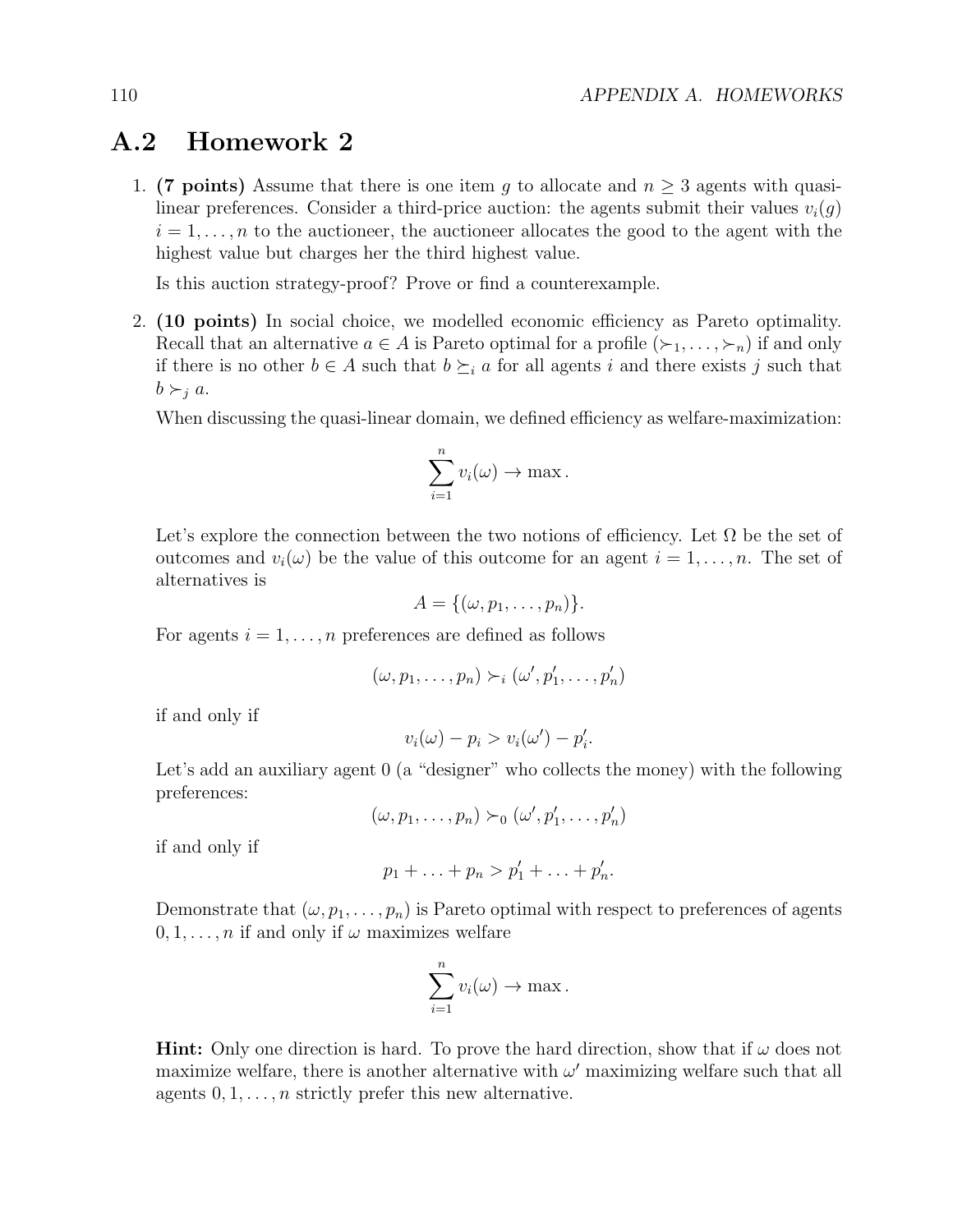## A.2 Homework 2

1. **(7 points)** Assume that there is one item $g$ to allocate and $n \geq 3$ agents with quasi-linear preferences. Consider a third-price auction: the agents submit their values $v_i(g)$ $i = 1, \ldots, n$ to the auctioneer, the auctioneer allocates the good to the agent with the highest value but charges her the third highest value.

   Is this auction strategy-proof? Prove or find a counterexample.

2. **(10 points)** In social choice, we modelled economic efficiency as Pareto optimality. Recall that an alternative $a \in A$ is Pareto optimal for a profile $(\succ_1, \ldots, \succ_n)$ if and only if there is no other $b \in A$ such that $b \succeq_i a$ for all agents $i$ and there exists $j$ such that $b \succ_j a$.

   When discussing the quasi-linear domain, we defined efficiency as welfare-maximization:

   $$\sum_{i=1}^{n} v_i(\omega) \to \max.$$

   Let's explore the connection between the two notions of efficiency. Let $\Omega$ be the set of outcomes and $v_i(\omega)$ be the value of this outcome for an agent $i = 1, \ldots, n$. The set of alternatives is

   $$A = \{(\omega, p_1, \ldots, p_n)\}.$$

   For agents $i = 1, \ldots, n$ preferences are defined as follows

   $$(\omega, p_1, \ldots, p_n) \succ_i (\omega', p_1', \ldots, p_n')$$

   if and only if

   $$v_i(\omega) - p_i > v_i(\omega') - p_i'.$$

   Let's add an auxiliary agent 0 (a "designer" who collects the money) with the following preferences:

   $$(\omega, p_1, \ldots, p_n) \succ_0 (\omega', p_1', \ldots, p_n')$$

   if and only if

   $$p_1 + \ldots + p_n > p_1' + \ldots + p_n'.$$

   Demonstrate that $(\omega, p_1, \ldots, p_n)$ is Pareto optimal with respect to preferences of agents $0, 1, \ldots, n$ if and only if $\omega$ maximizes welfare

   $$\sum_{i=1}^{n} v_i(\omega) \to \max.$$

   **Hint:** Only one direction is hard. To prove the hard direction, show that if $\omega$ does not maximize welfare, there is another alternative with $\omega'$ maximizing welfare such that all agents $0, 1, \ldots, n$ strictly prefer this new alternative.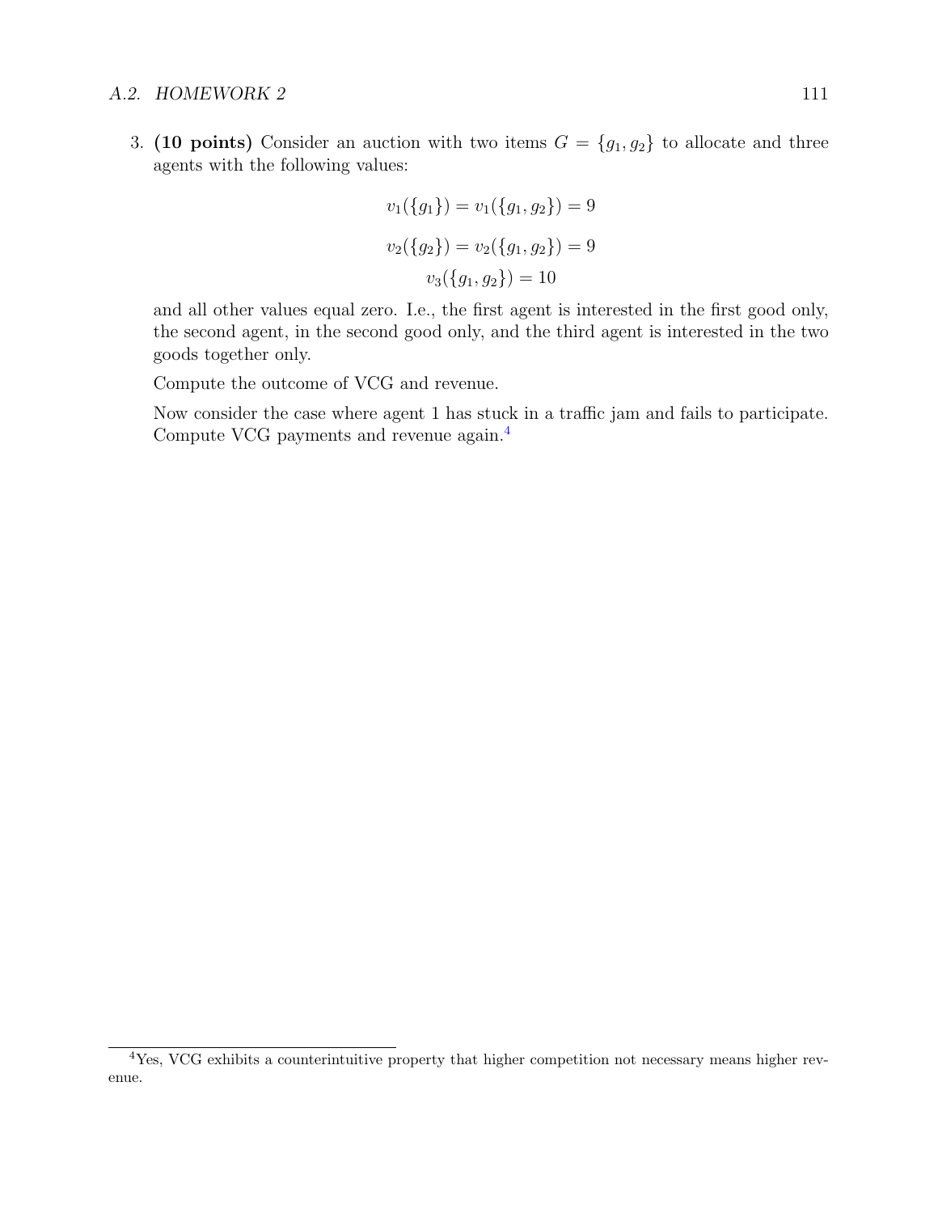3. **(10 points)** Consider an auction with two items $G = \{g_1, g_2\}$ to allocate and three agents with the following values:

$$v_1(\{g_1\}) = v_1(\{g_1, g_2\}) = 9$$

$$v_2(\{g_2\}) = v_2(\{g_1, g_2\}) = 9$$

$$v_3(\{g_1, g_2\}) = 10$$

and all other values equal zero. I.e., the first agent is interested in the first good only, the second agent, in the second good only, and the third agent is interested in the two goods together only.

Compute the outcome of VCG and revenue.

Now consider the case where agent 1 has stuck in a traffic jam and fails to participate. Compute VCG payments and revenue again.[4]

[4] Yes, VCG exhibits a counterintuitive property that higher competition not necessary means higher revenue.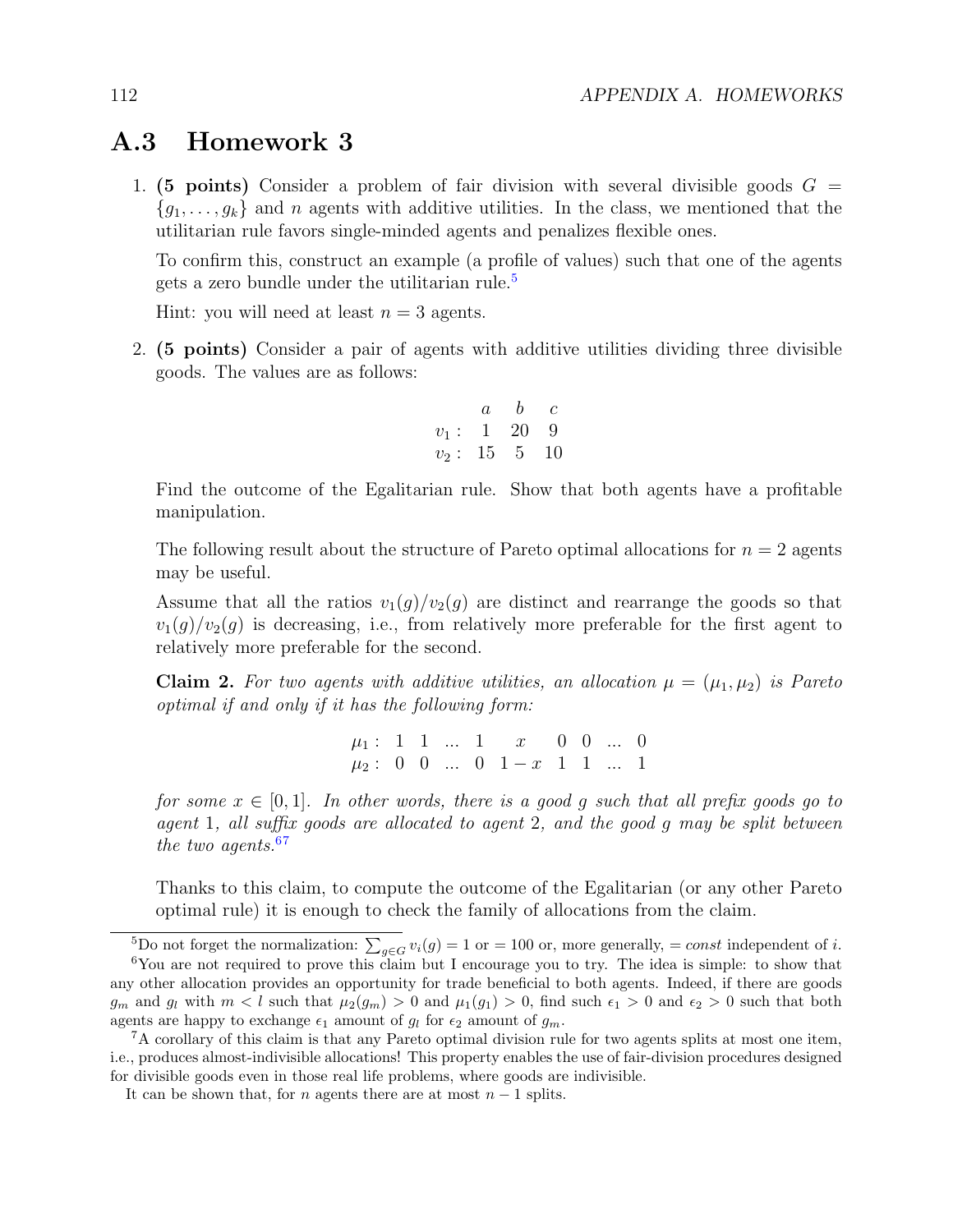## A.3 Homework 3

1. **(5 points)** Consider a problem of fair division with several divisible goods $G = \{g_1, \ldots, g_k\}$ and $n$ agents with additive utilities. In the class, we mentioned that the utilitarian rule favors single-minded agents and penalizes flexible ones.

   To confirm this, construct an example (a profile of values) such that one of the agents gets a zero bundle under the utilitarian rule.[5]

   Hint: you will need at least $n = 3$ agents.

2. **(5 points)** Consider a pair of agents with additive utilities dividing three divisible goods. The values are as follows:

   |  | $a$ | $b$ | $c$ |
   |---|---|---|---|
   | $v_1:$ | 1 | 20 | 9 |
   | $v_2:$ | 15 | 5 | 10 |

   Find the outcome of the Egalitarian rule. Show that both agents have a profitable manipulation.

   The following result about the structure of Pareto optimal allocations for $n = 2$ agents may be useful.

   Assume that all the ratios $v_1(g)/v_2(g)$ are distinct and rearrange the goods so that $v_1(g)/v_2(g)$ is decreasing, i.e., from relatively more preferable for the first agent to relatively more preferable for the second.

   **Claim 2.** *For two agents with additive utilities, an allocation $\mu = (\mu_1, \mu_2)$ is Pareto optimal if and only if it has the following form:*

   $$\begin{array}{lcccccccc} \mu_1: & 1 & 1 & \ldots & 1 & x & 0 & 0 & \ldots & 0 \\ \mu_2: & 0 & 0 & \ldots & 0 & 1-x & 1 & 1 & \ldots & 1 \end{array}$$

   *for some $x \in [0, 1]$. In other words, there is a good $g$ such that all prefix goods go to agent 1, all suffix goods are allocated to agent 2, and the good $g$ may be split between the two agents.*[6][7]

   Thanks to this claim, to compute the outcome of the Egalitarian (or any other Pareto optimal rule) it is enough to check the family of allocations from the claim.

---

[5] Do not forget the normalization: $\sum_{g \in G} v_i(g) = 1$ or $= 100$ or, more generally, $= const$ independent of $i$.

[6] You are not required to prove this claim but I encourage you to try. The idea is simple: to show that any other allocation provides an opportunity for trade beneficial to both agents. Indeed, if there are goods $g_m$ and $g_l$ with $m < l$ such that $\mu_2(g_m) > 0$ and $\mu_1(g_1) > 0$, find such $\epsilon_1 > 0$ and $\epsilon_2 > 0$ such that both agents are happy to exchange $\epsilon_1$ amount of $g_l$ for $\epsilon_2$ amount of $g_m$.

[7] A corollary of this claim is that any Pareto optimal division rule for two agents splits at most one item, i.e., produces almost-indivisible allocations! This property enables the use of fair-division procedures designed for divisible goods even in those real life problems, where goods are indivisible.

It can be shown that, for $n$ agents there are at most $n - 1$ splits.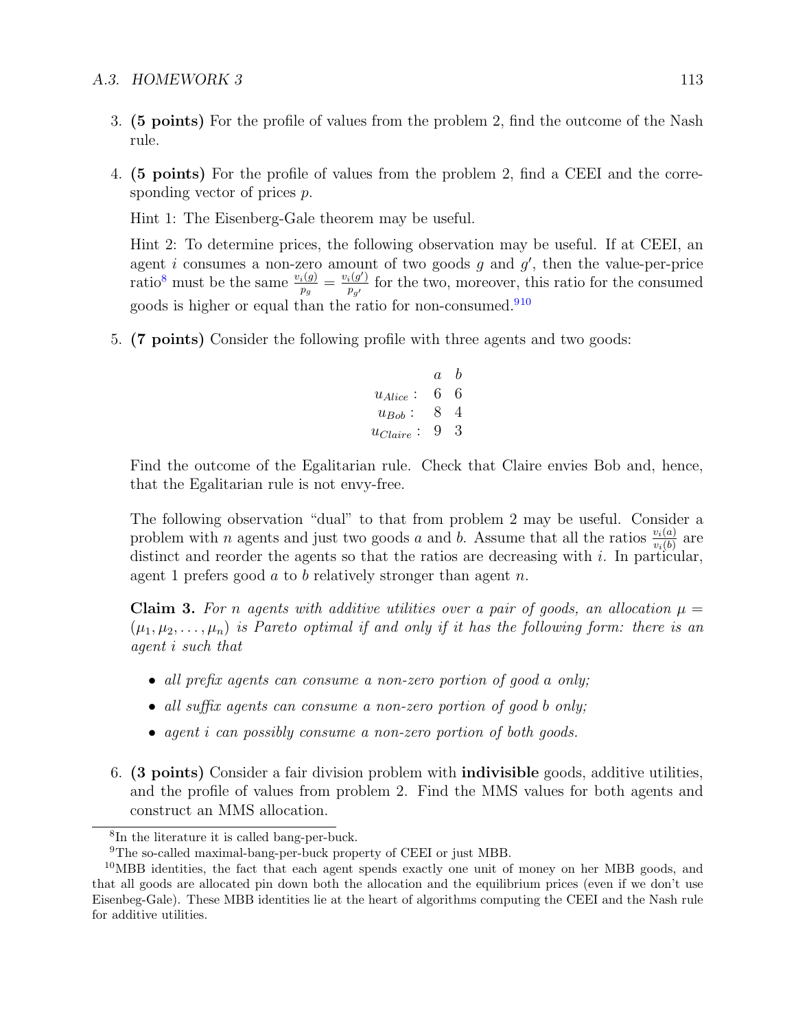3. **(5 points)** For the profile of values from the problem 2, find the outcome of the Nash rule.

4. **(5 points)** For the profile of values from the problem 2, find a CEEI and the corresponding vector of prices $p$.

   Hint 1: The Eisenberg-Gale theorem may be useful.

   Hint 2: To determine prices, the following observation may be useful. If at CEEI, an agent $i$ consumes a non-zero amount of two goods $g$ and $g'$, then the value-per-price ratio[8] must be the same $\frac{v_i(g)}{p_g} = \frac{v_i(g')}{p_{g'}}$ for the two, moreover, this ratio for the consumed goods is higher or equal than the ratio for non-consumed.[9,10]

5. **(7 points)** Consider the following profile with three agents and two goods:

|  | $a$ | $b$ |
|---|---|---|
| $u_{Alice}$ : | 6 | 6 |
| $u_{Bob}$ : | 8 | 4 |
| $u_{Claire}$ : | 9 | 3 |

   Find the outcome of the Egalitarian rule. Check that Claire envies Bob and, hence, that the Egalitarian rule is not envy-free.

   The following observation "dual" to that from problem 2 may be useful. Consider a problem with $n$ agents and just two goods $a$ and $b$. Assume that all the ratios $\frac{v_i(a)}{v_i(b)}$ are distinct and reorder the agents so that the ratios are decreasing with $i$. In particular, agent 1 prefers good $a$ to $b$ relatively stronger than agent $n$.

   **Claim 3.** *For $n$ agents with additive utilities over a pair of goods, an allocation $\mu = (\mu_1, \mu_2, \ldots, \mu_n)$ is Pareto optimal if and only if it has the following form: there is an agent $i$ such that*

   - *all prefix agents can consume a non-zero portion of good $a$ only;*
   - *all suffix agents can consume a non-zero portion of good $b$ only;*
   - *agent $i$ can possibly consume a non-zero portion of both goods.*

6. **(3 points)** Consider a fair division problem with **indivisible** goods, additive utilities, and the profile of values from problem 2. Find the MMS values for both agents and construct an MMS allocation.

---

[8] In the literature it is called bang-per-buck.

[9] The so-called maximal-bang-per-buck property of CEEI or just MBB.

[10] MBB identities, the fact that each agent spends exactly one unit of money on her MBB goods, and that all goods are allocated pin down both the allocation and the equilibrium prices (even if we don't use Eisenbeg-Gale). These MBB identities lie at the heart of algorithms computing the CEEI and the Nash rule for additive utilities.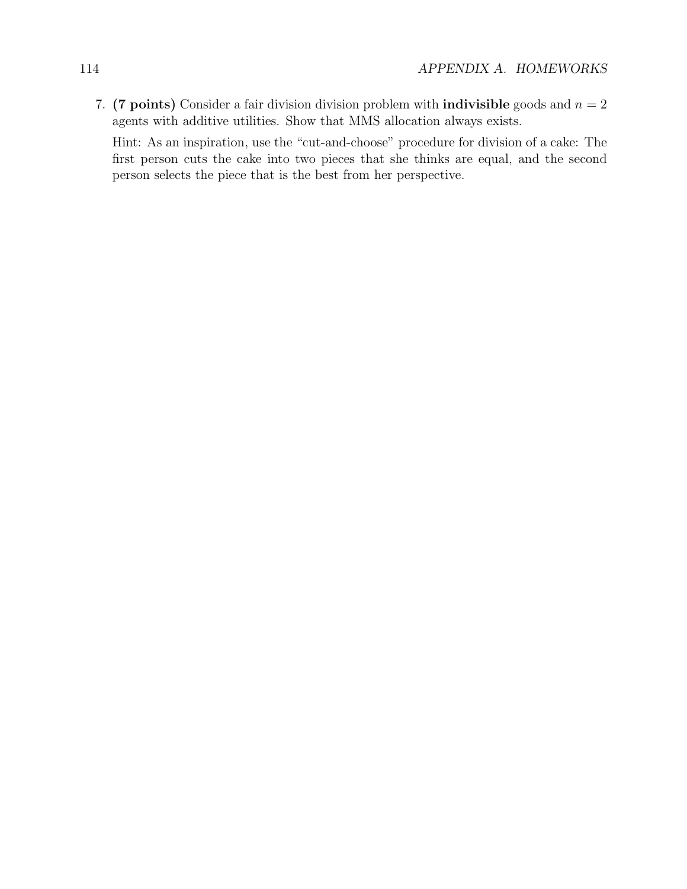7. **(7 points)** Consider a fair division division problem with **indivisible** goods and $n = 2$ agents with additive utilities. Show that MMS allocation always exists.

   Hint: As an inspiration, use the "cut-and-choose" procedure for division of a cake: The first person cuts the cake into two pieces that she thinks are equal, and the second person selects the piece that is the best from her perspective.